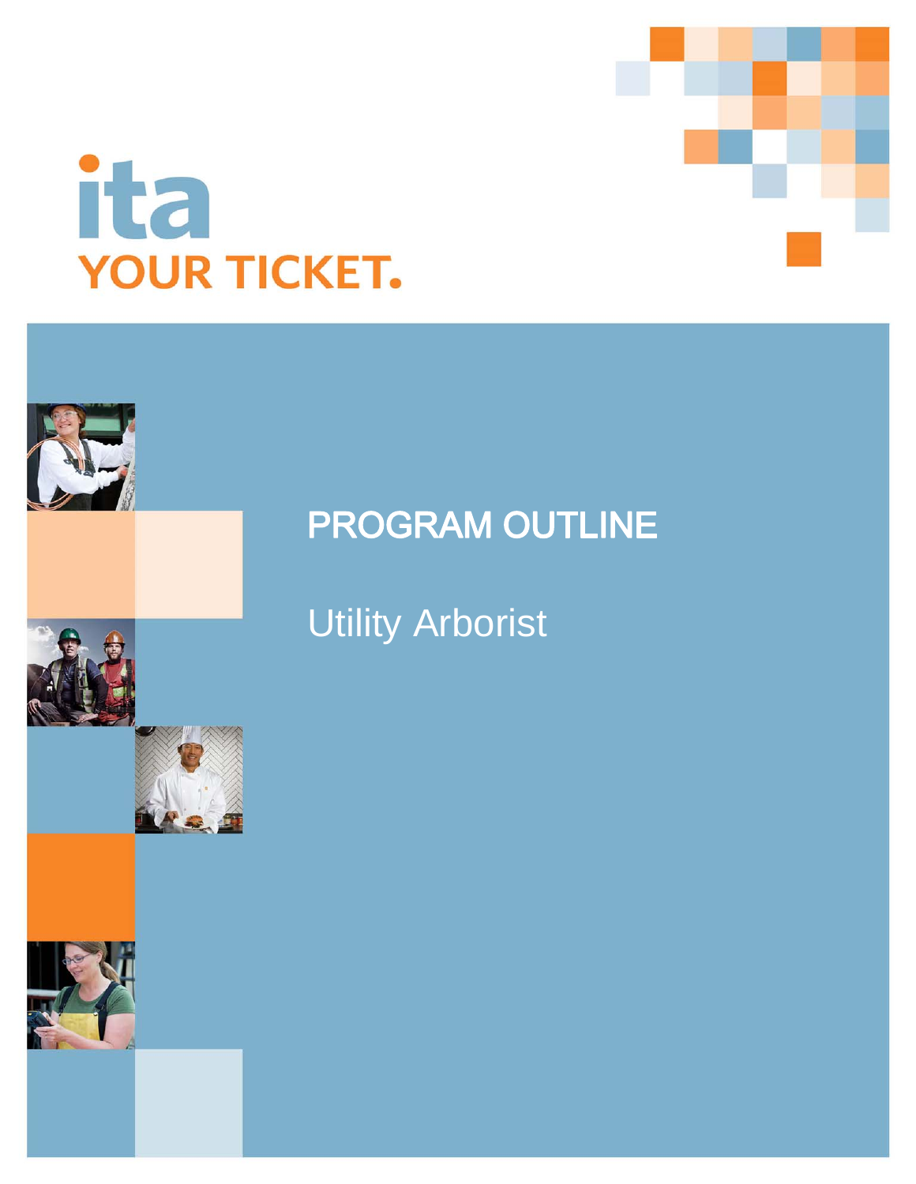ita

YOUR TICKET.

# PROGRAM OUTLINE

## Utility Arborist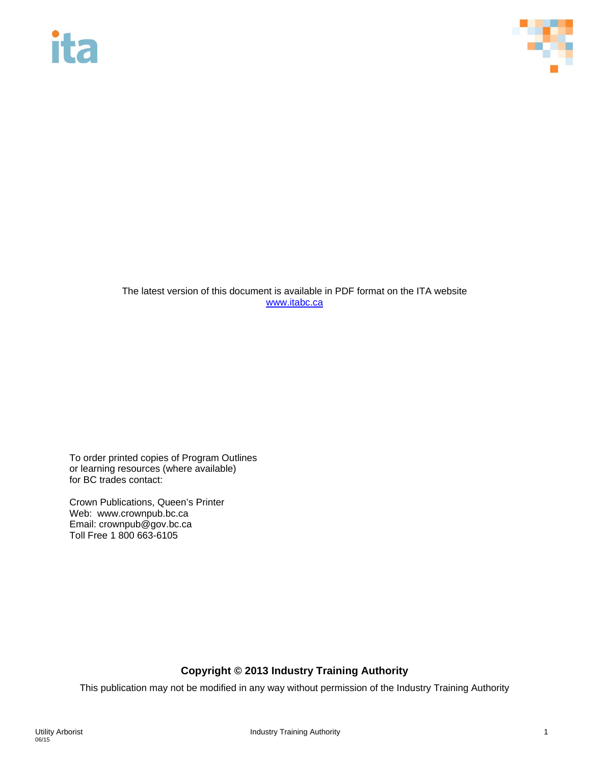The latest version of this document is available in PDF format on the ITA website
[www.itabc.ca](http://www.itabc.ca)

To order printed copies of Program Outlines
or learning resources (where available)
for BC trades contact:

Crown Publications, Queen's Printer
Web: www.crownpub.bc.ca
Email: crownpub@gov.bc.ca
Toll Free 1 800 663-6105

**Copyright © 2013 Industry Training Authority**

This publication may not be modified in any way without permission of the Industry Training Authority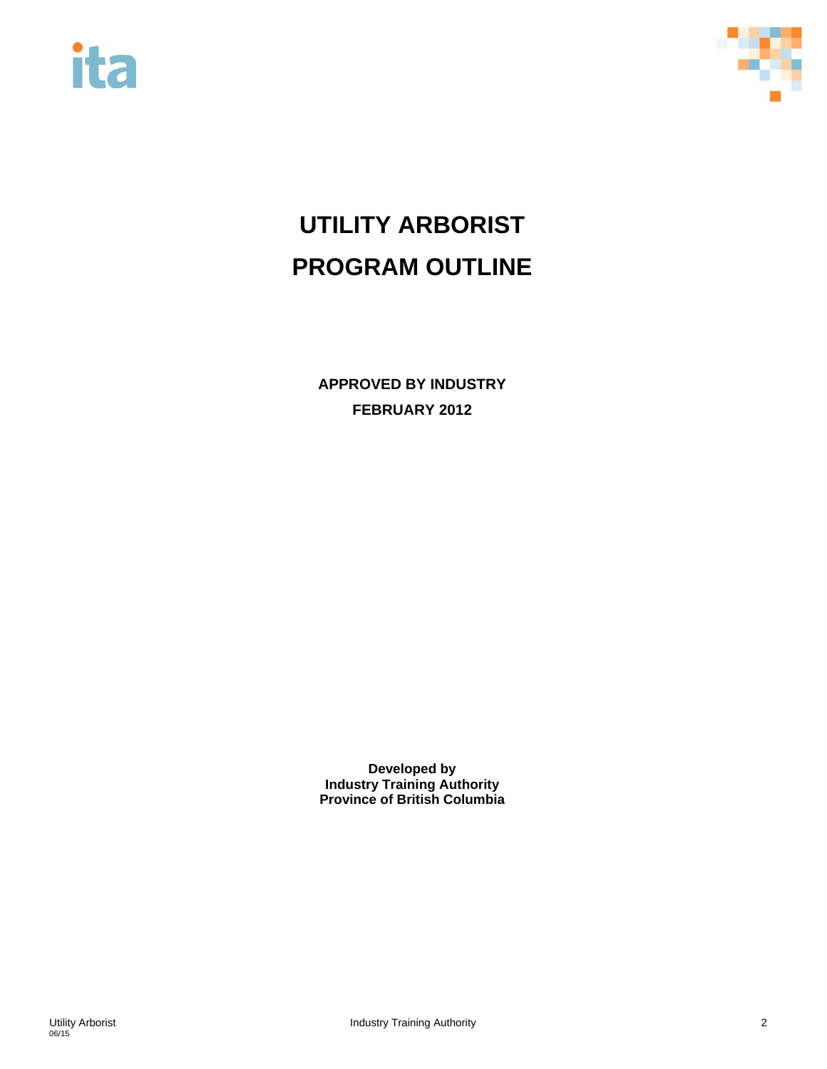# UTILITY ARBORIST
# PROGRAM OUTLINE

**APPROVED BY INDUSTRY**
**FEBRUARY 2012**

**Developed by**
**Industry Training Authority**
**Province of British Columbia**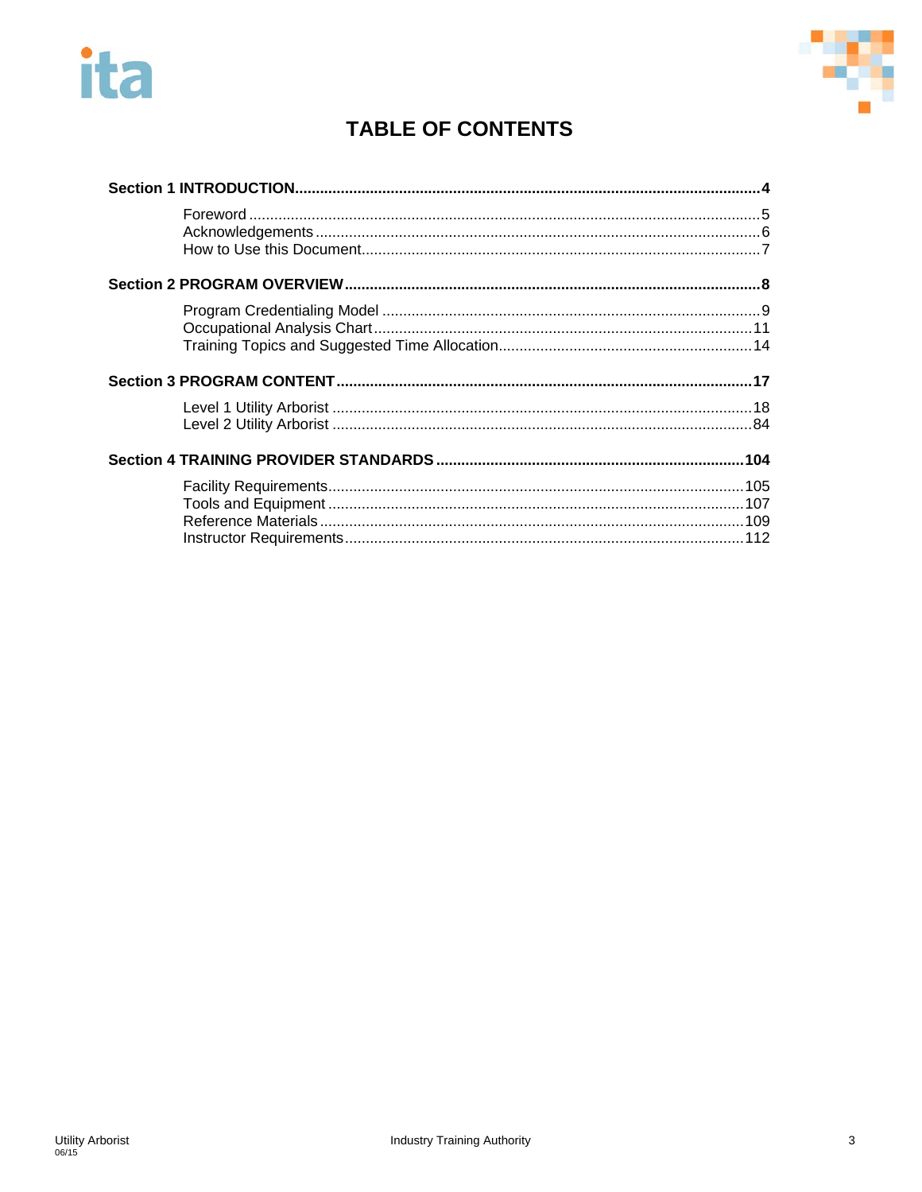# TABLE OF CONTENTS

**Section 1 INTRODUCTION............................................................................................4**

- Foreword ............................................................................................5
- Acknowledgements ............................................................................................6
- How to Use this Document............................................................................................7

**Section 2 PROGRAM OVERVIEW............................................................................................8**

- Program Credentialing Model ............................................................................................9
- Occupational Analysis Chart............................................................................................11
- Training Topics and Suggested Time Allocation............................................................................................14

**Section 3 PROGRAM CONTENT............................................................................................17**

- Level 1 Utility Arborist ............................................................................................18
- Level 2 Utility Arborist ............................................................................................84

**Section 4 TRAINING PROVIDER STANDARDS............................................................................................104**

- Facility Requirements............................................................................................105
- Tools and Equipment ............................................................................................107
- Reference Materials ............................................................................................109
- Instructor Requirements............................................................................................112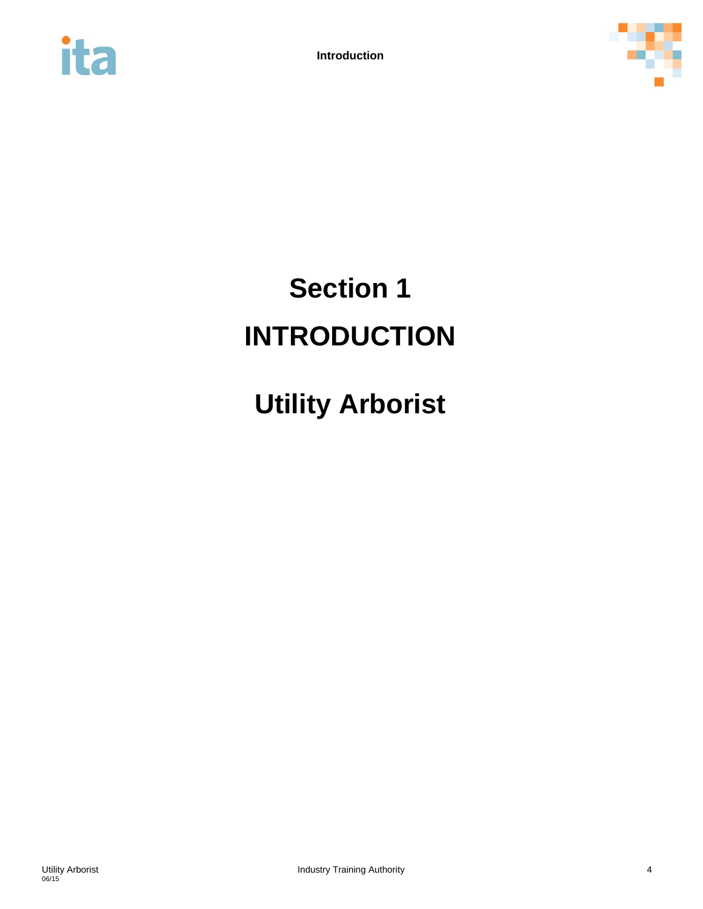# Section 1

# INTRODUCTION

# Utility Arborist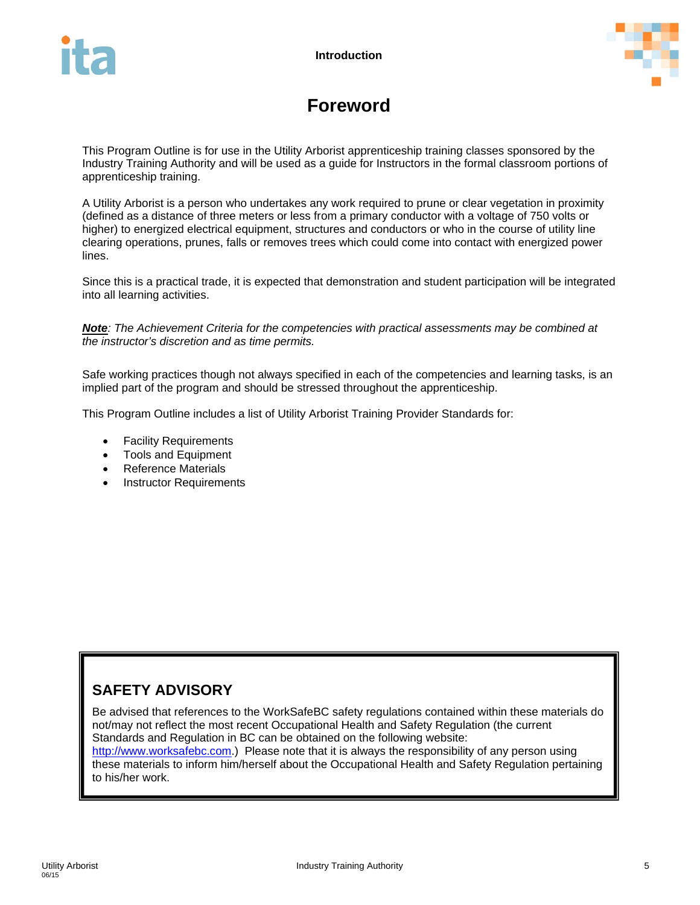# Foreword

This Program Outline is for use in the Utility Arborist apprenticeship training classes sponsored by the Industry Training Authority and will be used as a guide for Instructors in the formal classroom portions of apprenticeship training.

A Utility Arborist is a person who undertakes any work required to prune or clear vegetation in proximity (defined as a distance of three meters or less from a primary conductor with a voltage of 750 volts or higher) to energized electrical equipment, structures and conductors or who in the course of utility line clearing operations, prunes, falls or removes trees which could come into contact with energized power lines.

Since this is a practical trade, it is expected that demonstration and student participation will be integrated into all learning activities.

***Note****: The Achievement Criteria for the competencies with practical assessments may be combined at the instructor's discretion and as time permits.*

Safe working practices though not always specified in each of the competencies and learning tasks, is an implied part of the program and should be stressed throughout the apprenticeship.

This Program Outline includes a list of Utility Arborist Training Provider Standards for:

- Facility Requirements
- Tools and Equipment
- Reference Materials
- Instructor Requirements

## SAFETY ADVISORY

Be advised that references to the WorkSafeBC safety regulations contained within these materials do not/may not reflect the most recent Occupational Health and Safety Regulation (the current Standards and Regulation in BC can be obtained on the following website: http://www.worksafebc.com.) Please note that it is always the responsibility of any person using these materials to inform him/herself about the Occupational Health and Safety Regulation pertaining to his/her work.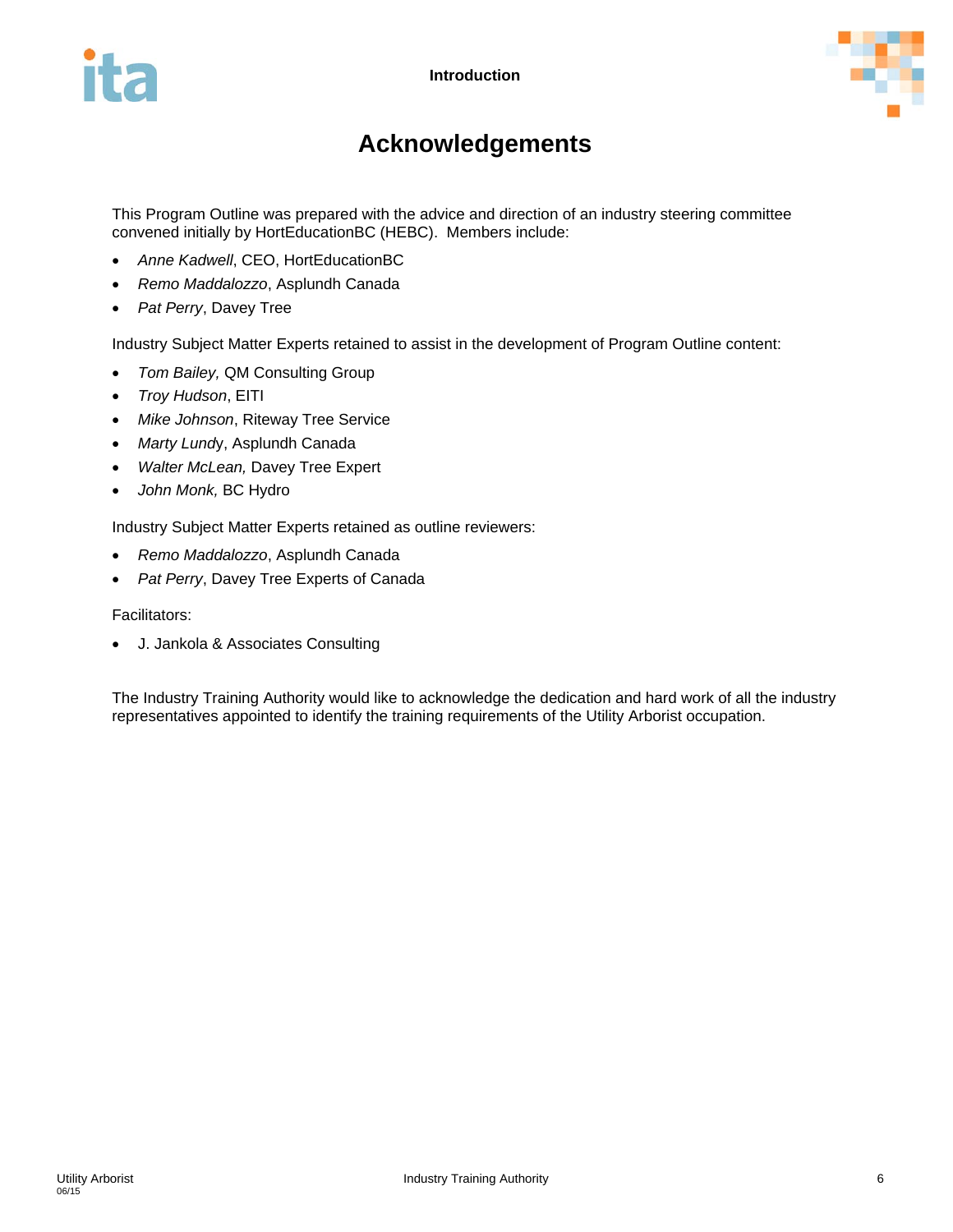# Acknowledgements

This Program Outline was prepared with the advice and direction of an industry steering committee convened initially by HortEducationBC (HEBC). Members include:

- *Anne Kadwell*, CEO, HortEducationBC
- *Remo Maddalozzo*, Asplundh Canada
- *Pat Perry*, Davey Tree

Industry Subject Matter Experts retained to assist in the development of Program Outline content:

- *Tom Bailey,* QM Consulting Group
- *Troy Hudson*, EITI
- *Mike Johnson*, Riteway Tree Service
- *Marty Lund*y, Asplundh Canada
- *Walter McLean,* Davey Tree Expert
- *John Monk,* BC Hydro

Industry Subject Matter Experts retained as outline reviewers:

- *Remo Maddalozzo*, Asplundh Canada
- *Pat Perry*, Davey Tree Experts of Canada

Facilitators:

- J. Jankola & Associates Consulting

The Industry Training Authority would like to acknowledge the dedication and hard work of all the industry representatives appointed to identify the training requirements of the Utility Arborist occupation.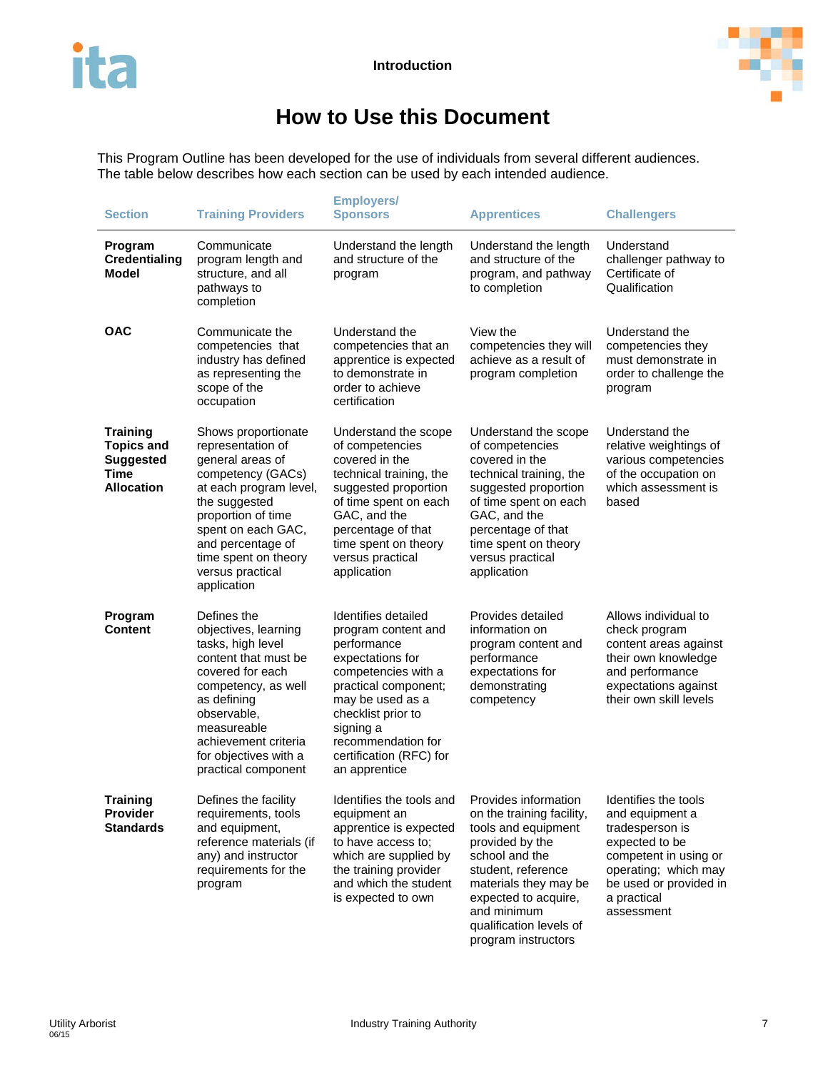## How to Use this Document

This Program Outline has been developed for the use of individuals from several different audiences. The table below describes how each section can be used by each intended audience.

| Section | Training Providers | Employers/ Sponsors | Apprentices | Challengers |
|---|---|---|---|---|
| **Program Credentialing Model** | Communicate program length and structure, and all pathways to completion | Understand the length and structure of the program | Understand the length and structure of the program, and pathway to completion | Understand challenger pathway to Certificate of Qualification |
| **OAC** | Communicate the competencies that industry has defined as representing the scope of the occupation | Understand the competencies that an apprentice is expected to demonstrate in order to achieve certification | View the competencies they will achieve as a result of program completion | Understand the competencies they must demonstrate in order to challenge the program |
| **Training Topics and Suggested Time Allocation** | Shows proportionate representation of general areas of competency (GACs) at each program level, the suggested proportion of time spent on each GAC, and percentage of time spent on theory versus practical application | Understand the scope of competencies covered in the technical training, the suggested proportion of time spent on each GAC, and the percentage of that time spent on theory versus practical application | Understand the scope of competencies covered in the technical training, the suggested proportion of time spent on each GAC, and the percentage of that time spent on theory versus practical application | Understand the relative weightings of various competencies of the occupation on which assessment is based |
| **Program Content** | Defines the objectives, learning tasks, high level content that must be covered for each competency, as well as defining observable, measureable achievement criteria for objectives with a practical component | Identifies detailed program content and performance expectations for competencies with a practical component; may be used as a checklist prior to signing a recommendation for certification (RFC) for an apprentice | Provides detailed information on program content and performance expectations for demonstrating competency | Allows individual to check program content areas against their own knowledge and performance expectations against their own skill levels |
| **Training Provider Standards** | Defines the facility requirements, tools and equipment, reference materials (if any) and instructor requirements for the program | Identifies the tools and equipment an apprentice is expected to have access to; which are supplied by the training provider and which the student is expected to own | Provides information on the training facility, tools and equipment provided by the school and the student, reference materials they may be expected to acquire, and minimum qualification levels of program instructors | Identifies the tools and equipment a tradesperson is expected to be competent in using or operating; which may be used or provided in a practical assessment |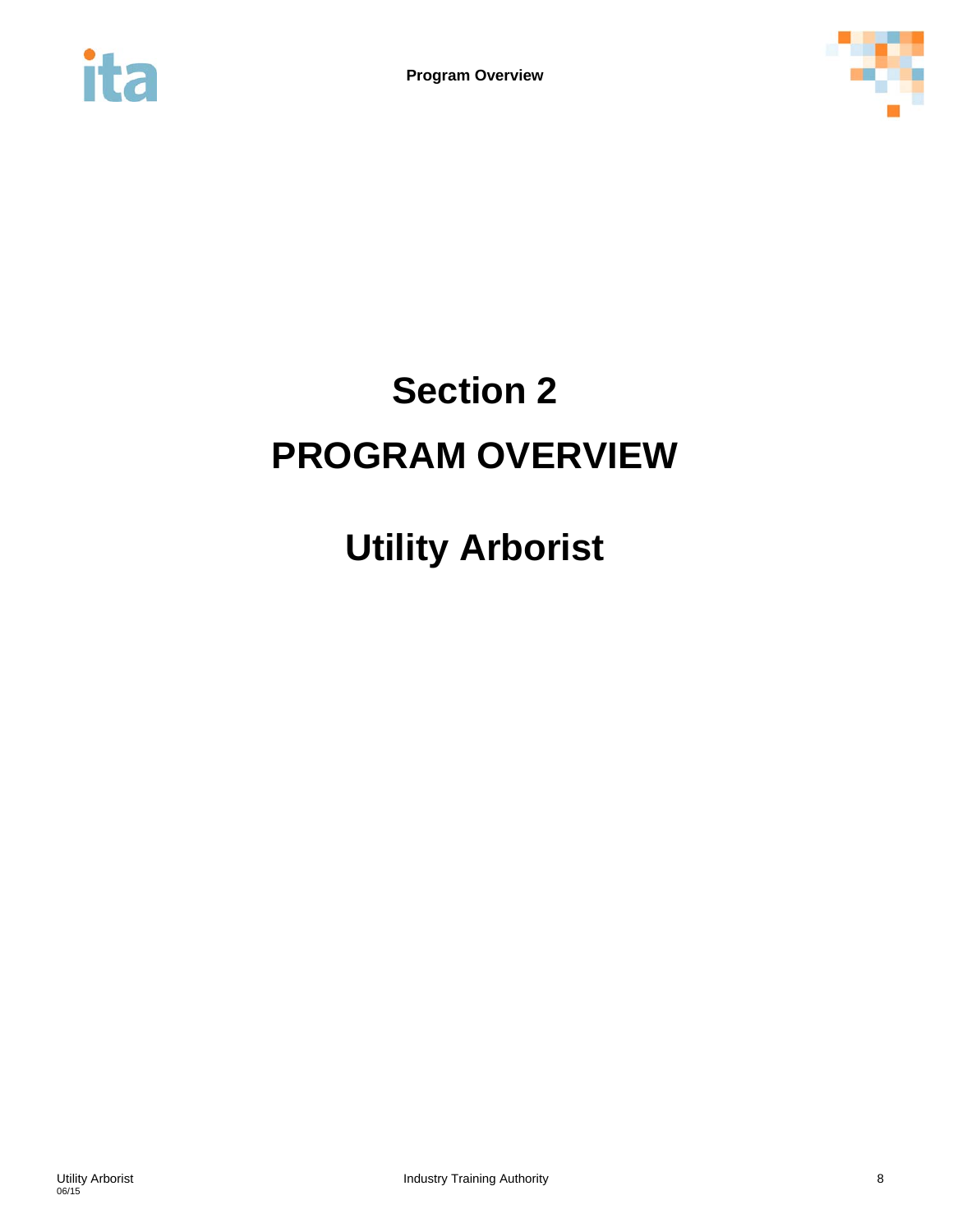# Section 2

# PROGRAM OVERVIEW

## Utility Arborist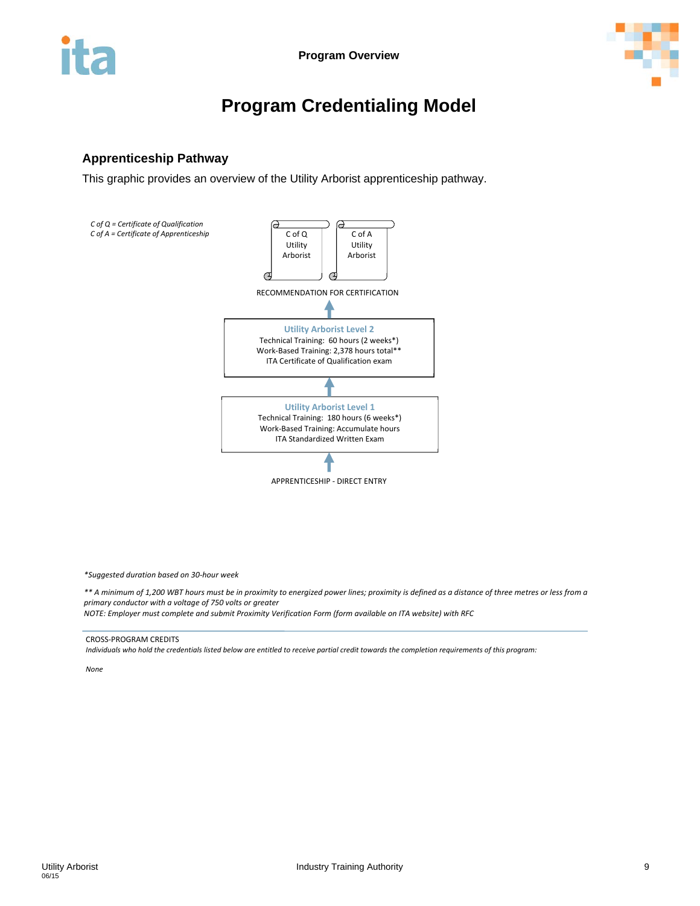# Program Credentialing Model

## Apprenticeship Pathway

This graphic provides an overview of the Utility Arborist apprenticeship pathway.

*C of Q = Certificate of Qualification*
*C of A = Certificate of Apprenticeship*

C of Q Utility Arborist | C of A Utility Arborist

RECOMMENDATION FOR CERTIFICATION

↑

**Utility Arborist Level 2**
Technical Training: 60 hours (2 weeks*)
Work-Based Training: 2,378 hours total**
ITA Certificate of Qualification exam

↑

**Utility Arborist Level 1**
Technical Training: 180 hours (6 weeks*)
Work-Based Training: Accumulate hours
ITA Standardized Written Exam

↑

APPRENTICESHIP - DIRECT ENTRY

*\*Suggested duration based on 30-hour week*

*\*\* A minimum of 1,200 WBT hours must be in proximity to energized power lines; proximity is defined as a distance of three metres or less from a primary conductor with a voltage of 750 volts or greater*
*NOTE: Employer must complete and submit Proximity Verification Form (form available on ITA website) with RFC*

CROSS-PROGRAM CREDITS
*Individuals who hold the credentials listed below are entitled to receive partial credit towards the completion requirements of this program:*

*None*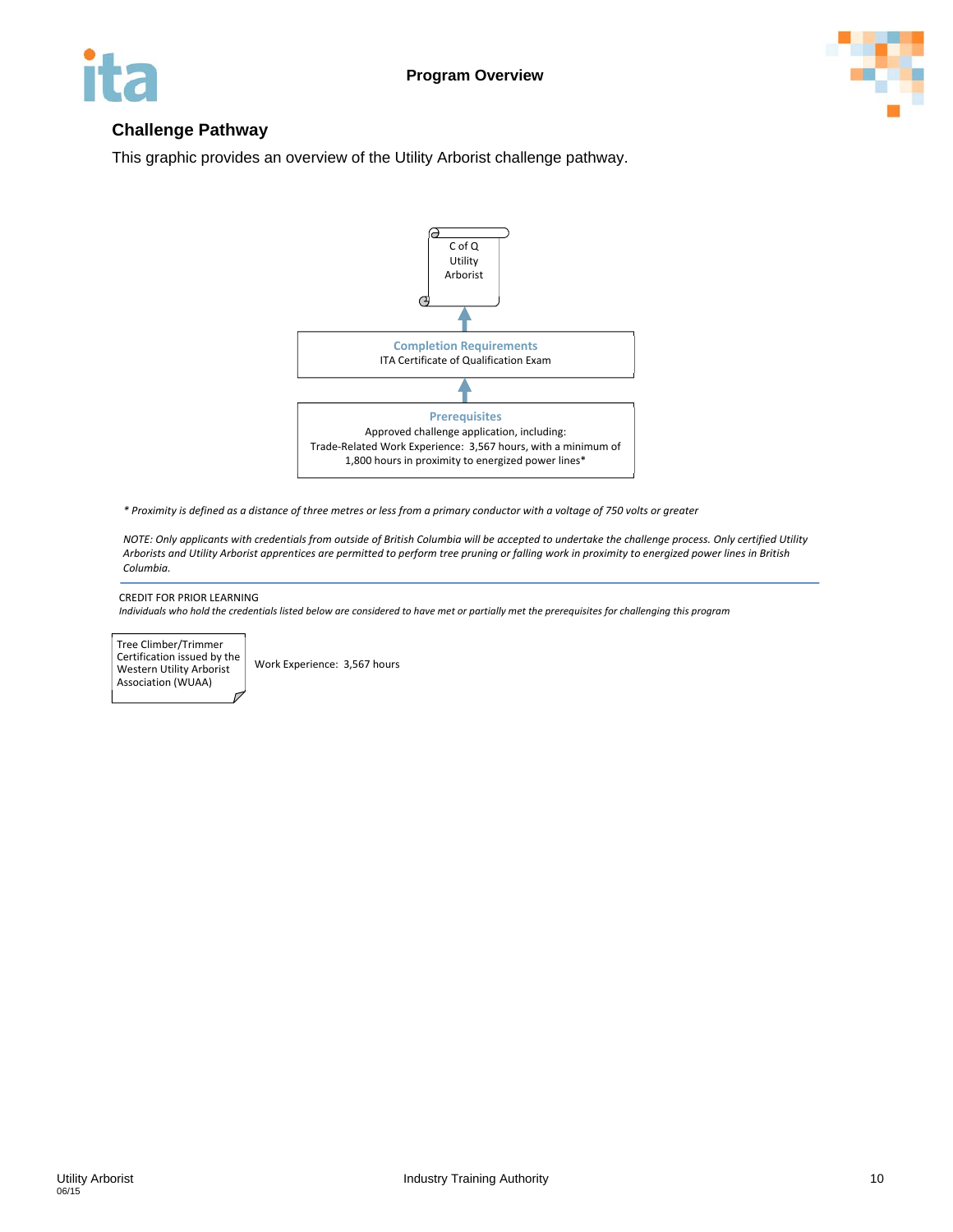## Challenge Pathway

This graphic provides an overview of the Utility Arborist challenge pathway.

**C of Q Utility Arborist**

↑

**Completion Requirements**
ITA Certificate of Qualification Exam

↑

**Prerequisites**
Approved challenge application, including:
Trade-Related Work Experience: 3,567 hours, with a minimum of 1,800 hours in proximity to energized power lines*

*\* Proximity is defined as a distance of three metres or less from a primary conductor with a voltage of 750 volts or greater*

*NOTE: Only applicants with credentials from outside of British Columbia will be accepted to undertake the challenge process. Only certified Utility Arborists and Utility Arborist apprentices are permitted to perform tree pruning or falling work in proximity to energized power lines in British Columbia.*

---

CREDIT FOR PRIOR LEARNING

*Individuals who hold the credentials listed below are considered to have met or partially met the prerequisites for challenging this program*

| Credential | Credit |
|---|---|
| Tree Climber/Trimmer Certification issued by the Western Utility Arborist Association (WUAA) | Work Experience: 3,567 hours |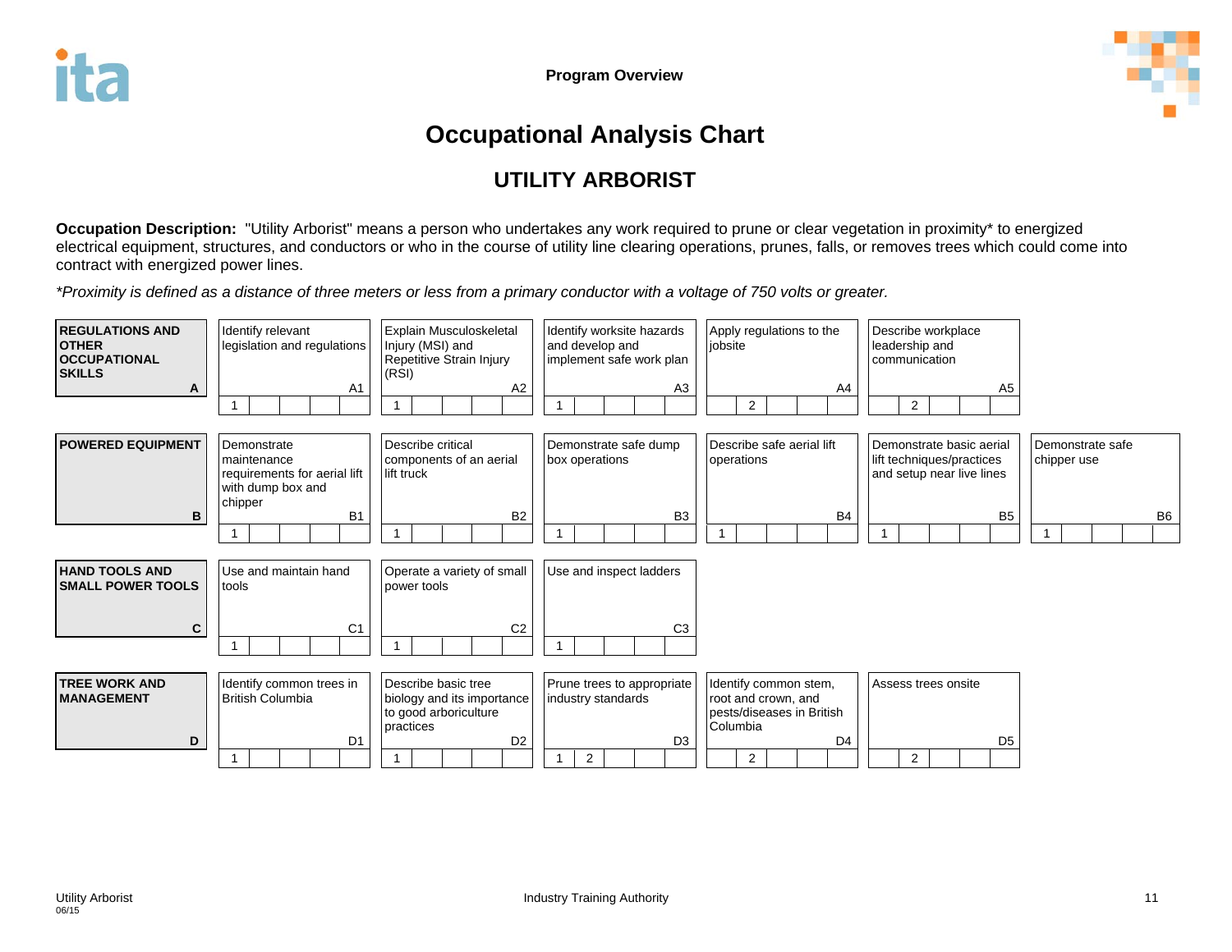**Program Overview**

# Occupational Analysis Chart

## UTILITY ARBORIST

**Occupation Description:** "Utility Arborist" means a person who undertakes any work required to prune or clear vegetation in proximity* to energized electrical equipment, structures, and conductors or who in the course of utility line clearing operations, prunes, falls, or removes trees which could come into contract with energized power lines.

*\*Proximity is defined as a distance of three meters or less from a primary conductor with a voltage of 750 volts or greater.*

| **REGULATIONS AND OTHER OCCUPATIONAL SKILLS** A | Identify relevant legislation and regulations A1 (1) | Explain Musculoskeletal Injury (MSI) and Repetitive Strain Injury (RSI) A2 (1) | Identify worksite hazards and develop and implement safe work plan A3 (1) | Apply regulations to the jobsite A4 (2) | Describe workplace leadership and communication A5 (2) | |
|---|---|---|---|---|---|---|
| **POWERED EQUIPMENT** B | Demonstrate maintenance requirements for aerial lift with dump box and chipper B1 (1) | Describe critical components of an aerial lift truck B2 (1) | Demonstrate safe dump box operations B3 (1) | Describe safe aerial lift operations B4 (1) | Demonstrate basic aerial lift techniques/practices and setup near live lines B5 (1) | Demonstrate safe chipper use B6 (1) |
| **HAND TOOLS AND SMALL POWER TOOLS** C | Use and maintain hand tools C1 (1) | Operate a variety of small power tools C2 (1) | Use and inspect ladders C3 (1) | | | |
| **TREE WORK AND MANAGEMENT** D | Identify common trees in British Columbia D1 (1) | Describe basic tree biology and its importance to good arboriculture practices D2 (1) | Prune trees to appropriate industry standards D3 (1, 2) | Identify common stem, root and crown, and pests/diseases in British Columbia D4 (2) | Assess trees onsite D5 (2) | |

Utility Arborist
06/15

Industry Training Authority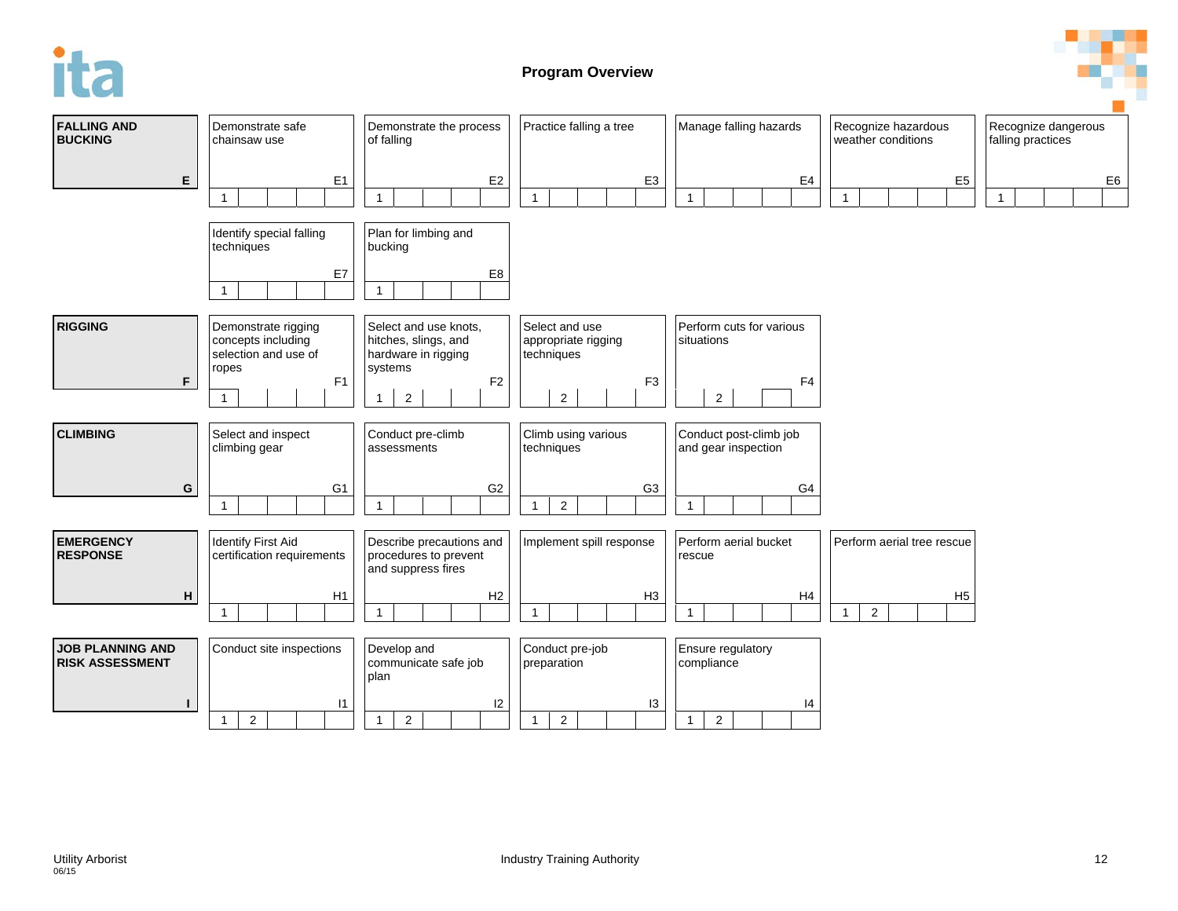## Program Overview

| Line | Competency | Code | Levels |
|---|---|---|---|
| **FALLING AND BUCKING** (E) | Demonstrate safe chainsaw use | E1 | 1 |
| | Demonstrate the process of falling | E2 | 1 |
| | Practice falling a tree | E3 | 1 |
| | Manage falling hazards | E4 | 1 |
| | Recognize hazardous weather conditions | E5 | 1 |
| | Recognize dangerous falling practices | E6 | 1 |
| | Identify special falling techniques | E7 | 1 |
| | Plan for limbing and bucking | E8 | 1 |
| **RIGGING** (F) | Demonstrate rigging concepts including selection and use of ropes | F1 | 1 |
| | Select and use knots, hitches, slings, and hardware in rigging systems | F2 | 1, 2 |
| | Select and use appropriate rigging techniques | F3 | 2 |
| | Perform cuts for various situations | F4 | 2 |
| **CLIMBING** (G) | Select and inspect climbing gear | G1 | 1 |
| | Conduct pre-climb assessments | G2 | 1 |
| | Climb using various techniques | G3 | 1, 2 |
| | Conduct post-climb job and gear inspection | G4 | 1 |
| **EMERGENCY RESPONSE** (H) | Identify First Aid certification requirements | H1 | 1 |
| | Describe precautions and procedures to prevent and suppress fires | H2 | 1 |
| | Implement spill response | H3 | 1 |
| | Perform aerial bucket rescue | H4 | 1 |
| | Perform aerial tree rescue | H5 | 1, 2 |
| **JOB PLANNING AND RISK ASSESSMENT** (I) | Conduct site inspections | I1 | 1, 2 |
| | Develop and communicate safe job plan | I2 | 1, 2 |
| | Conduct pre-job preparation | I3 | 1, 2 |
| | Ensure regulatory compliance | I4 | 1, 2 |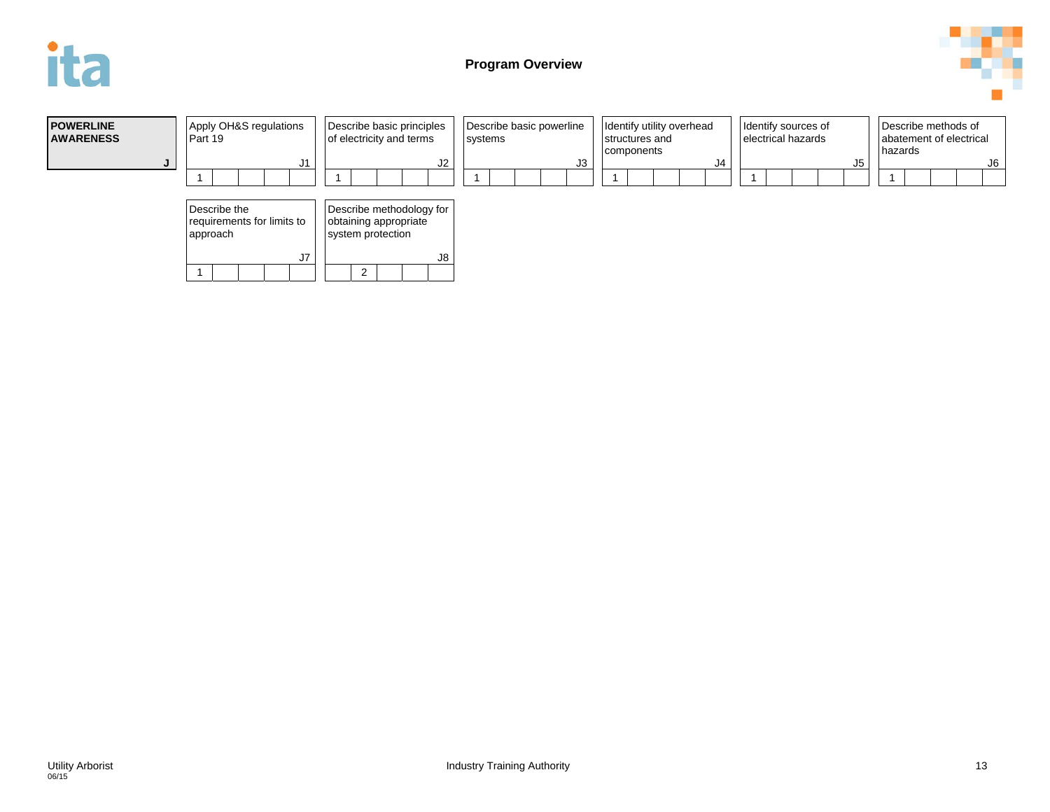# Program Overview

| POWERLINE AWARENESS | Code | Competency | Level |
|---|---|---|---|
| J | J1 | Apply OH&S regulations Part 19 | 1 |
| | J2 | Describe basic principles of electricity and terms | 1 |
| | J3 | Describe basic powerline systems | 1 |
| | J4 | Identify utility overhead structures and components | 1 |
| | J5 | Identify sources of electrical hazards | 1 |
| | J6 | Describe methods of abatement of electrical hazards | 1 |
| | J7 | Describe the requirements for limits to approach | 1 |
| | J8 | Describe methodology for obtaining appropriate system protection | 2 |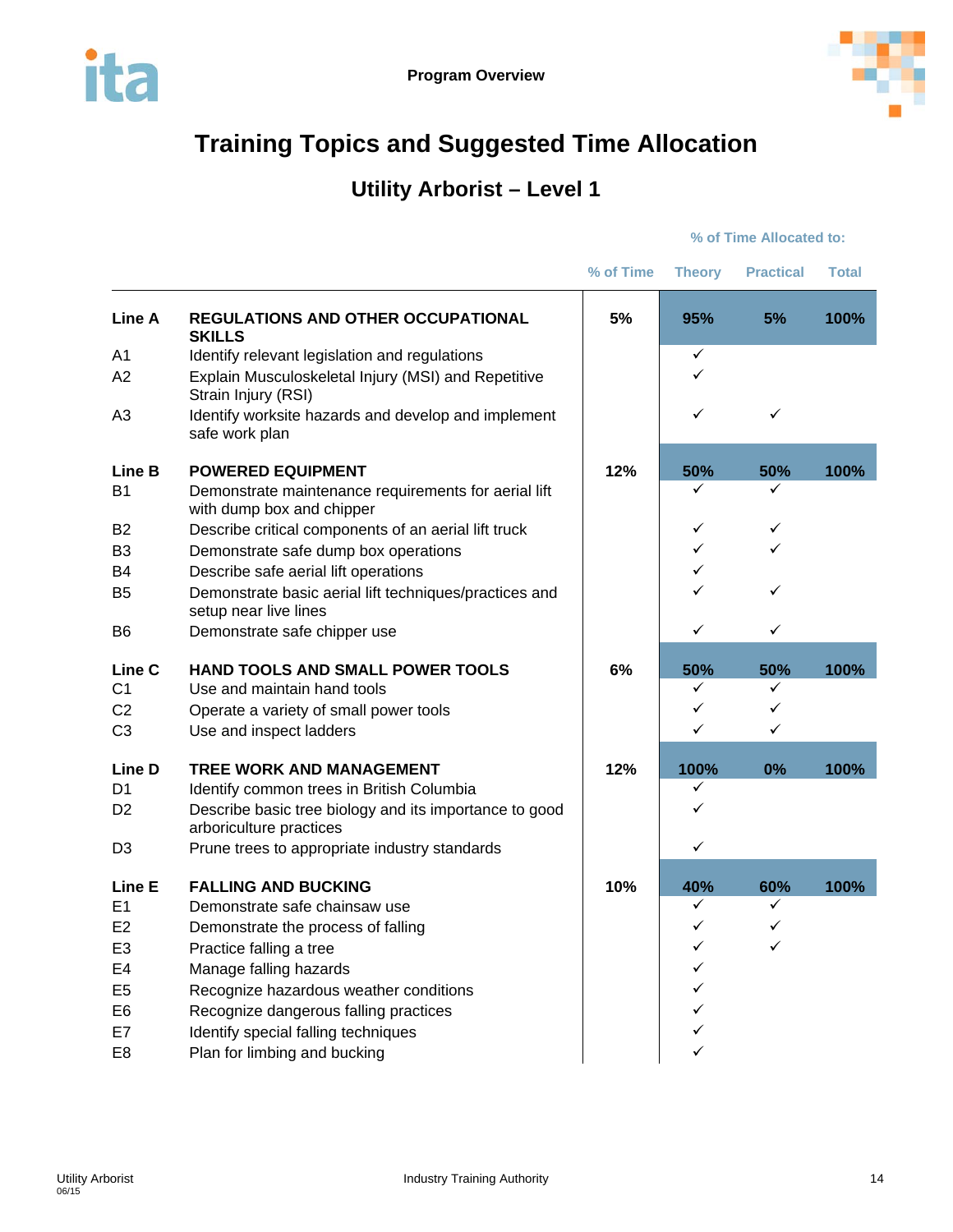Program Overview

# Training Topics and Suggested Time Allocation

## Utility Arborist – Level 1

| | | % of Time | Theory | Practical | Total |
|---|---|---|---|---|---|
| | | | % of Time Allocated to: | | |
| **Line A** | **REGULATIONS AND OTHER OCCUPATIONAL SKILLS** | **5%** | **95%** | **5%** | **100%** |
| A1 | Identify relevant legislation and regulations | | ✓ | | |
| A2 | Explain Musculoskeletal Injury (MSI) and Repetitive Strain Injury (RSI) | | ✓ | | |
| A3 | Identify worksite hazards and develop and implement safe work plan | | ✓ | ✓ | |
| **Line B** | **POWERED EQUIPMENT** | **12%** | **50%** | **50%** | **100%** |
| B1 | Demonstrate maintenance requirements for aerial lift with dump box and chipper | | ✓ | ✓ | |
| B2 | Describe critical components of an aerial lift truck | | ✓ | ✓ | |
| B3 | Demonstrate safe dump box operations | | ✓ | ✓ | |
| B4 | Describe safe aerial lift operations | | ✓ | | |
| B5 | Demonstrate basic aerial lift techniques/practices and setup near live lines | | ✓ | ✓ | |
| B6 | Demonstrate safe chipper use | | ✓ | ✓ | |
| **Line C** | **HAND TOOLS AND SMALL POWER TOOLS** | **6%** | **50%** | **50%** | **100%** |
| C1 | Use and maintain hand tools | | ✓ | ✓ | |
| C2 | Operate a variety of small power tools | | ✓ | ✓ | |
| C3 | Use and inspect ladders | | ✓ | ✓ | |
| **Line D** | **TREE WORK AND MANAGEMENT** | **12%** | **100%** | **0%** | **100%** |
| D1 | Identify common trees in British Columbia | | ✓ | | |
| D2 | Describe basic tree biology and its importance to good arboriculture practices | | ✓ | | |
| D3 | Prune trees to appropriate industry standards | | ✓ | | |
| **Line E** | **FALLING AND BUCKING** | **10%** | **40%** | **60%** | **100%** |
| E1 | Demonstrate safe chainsaw use | | ✓ | ✓ | |
| E2 | Demonstrate the process of falling | | ✓ | ✓ | |
| E3 | Practice falling a tree | | ✓ | ✓ | |
| E4 | Manage falling hazards | | ✓ | | |
| E5 | Recognize hazardous weather conditions | | ✓ | | |
| E6 | Recognize dangerous falling practices | | ✓ | | |
| E7 | Identify special falling techniques | | ✓ | | |
| E8 | Plan for limbing and bucking | | ✓ | | |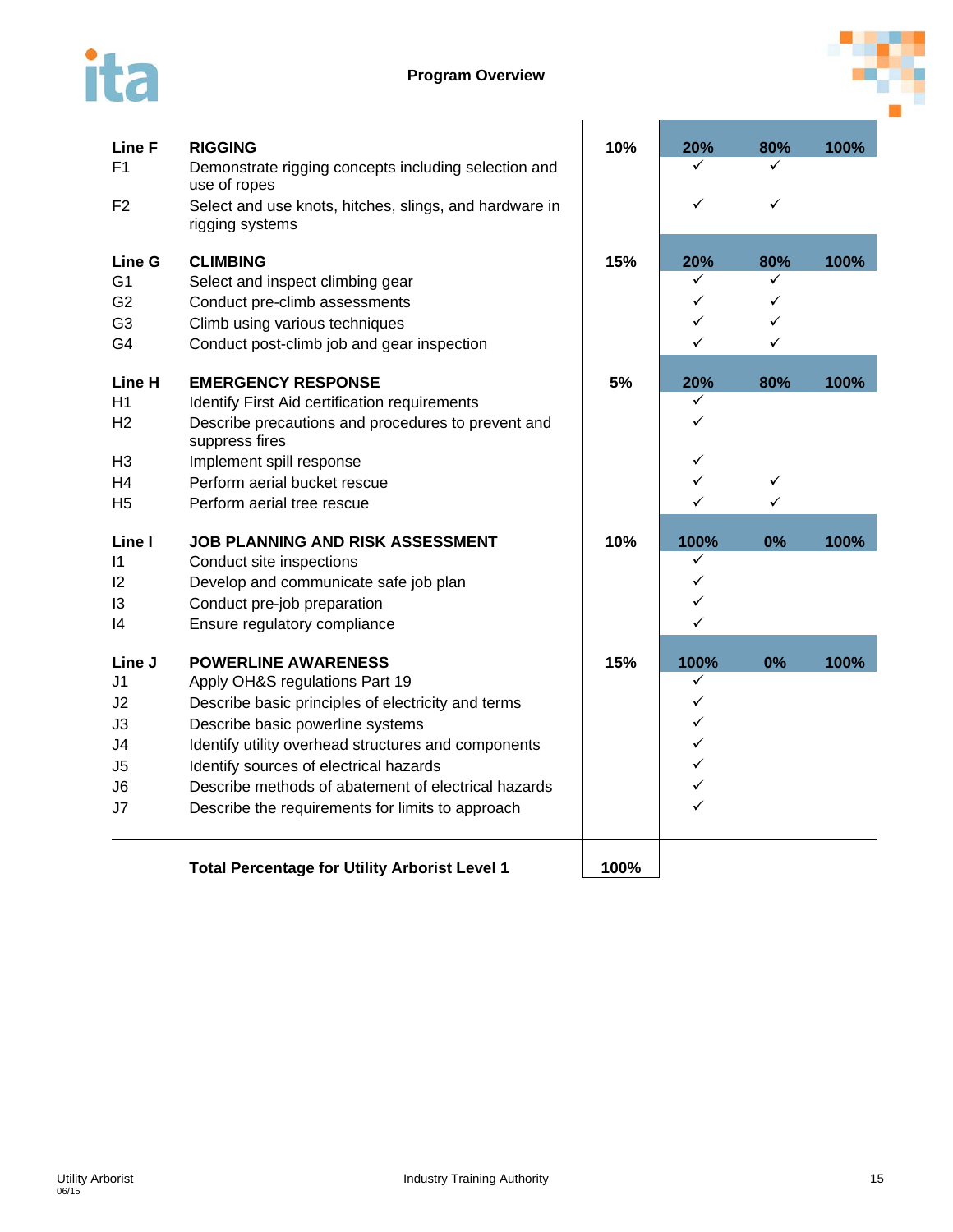**Program Overview**

| Line | Competency | % Weight | Theory | Practical | Total |
|---|---|---|---|---|---|
| **Line F** | **RIGGING** | **10%** | **20%** | **80%** | **100%** |
| F1 | Demonstrate rigging concepts including selection and use of ropes | | ✓ | ✓ | |
| F2 | Select and use knots, hitches, slings, and hardware in rigging systems | | ✓ | ✓ | |
| **Line G** | **CLIMBING** | **15%** | **20%** | **80%** | **100%** |
| G1 | Select and inspect climbing gear | | ✓ | ✓ | |
| G2 | Conduct pre-climb assessments | | ✓ | ✓ | |
| G3 | Climb using various techniques | | ✓ | ✓ | |
| G4 | Conduct post-climb job and gear inspection | | ✓ | ✓ | |
| **Line H** | **EMERGENCY RESPONSE** | **5%** | **20%** | **80%** | **100%** |
| H1 | Identify First Aid certification requirements | | ✓ | | |
| H2 | Describe precautions and procedures to prevent and suppress fires | | ✓ | | |
| H3 | Implement spill response | | ✓ | | |
| H4 | Perform aerial bucket rescue | | ✓ | ✓ | |
| H5 | Perform aerial tree rescue | | ✓ | ✓ | |
| **Line I** | **JOB PLANNING AND RISK ASSESSMENT** | **10%** | **100%** | **0%** | **100%** |
| I1 | Conduct site inspections | | ✓ | | |
| I2 | Develop and communicate safe job plan | | ✓ | | |
| I3 | Conduct pre-job preparation | | ✓ | | |
| I4 | Ensure regulatory compliance | | ✓ | | |
| **Line J** | **POWERLINE AWARENESS** | **15%** | **100%** | **0%** | **100%** |
| J1 | Apply OH&S regulations Part 19 | | ✓ | | |
| J2 | Describe basic principles of electricity and terms | | ✓ | | |
| J3 | Describe basic powerline systems | | ✓ | | |
| J4 | Identify utility overhead structures and components | | ✓ | | |
| J5 | Identify sources of electrical hazards | | ✓ | | |
| J6 | Describe methods of abatement of electrical hazards | | ✓ | | |
| J7 | Describe the requirements for limits to approach | | ✓ | | |
| | **Total Percentage for Utility Arborist Level 1** | **100%** | | | |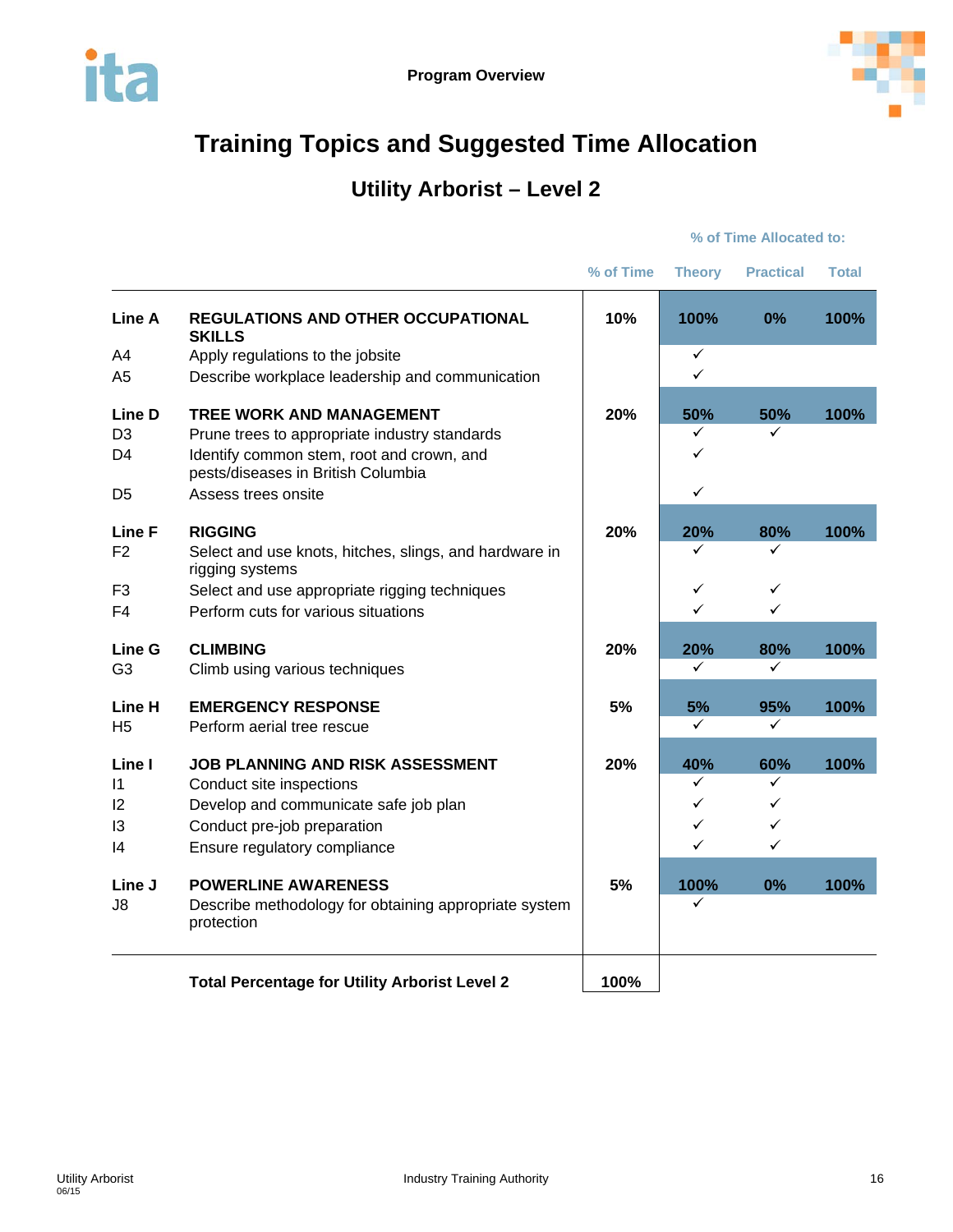# Training Topics and Suggested Time Allocation

## Utility Arborist – Level 2

| | | | % of Time Allocated to: | | |
|---|---|---|---|---|---|
| | | % of Time | Theory | Practical | Total |
| **Line A** | **REGULATIONS AND OTHER OCCUPATIONAL SKILLS** | **10%** | **100%** | **0%** | **100%** |
| A4 | Apply regulations to the jobsite | | ✓ | | |
| A5 | Describe workplace leadership and communication | | ✓ | | |
| **Line D** | **TREE WORK AND MANAGEMENT** | **20%** | **50%** | **50%** | **100%** |
| D3 | Prune trees to appropriate industry standards | | ✓ | ✓ | |
| D4 | Identify common stem, root and crown, and pests/diseases in British Columbia | | ✓ | | |
| D5 | Assess trees onsite | | ✓ | | |
| **Line F** | **RIGGING** | **20%** | **20%** | **80%** | **100%** |
| F2 | Select and use knots, hitches, slings, and hardware in rigging systems | | ✓ | ✓ | |
| F3 | Select and use appropriate rigging techniques | | ✓ | ✓ | |
| F4 | Perform cuts for various situations | | ✓ | ✓ | |
| **Line G** | **CLIMBING** | **20%** | **20%** | **80%** | **100%** |
| G3 | Climb using various techniques | | ✓ | ✓ | |
| **Line H** | **EMERGENCY RESPONSE** | **5%** | **5%** | **95%** | **100%** |
| H5 | Perform aerial tree rescue | | ✓ | ✓ | |
| **Line I** | **JOB PLANNING AND RISK ASSESSMENT** | **20%** | **40%** | **60%** | **100%** |
| I1 | Conduct site inspections | | ✓ | ✓ | |
| I2 | Develop and communicate safe job plan | | ✓ | ✓ | |
| I3 | Conduct pre-job preparation | | ✓ | ✓ | |
| I4 | Ensure regulatory compliance | | ✓ | ✓ | |
| **Line J** | **POWERLINE AWARENESS** | **5%** | **100%** | **0%** | **100%** |
| J8 | Describe methodology for obtaining appropriate system protection | | ✓ | | |
| | **Total Percentage for Utility Arborist Level 2** | **100%** | | | |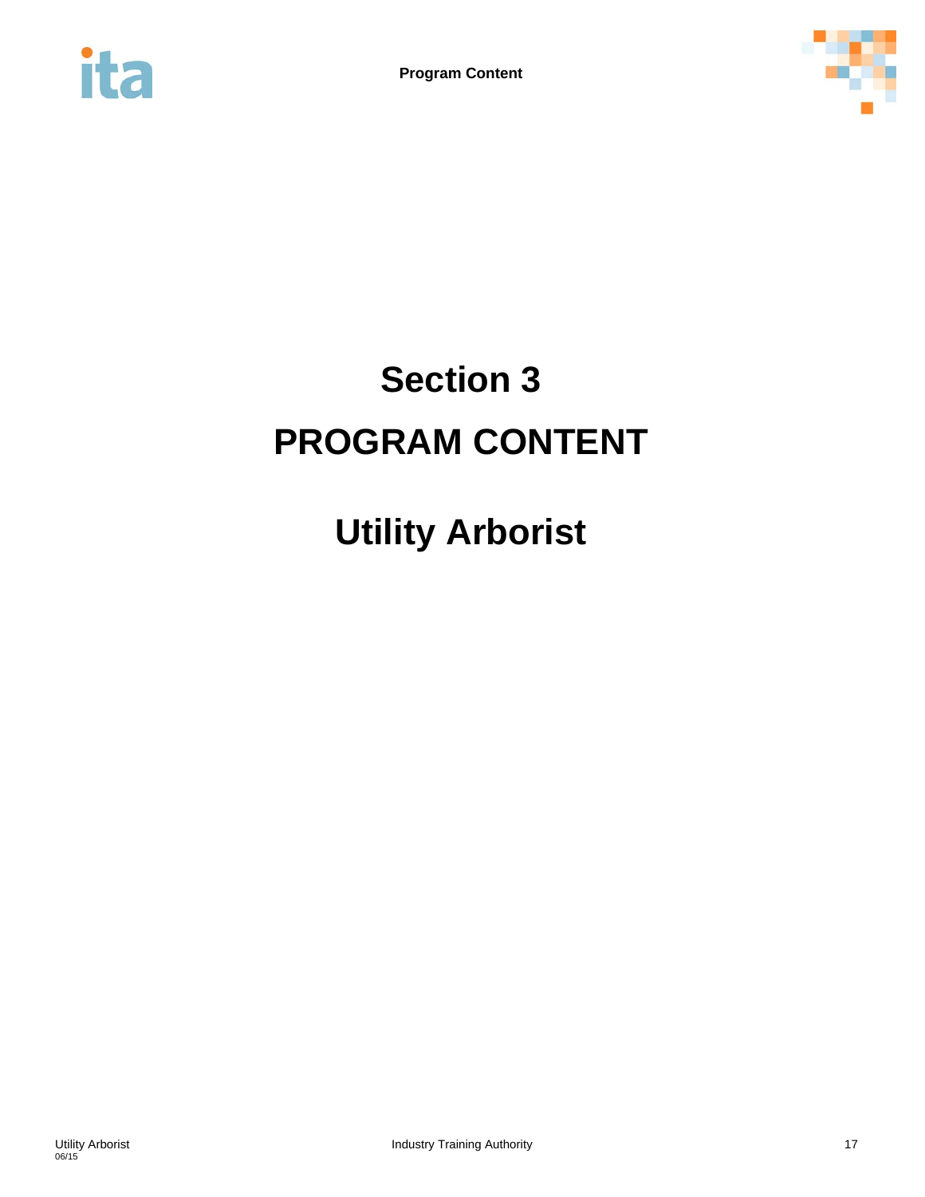# Section 3

# PROGRAM CONTENT

# Utility Arborist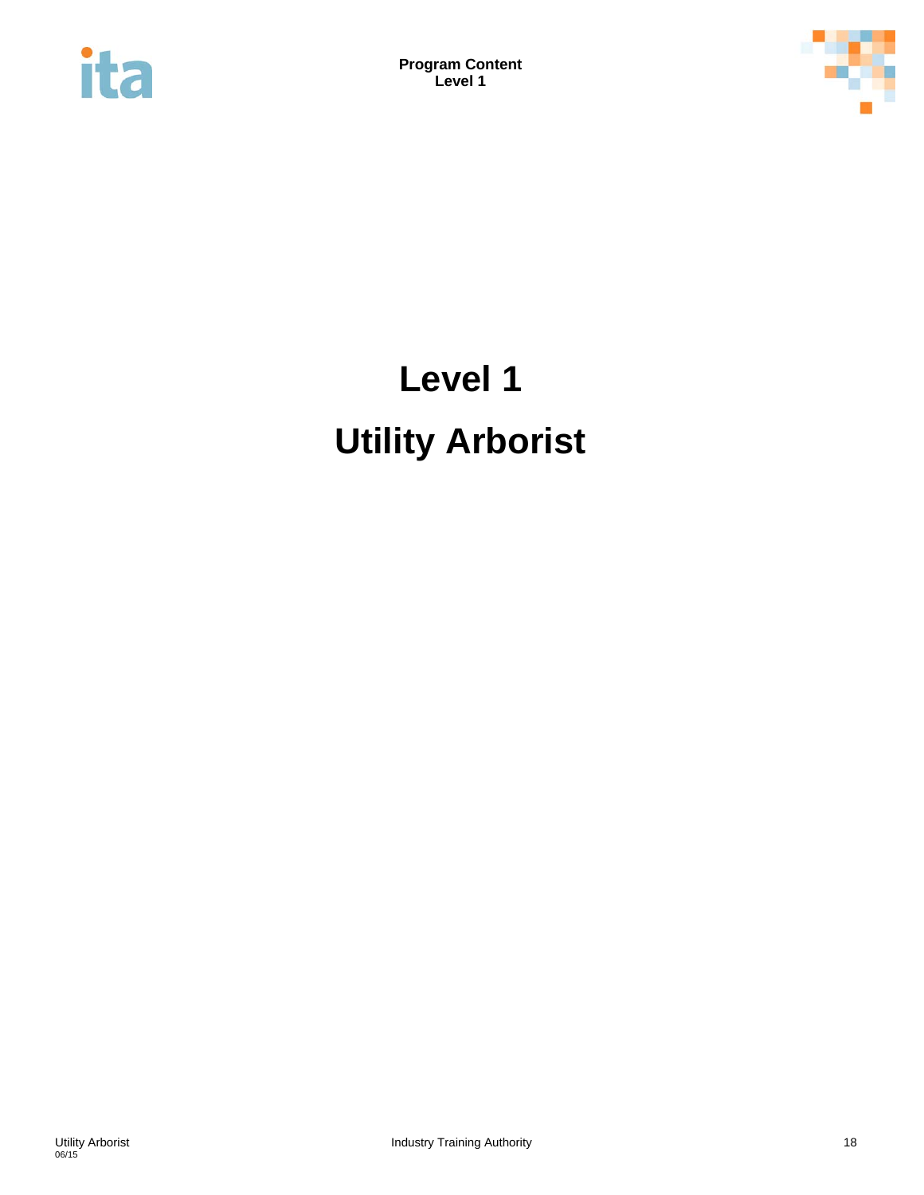# Level 1

# Utility Arborist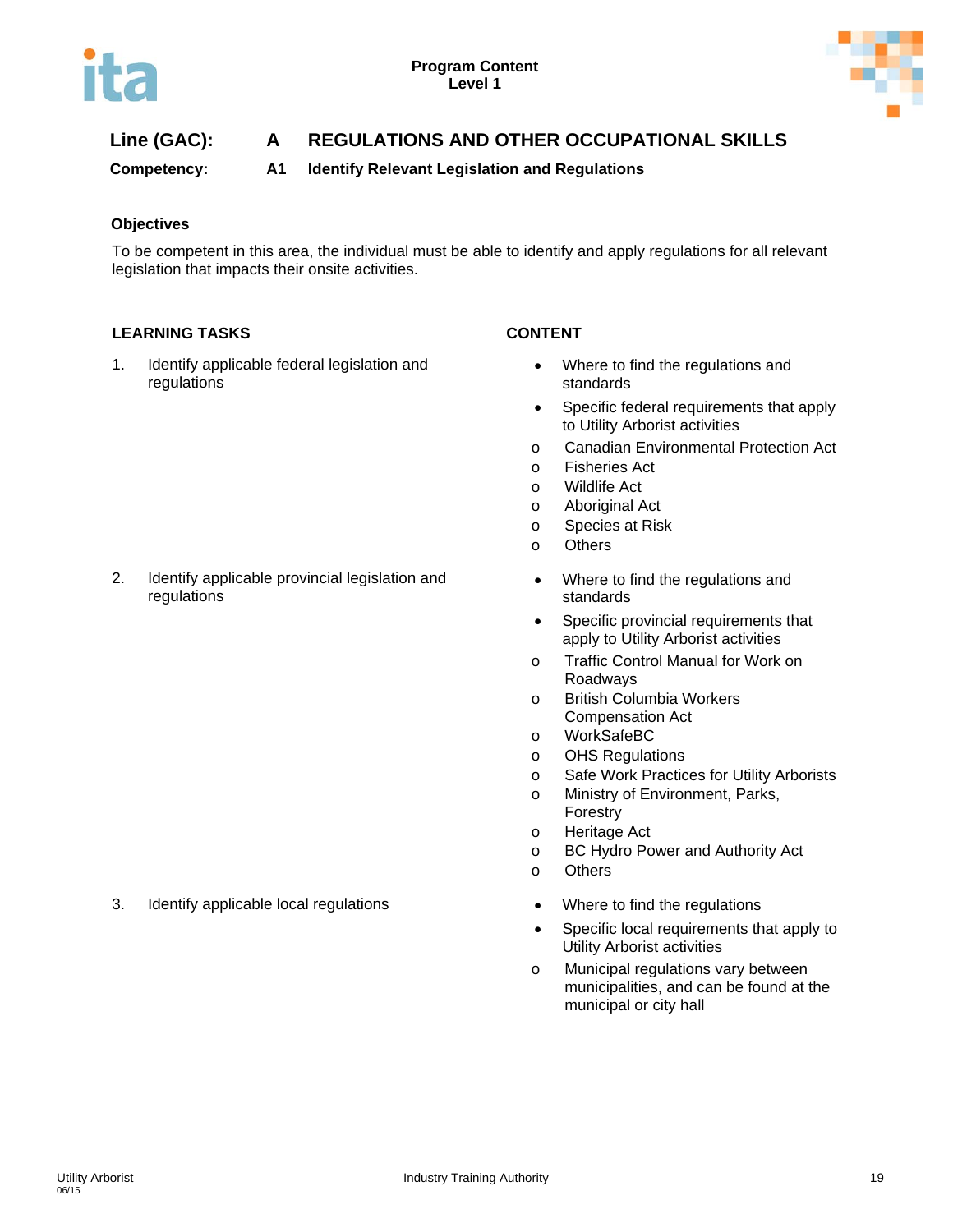**Program Content**
**Level 1**

## Line (GAC): A REGULATIONS AND OTHER OCCUPATIONAL SKILLS

### Competency: A1 Identify Relevant Legislation and Regulations

**Objectives**

To be competent in this area, the individual must be able to identify and apply regulations for all relevant legislation that impacts their onsite activities.

| LEARNING TASKS | CONTENT |
|---|---|
| 1. Identify applicable federal legislation and regulations | • Where to find the regulations and standards<br>• Specific federal requirements that apply to Utility Arborist activities<br>o Canadian Environmental Protection Act<br>o Fisheries Act<br>o Wildlife Act<br>o Aboriginal Act<br>o Species at Risk<br>o Others |
| 2. Identify applicable provincial legislation and regulations | • Where to find the regulations and standards<br>• Specific provincial requirements that apply to Utility Arborist activities<br>o Traffic Control Manual for Work on Roadways<br>o British Columbia Workers Compensation Act<br>o WorkSafeBC<br>o OHS Regulations<br>o Safe Work Practices for Utility Arborists<br>o Ministry of Environment, Parks, Forestry<br>o Heritage Act<br>o BC Hydro Power and Authority Act<br>o Others |
| 3. Identify applicable local regulations | • Where to find the regulations<br>• Specific local requirements that apply to Utility Arborist activities<br>o Municipal regulations vary between municipalities, and can be found at the municipal or city hall |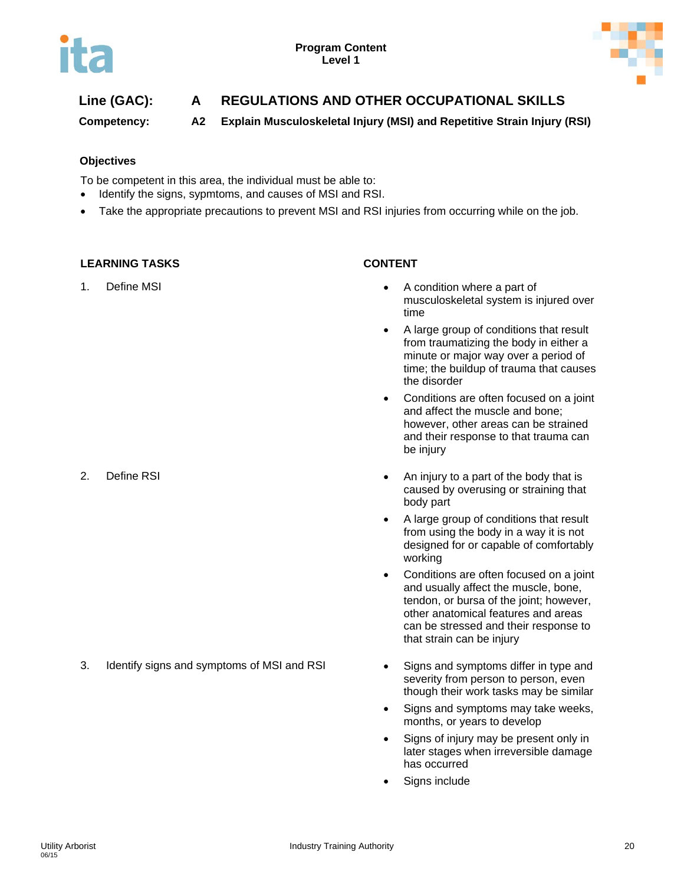**Line (GAC): A REGULATIONS AND OTHER OCCUPATIONAL SKILLS**

**Competency: A2 Explain Musculoskeletal Injury (MSI) and Repetitive Strain Injury (RSI)**

### Objectives

To be competent in this area, the individual must be able to:

- Identify the signs, sypmtoms, and causes of MSI and RSI.
- Take the appropriate precautions to prevent MSI and RSI injuries from occurring while on the job.

| LEARNING TASKS | CONTENT |
|---|---|
| 1. Define MSI | • A condition where a part of musculoskeletal system is injured over time<br>• A large group of conditions that result from traumatizing the body in either a minute or major way over a period of time; the buildup of trauma that causes the disorder<br>• Conditions are often focused on a joint and affect the muscle and bone; however, other areas can be strained and their response to that trauma can be injury |
| 2. Define RSI | • An injury to a part of the body that is caused by overusing or straining that body part<br>• A large group of conditions that result from using the body in a way it is not designed for or capable of comfortably working<br>• Conditions are often focused on a joint and usually affect the muscle, bone, tendon, or bursa of the joint; however, other anatomical features and areas can be stressed and their response to that strain can be injury |
| 3. Identify signs and symptoms of MSI and RSI | • Signs and symptoms differ in type and severity from person to person, even though their work tasks may be similar<br>• Signs and symptoms may take weeks, months, or years to develop<br>• Signs of injury may be present only in later stages when irreversible damage has occurred<br>• Signs include |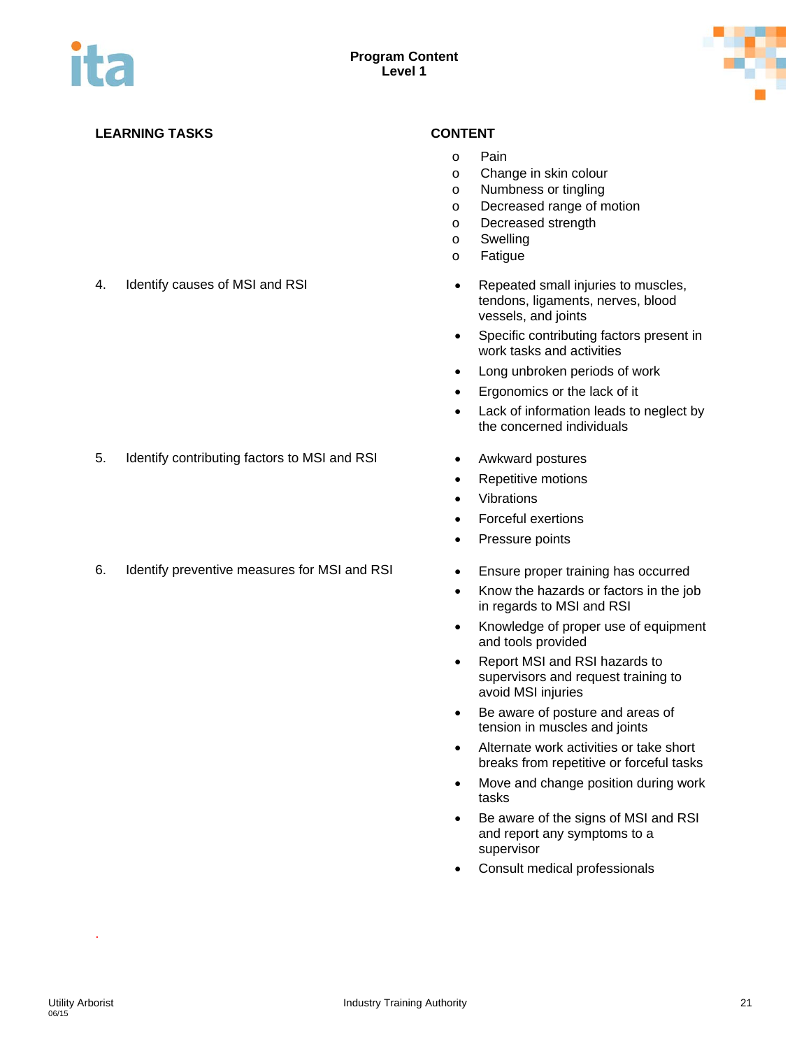| LEARNING TASKS | CONTENT |
|---|---|
| | o Pain<br>o Change in skin colour<br>o Numbness or tingling<br>o Decreased range of motion<br>o Decreased strength<br>o Swelling<br>o Fatigue |
| 4. Identify causes of MSI and RSI | • Repeated small injuries to muscles, tendons, ligaments, nerves, blood vessels, and joints<br>• Specific contributing factors present in work tasks and activities<br>• Long unbroken periods of work<br>• Ergonomics or the lack of it<br>• Lack of information leads to neglect by the concerned individuals |
| 5. Identify contributing factors to MSI and RSI | • Awkward postures<br>• Repetitive motions<br>• Vibrations<br>• Forceful exertions<br>• Pressure points |
| 6. Identify preventive measures for MSI and RSI | • Ensure proper training has occurred<br>• Know the hazards or factors in the job in regards to MSI and RSI<br>• Knowledge of proper use of equipment and tools provided<br>• Report MSI and RSI hazards to supervisors and request training to avoid MSI injuries<br>• Be aware of posture and areas of tension in muscles and joints<br>• Alternate work activities or take short breaks from repetitive or forceful tasks<br>• Move and change position during work tasks<br>• Be aware of the signs of MSI and RSI and report any symptoms to a supervisor<br>• Consult medical professionals |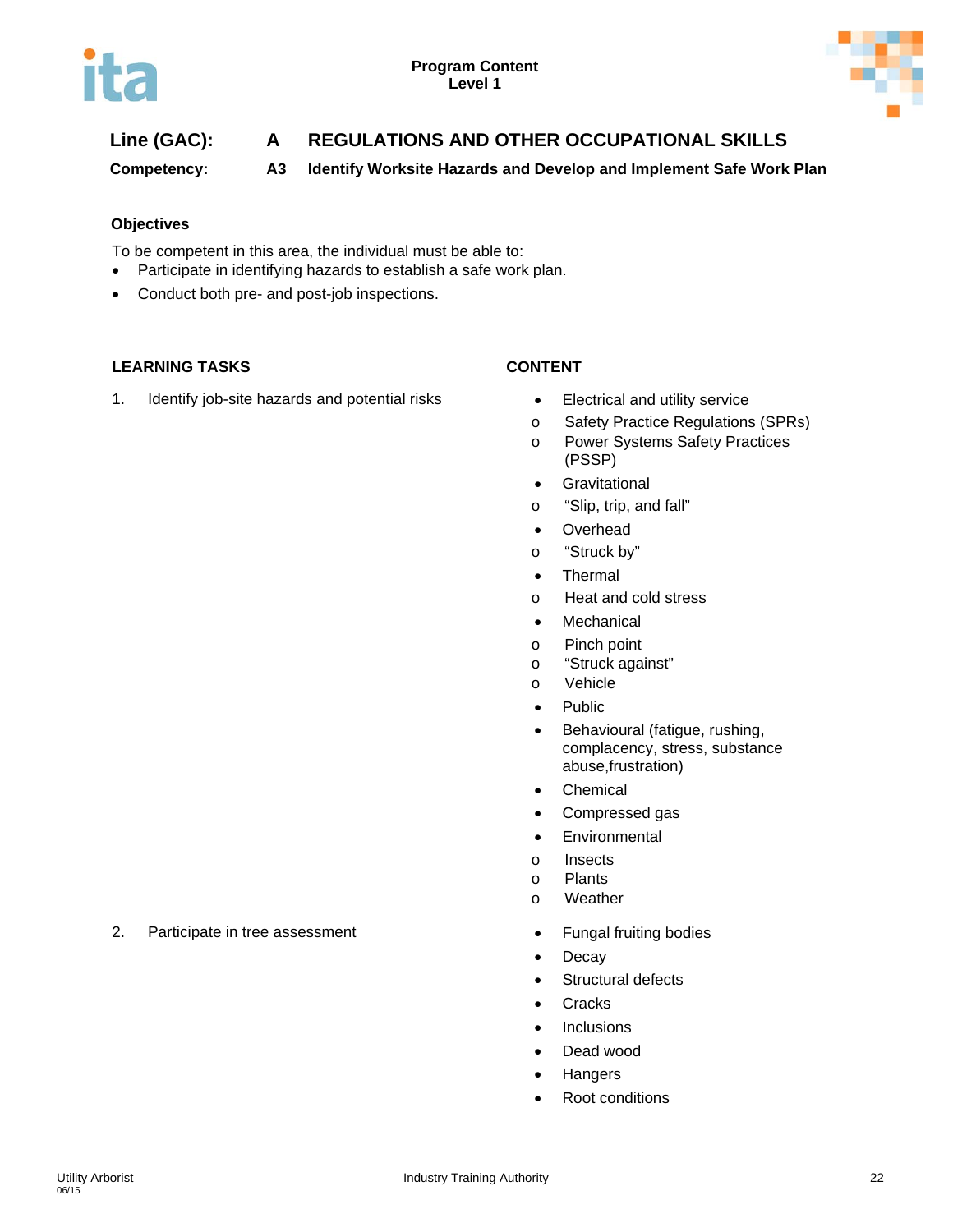**Program Content**
**Level 1**

**Line (GAC):** **A** **REGULATIONS AND OTHER OCCUPATIONAL SKILLS**

**Competency:** **A3** **Identify Worksite Hazards and Develop and Implement Safe Work Plan**

### Objectives

To be competent in this area, the individual must be able to:

- Participate in identifying hazards to establish a safe work plan.
- Conduct both pre- and post-job inspections.

| LEARNING TASKS | CONTENT |
|---|---|
| 1. Identify job-site hazards and potential risks | • Electrical and utility service<br>o Safety Practice Regulations (SPRs)<br>o Power Systems Safety Practices (PSSP)<br>• Gravitational<br>o "Slip, trip, and fall"<br>• Overhead<br>o "Struck by"<br>• Thermal<br>o Heat and cold stress<br>• Mechanical<br>o Pinch point<br>o "Struck against"<br>o Vehicle<br>• Public<br>• Behavioural (fatigue, rushing, complacency, stress, substance abuse,frustration)<br>• Chemical<br>• Compressed gas<br>• Environmental<br>o Insects<br>o Plants<br>o Weather |
| 2. Participate in tree assessment | • Fungal fruiting bodies<br>• Decay<br>• Structural defects<br>• Cracks<br>• Inclusions<br>• Dead wood<br>• Hangers<br>• Root conditions |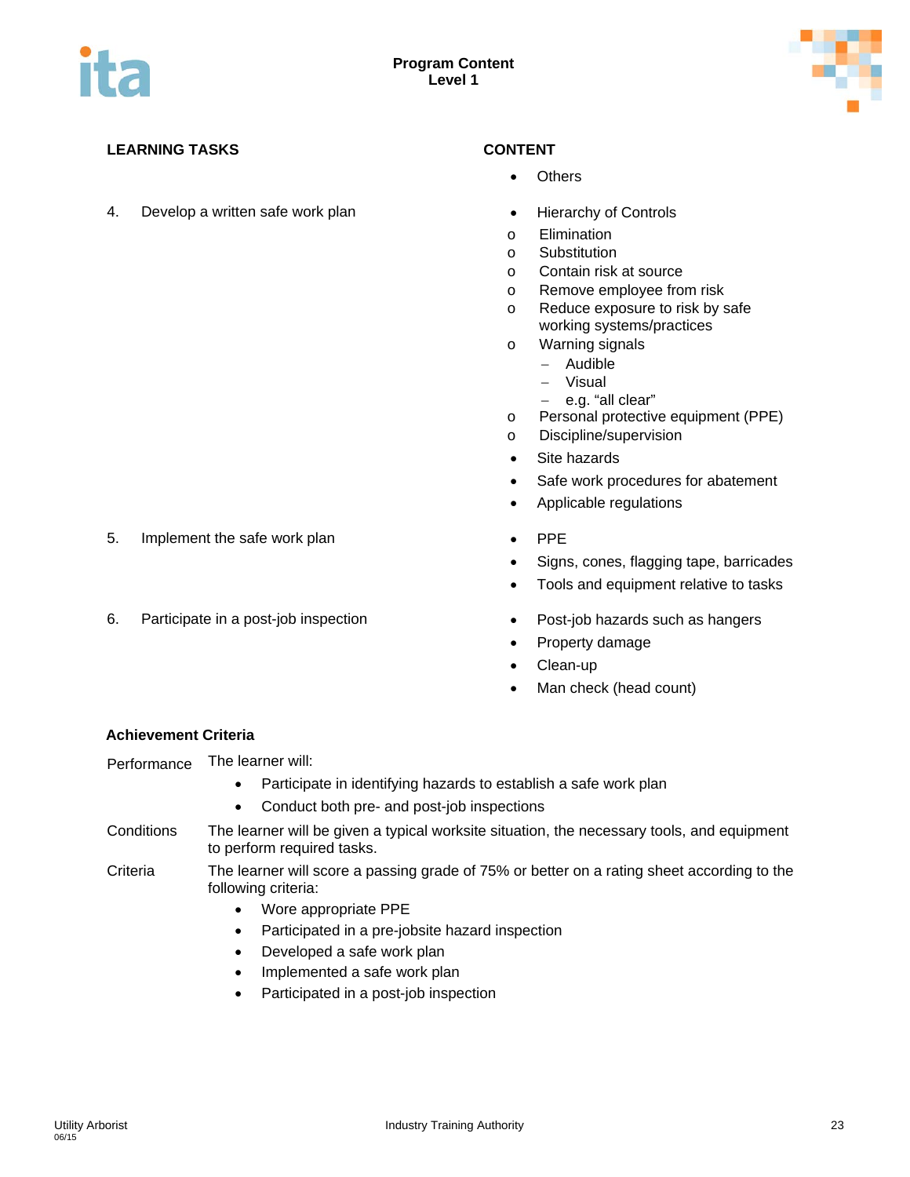## Program Content
## Level 1

| LEARNING TASKS | CONTENT |
|---|---|
| | • Others |
| 4. Develop a written safe work plan | • Hierarchy of Controls<br>o Elimination<br>o Substitution<br>o Contain risk at source<br>o Remove employee from risk<br>o Reduce exposure to risk by safe working systems/practices<br>o Warning signals<br>– Audible<br>– Visual<br>– e.g. "all clear"<br>o Personal protective equipment (PPE)<br>o Discipline/supervision<br>• Site hazards<br>• Safe work procedures for abatement<br>• Applicable regulations |
| 5. Implement the safe work plan | • PPE<br>• Signs, cones, flagging tape, barricades<br>• Tools and equipment relative to tasks |
| 6. Participate in a post-job inspection | • Post-job hazards such as hangers<br>• Property damage<br>• Clean-up<br>• Man check (head count) |

**Achievement Criteria**

**Performance** The learner will:

- Participate in identifying hazards to establish a safe work plan
- Conduct both pre- and post-job inspections

**Conditions** The learner will be given a typical worksite situation, the necessary tools, and equipment to perform required tasks.

**Criteria** The learner will score a passing grade of 75% or better on a rating sheet according to the following criteria:

- Wore appropriate PPE
- Participated in a pre-jobsite hazard inspection
- Developed a safe work plan
- Implemented a safe work plan
- Participated in a post-job inspection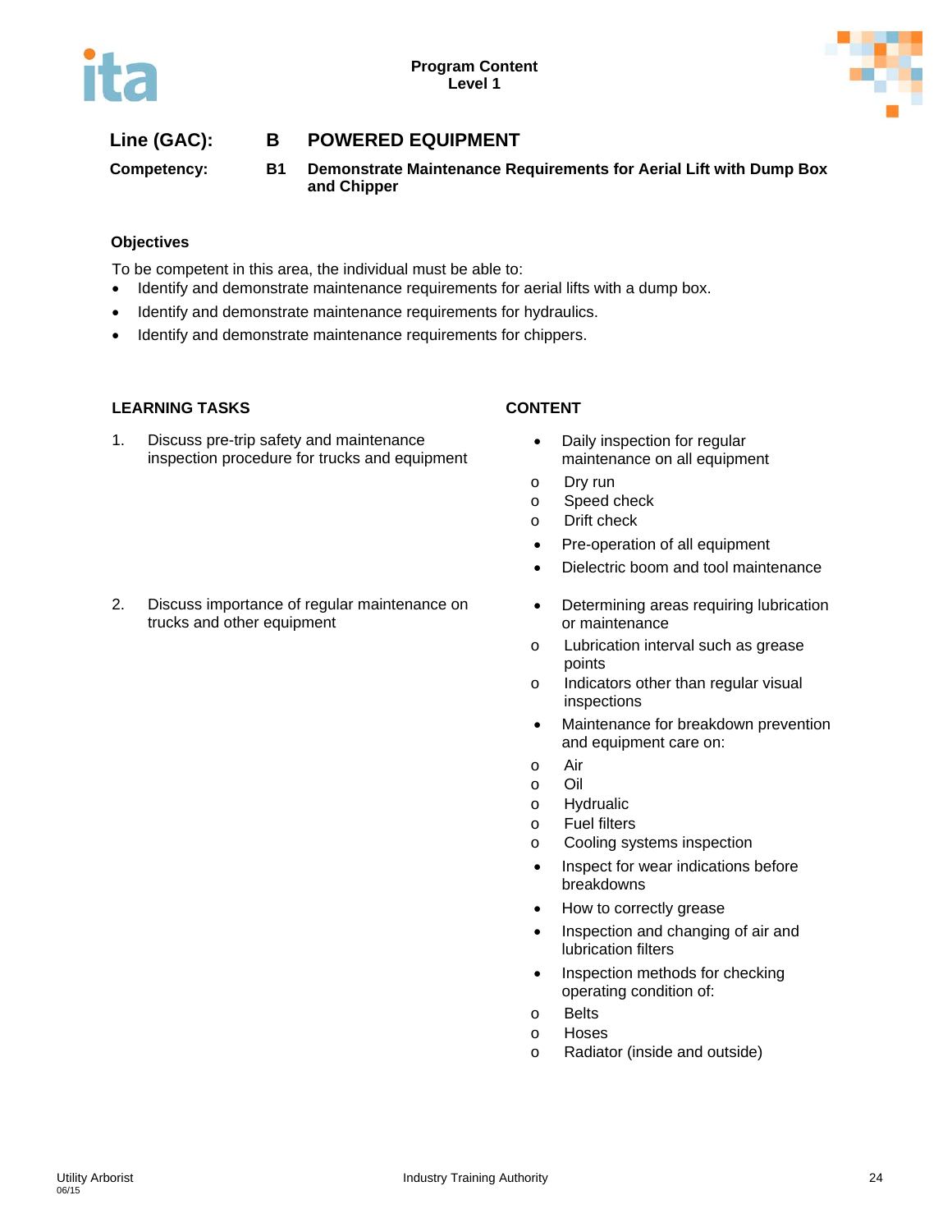**Line (GAC):** **B POWERED EQUIPMENT**

**Competency:** **B1 Demonstrate Maintenance Requirements for Aerial Lift with Dump Box and Chipper**

### Objectives

To be competent in this area, the individual must be able to:

- Identify and demonstrate maintenance requirements for aerial lifts with a dump box.
- Identify and demonstrate maintenance requirements for hydraulics.
- Identify and demonstrate maintenance requirements for chippers.

| LEARNING TASKS | CONTENT |
|---|---|
| 1. Discuss pre-trip safety and maintenance inspection procedure for trucks and equipment | • Daily inspection for regular maintenance on all equipment<br>o Dry run<br>o Speed check<br>o Drift check<br>• Pre-operation of all equipment<br>• Dielectric boom and tool maintenance |
| 2. Discuss importance of regular maintenance on trucks and other equipment | • Determining areas requiring lubrication or maintenance<br>o Lubrication interval such as grease points<br>o Indicators other than regular visual inspections<br>• Maintenance for breakdown prevention and equipment care on:<br>o Air<br>o Oil<br>o Hydraulic<br>o Fuel filters<br>o Cooling systems inspection<br>• Inspect for wear indications before breakdowns<br>• How to correctly grease<br>• Inspection and changing of air and lubrication filters<br>• Inspection methods for checking operating condition of:<br>o Belts<br>o Hoses<br>o Radiator (inside and outside) |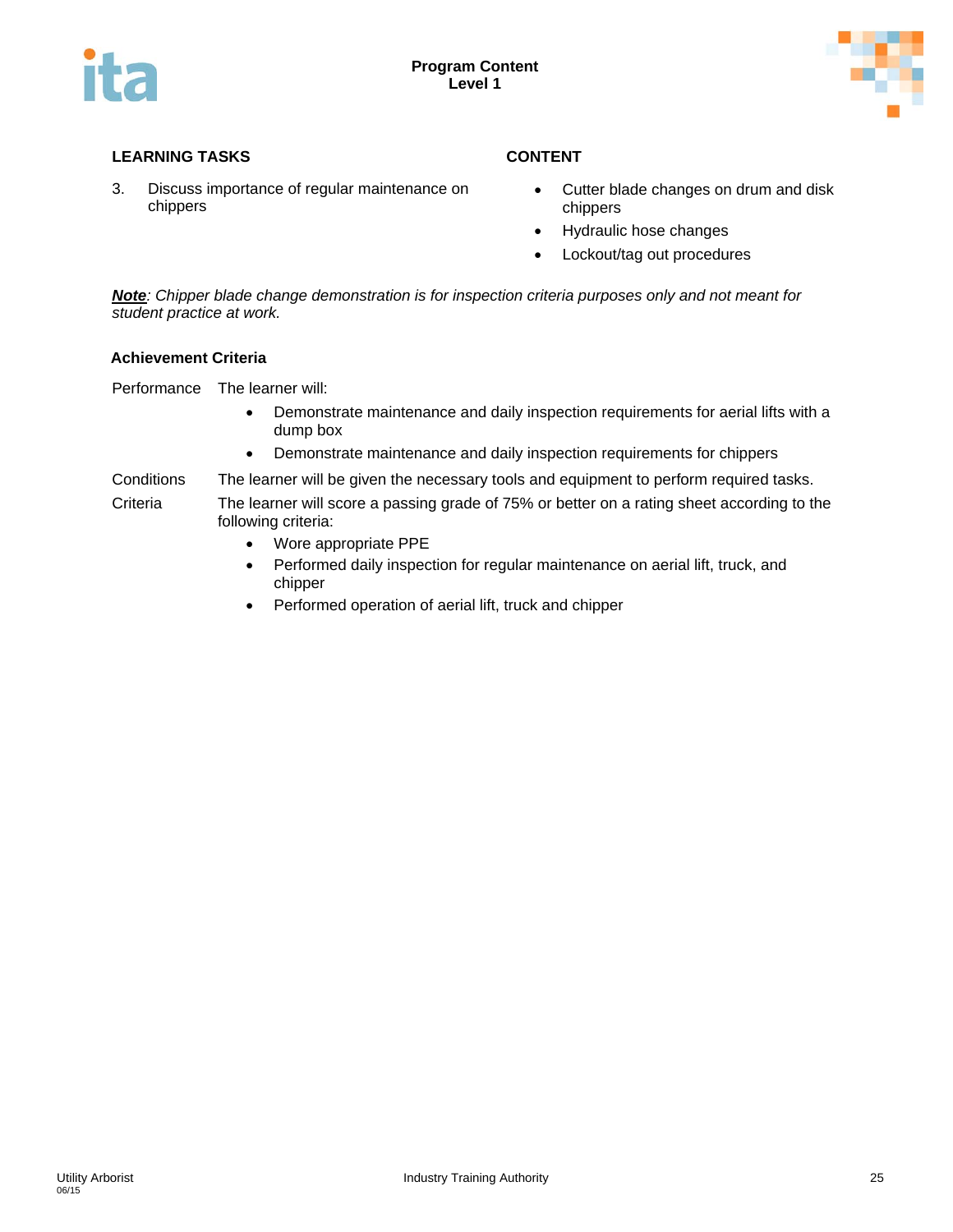| LEARNING TASKS | CONTENT |
|---|---|
| 3. Discuss importance of regular maintenance on chippers | • Cutter blade changes on drum and disk chippers<br>• Hydraulic hose changes<br>• Lockout/tag out procedures |

***Note**: Chipper blade change demonstration is for inspection criteria purposes only and not meant for student practice at work.*

### Achievement Criteria

**Performance** The learner will:

- Demonstrate maintenance and daily inspection requirements for aerial lifts with a dump box
- Demonstrate maintenance and daily inspection requirements for chippers

**Conditions** The learner will be given the necessary tools and equipment to perform required tasks.

**Criteria** The learner will score a passing grade of 75% or better on a rating sheet according to the following criteria:

- Wore appropriate PPE
- Performed daily inspection for regular maintenance on aerial lift, truck, and chipper
- Performed operation of aerial lift, truck and chipper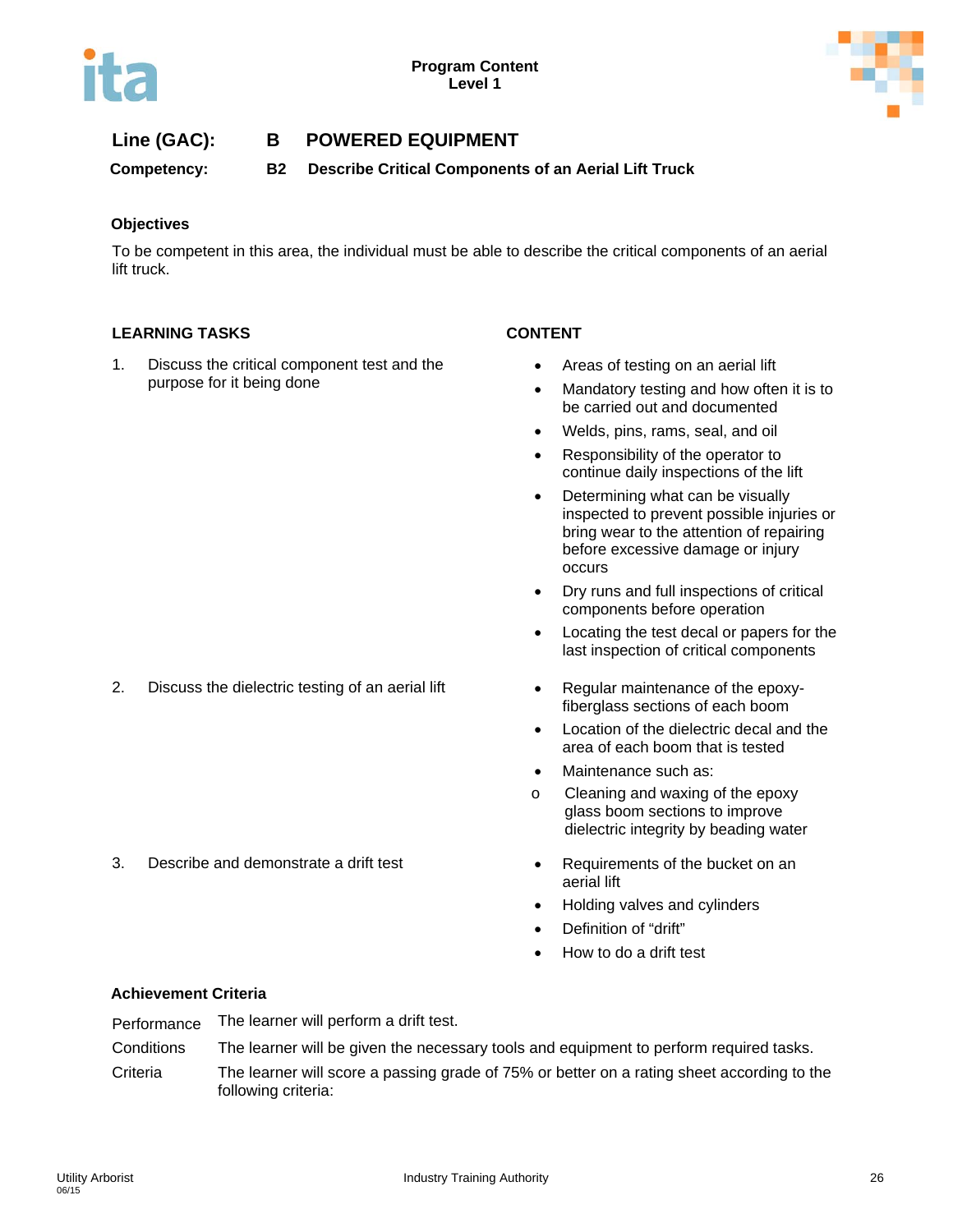**Line (GAC):** **B POWERED EQUIPMENT**

**Competency:** **B2 Describe Critical Components of an Aerial Lift Truck**

### Objectives

To be competent in this area, the individual must be able to describe the critical components of an aerial lift truck.

| LEARNING TASKS | CONTENT |
|---|---|
| 1. Discuss the critical component test and the purpose for it being done | • Areas of testing on an aerial lift<br>• Mandatory testing and how often it is to be carried out and documented<br>• Welds, pins, rams, seal, and oil<br>• Responsibility of the operator to continue daily inspections of the lift<br>• Determining what can be visually inspected to prevent possible injuries or bring wear to the attention of repairing before excessive damage or injury occurs<br>• Dry runs and full inspections of critical components before operation<br>• Locating the test decal or papers for the last inspection of critical components |
| 2. Discuss the dielectric testing of an aerial lift | • Regular maintenance of the epoxy-fiberglass sections of each boom<br>• Location of the dielectric decal and the area of each boom that is tested<br>• Maintenance such as:<br>o Cleaning and waxing of the epoxy glass boom sections to improve dielectric integrity by beading water |
| 3. Describe and demonstrate a drift test | • Requirements of the bucket on an aerial lift<br>• Holding valves and cylinders<br>• Definition of "drift"<br>• How to do a drift test |

### Achievement Criteria

| | |
|---|---|
| Performance | The learner will perform a drift test. |
| Conditions | The learner will be given the necessary tools and equipment to perform required tasks. |
| Criteria | The learner will score a passing grade of 75% or better on a rating sheet according to the following criteria: |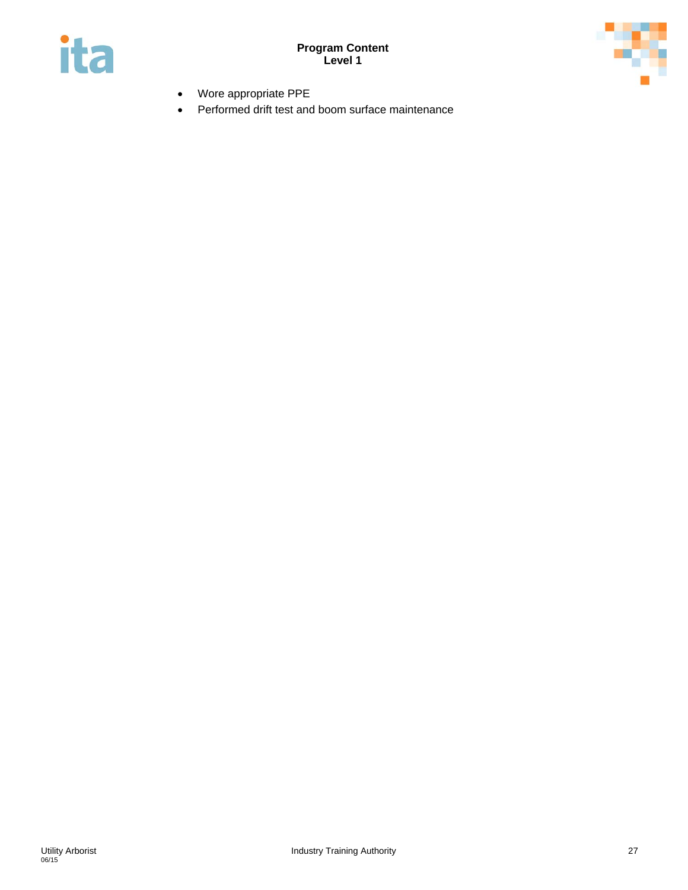- Wore appropriate PPE
- Performed drift test and boom surface maintenance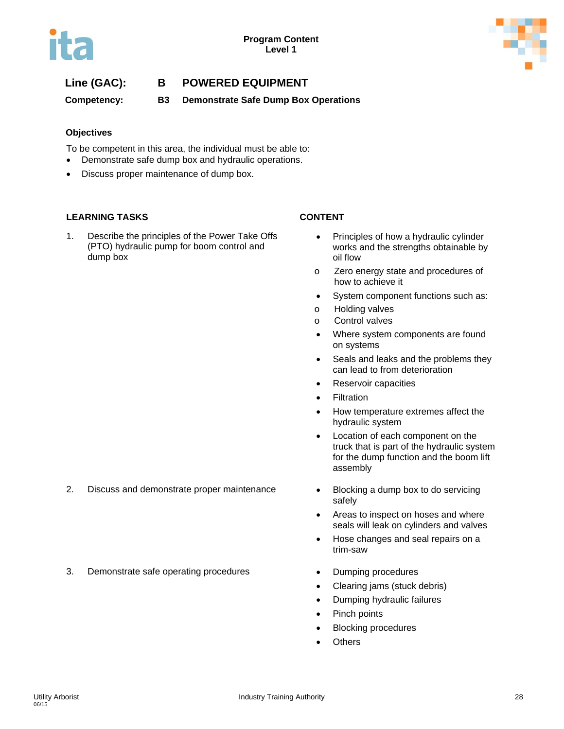**Line (GAC):** B POWERED EQUIPMENT

**Competency:** B3 Demonstrate Safe Dump Box Operations

### Objectives

To be competent in this area, the individual must be able to:

- Demonstrate safe dump box and hydraulic operations.
- Discuss proper maintenance of dump box.

| LEARNING TASKS | CONTENT |
|---|---|
| 1. Describe the principles of the Power Take Offs (PTO) hydraulic pump for boom control and dump box | • Principles of how a hydraulic cylinder works and the strengths obtainable by oil flow<br>  o Zero energy state and procedures of how to achieve it<br>• System component functions such as:<br>  o Holding valves<br>  o Control valves<br>• Where system components are found on systems<br>• Seals and leaks and the problems they can lead to from deterioration<br>• Reservoir capacities<br>• Filtration<br>• How temperature extremes affect the hydraulic system<br>• Location of each component on the truck that is part of the hydraulic system for the dump function and the boom lift assembly |
| 2. Discuss and demonstrate proper maintenance | • Blocking a dump box to do servicing safely<br>• Areas to inspect on hoses and where seals will leak on cylinders and valves<br>• Hose changes and seal repairs on a trim-saw |
| 3. Demonstrate safe operating procedures | • Dumping procedures<br>• Clearing jams (stuck debris)<br>• Dumping hydraulic failures<br>• Pinch points<br>• Blocking procedures<br>• Others |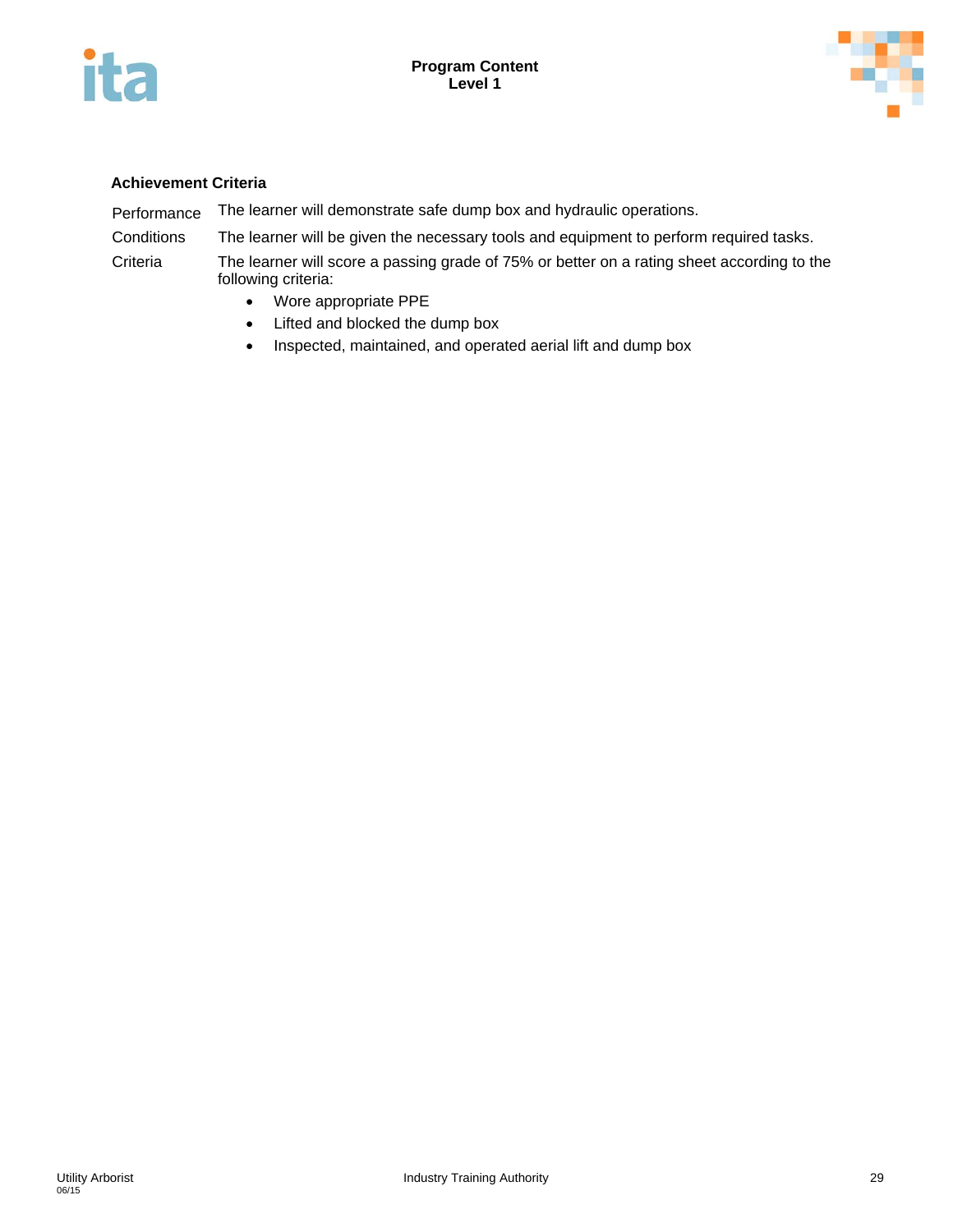**Achievement Criteria**

| | |
|---|---|
| Performance | The learner will demonstrate safe dump box and hydraulic operations. |
| Conditions | The learner will be given the necessary tools and equipment to perform required tasks. |
| Criteria | The learner will score a passing grade of 75% or better on a rating sheet according to the following criteria: |

- Wore appropriate PPE
- Lifted and blocked the dump box
- Inspected, maintained, and operated aerial lift and dump box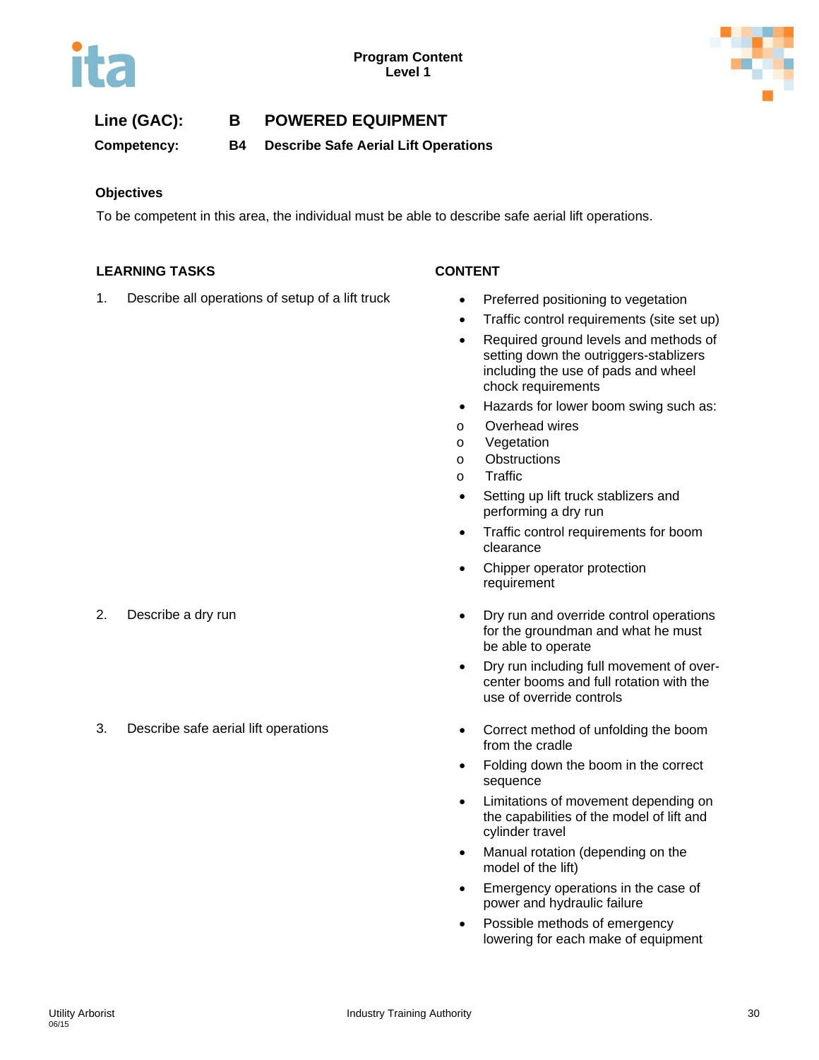**Program Content**
**Level 1**

## Line (GAC): B POWERED EQUIPMENT

**Competency: B4 Describe Safe Aerial Lift Operations**

### Objectives

To be competent in this area, the individual must be able to describe safe aerial lift operations.

| LEARNING TASKS | CONTENT |
|---|---|
| 1. Describe all operations of setup of a lift truck | • Preferred positioning to vegetation<br>• Traffic control requirements (site set up)<br>• Required ground levels and methods of setting down the outriggers-stablizers including the use of pads and wheel chock requirements<br>• Hazards for lower boom swing such as:<br>o Overhead wires<br>o Vegetation<br>o Obstructions<br>o Traffic<br>• Setting up lift truck stablizers and performing a dry run<br>• Traffic control requirements for boom clearance<br>• Chipper operator protection requirement |
| 2. Describe a dry run | • Dry run and override control operations for the groundman and what he must be able to operate<br>• Dry run including full movement of over-center booms and full rotation with the use of override controls |
| 3. Describe safe aerial lift operations | • Correct method of unfolding the boom from the cradle<br>• Folding down the boom in the correct sequence<br>• Limitations of movement depending on the capabilities of the model of lift and cylinder travel<br>• Manual rotation (depending on the model of the lift)<br>• Emergency operations in the case of power and hydraulic failure<br>• Possible methods of emergency lowering for each make of equipment |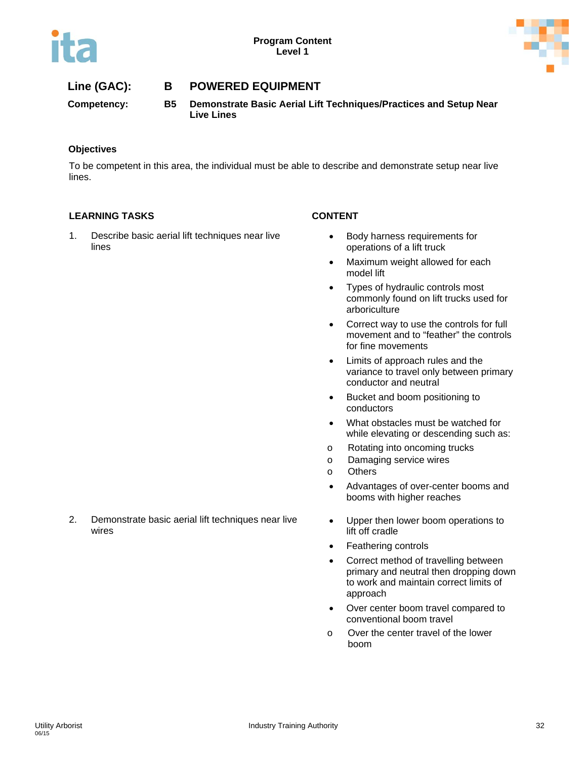Program Content
Level 1

**Line (GAC):** **B POWERED EQUIPMENT**

**Competency:** **B5 Demonstrate Basic Aerial Lift Techniques/Practices and Setup Near Live Lines**

### Objectives

To be competent in this area, the individual must be able to describe and demonstrate setup near live lines.

| LEARNING TASKS | CONTENT |
|---|---|
| 1. Describe basic aerial lift techniques near live lines | • Body harness requirements for operations of a lift truck<br>• Maximum weight allowed for each model lift<br>• Types of hydraulic controls most commonly found on lift trucks used for arboriculture<br>• Correct way to use the controls for full movement and to "feather" the controls for fine movements<br>• Limits of approach rules and the variance to travel only between primary conductor and neutral<br>• Bucket and boom positioning to conductors<br>• What obstacles must be watched for while elevating or descending such as:<br>o Rotating into oncoming trucks<br>o Damaging service wires<br>o Others<br>• Advantages of over-center booms and booms with higher reaches |
| 2. Demonstrate basic aerial lift techniques near live wires | • Upper then lower boom operations to lift off cradle<br>• Feathering controls<br>• Correct method of travelling between primary and neutral then dropping down to work and maintain correct limits of approach<br>• Over center boom travel compared to conventional boom travel<br>o Over the center travel of the lower boom |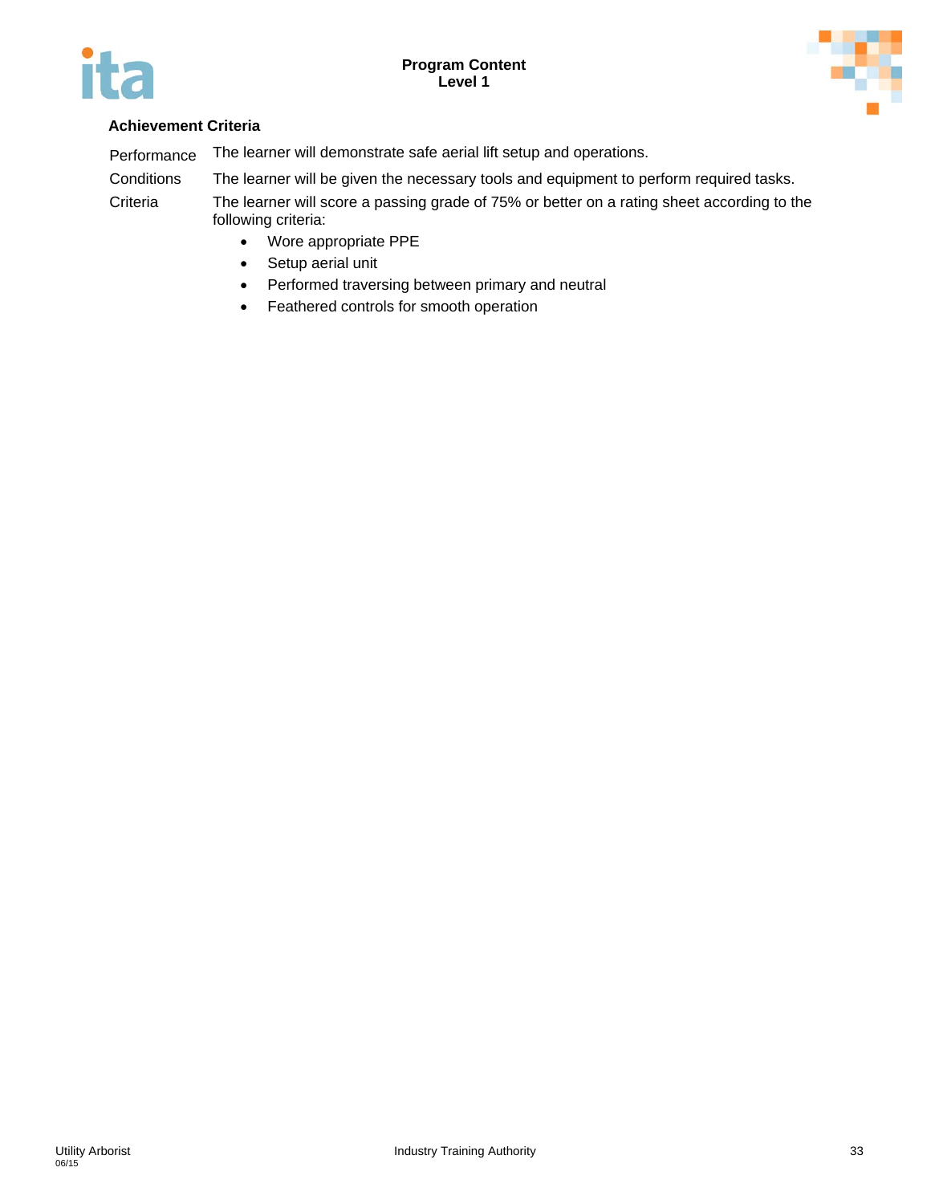### Achievement Criteria

| | |
|---|---|
| Performance | The learner will demonstrate safe aerial lift setup and operations. |
| Conditions | The learner will be given the necessary tools and equipment to perform required tasks. |
| Criteria | The learner will score a passing grade of 75% or better on a rating sheet according to the following criteria: |

- Wore appropriate PPE
- Setup aerial unit
- Performed traversing between primary and neutral
- Feathered controls for smooth operation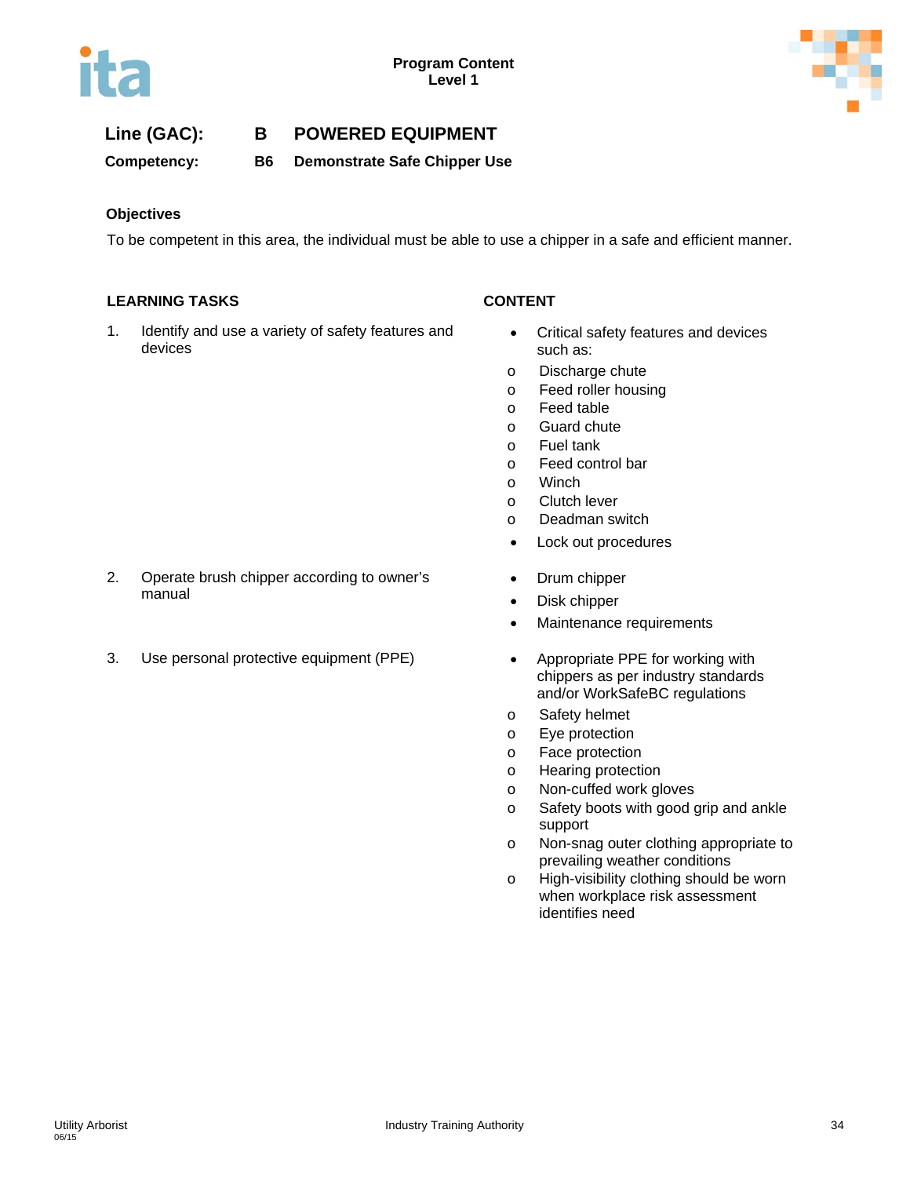**Program Content**
**Level 1**

## Line (GAC): B POWERED EQUIPMENT

### Competency: B6 Demonstrate Safe Chipper Use

**Objectives**

To be competent in this area, the individual must be able to use a chipper in a safe and efficient manner.

| LEARNING TASKS | CONTENT |
| --- | --- |
| 1. Identify and use a variety of safety features and devices | • Critical safety features and devices such as:<br>o Discharge chute<br>o Feed roller housing<br>o Feed table<br>o Guard chute<br>o Fuel tank<br>o Feed control bar<br>o Winch<br>o Clutch lever<br>o Deadman switch<br>• Lock out procedures |
| 2. Operate brush chipper according to owner's manual | • Drum chipper<br>• Disk chipper<br>• Maintenance requirements |
| 3. Use personal protective equipment (PPE) | • Appropriate PPE for working with chippers as per industry standards and/or WorkSafeBC regulations<br>o Safety helmet<br>o Eye protection<br>o Face protection<br>o Hearing protection<br>o Non-cuffed work gloves<br>o Safety boots with good grip and ankle support<br>o Non-snag outer clothing appropriate to prevailing weather conditions<br>o High-visibility clothing should be worn when workplace risk assessment identifies need |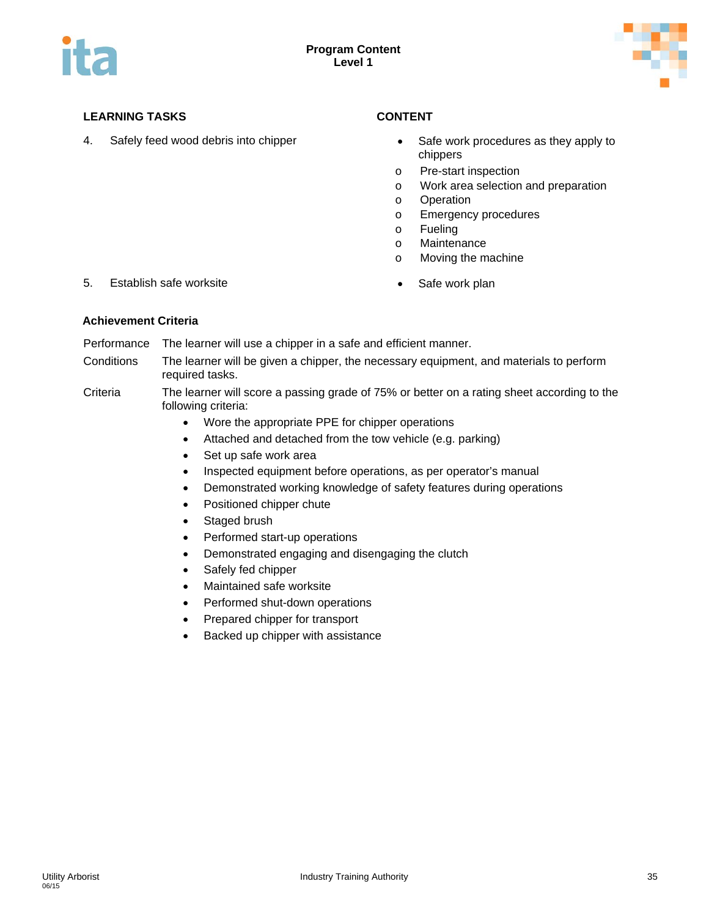| LEARNING TASKS | CONTENT |
| --- | --- |
| 4. Safely feed wood debris into chipper | • Safe work procedures as they apply to chippers<br>o Pre-start inspection<br>o Work area selection and preparation<br>o Operation<br>o Emergency procedures<br>o Fueling<br>o Maintenance<br>o Moving the machine |
| 5. Establish safe worksite | • Safe work plan |

**Achievement Criteria**

Performance The learner will use a chipper in a safe and efficient manner.

Conditions The learner will be given a chipper, the necessary equipment, and materials to perform required tasks.

Criteria The learner will score a passing grade of 75% or better on a rating sheet according to the following criteria:

- Wore the appropriate PPE for chipper operations
- Attached and detached from the tow vehicle (e.g. parking)
- Set up safe work area
- Inspected equipment before operations, as per operator's manual
- Demonstrated working knowledge of safety features during operations
- Positioned chipper chute
- Staged brush
- Performed start-up operations
- Demonstrated engaging and disengaging the clutch
- Safely fed chipper
- Maintained safe worksite
- Performed shut-down operations
- Prepared chipper for transport
- Backed up chipper with assistance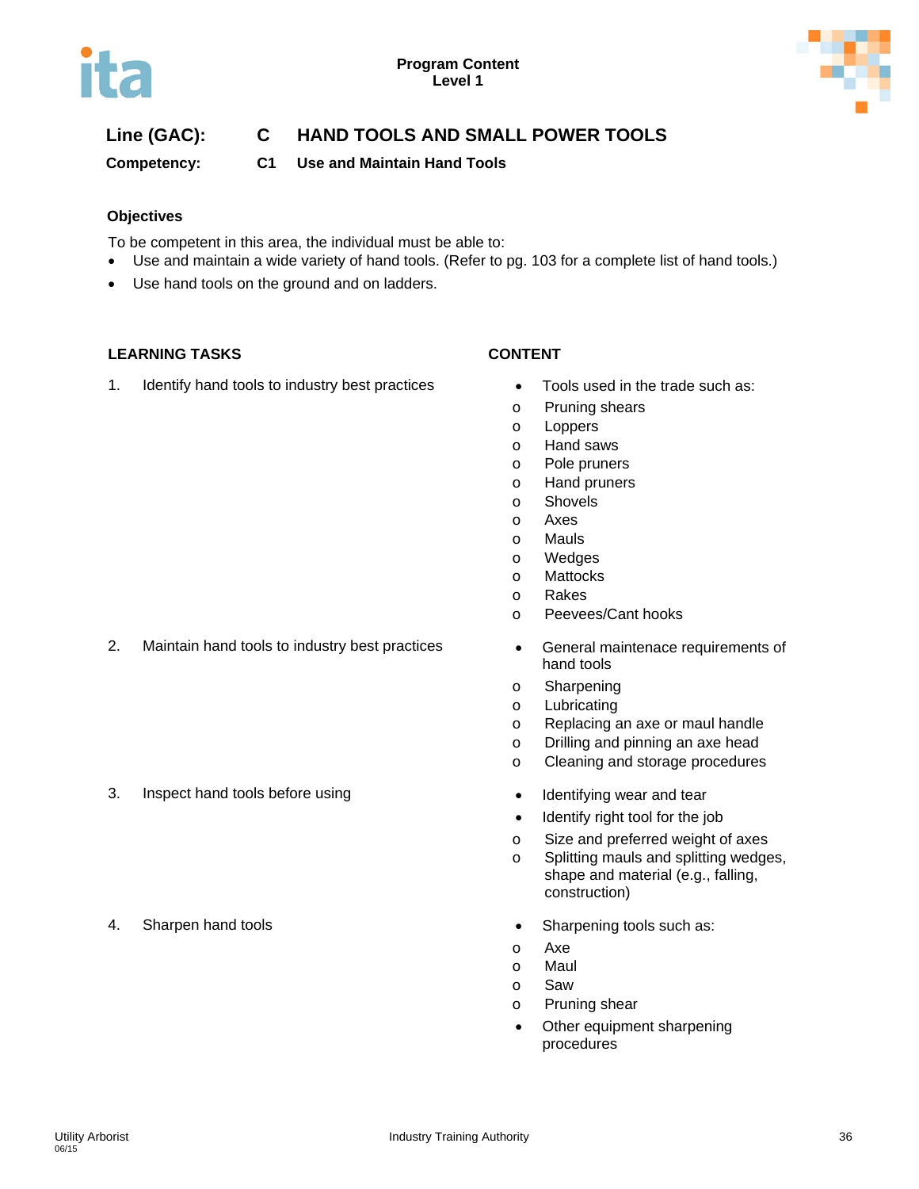**Line (GAC):** C HAND TOOLS AND SMALL POWER TOOLS

**Competency:** C1 Use and Maintain Hand Tools

### Objectives

To be competent in this area, the individual must be able to:

- Use and maintain a wide variety of hand tools. (Refer to pg. 103 for a complete list of hand tools.)
- Use hand tools on the ground and on ladders.

| LEARNING TASKS | CONTENT |
|---|---|
| 1. Identify hand tools to industry best practices | • Tools used in the trade such as:<br>o Pruning shears<br>o Loppers<br>o Hand saws<br>o Pole pruners<br>o Hand pruners<br>o Shovels<br>o Axes<br>o Mauls<br>o Wedges<br>o Mattocks<br>o Rakes<br>o Peevees/Cant hooks |
| 2. Maintain hand tools to industry best practices | • General maintenace requirements of hand tools<br>o Sharpening<br>o Lubricating<br>o Replacing an axe or maul handle<br>o Drilling and pinning an axe head<br>o Cleaning and storage procedures |
| 3. Inspect hand tools before using | • Identifying wear and tear<br>• Identify right tool for the job<br>o Size and preferred weight of axes<br>o Splitting mauls and splitting wedges, shape and material (e.g., falling, construction) |
| 4. Sharpen hand tools | • Sharpening tools such as:<br>o Axe<br>o Maul<br>o Saw<br>o Pruning shear<br>• Other equipment sharpening procedures |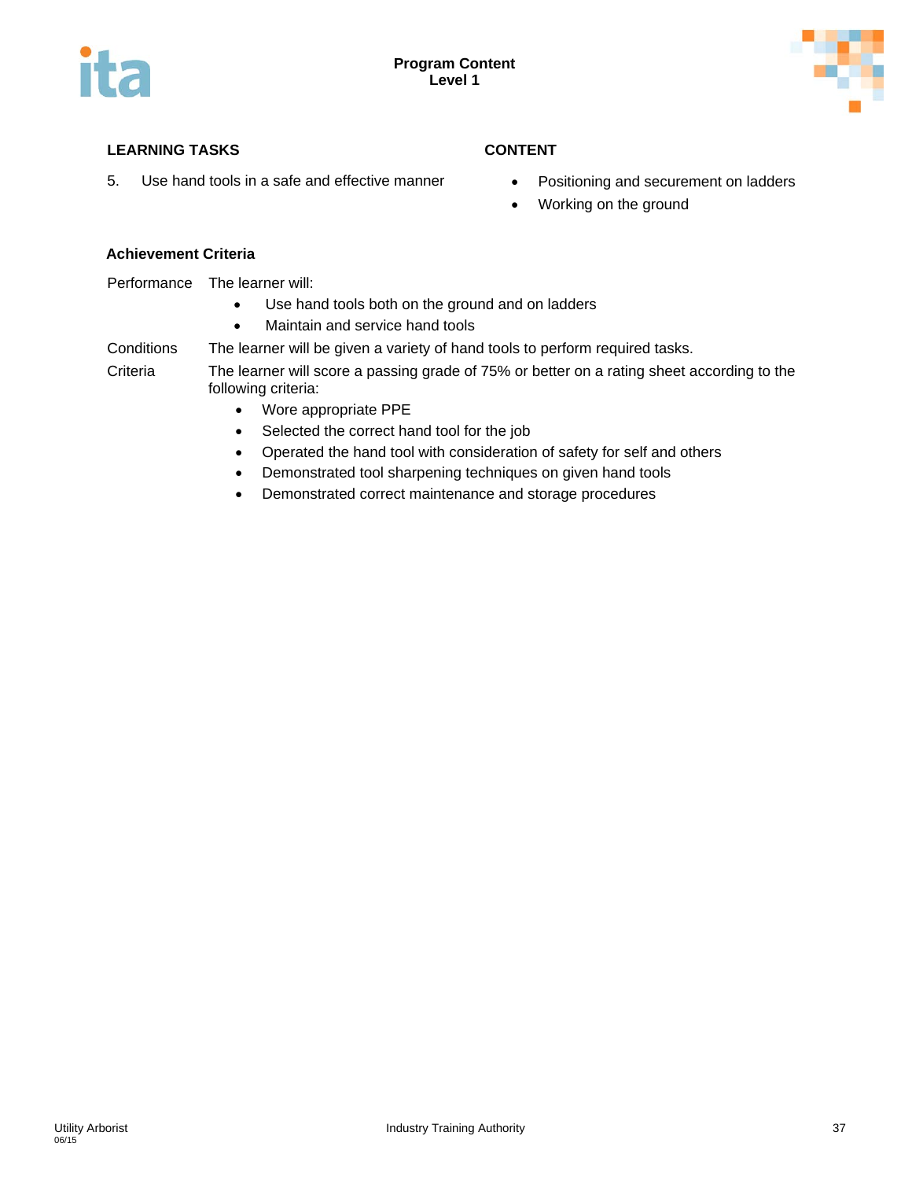| LEARNING TASKS | CONTENT |
|---|---|
| 5. Use hand tools in a safe and effective manner | • Positioning and securement on ladders<br>• Working on the ground |

### Achievement Criteria

Performance — The learner will:

- Use hand tools both on the ground and on ladders
- Maintain and service hand tools

Conditions — The learner will be given a variety of hand tools to perform required tasks.

Criteria — The learner will score a passing grade of 75% or better on a rating sheet according to the following criteria:

- Wore appropriate PPE
- Selected the correct hand tool for the job
- Operated the hand tool with consideration of safety for self and others
- Demonstrated tool sharpening techniques on given hand tools
- Demonstrated correct maintenance and storage procedures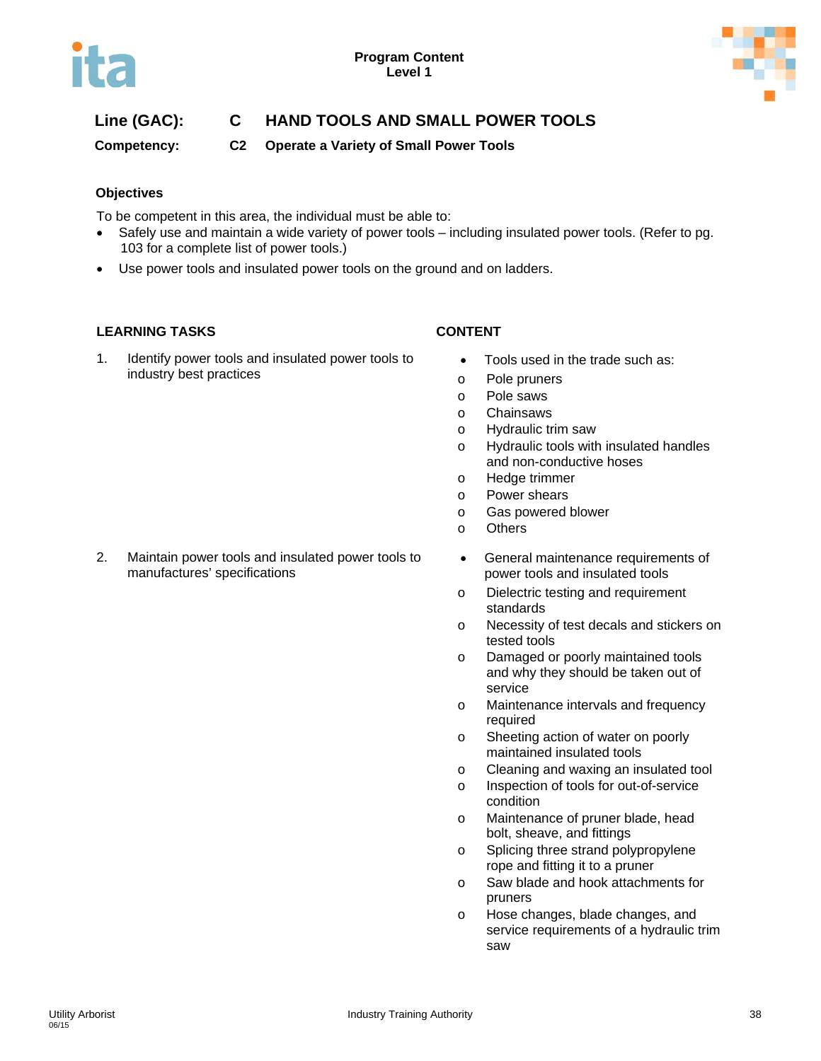**Program Content**
**Level 1**

## Line (GAC): C HAND TOOLS AND SMALL POWER TOOLS

### Competency: C2 Operate a Variety of Small Power Tools

**Objectives**

To be competent in this area, the individual must be able to:

- Safely use and maintain a wide variety of power tools – including insulated power tools. (Refer to pg. 103 for a complete list of power tools.)
- Use power tools and insulated power tools on the ground and on ladders.

| LEARNING TASKS | CONTENT |
|---|---|
| 1. Identify power tools and insulated power tools to industry best practices | • Tools used in the trade such as:<br>o Pole pruners<br>o Pole saws<br>o Chainsaws<br>o Hydraulic trim saw<br>o Hydraulic tools with insulated handles and non-conductive hoses<br>o Hedge trimmer<br>o Power shears<br>o Gas powered blower<br>o Others |
| 2. Maintain power tools and insulated power tools to manufactures' specifications | • General maintenance requirements of power tools and insulated tools<br>o Dielectric testing and requirement standards<br>o Necessity of test decals and stickers on tested tools<br>o Damaged or poorly maintained tools and why they should be taken out of service<br>o Maintenance intervals and frequency required<br>o Sheeting action of water on poorly maintained insulated tools<br>o Cleaning and waxing an insulated tool<br>o Inspection of tools for out-of-service condition<br>o Maintenance of pruner blade, head bolt, sheave, and fittings<br>o Splicing three strand polypropylene rope and fitting it to a pruner<br>o Saw blade and hook attachments for pruners<br>o Hose changes, blade changes, and service requirements of a hydraulic trim saw |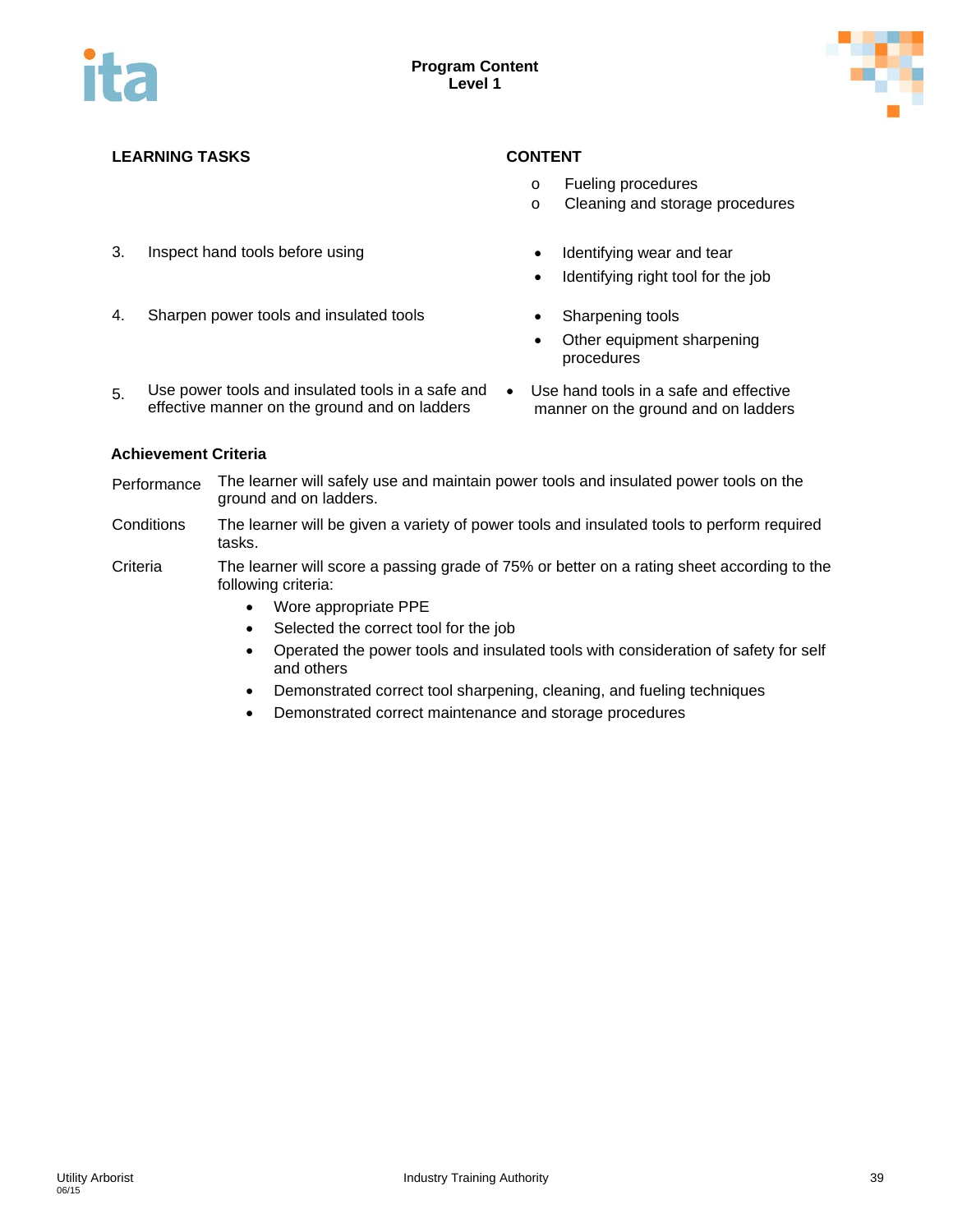**Program Content**
**Level 1**

| LEARNING TASKS | CONTENT |
| --- | --- |
| | o Fueling procedures<br>o Cleaning and storage procedures |
| 3. Inspect hand tools before using | • Identifying wear and tear<br>• Identifying right tool for the job |
| 4. Sharpen power tools and insulated tools | • Sharpening tools<br>• Other equipment sharpening procedures |
| 5. Use power tools and insulated tools in a safe and effective manner on the ground and on ladders | • Use hand tools in a safe and effective manner on the ground and on ladders |

**Achievement Criteria**

Performance: The learner will safely use and maintain power tools and insulated power tools on the ground and on ladders.

Conditions: The learner will be given a variety of power tools and insulated tools to perform required tasks.

Criteria: The learner will score a passing grade of 75% or better on a rating sheet according to the following criteria:

- Wore appropriate PPE
- Selected the correct tool for the job
- Operated the power tools and insulated tools with consideration of safety for self and others
- Demonstrated correct tool sharpening, cleaning, and fueling techniques
- Demonstrated correct maintenance and storage procedures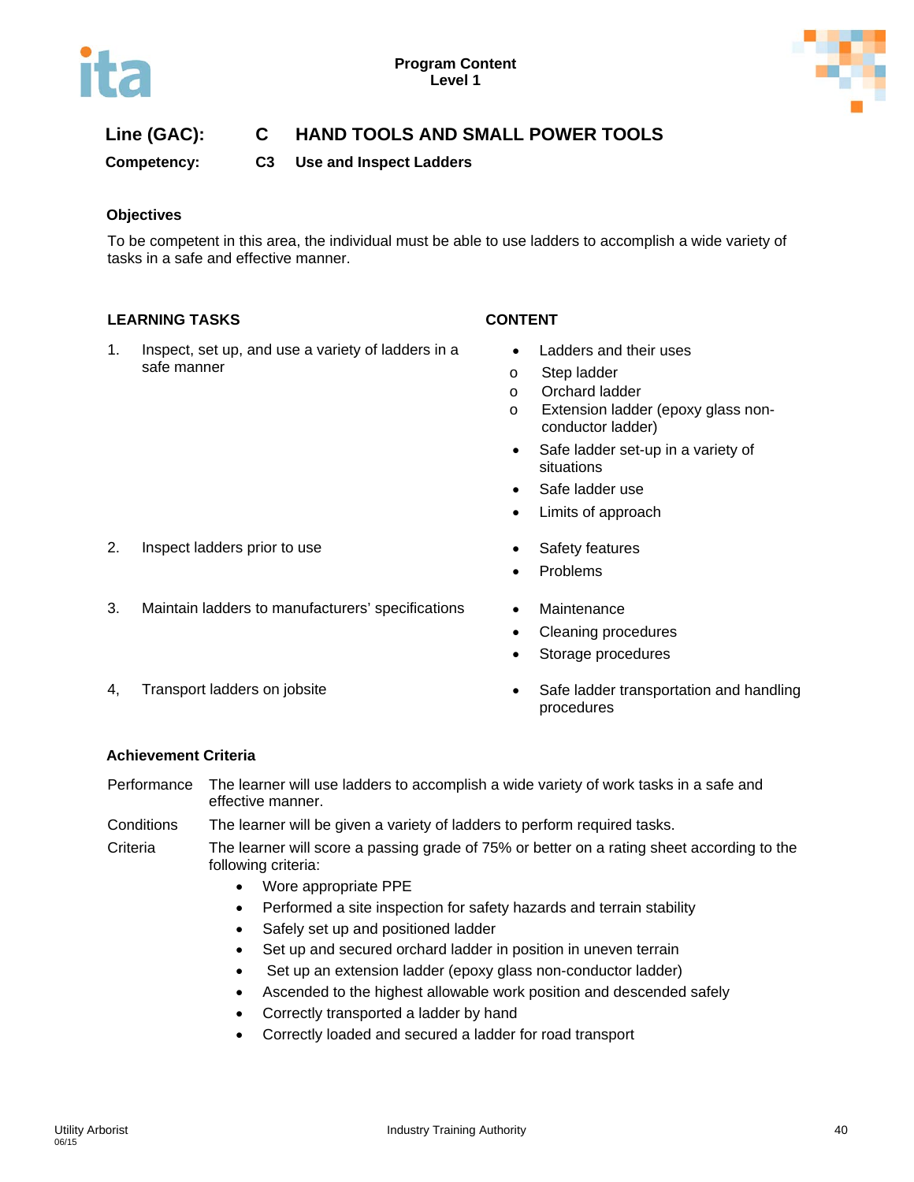**Line (GAC):** C **HAND TOOLS AND SMALL POWER TOOLS**

**Competency:** C3 **Use and Inspect Ladders**

### Objectives

To be competent in this area, the individual must be able to use ladders to accomplish a wide variety of tasks in a safe and effective manner.

| LEARNING TASKS | CONTENT |
|---|---|
| 1. Inspect, set up, and use a variety of ladders in a safe manner | • Ladders and their uses<br>o Step ladder<br>o Orchard ladder<br>o Extension ladder (epoxy glass non-conductor ladder)<br>• Safe ladder set-up in a variety of situations<br>• Safe ladder use<br>• Limits of approach |
| 2. Inspect ladders prior to use | • Safety features<br>• Problems |
| 3. Maintain ladders to manufacturers' specifications | • Maintenance<br>• Cleaning procedures<br>• Storage procedures |
| 4, Transport ladders on jobsite | • Safe ladder transportation and handling procedures |

### Achievement Criteria

Performance — The learner will use ladders to accomplish a wide variety of work tasks in a safe and effective manner.

Conditions — The learner will be given a variety of ladders to perform required tasks.

Criteria — The learner will score a passing grade of 75% or better on a rating sheet according to the following criteria:

- Wore appropriate PPE
- Performed a site inspection for safety hazards and terrain stability
- Safely set up and positioned ladder
- Set up and secured orchard ladder in position in uneven terrain
- Set up an extension ladder (epoxy glass non-conductor ladder)
- Ascended to the highest allowable work position and descended safely
- Correctly transported a ladder by hand
- Correctly loaded and secured a ladder for road transport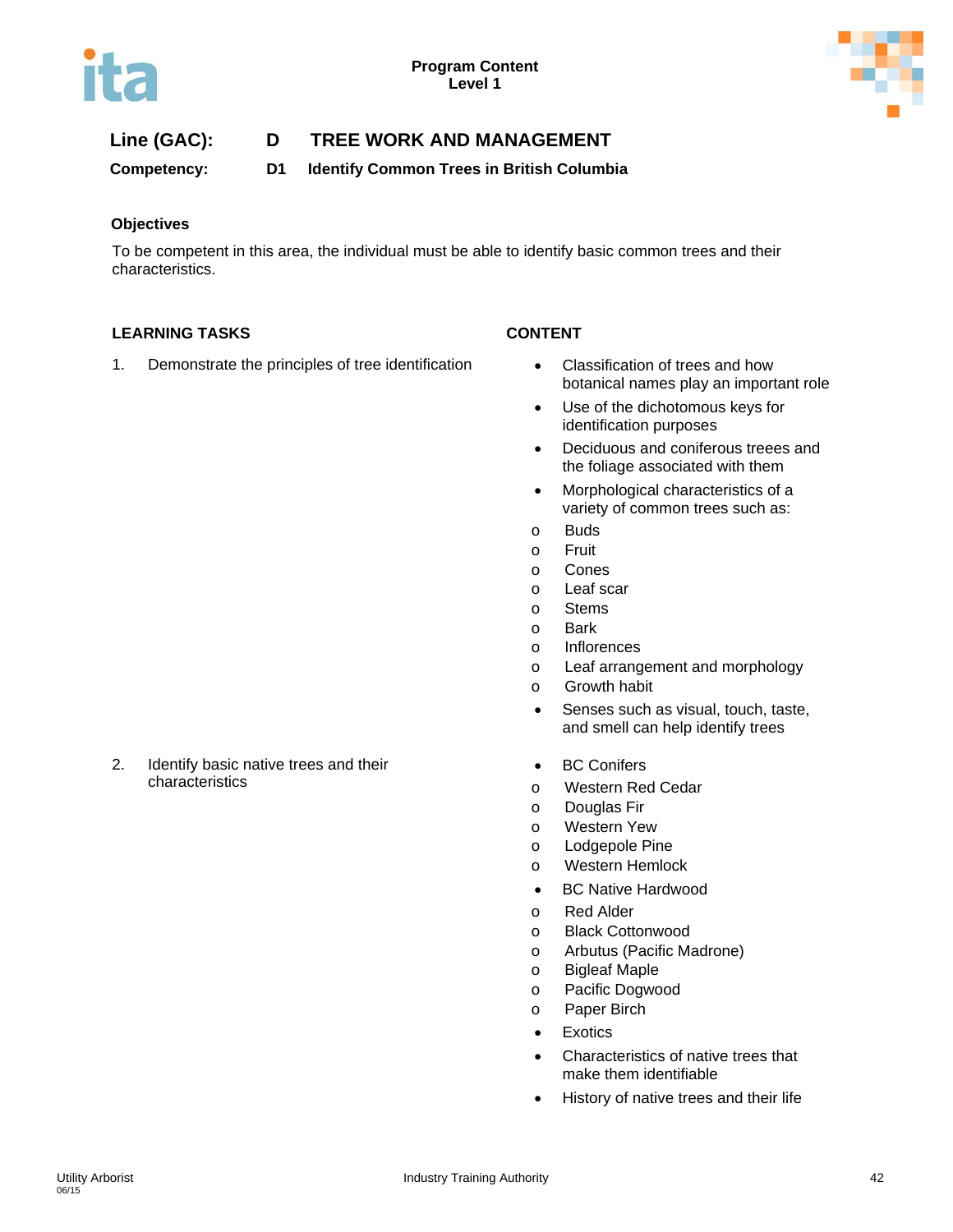**Program Content**
**Level 1**

## Line (GAC): D TREE WORK AND MANAGEMENT

**Competency: D1 Identify Common Trees in British Columbia**

### Objectives

To be competent in this area, the individual must be able to identify basic common trees and their characteristics.

| LEARNING TASKS | CONTENT |
|---|---|
| 1. Demonstrate the principles of tree identification | • Classification of trees and how botanical names play an important role<br>• Use of the dichotomous keys for identification purposes<br>• Deciduous and coniferous treees and the foliage associated with them<br>• Morphological characteristics of a variety of common trees such as:<br>o Buds<br>o Fruit<br>o Cones<br>o Leaf scar<br>o Stems<br>o Bark<br>o Inflorences<br>o Leaf arrangement and morphology<br>o Growth habit<br>• Senses such as visual, touch, taste, and smell can help identify trees |
| 2. Identify basic native trees and their characteristics | • BC Conifers<br>o Western Red Cedar<br>o Douglas Fir<br>o Western Yew<br>o Lodgepole Pine<br>o Western Hemlock<br>• BC Native Hardwood<br>o Red Alder<br>o Black Cottonwood<br>o Arbutus (Pacific Madrone)<br>o Bigleaf Maple<br>o Pacific Dogwood<br>o Paper Birch<br>• Exotics<br>• Characteristics of native trees that make them identifiable<br>• History of native trees and their life |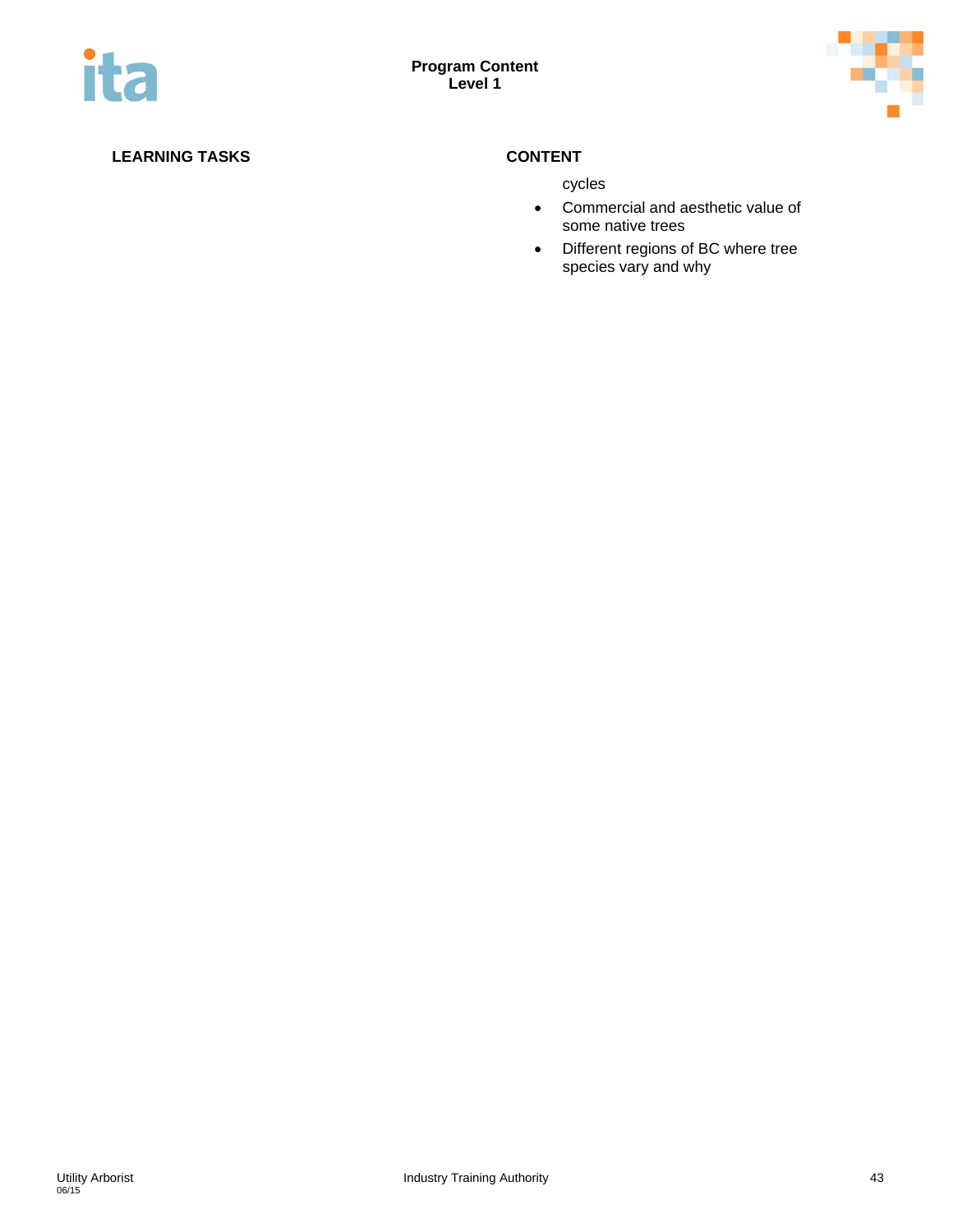| LEARNING TASKS | CONTENT |
|---|---|
| | cycles<br>• Commercial and aesthetic value of some native trees<br>• Different regions of BC where tree species vary and why |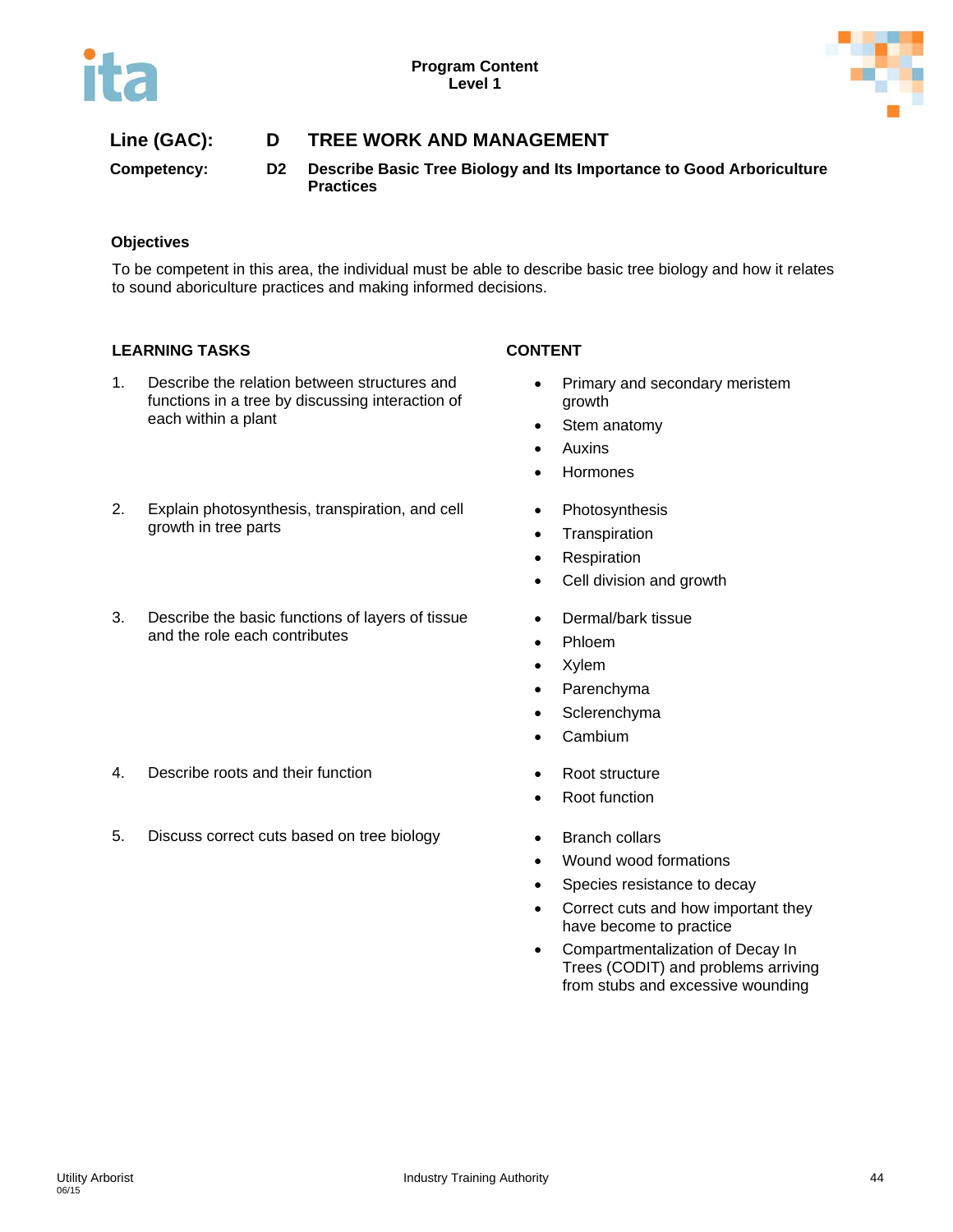**Line (GAC):** **D** **TREE WORK AND MANAGEMENT**

**Competency:** **D2** **Describe Basic Tree Biology and Its Importance to Good Arboriculture Practices**

### Objectives

To be competent in this area, the individual must be able to describe basic tree biology and how it relates to sound aboriculture practices and making informed decisions.

| LEARNING TASKS | CONTENT |
| --- | --- |
| 1. Describe the relation between structures and functions in a tree by discussing interaction of each within a plant | • Primary and secondary meristem growth<br>• Stem anatomy<br>• Auxins<br>• Hormones |
| 2. Explain photosynthesis, transpiration, and cell growth in tree parts | • Photosynthesis<br>• Transpiration<br>• Respiration<br>• Cell division and growth |
| 3. Describe the basic functions of layers of tissue and the role each contributes | • Dermal/bark tissue<br>• Phloem<br>• Xylem<br>• Parenchyma<br>• Sclerenchyma<br>• Cambium |
| 4. Describe roots and their function | • Root structure<br>• Root function |
| 5. Discuss correct cuts based on tree biology | • Branch collars<br>• Wound wood formations<br>• Species resistance to decay<br>• Correct cuts and how important they have become to practice<br>• Compartmentalization of Decay In Trees (CODIT) and problems arriving from stubs and excessive wounding |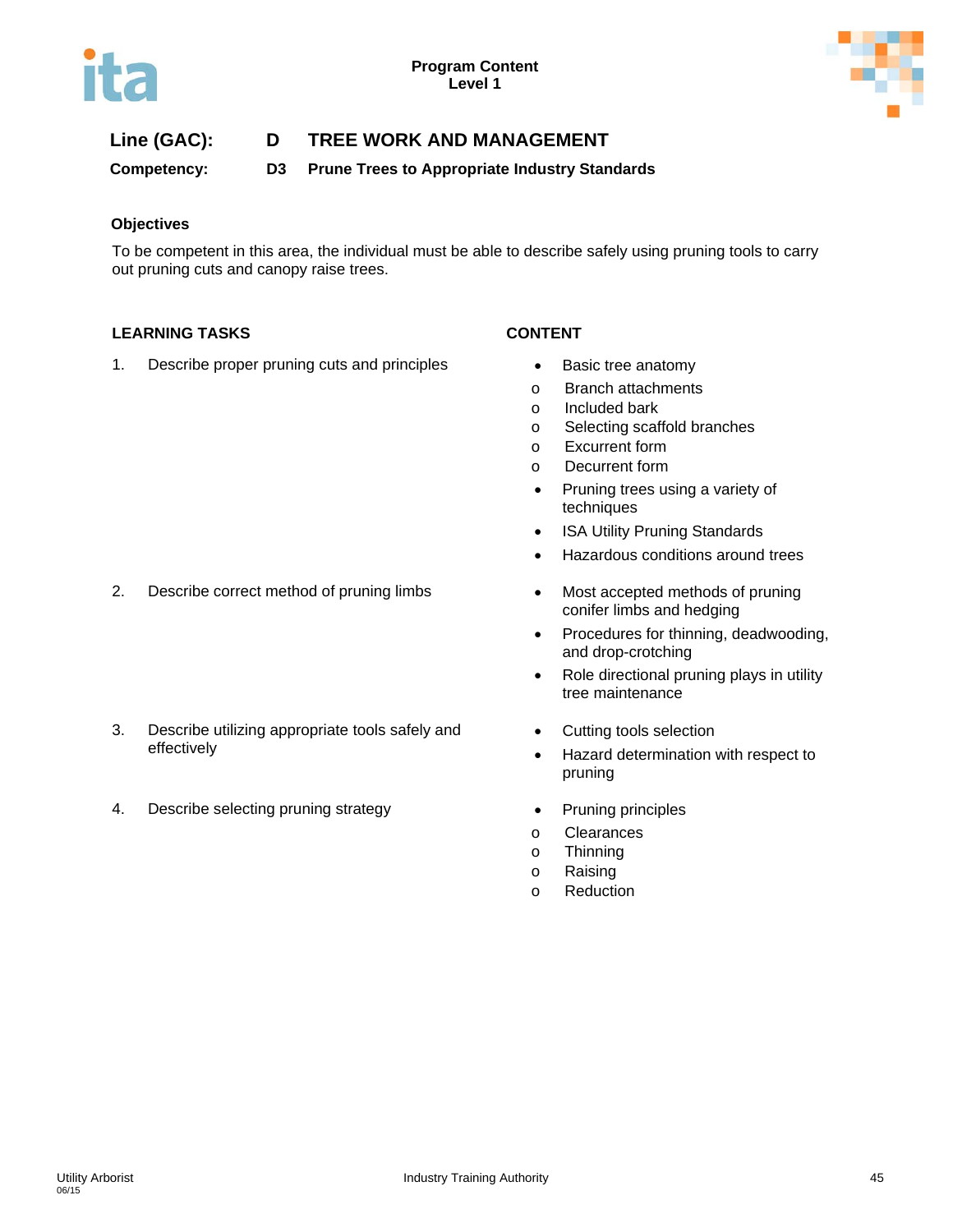**Program Content**
**Level 1**

## Line (GAC): D TREE WORK AND MANAGEMENT

### Competency: D3 Prune Trees to Appropriate Industry Standards

**Objectives**

To be competent in this area, the individual must be able to describe safely using pruning tools to carry out pruning cuts and canopy raise trees.

| LEARNING TASKS | CONTENT |
|---|---|
| 1. Describe proper pruning cuts and principles | • Basic tree anatomy<br>o Branch attachments<br>o Included bark<br>o Selecting scaffold branches<br>o Excurrent form<br>o Decurrent form<br>• Pruning trees using a variety of techniques<br>• ISA Utility Pruning Standards<br>• Hazardous conditions around trees |
| 2. Describe correct method of pruning limbs | • Most accepted methods of pruning conifer limbs and hedging<br>• Procedures for thinning, deadwooding, and drop-crotching<br>• Role directional pruning plays in utility tree maintenance |
| 3. Describe utilizing appropriate tools safely and effectively | • Cutting tools selection<br>• Hazard determination with respect to pruning |
| 4. Describe selecting pruning strategy | • Pruning principles<br>o Clearances<br>o Thinning<br>o Raising<br>o Reduction |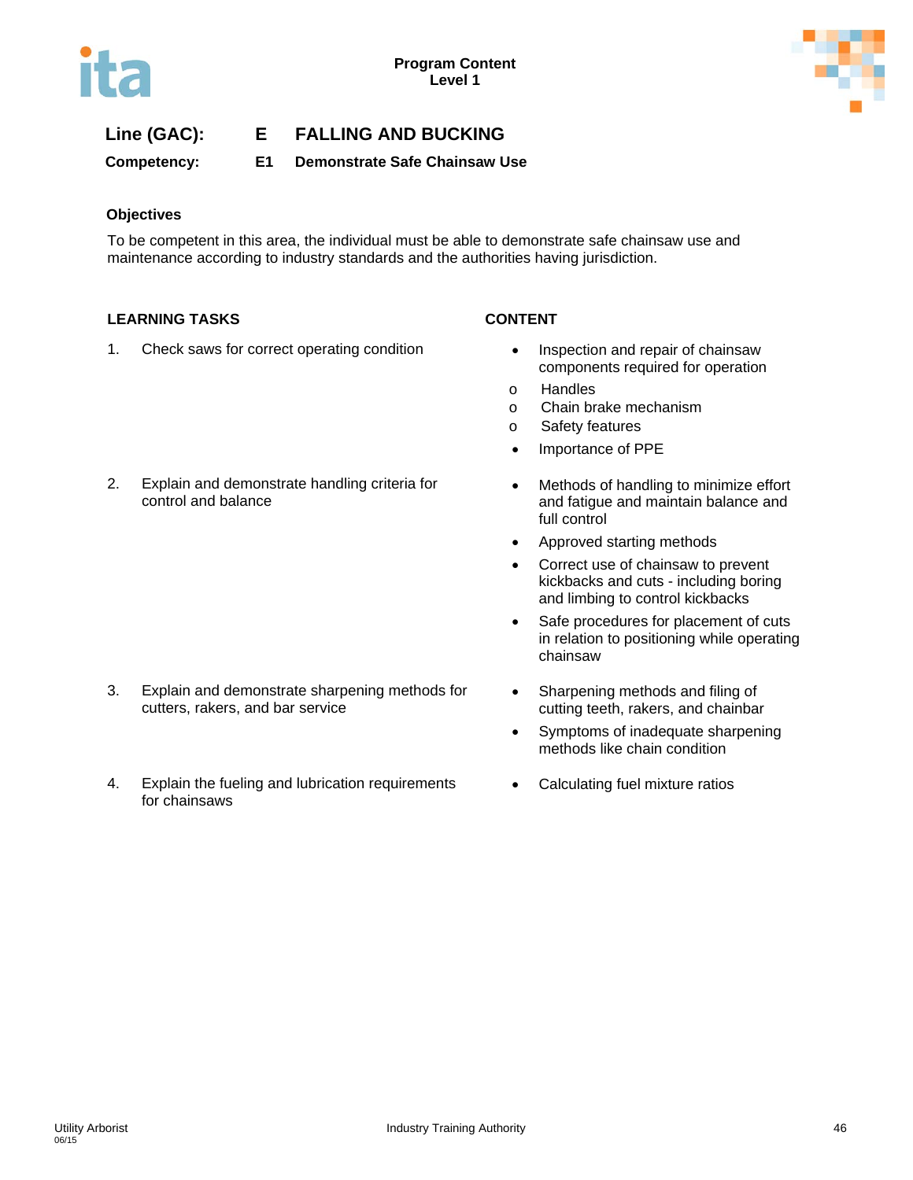**Line (GAC):** E **FALLING AND BUCKING**

**Competency:** E1 **Demonstrate Safe Chainsaw Use**

### Objectives

To be competent in this area, the individual must be able to demonstrate safe chainsaw use and maintenance according to industry standards and the authorities having jurisdiction.

| LEARNING TASKS | CONTENT |
|---|---|
| 1. Check saws for correct operating condition | • Inspection and repair of chainsaw components required for operation<br>o Handles<br>o Chain brake mechanism<br>o Safety features<br>• Importance of PPE |
| 2. Explain and demonstrate handling criteria for control and balance | • Methods of handling to minimize effort and fatigue and maintain balance and full control<br>• Approved starting methods<br>• Correct use of chainsaw to prevent kickbacks and cuts - including boring and limbing to control kickbacks<br>• Safe procedures for placement of cuts in relation to positioning while operating chainsaw |
| 3. Explain and demonstrate sharpening methods for cutters, rakers, and bar service | • Sharpening methods and filing of cutting teeth, rakers, and chainbar<br>• Symptoms of inadequate sharpening methods like chain condition |
| 4. Explain the fueling and lubrication requirements for chainsaws | • Calculating fuel mixture ratios |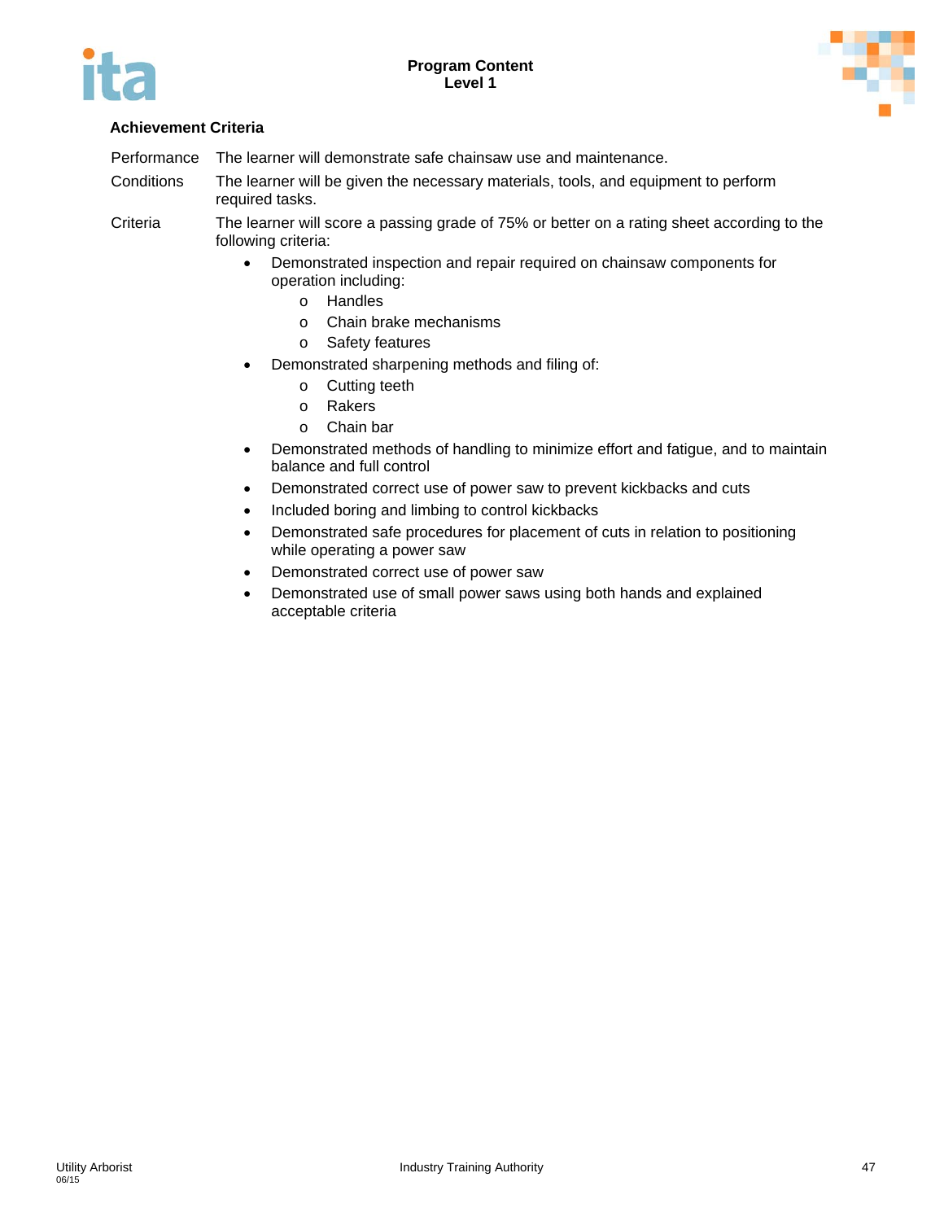#### Achievement Criteria

Performance The learner will demonstrate safe chainsaw use and maintenance.

Conditions The learner will be given the necessary materials, tools, and equipment to perform required tasks.

Criteria The learner will score a passing grade of 75% or better on a rating sheet according to the following criteria:

- Demonstrated inspection and repair required on chainsaw components for operation including:
  - Handles
  - Chain brake mechanisms
  - Safety features
- Demonstrated sharpening methods and filing of:
  - Cutting teeth
  - Rakers
  - Chain bar
- Demonstrated methods of handling to minimize effort and fatigue, and to maintain balance and full control
- Demonstrated correct use of power saw to prevent kickbacks and cuts
- Included boring and limbing to control kickbacks
- Demonstrated safe procedures for placement of cuts in relation to positioning while operating a power saw
- Demonstrated correct use of power saw
- Demonstrated use of small power saws using both hands and explained acceptable criteria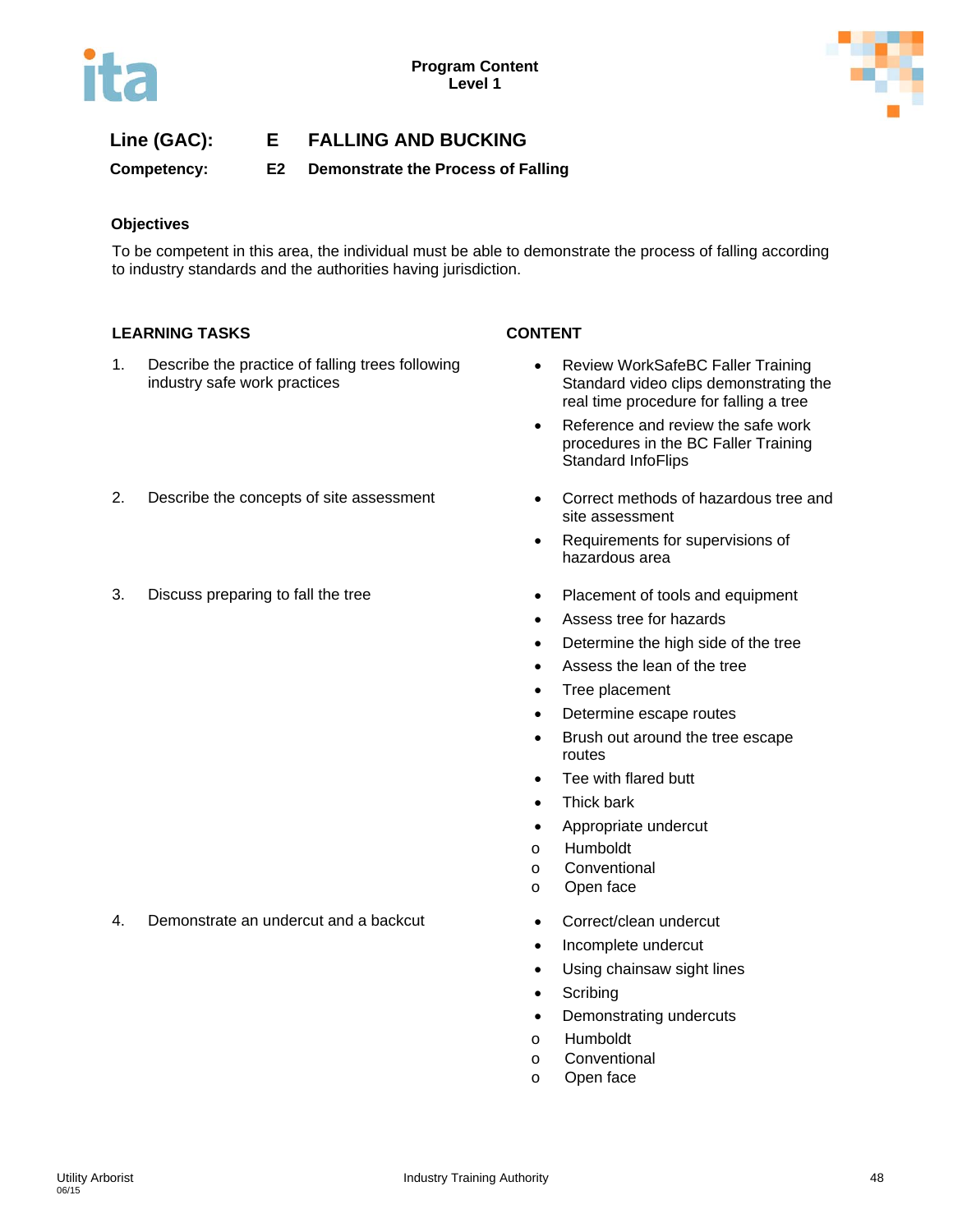**Line (GAC): E FALLING AND BUCKING**

**Competency: E2 Demonstrate the Process of Falling**

**Objectives**

To be competent in this area, the individual must be able to demonstrate the process of falling according to industry standards and the authorities having jurisdiction.

| LEARNING TASKS | CONTENT |
|---|---|
| 1. Describe the practice of falling trees following industry safe work practices | • Review WorkSafeBC Faller Training Standard video clips demonstrating the real time procedure for falling a tree<br>• Reference and review the safe work procedures in the BC Faller Training Standard InfoFlips |
| 2. Describe the concepts of site assessment | • Correct methods of hazardous tree and site assessment<br>• Requirements for supervisions of hazardous area |
| 3. Discuss preparing to fall the tree | • Placement of tools and equipment<br>• Assess tree for hazards<br>• Determine the high side of the tree<br>• Assess the lean of the tree<br>• Tree placement<br>• Determine escape routes<br>• Brush out around the tree escape routes<br>• Tee with flared butt<br>• Thick bark<br>• Appropriate undercut<br>o Humboldt<br>o Conventional<br>o Open face |
| 4. Demonstrate an undercut and a backcut | • Correct/clean undercut<br>• Incomplete undercut<br>• Using chainsaw sight lines<br>• Scribing<br>• Demonstrating undercuts<br>o Humboldt<br>o Conventional<br>o Open face |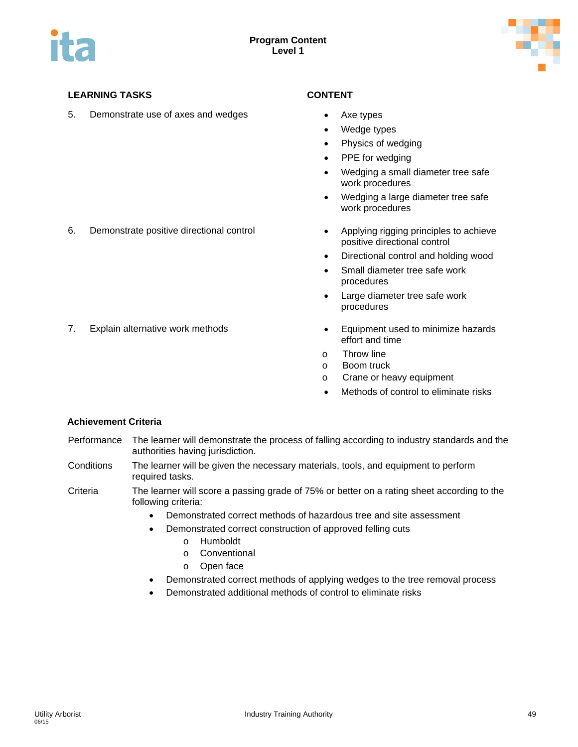| LEARNING TASKS | CONTENT |
|---|---|
| 5. Demonstrate use of axes and wedges | • Axe types<br>• Wedge types<br>• Physics of wedging<br>• PPE for wedging<br>• Wedging a small diameter tree safe work procedures<br>• Wedging a large diameter tree safe work procedures |
| 6. Demonstrate positive directional control | • Applying rigging principles to achieve positive directional control<br>• Directional control and holding wood<br>• Small diameter tree safe work procedures<br>• Large diameter tree safe work procedures |
| 7. Explain alternative work methods | • Equipment used to minimize hazards effort and time<br>o Throw line<br>o Boom truck<br>o Crane or heavy equipment<br>• Methods of control to eliminate risks |

**Achievement Criteria**

Performance: The learner will demonstrate the process of falling according to industry standards and the authorities having jurisdiction.

Conditions: The learner will be given the necessary materials, tools, and equipment to perform required tasks.

Criteria: The learner will score a passing grade of 75% or better on a rating sheet according to the following criteria:

- Demonstrated correct methods of hazardous tree and site assessment
- Demonstrated correct construction of approved felling cuts
  - Humboldt
  - Conventional
  - Open face
- Demonstrated correct methods of applying wedges to the tree removal process
- Demonstrated additional methods of control to eliminate risks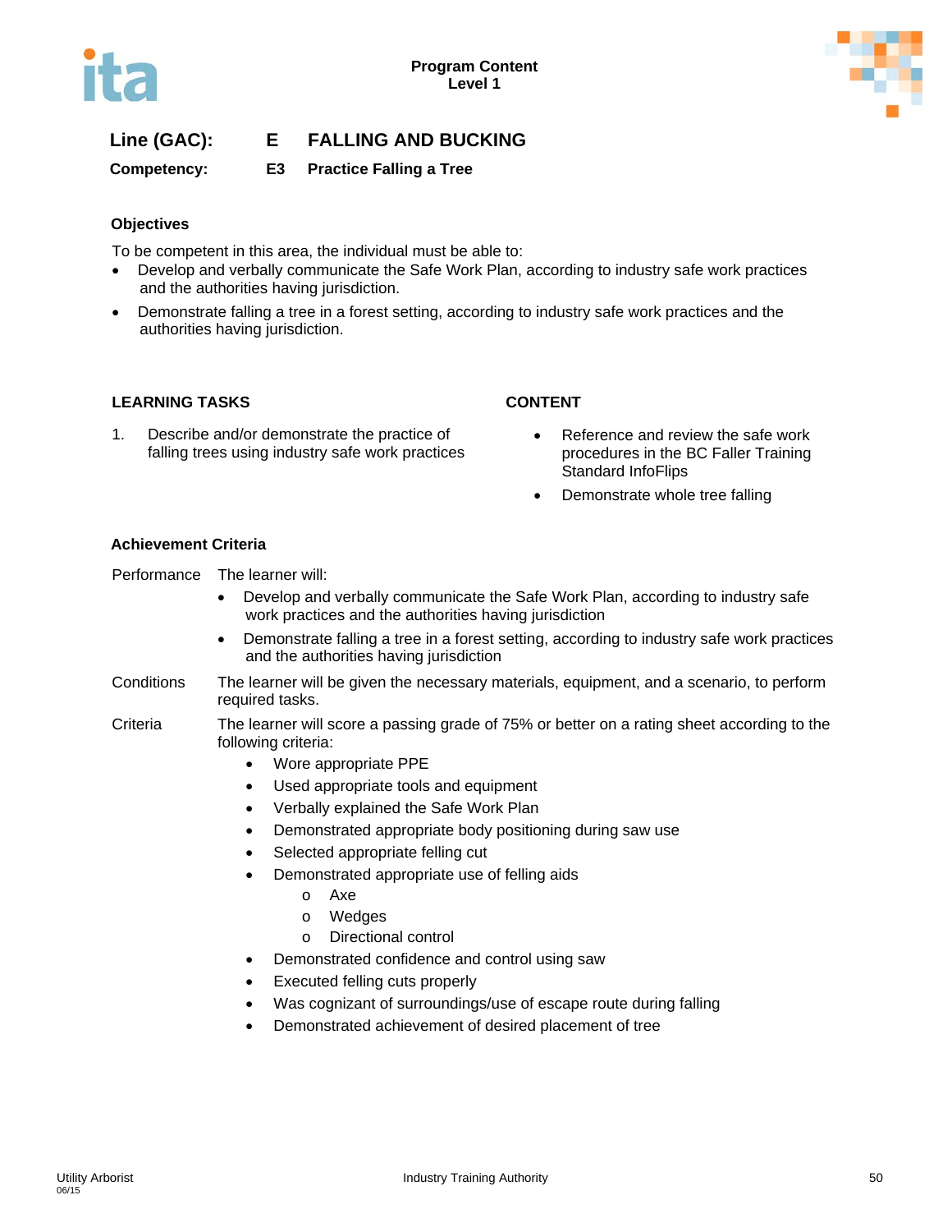**Line (GAC):** **E FALLING AND BUCKING**

**Competency:** **E3 Practice Falling a Tree**

### Objectives

To be competent in this area, the individual must be able to:

- Develop and verbally communicate the Safe Work Plan, according to industry safe work practices and the authorities having jurisdiction.
- Demonstrate falling a tree in a forest setting, according to industry safe work practices and the authorities having jurisdiction.

| LEARNING TASKS | CONTENT |
|---|---|
| 1. Describe and/or demonstrate the practice of falling trees using industry safe work practices | • Reference and review the safe work procedures in the BC Faller Training Standard InfoFlips<br>• Demonstrate whole tree falling |

### Achievement Criteria

**Performance** The learner will:

- Develop and verbally communicate the Safe Work Plan, according to industry safe work practices and the authorities having jurisdiction
- Demonstrate falling a tree in a forest setting, according to industry safe work practices and the authorities having jurisdiction

**Conditions** The learner will be given the necessary materials, equipment, and a scenario, to perform required tasks.

**Criteria** The learner will score a passing grade of 75% or better on a rating sheet according to the following criteria:

- Wore appropriate PPE
- Used appropriate tools and equipment
- Verbally explained the Safe Work Plan
- Demonstrated appropriate body positioning during saw use
- Selected appropriate felling cut
- Demonstrated appropriate use of felling aids
  - Axe
  - Wedges
  - Directional control
- Demonstrated confidence and control using saw
- Executed felling cuts properly
- Was cognizant of surroundings/use of escape route during falling
- Demonstrated achievement of desired placement of tree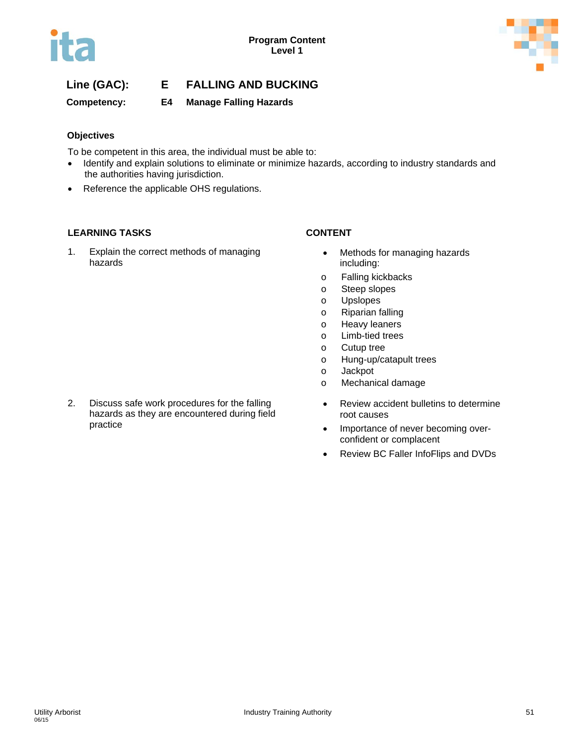**Line (GAC):** **E FALLING AND BUCKING**

**Competency:** **E4 Manage Falling Hazards**

### Objectives

To be competent in this area, the individual must be able to:

- Identify and explain solutions to eliminate or minimize hazards, according to industry standards and the authorities having jurisdiction.
- Reference the applicable OHS regulations.

| LEARNING TASKS | CONTENT |
|---|---|
| 1. Explain the correct methods of managing hazards | • Methods for managing hazards including:<br>o Falling kickbacks<br>o Steep slopes<br>o Upslopes<br>o Riparian falling<br>o Heavy leaners<br>o Limb-tied trees<br>o Cutup tree<br>o Hung-up/catapult trees<br>o Jackpot<br>o Mechanical damage |
| 2. Discuss safe work procedures for the falling hazards as they are encountered during field practice | • Review accident bulletins to determine root causes<br>• Importance of never becoming over-confident or complacent<br>• Review BC Faller InfoFlips and DVDs |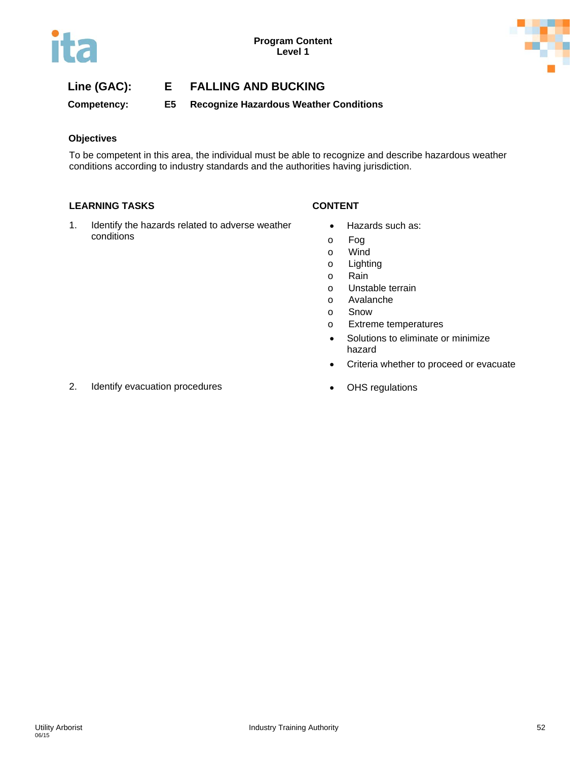**Program Content**
**Level 1**

## Line (GAC): E FALLING AND BUCKING

### Competency: E5 Recognize Hazardous Weather Conditions

**Objectives**

To be competent in this area, the individual must be able to recognize and describe hazardous weather conditions according to industry standards and the authorities having jurisdiction.

| LEARNING TASKS | CONTENT |
|---|---|
| 1. Identify the hazards related to adverse weather conditions | • Hazards such as:<br>o Fog<br>o Wind<br>o Lighting<br>o Rain<br>o Unstable terrain<br>o Avalanche<br>o Snow<br>o Extreme temperatures<br>• Solutions to eliminate or minimize hazard<br>• Criteria whether to proceed or evacuate |
| 2. Identify evacuation procedures | • OHS regulations |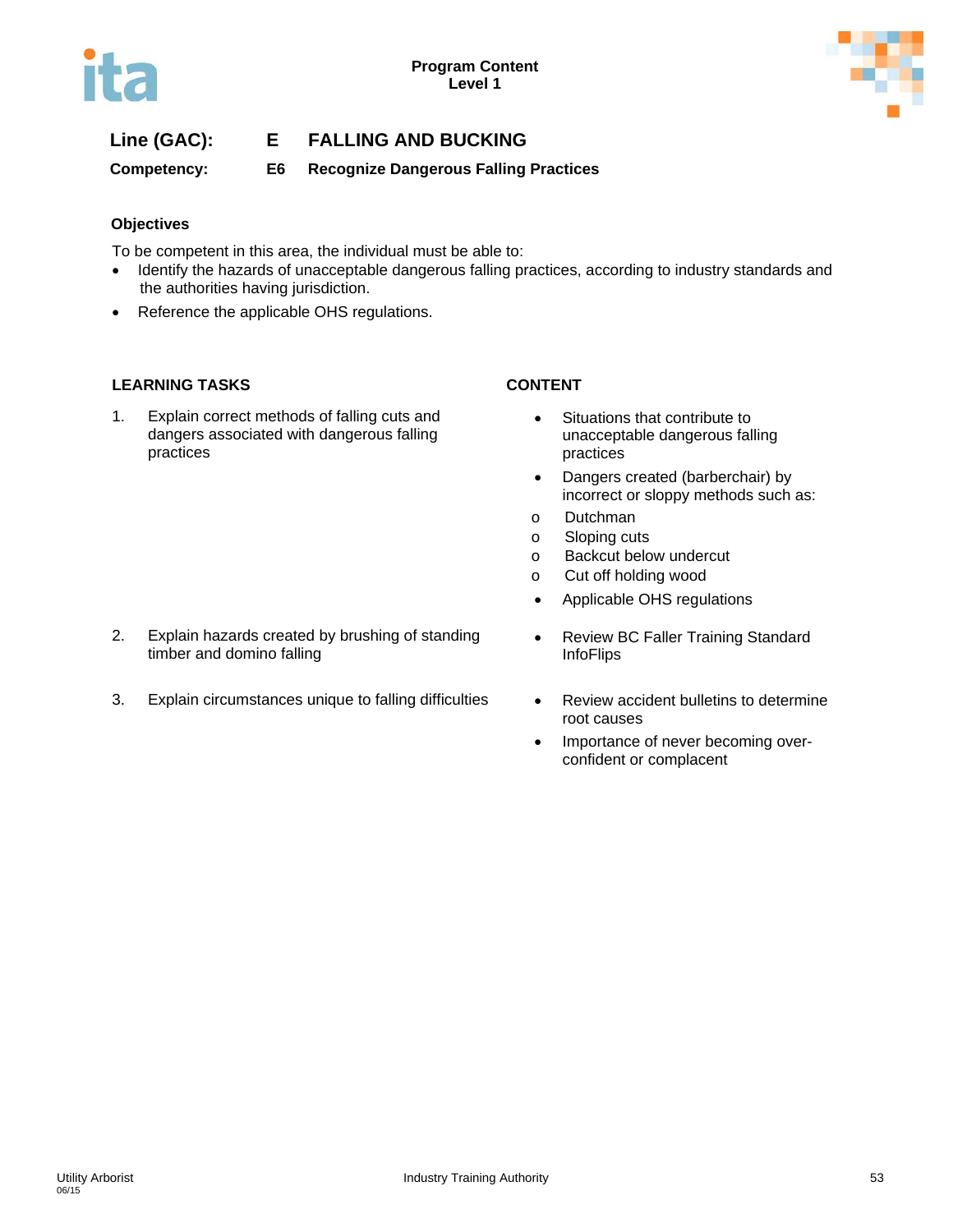**Line (GAC):** **E FALLING AND BUCKING**

**Competency:** **E6 Recognize Dangerous Falling Practices**

### Objectives

To be competent in this area, the individual must be able to:

- Identify the hazards of unacceptable dangerous falling practices, according to industry standards and the authorities having jurisdiction.
- Reference the applicable OHS regulations.

| LEARNING TASKS | CONTENT |
|---|---|
| 1. Explain correct methods of falling cuts and dangers associated with dangerous falling practices | • Situations that contribute to unacceptable dangerous falling practices<br>• Dangers created (barberchair) by incorrect or sloppy methods such as:<br>o Dutchman<br>o Sloping cuts<br>o Backcut below undercut<br>o Cut off holding wood<br>• Applicable OHS regulations |
| 2. Explain hazards created by brushing of standing timber and domino falling | • Review BC Faller Training Standard InfoFlips |
| 3. Explain circumstances unique to falling difficulties | • Review accident bulletins to determine root causes<br>• Importance of never becoming over-confident or complacent |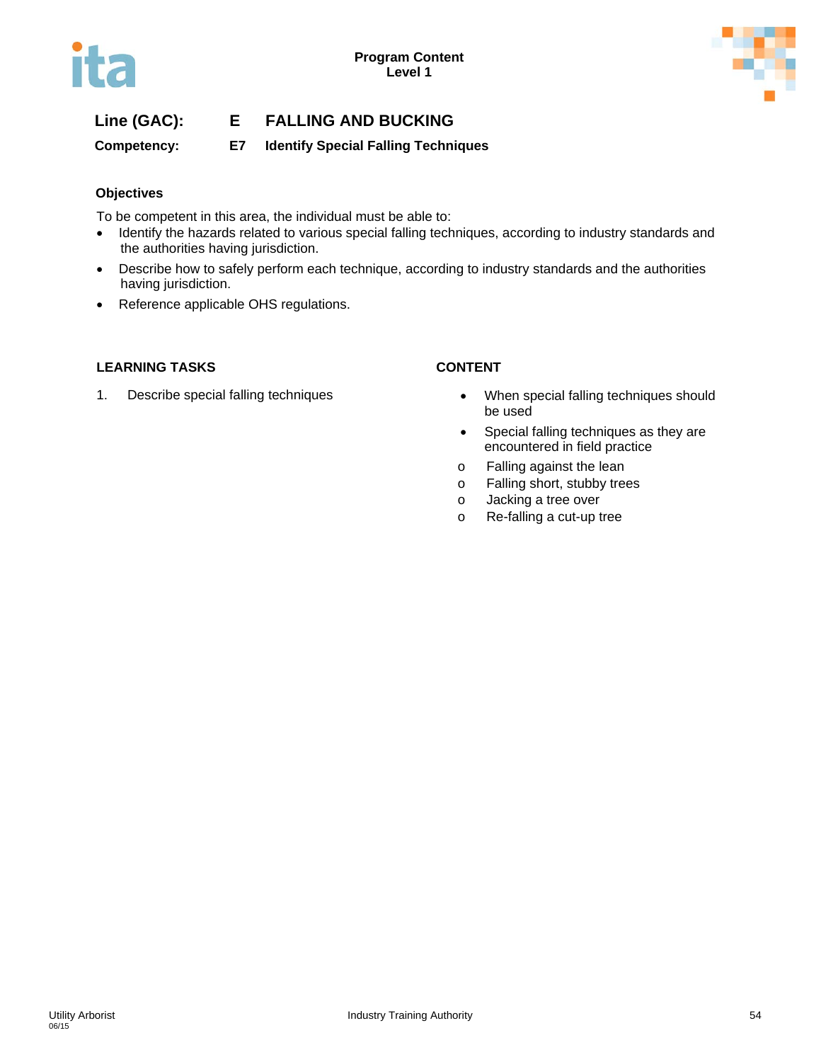**Line (GAC): E FALLING AND BUCKING**

**Competency: E7 Identify Special Falling Techniques**

### Objectives

To be competent in this area, the individual must be able to:

- Identify the hazards related to various special falling techniques, according to industry standards and the authorities having jurisdiction.
- Describe how to safely perform each technique, according to industry standards and the authorities having jurisdiction.
- Reference applicable OHS regulations.

| LEARNING TASKS | CONTENT |
|---|---|
| 1. Describe special falling techniques | • When special falling techniques should be used<br>• Special falling techniques as they are encountered in field practice<br>o Falling against the lean<br>o Falling short, stubby trees<br>o Jacking a tree over<br>o Re-falling a cut-up tree |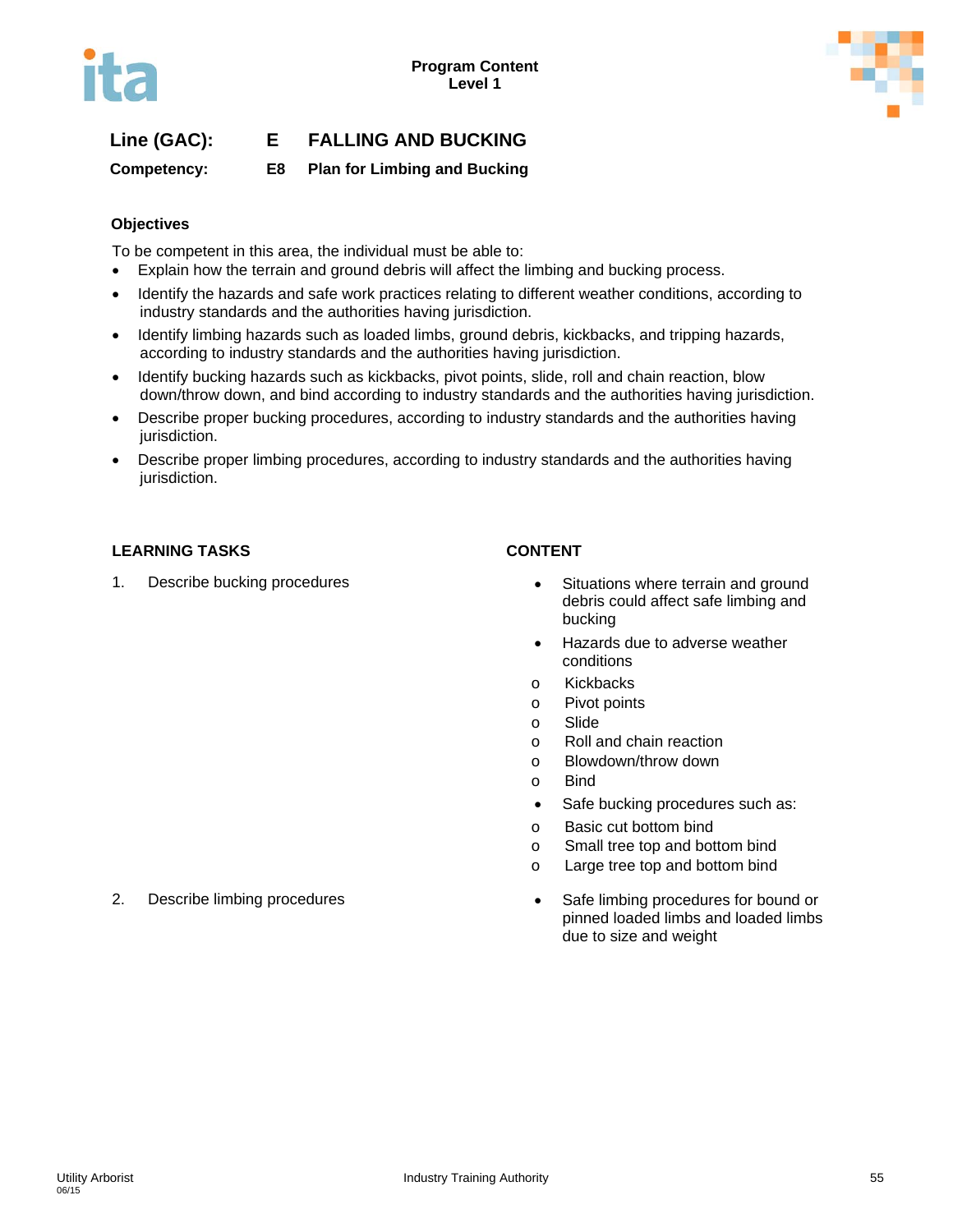**Program Content**
**Level 1**

## Line (GAC): E FALLING AND BUCKING

### Competency: E8 Plan for Limbing and Bucking

**Objectives**

To be competent in this area, the individual must be able to:

- Explain how the terrain and ground debris will affect the limbing and bucking process.
- Identify the hazards and safe work practices relating to different weather conditions, according to industry standards and the authorities having jurisdiction.
- Identify limbing hazards such as loaded limbs, ground debris, kickbacks, and tripping hazards, according to industry standards and the authorities having jurisdiction.
- Identify bucking hazards such as kickbacks, pivot points, slide, roll and chain reaction, blow down/throw down, and bind according to industry standards and the authorities having jurisdiction.
- Describe proper bucking procedures, according to industry standards and the authorities having jurisdiction.
- Describe proper limbing procedures, according to industry standards and the authorities having jurisdiction.

| LEARNING TASKS | CONTENT |
| --- | --- |
| 1. Describe bucking procedures | • Situations where terrain and ground debris could affect safe limbing and bucking<br>• Hazards due to adverse weather conditions<br>o Kickbacks<br>o Pivot points<br>o Slide<br>o Roll and chain reaction<br>o Blowdown/throw down<br>o Bind<br>• Safe bucking procedures such as:<br>o Basic cut bottom bind<br>o Small tree top and bottom bind<br>o Large tree top and bottom bind |
| 2. Describe limbing procedures | • Safe limbing procedures for bound or pinned loaded limbs and loaded limbs due to size and weight |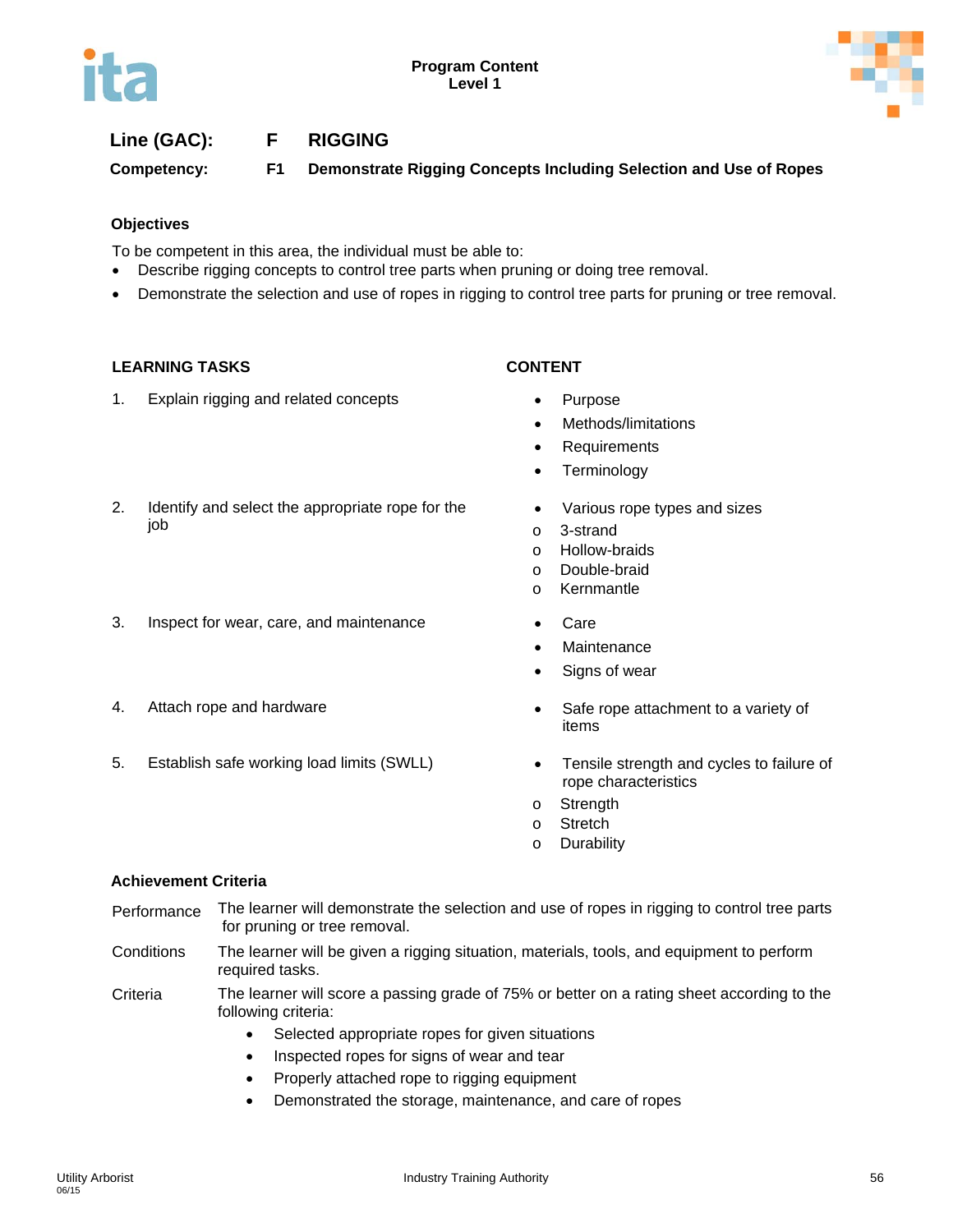**Line (GAC):** F RIGGING

**Competency:** F1 Demonstrate Rigging Concepts Including Selection and Use of Ropes

### Objectives

To be competent in this area, the individual must be able to:

- Describe rigging concepts to control tree parts when pruning or doing tree removal.
- Demonstrate the selection and use of ropes in rigging to control tree parts for pruning or tree removal.

| LEARNING TASKS | CONTENT |
|---|---|
| 1. Explain rigging and related concepts | • Purpose<br>• Methods/limitations<br>• Requirements<br>• Terminology |
| 2. Identify and select the appropriate rope for the job | • Various rope types and sizes<br>o 3-strand<br>o Hollow-braids<br>o Double-braid<br>o Kernmantle |
| 3. Inspect for wear, care, and maintenance | • Care<br>• Maintenance<br>• Signs of wear |
| 4. Attach rope and hardware | • Safe rope attachment to a variety of items |
| 5. Establish safe working load limits (SWLL) | • Tensile strength and cycles to failure of rope characteristics<br>o Strength<br>o Stretch<br>o Durability |

### Achievement Criteria

**Performance** The learner will demonstrate the selection and use of ropes in rigging to control tree parts for pruning or tree removal.

**Conditions** The learner will be given a rigging situation, materials, tools, and equipment to perform required tasks.

**Criteria** The learner will score a passing grade of 75% or better on a rating sheet according to the following criteria:

- Selected appropriate ropes for given situations
- Inspected ropes for signs of wear and tear
- Properly attached rope to rigging equipment
- Demonstrated the storage, maintenance, and care of ropes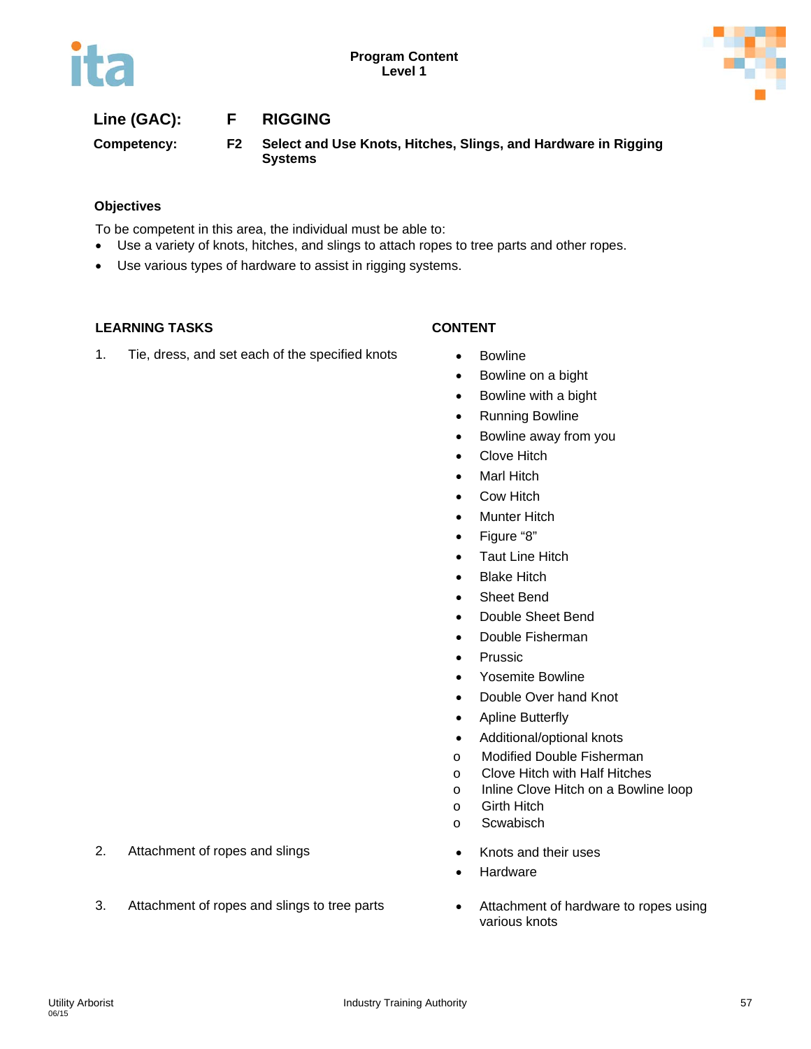**Program Content**
**Level 1**

**Line (GAC):** **F** **RIGGING**

**Competency:** **F2** **Select and Use Knots, Hitches, Slings, and Hardware in Rigging Systems**

### Objectives

To be competent in this area, the individual must be able to:

- Use a variety of knots, hitches, and slings to attach ropes to tree parts and other ropes.
- Use various types of hardware to assist in rigging systems.

| LEARNING TASKS | CONTENT |
|---|---|
| 1. Tie, dress, and set each of the specified knots | • Bowline<br>• Bowline on a bight<br>• Bowline with a bight<br>• Running Bowline<br>• Bowline away from you<br>• Clove Hitch<br>• Marl Hitch<br>• Cow Hitch<br>• Munter Hitch<br>• Figure "8"<br>• Taut Line Hitch<br>• Blake Hitch<br>• Sheet Bend<br>• Double Sheet Bend<br>• Double Fisherman<br>• Prussic<br>• Yosemite Bowline<br>• Double Over hand Knot<br>• Apline Butterfly<br>• Additional/optional knots<br>o Modified Double Fisherman<br>o Clove Hitch with Half Hitches<br>o Inline Clove Hitch on a Bowline loop<br>o Girth Hitch<br>o Scwabisch |
| 2. Attachment of ropes and slings | • Knots and their uses<br>• Hardware |
| 3. Attachment of ropes and slings to tree parts | • Attachment of hardware to ropes using various knots |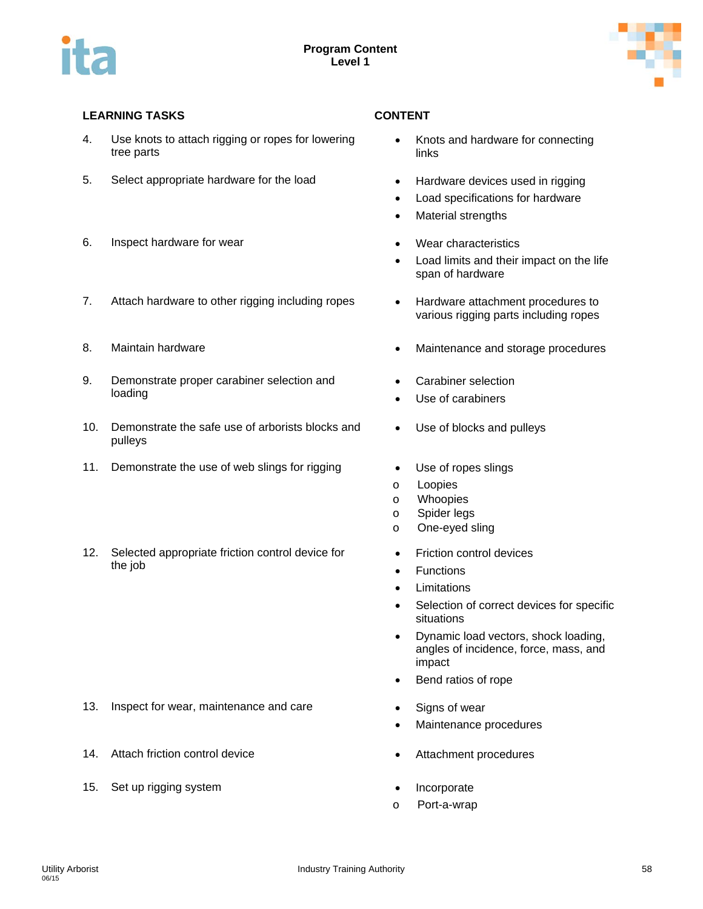**Program Content**
**Level 1**

| LEARNING TASKS | CONTENT |
|---|---|
| 4. Use knots to attach rigging or ropes for lowering tree parts | • Knots and hardware for connecting links |
| 5. Select appropriate hardware for the load | • Hardware devices used in rigging<br>• Load specifications for hardware<br>• Material strengths |
| 6. Inspect hardware for wear | • Wear characteristics<br>• Load limits and their impact on the life span of hardware |
| 7. Attach hardware to other rigging including ropes | • Hardware attachment procedures to various rigging parts including ropes |
| 8. Maintain hardware | • Maintenance and storage procedures |
| 9. Demonstrate proper carabiner selection and loading | • Carabiner selection<br>• Use of carabiners |
| 10. Demonstrate the safe use of arborists blocks and pulleys | • Use of blocks and pulleys |
| 11. Demonstrate the use of web slings for rigging | • Use of ropes slings<br>o Loopies<br>o Whoopies<br>o Spider legs<br>o One-eyed sling |
| 12. Selected appropriate friction control device for the job | • Friction control devices<br>• Functions<br>• Limitations<br>• Selection of correct devices for specific situations<br>• Dynamic load vectors, shock loading, angles of incidence, force, mass, and impact<br>• Bend ratios of rope |
| 13. Inspect for wear, maintenance and care | • Signs of wear<br>• Maintenance procedures |
| 14. Attach friction control device | • Attachment procedures |
| 15. Set up rigging system | • Incorporate<br>o Port-a-wrap |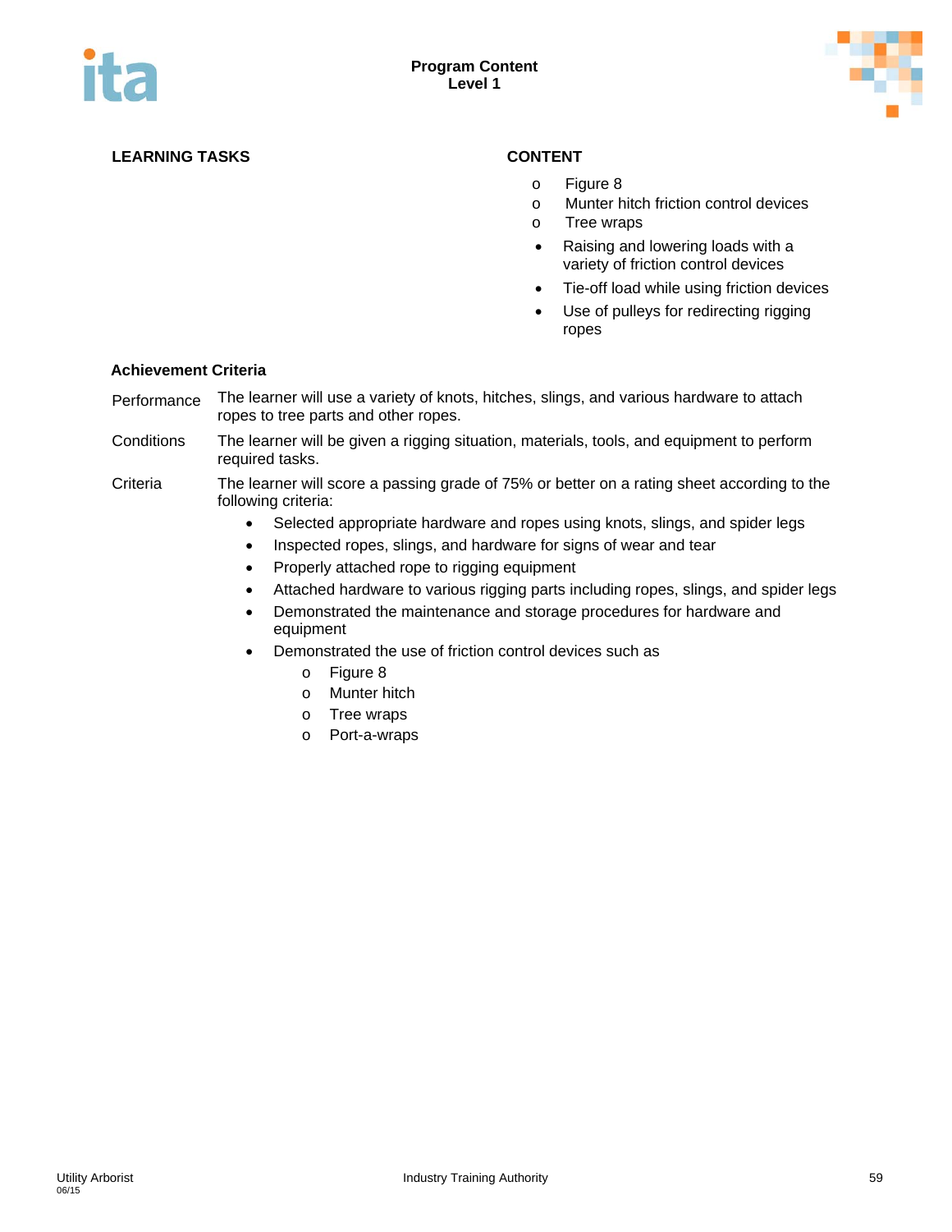| LEARNING TASKS | CONTENT |
|---|---|
| | - Figure 8<br>- Munter hitch friction control devices<br>- Tree wraps<br><br>• Raising and lowering loads with a variety of friction control devices<br>• Tie-off load while using friction devices<br>• Use of pulleys for redirecting rigging ropes |

**Achievement Criteria**

Performance — The learner will use a variety of knots, hitches, slings, and various hardware to attach ropes to tree parts and other ropes.

Conditions — The learner will be given a rigging situation, materials, tools, and equipment to perform required tasks.

Criteria — The learner will score a passing grade of 75% or better on a rating sheet according to the following criteria:

- Selected appropriate hardware and ropes using knots, slings, and spider legs
- Inspected ropes, slings, and hardware for signs of wear and tear
- Properly attached rope to rigging equipment
- Attached hardware to various rigging parts including ropes, slings, and spider legs
- Demonstrated the maintenance and storage procedures for hardware and equipment
- Demonstrated the use of friction control devices such as
  - Figure 8
  - Munter hitch
  - Tree wraps
  - Port-a-wraps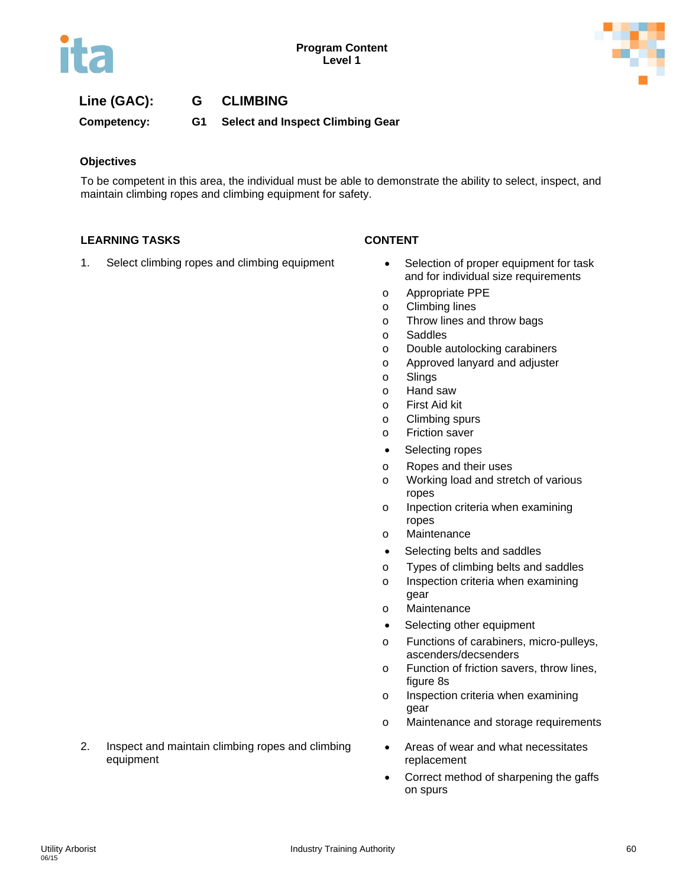## Line (GAC): G CLIMBING

**Competency: G1 Select and Inspect Climbing Gear**

### Objectives

To be competent in this area, the individual must be able to demonstrate the ability to select, inspect, and maintain climbing ropes and climbing equipment for safety.

| LEARNING TASKS | CONTENT |
|---|---|
| 1. Select climbing ropes and climbing equipment | • Selection of proper equipment for task and for individual size requirements<br>o Appropriate PPE<br>o Climbing lines<br>o Throw lines and throw bags<br>o Saddles<br>o Double autolocking carabiners<br>o Approved lanyard and adjuster<br>o Slings<br>o Hand saw<br>o First Aid kit<br>o Climbing spurs<br>o Friction saver<br>• Selecting ropes<br>o Ropes and their uses<br>o Working load and stretch of various ropes<br>o Inpection criteria when examining ropes<br>o Maintenance<br>• Selecting belts and saddles<br>o Types of climbing belts and saddles<br>o Inspection criteria when examining gear<br>o Maintenance<br>• Selecting other equipment<br>o Functions of carabiners, micro-pulleys, ascenders/decsenders<br>o Function of friction savers, throw lines, figure 8s<br>o Inspection criteria when examining gear<br>o Maintenance and storage requirements |
| 2. Inspect and maintain climbing ropes and climbing equipment | • Areas of wear and what necessitates replacement<br>• Correct method of sharpening the gaffs on spurs |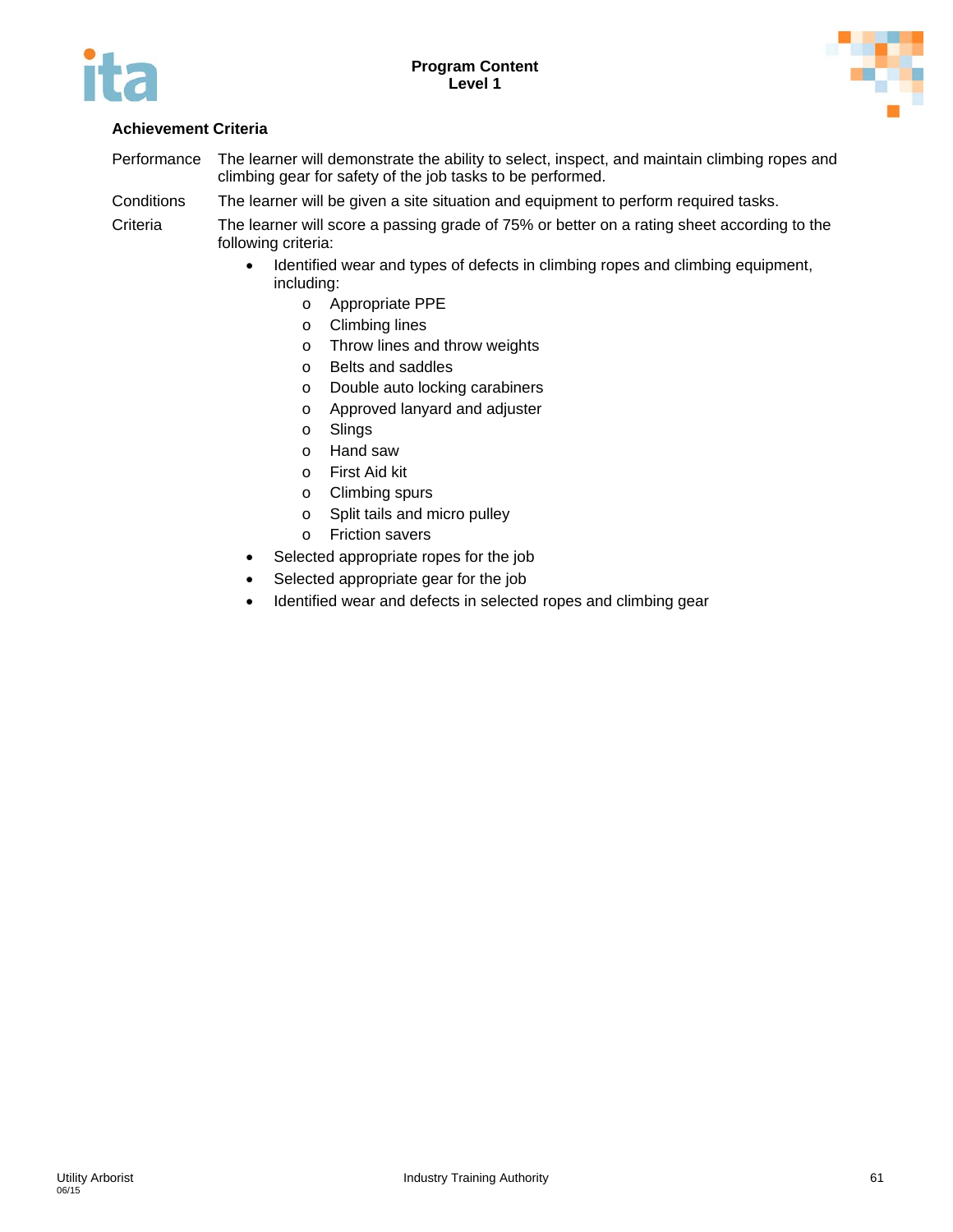### Achievement Criteria

Performance — The learner will demonstrate the ability to select, inspect, and maintain climbing ropes and climbing gear for safety of the job tasks to be performed.

Conditions — The learner will be given a site situation and equipment to perform required tasks.

Criteria — The learner will score a passing grade of 75% or better on a rating sheet according to the following criteria:

- Identified wear and types of defects in climbing ropes and climbing equipment, including:
  - Appropriate PPE
  - Climbing lines
  - Throw lines and throw weights
  - Belts and saddles
  - Double auto locking carabiners
  - Approved lanyard and adjuster
  - Slings
  - Hand saw
  - First Aid kit
  - Climbing spurs
  - Split tails and micro pulley
  - Friction savers
- Selected appropriate ropes for the job
- Selected appropriate gear for the job
- Identified wear and defects in selected ropes and climbing gear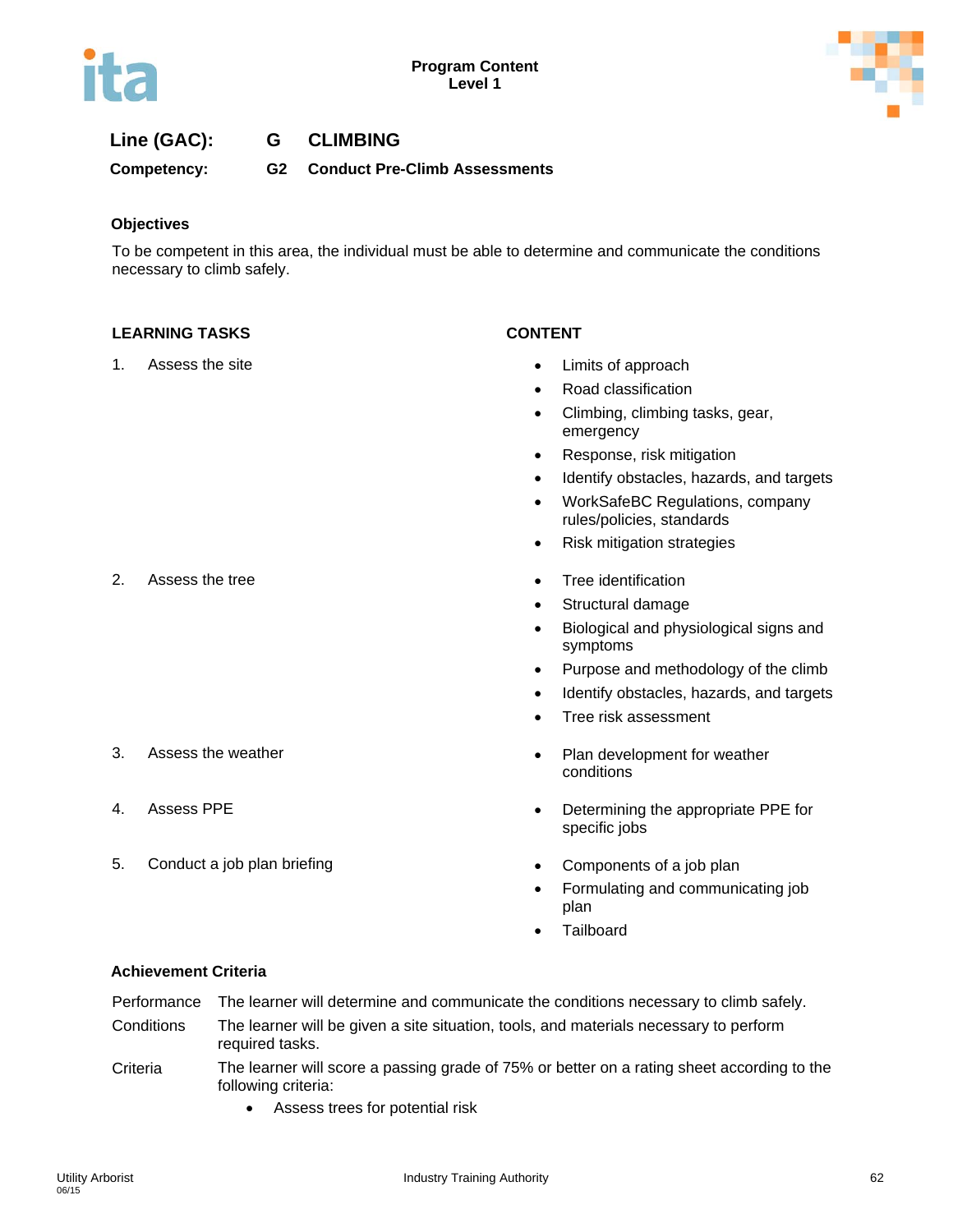**Line (GAC):** G CLIMBING

**Competency:** G2 Conduct Pre-Climb Assessments

### Objectives

To be competent in this area, the individual must be able to determine and communicate the conditions necessary to climb safely.

| LEARNING TASKS | CONTENT |
|---|---|
| 1. Assess the site | • Limits of approach<br>• Road classification<br>• Climbing, climbing tasks, gear, emergency<br>• Response, risk mitigation<br>• Identify obstacles, hazards, and targets<br>• WorkSafeBC Regulations, company rules/policies, standards<br>• Risk mitigation strategies |
| 2. Assess the tree | • Tree identification<br>• Structural damage<br>• Biological and physiological signs and symptoms<br>• Purpose and methodology of the climb<br>• Identify obstacles, hazards, and targets<br>• Tree risk assessment |
| 3. Assess the weather | • Plan development for weather conditions |
| 4. Assess PPE | • Determining the appropriate PPE for specific jobs |
| 5. Conduct a job plan briefing | • Components of a job plan<br>• Formulating and communicating job plan<br>• Tailboard |

### Achievement Criteria

| | |
|---|---|
| Performance | The learner will determine and communicate the conditions necessary to climb safely. |
| Conditions | The learner will be given a site situation, tools, and materials necessary to perform required tasks. |
| Criteria | The learner will score a passing grade of 75% or better on a rating sheet according to the following criteria:<br>• Assess trees for potential risk |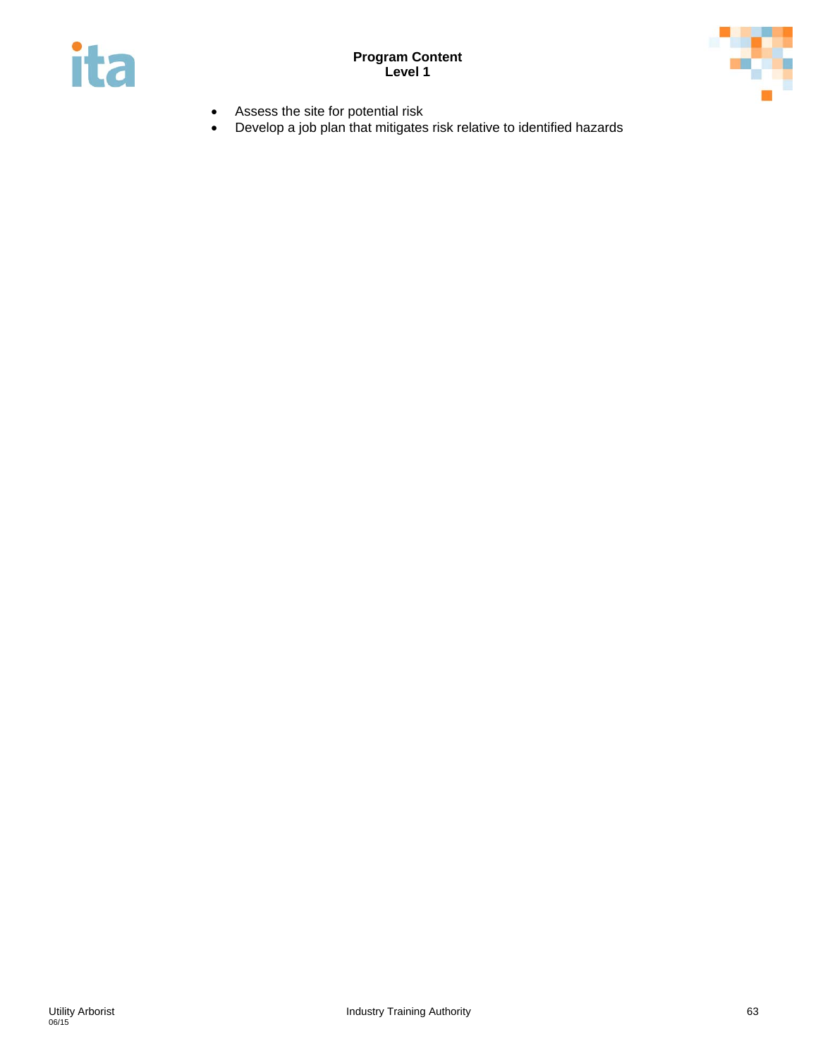- Assess the site for potential risk
- Develop a job plan that mitigates risk relative to identified hazards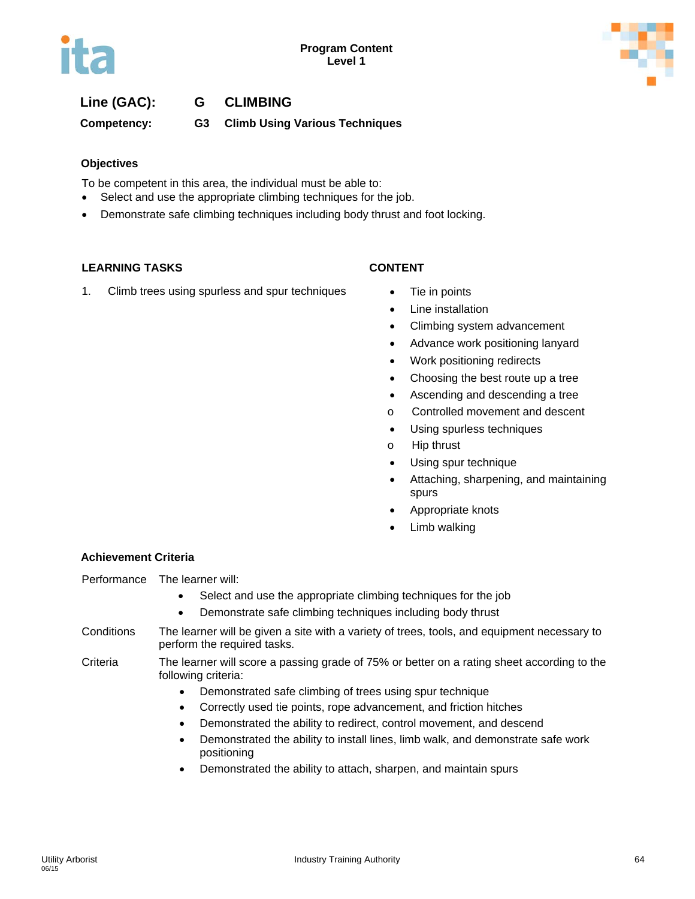**Line (GAC):** G CLIMBING

**Competency:** G3 Climb Using Various Techniques

### Objectives

To be competent in this area, the individual must be able to:

- Select and use the appropriate climbing techniques for the job.
- Demonstrate safe climbing techniques including body thrust and foot locking.

| LEARNING TASKS | CONTENT |
|---|---|
| 1. Climb trees using spurless and spur techniques | • Tie in points<br>• Line installation<br>• Climbing system advancement<br>• Advance work positioning lanyard<br>• Work positioning redirects<br>• Choosing the best route up a tree<br>• Ascending and descending a tree<br>&nbsp;&nbsp;o Controlled movement and descent<br>• Using spurless techniques<br>&nbsp;&nbsp;o Hip thrust<br>• Using spur technique<br>• Attaching, sharpening, and maintaining spurs<br>• Appropriate knots<br>• Limb walking |

### Achievement Criteria

**Performance** The learner will:

- Select and use the appropriate climbing techniques for the job
- Demonstrate safe climbing techniques including body thrust

**Conditions** The learner will be given a site with a variety of trees, tools, and equipment necessary to perform the required tasks.

**Criteria** The learner will score a passing grade of 75% or better on a rating sheet according to the following criteria:

- Demonstrated safe climbing of trees using spur technique
- Correctly used tie points, rope advancement, and friction hitches
- Demonstrated the ability to redirect, control movement, and descend
- Demonstrated the ability to install lines, limb walk, and demonstrate safe work positioning
- Demonstrated the ability to attach, sharpen, and maintain spurs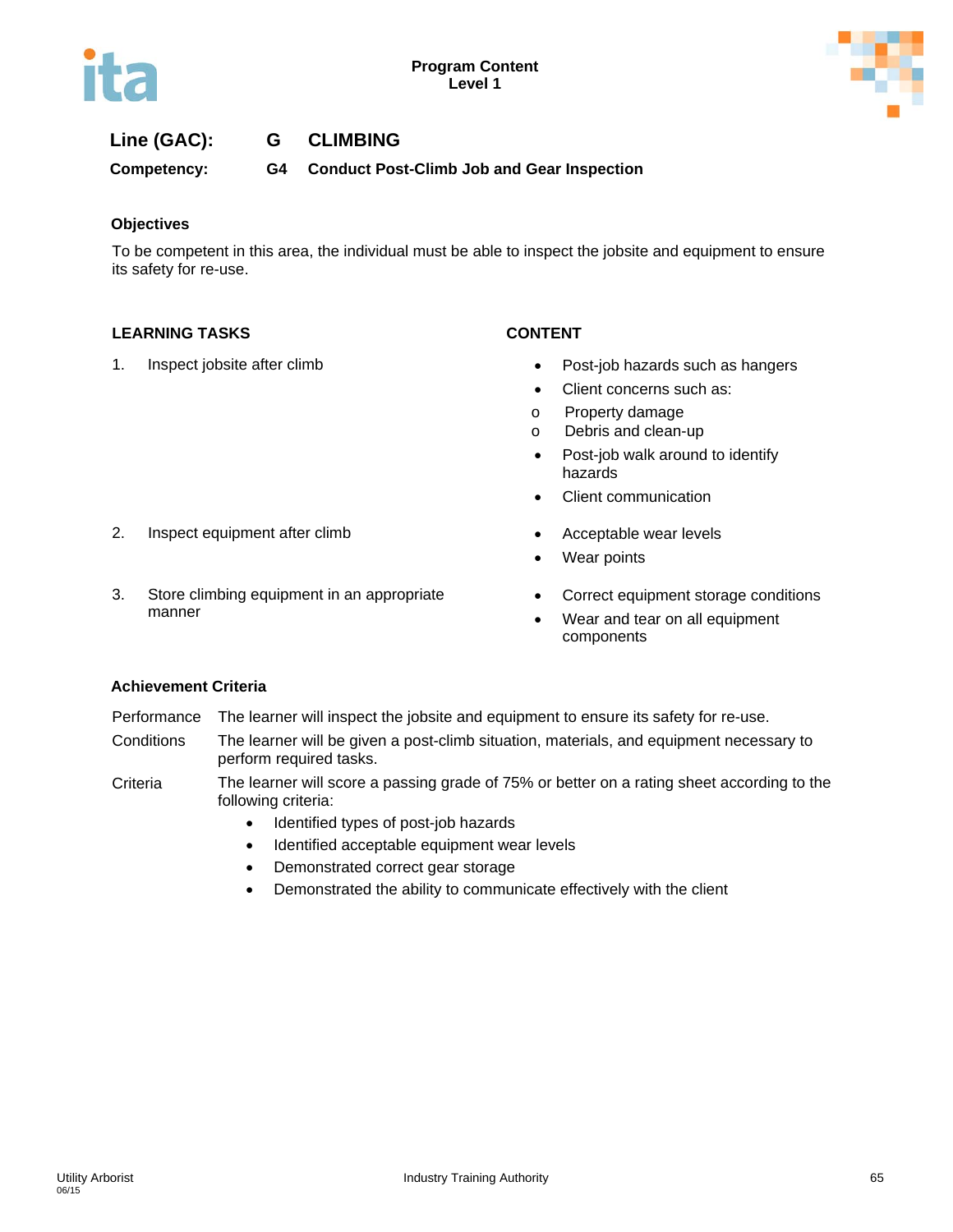Program Content
Level 1

**Line (GAC):** G CLIMBING

**Competency:** G4 Conduct Post-Climb Job and Gear Inspection

### Objectives

To be competent in this area, the individual must be able to inspect the jobsite and equipment to ensure its safety for re-use.

| LEARNING TASKS | CONTENT |
|---|---|
| 1. Inspect jobsite after climb | • Post-job hazards such as hangers<br>• Client concerns such as:<br>o Property damage<br>o Debris and clean-up<br>• Post-job walk around to identify hazards<br>• Client communication |
| 2. Inspect equipment after climb | • Acceptable wear levels<br>• Wear points |
| 3. Store climbing equipment in an appropriate manner | • Correct equipment storage conditions<br>• Wear and tear on all equipment components |

### Achievement Criteria

**Performance** The learner will inspect the jobsite and equipment to ensure its safety for re-use.

**Conditions** The learner will be given a post-climb situation, materials, and equipment necessary to perform required tasks.

**Criteria** The learner will score a passing grade of 75% or better on a rating sheet according to the following criteria:

- Identified types of post-job hazards
- Identified acceptable equipment wear levels
- Demonstrated correct gear storage
- Demonstrated the ability to communicate effectively with the client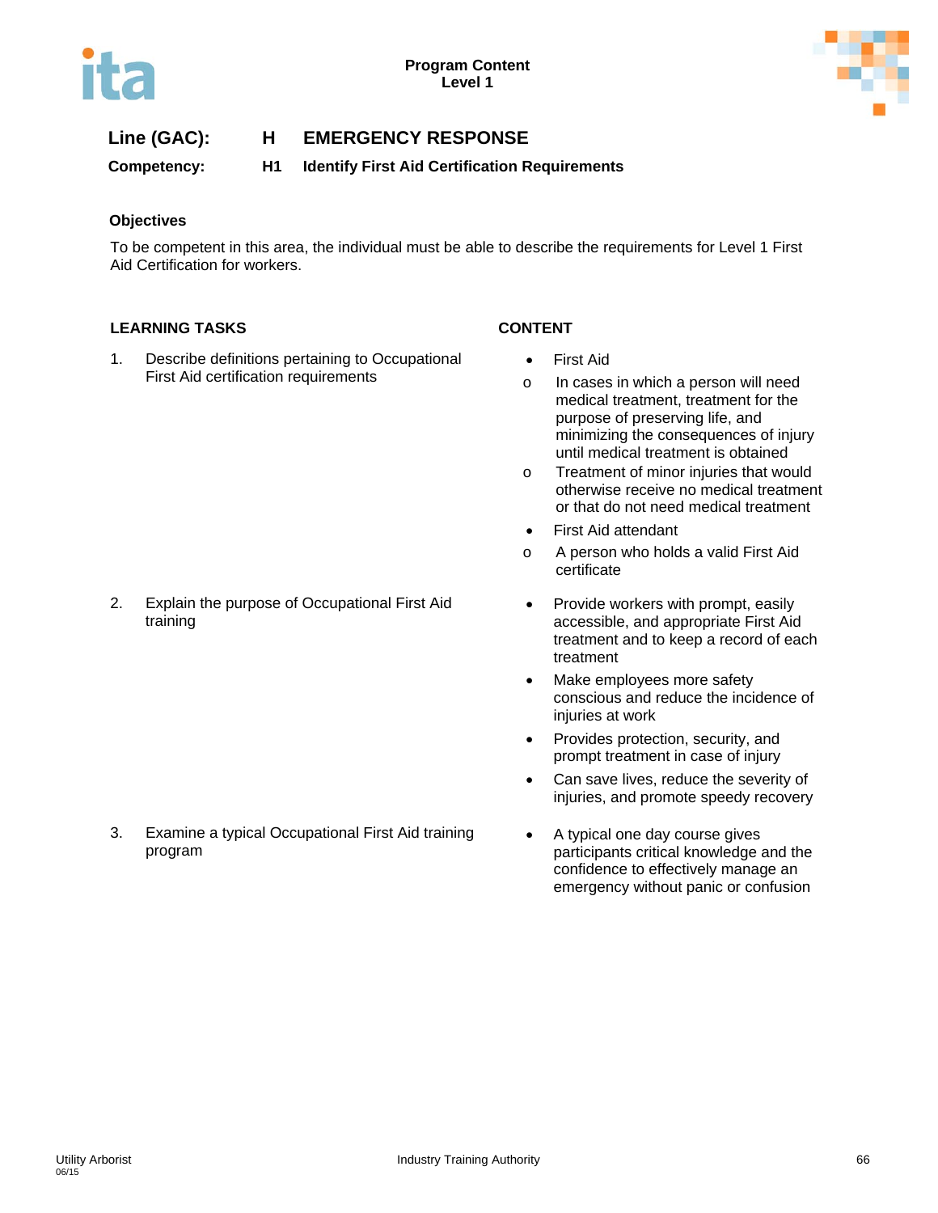**Program Content**
**Level 1**

**Line (GAC):** **H EMERGENCY RESPONSE**

**Competency:** **H1 Identify First Aid Certification Requirements**

### Objectives

To be competent in this area, the individual must be able to describe the requirements for Level 1 First Aid Certification for workers.

| LEARNING TASKS | CONTENT |
|---|---|
| 1. Describe definitions pertaining to Occupational First Aid certification requirements | • First Aid<br>o In cases in which a person will need medical treatment, treatment for the purpose of preserving life, and minimizing the consequences of injury until medical treatment is obtained<br>o Treatment of minor injuries that would otherwise receive no medical treatment or that do not need medical treatment<br>• First Aid attendant<br>o A person who holds a valid First Aid certificate |
| 2. Explain the purpose of Occupational First Aid training | • Provide workers with prompt, easily accessible, and appropriate First Aid treatment and to keep a record of each treatment<br>• Make employees more safety conscious and reduce the incidence of injuries at work<br>• Provides protection, security, and prompt treatment in case of injury<br>• Can save lives, reduce the severity of injuries, and promote speedy recovery |
| 3. Examine a typical Occupational First Aid training program | • A typical one day course gives participants critical knowledge and the confidence to effectively manage an emergency without panic or confusion |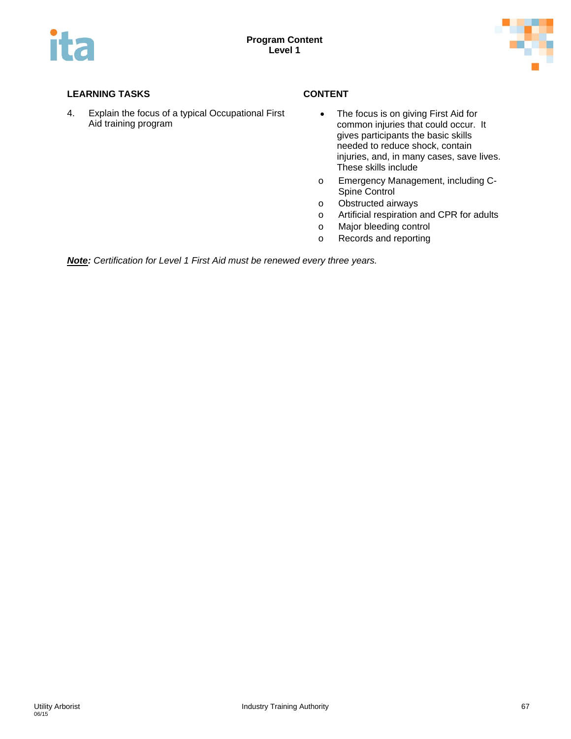| LEARNING TASKS | CONTENT |
| --- | --- |
| 4. Explain the focus of a typical Occupational First Aid training program | • The focus is on giving First Aid for common injuries that could occur. It gives participants the basic skills needed to reduce shock, contain injuries, and, in many cases, save lives. These skills include<br>o Emergency Management, including C-Spine Control<br>o Obstructed airways<br>o Artificial respiration and CPR for adults<br>o Major bleeding control<br>o Records and reporting |

***Note:*** *Certification for Level 1 First Aid must be renewed every three years.*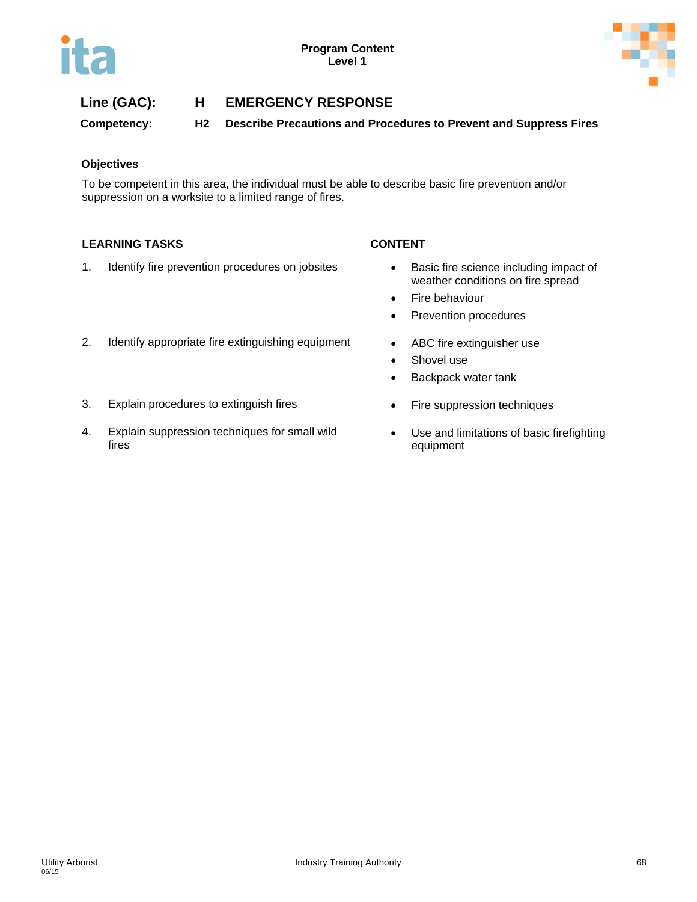## Line (GAC): H EMERGENCY RESPONSE

**Competency: H2 Describe Precautions and Procedures to Prevent and Suppress Fires**

### Objectives

To be competent in this area, the individual must be able to describe basic fire prevention and/or suppression on a worksite to a limited range of fires.

| LEARNING TASKS | CONTENT |
|---|---|
| 1. Identify fire prevention procedures on jobsites | • Basic fire science including impact of weather conditions on fire spread<br>• Fire behaviour<br>• Prevention procedures |
| 2. Identify appropriate fire extinguishing equipment | • ABC fire extinguisher use<br>• Shovel use<br>• Backpack water tank |
| 3. Explain procedures to extinguish fires | • Fire suppression techniques |
| 4. Explain suppression techniques for small wild fires | • Use and limitations of basic firefighting equipment |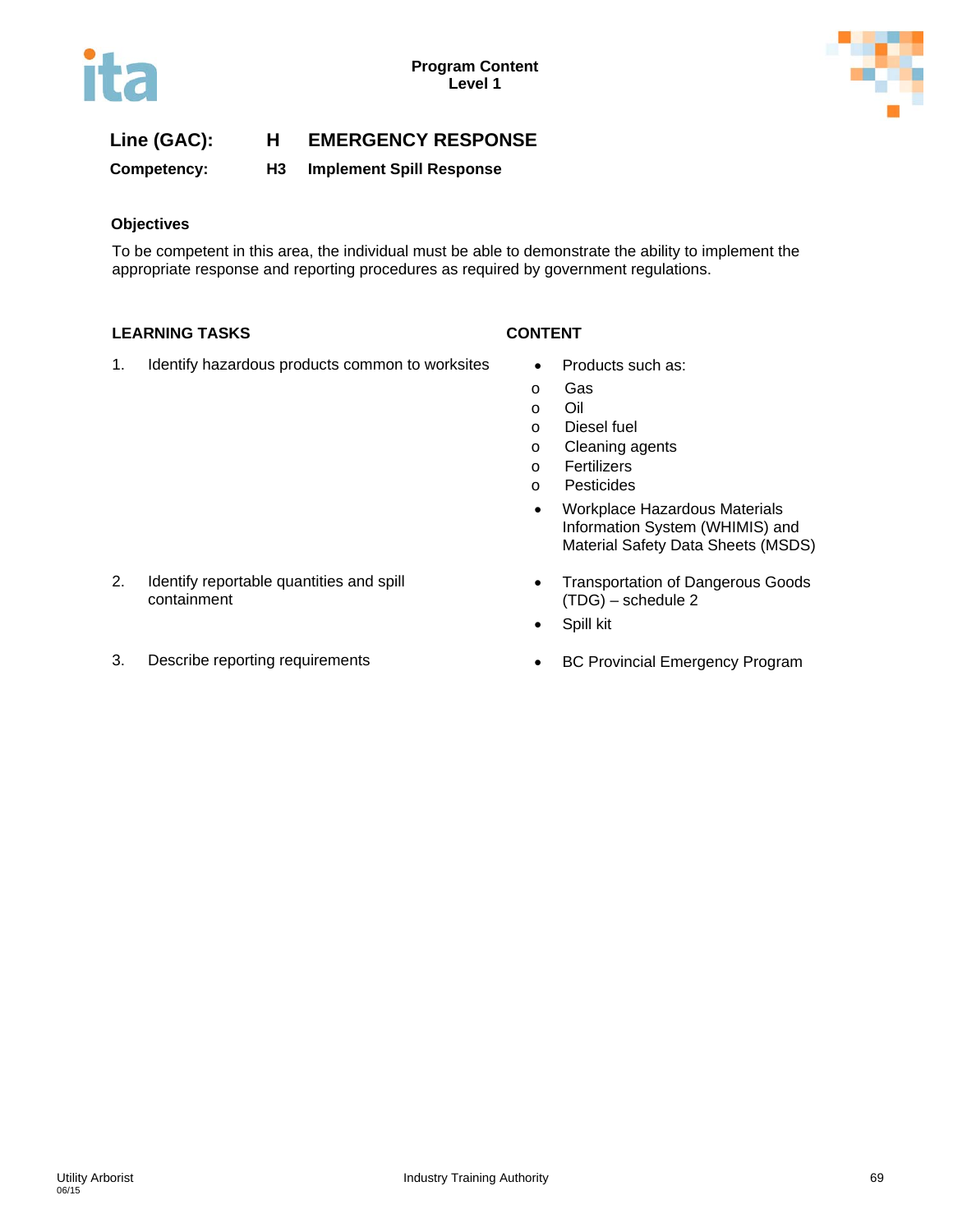Program Content
Level 1

**Line (GAC):** H EMERGENCY RESPONSE

**Competency:** H3 Implement Spill Response

### Objectives

To be competent in this area, the individual must be able to demonstrate the ability to implement the appropriate response and reporting procedures as required by government regulations.

| LEARNING TASKS | CONTENT |
| --- | --- |
| 1. Identify hazardous products common to worksites | • Products such as:<br>o Gas<br>o Oil<br>o Diesel fuel<br>o Cleaning agents<br>o Fertilizers<br>o Pesticides<br>• Workplace Hazardous Materials Information System (WHIMIS) and Material Safety Data Sheets (MSDS) |
| 2. Identify reportable quantities and spill containment | • Transportation of Dangerous Goods (TDG) – schedule 2<br>• Spill kit |
| 3. Describe reporting requirements | • BC Provincial Emergency Program |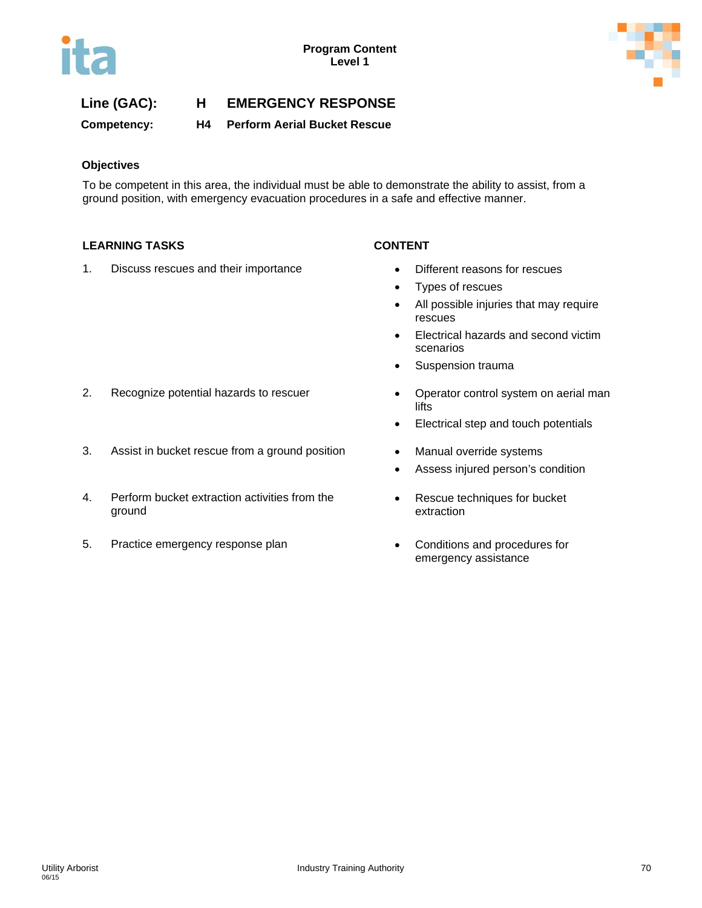**Line (GAC):** H EMERGENCY RESPONSE

**Competency:** H4 Perform Aerial Bucket Rescue

### Objectives

To be competent in this area, the individual must be able to demonstrate the ability to assist, from a ground position, with emergency evacuation procedures in a safe and effective manner.

| LEARNING TASKS | CONTENT |
|---|---|
| 1. Discuss rescues and their importance | • Different reasons for rescues<br>• Types of rescues<br>• All possible injuries that may require rescues<br>• Electrical hazards and second victim scenarios<br>• Suspension trauma |
| 2. Recognize potential hazards to rescuer | • Operator control system on aerial man lifts<br>• Electrical step and touch potentials |
| 3. Assist in bucket rescue from a ground position | • Manual override systems<br>• Assess injured person's condition |
| 4. Perform bucket extraction activities from the ground | • Rescue techniques for bucket extraction |
| 5. Practice emergency response plan | • Conditions and procedures for emergency assistance |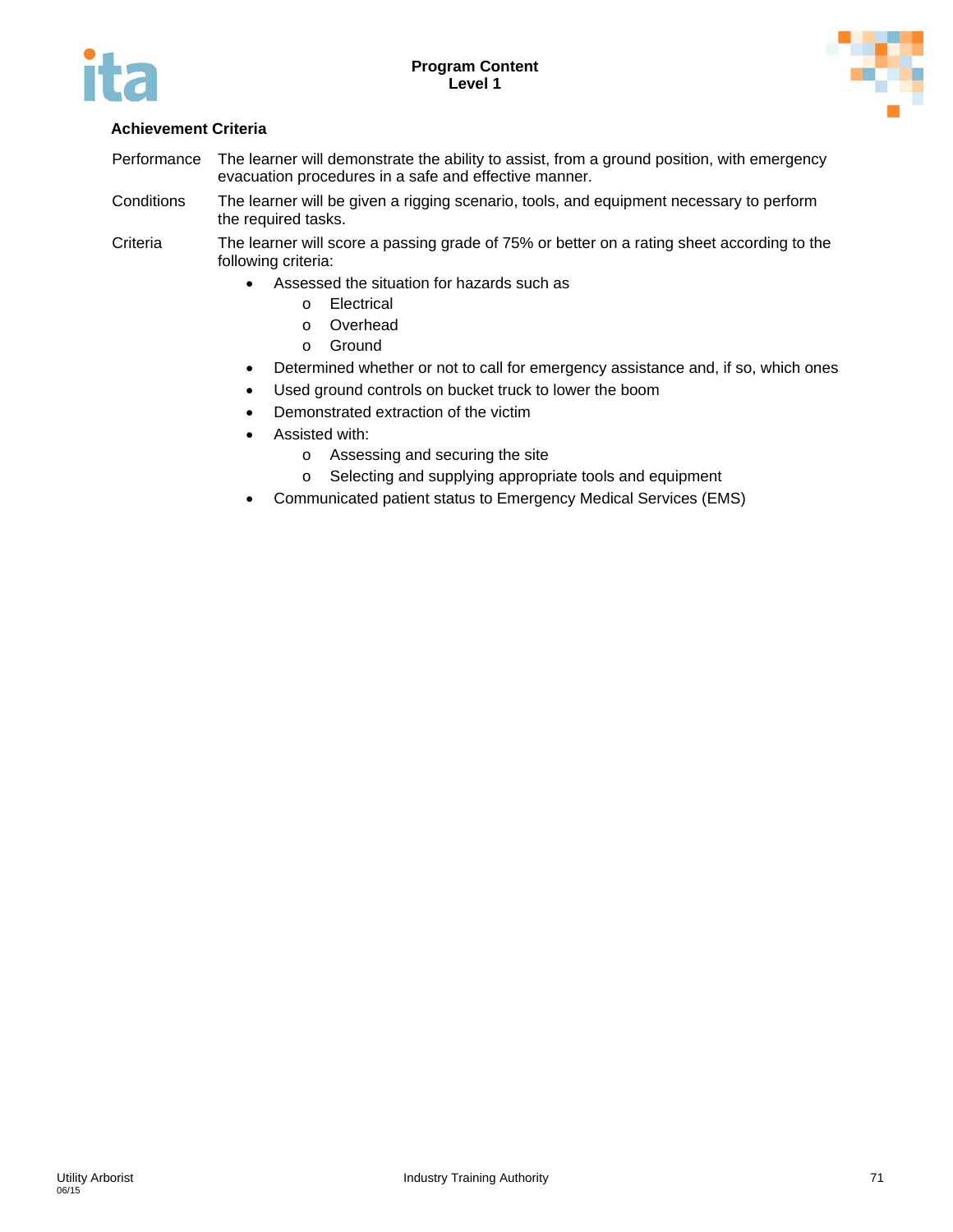### Achievement Criteria

Performance: The learner will demonstrate the ability to assist, from a ground position, with emergency evacuation procedures in a safe and effective manner.

Conditions: The learner will be given a rigging scenario, tools, and equipment necessary to perform the required tasks.

Criteria: The learner will score a passing grade of 75% or better on a rating sheet according to the following criteria:

- Assessed the situation for hazards such as
  - Electrical
  - Overhead
  - Ground
- Determined whether or not to call for emergency assistance and, if so, which ones
- Used ground controls on bucket truck to lower the boom
- Demonstrated extraction of the victim
- Assisted with:
  - Assessing and securing the site
  - Selecting and supplying appropriate tools and equipment
- Communicated patient status to Emergency Medical Services (EMS)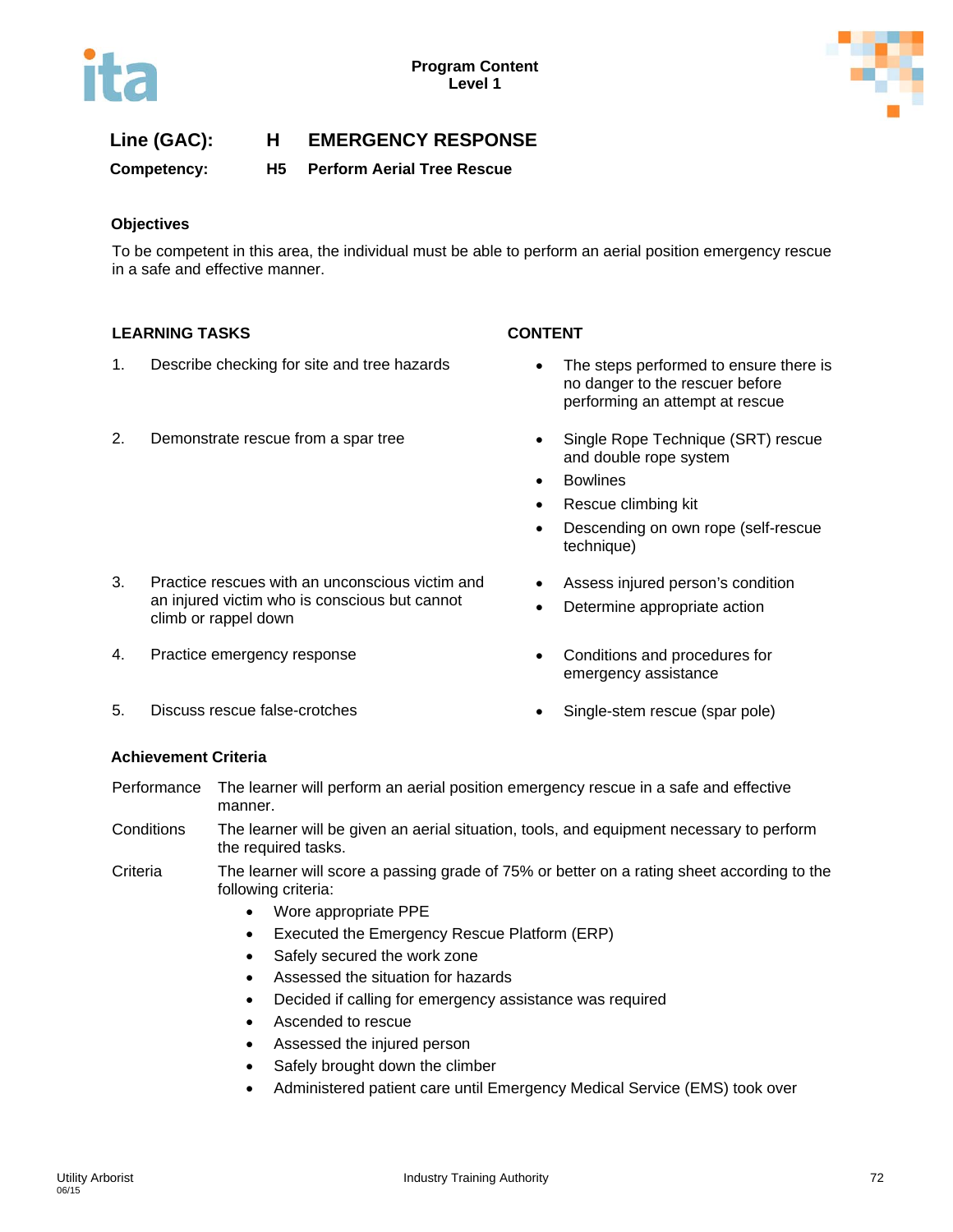**Line (GAC): H EMERGENCY RESPONSE**

**Competency: H5 Perform Aerial Tree Rescue**

### Objectives

To be competent in this area, the individual must be able to perform an aerial position emergency rescue in a safe and effective manner.

| LEARNING TASKS | CONTENT |
|---|---|
| 1. Describe checking for site and tree hazards | • The steps performed to ensure there is no danger to the rescuer before performing an attempt at rescue |
| 2. Demonstrate rescue from a spar tree | • Single Rope Technique (SRT) rescue and double rope system<br>• Bowlines<br>• Rescue climbing kit<br>• Descending on own rope (self-rescue technique) |
| 3. Practice rescues with an unconscious victim and an injured victim who is conscious but cannot climb or rappel down | • Assess injured person's condition<br>• Determine appropriate action |
| 4. Practice emergency response | • Conditions and procedures for emergency assistance |
| 5. Discuss rescue false-crotches | • Single-stem rescue (spar pole) |

### Achievement Criteria

Performance: The learner will perform an aerial position emergency rescue in a safe and effective manner.

Conditions: The learner will be given an aerial situation, tools, and equipment necessary to perform the required tasks.

Criteria: The learner will score a passing grade of 75% or better on a rating sheet according to the following criteria:

- Wore appropriate PPE
- Executed the Emergency Rescue Platform (ERP)
- Safely secured the work zone
- Assessed the situation for hazards
- Decided if calling for emergency assistance was required
- Ascended to rescue
- Assessed the injured person
- Safely brought down the climber
- Administered patient care until Emergency Medical Service (EMS) took over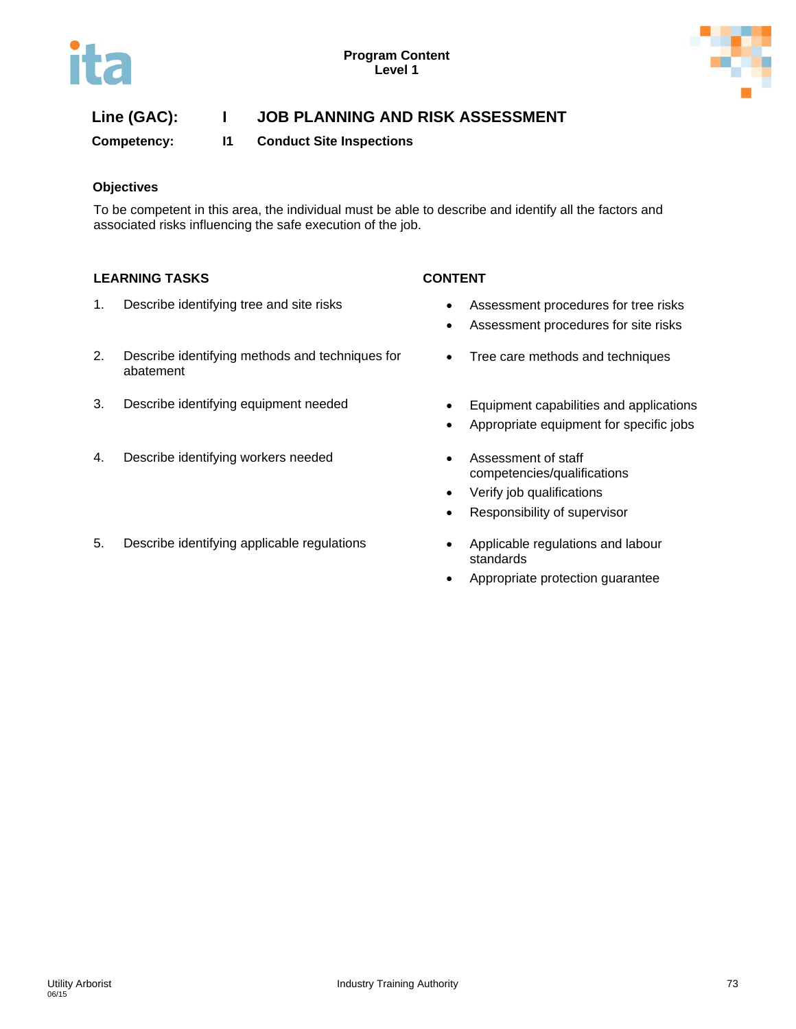Program Content
Level 1

## Line (GAC): I JOB PLANNING AND RISK ASSESSMENT

**Competency: I1 Conduct Site Inspections**

### Objectives

To be competent in this area, the individual must be able to describe and identify all the factors and associated risks influencing the safe execution of the job.

| LEARNING TASKS | CONTENT |
|---|---|
| 1. Describe identifying tree and site risks | • Assessment procedures for tree risks<br>• Assessment procedures for site risks |
| 2. Describe identifying methods and techniques for abatement | • Tree care methods and techniques |
| 3. Describe identifying equipment needed | • Equipment capabilities and applications<br>• Appropriate equipment for specific jobs |
| 4. Describe identifying workers needed | • Assessment of staff competencies/qualifications<br>• Verify job qualifications<br>• Responsibility of supervisor |
| 5. Describe identifying applicable regulations | • Applicable regulations and labour standards<br>• Appropriate protection guarantee |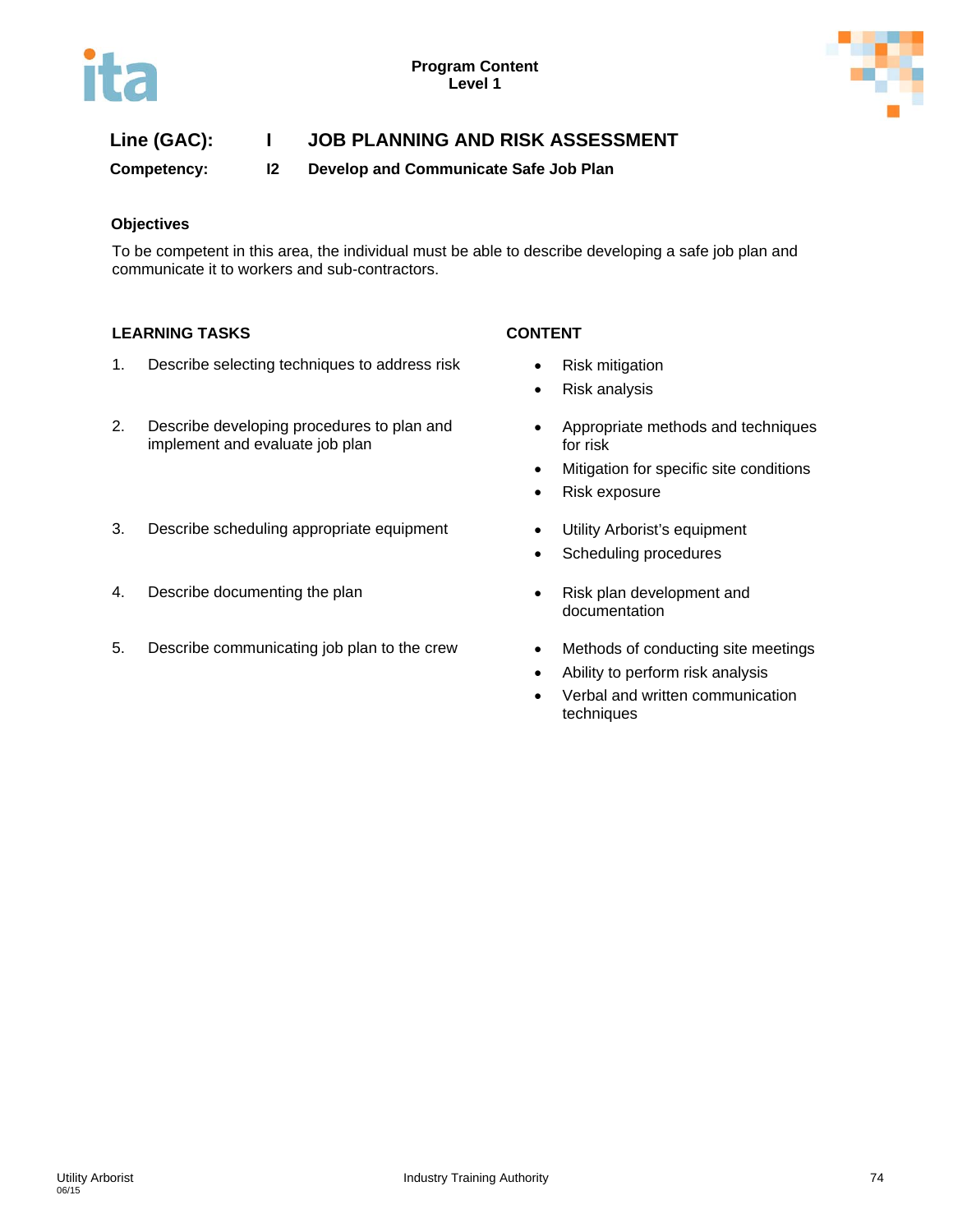**Program Content**
**Level 1**

## Line (GAC): I JOB PLANNING AND RISK ASSESSMENT

### Competency: I2 Develop and Communicate Safe Job Plan

**Objectives**

To be competent in this area, the individual must be able to describe developing a safe job plan and communicate it to workers and sub-contractors.

| LEARNING TASKS | CONTENT |
|---|---|
| 1. Describe selecting techniques to address risk | • Risk mitigation<br>• Risk analysis |
| 2. Describe developing procedures to plan and implement and evaluate job plan | • Appropriate methods and techniques for risk<br>• Mitigation for specific site conditions<br>• Risk exposure |
| 3. Describe scheduling appropriate equipment | • Utility Arborist's equipment<br>• Scheduling procedures |
| 4. Describe documenting the plan | • Risk plan development and documentation |
| 5. Describe communicating job plan to the crew | • Methods of conducting site meetings<br>• Ability to perform risk analysis<br>• Verbal and written communication techniques |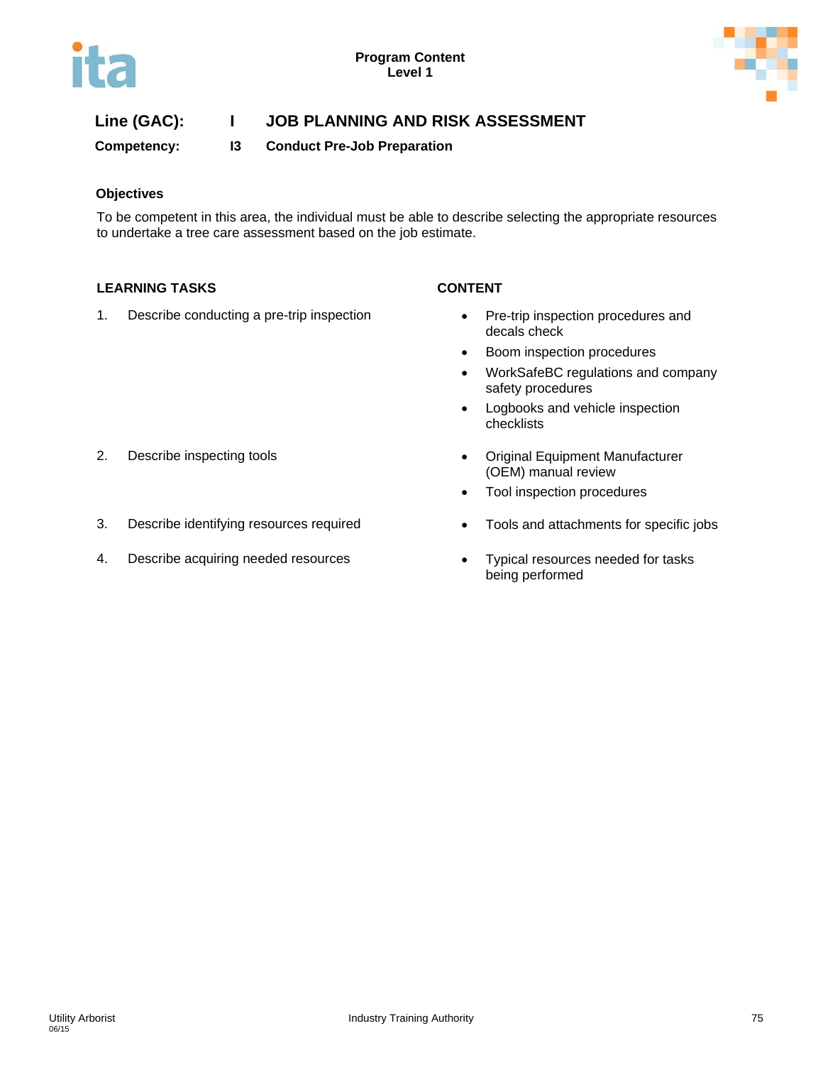**Line (GAC):** I **JOB PLANNING AND RISK ASSESSMENT**

**Competency:** I3 **Conduct Pre-Job Preparation**

### Objectives

To be competent in this area, the individual must be able to describe selecting the appropriate resources to undertake a tree care assessment based on the job estimate.

| LEARNING TASKS | CONTENT |
| --- | --- |
| 1. Describe conducting a pre-trip inspection | • Pre-trip inspection procedures and decals check<br>• Boom inspection procedures<br>• WorkSafeBC regulations and company safety procedures<br>• Logbooks and vehicle inspection checklists |
| 2. Describe inspecting tools | • Original Equipment Manufacturer (OEM) manual review<br>• Tool inspection procedures |
| 3. Describe identifying resources required | • Tools and attachments for specific jobs |
| 4. Describe acquiring needed resources | • Typical resources needed for tasks being performed |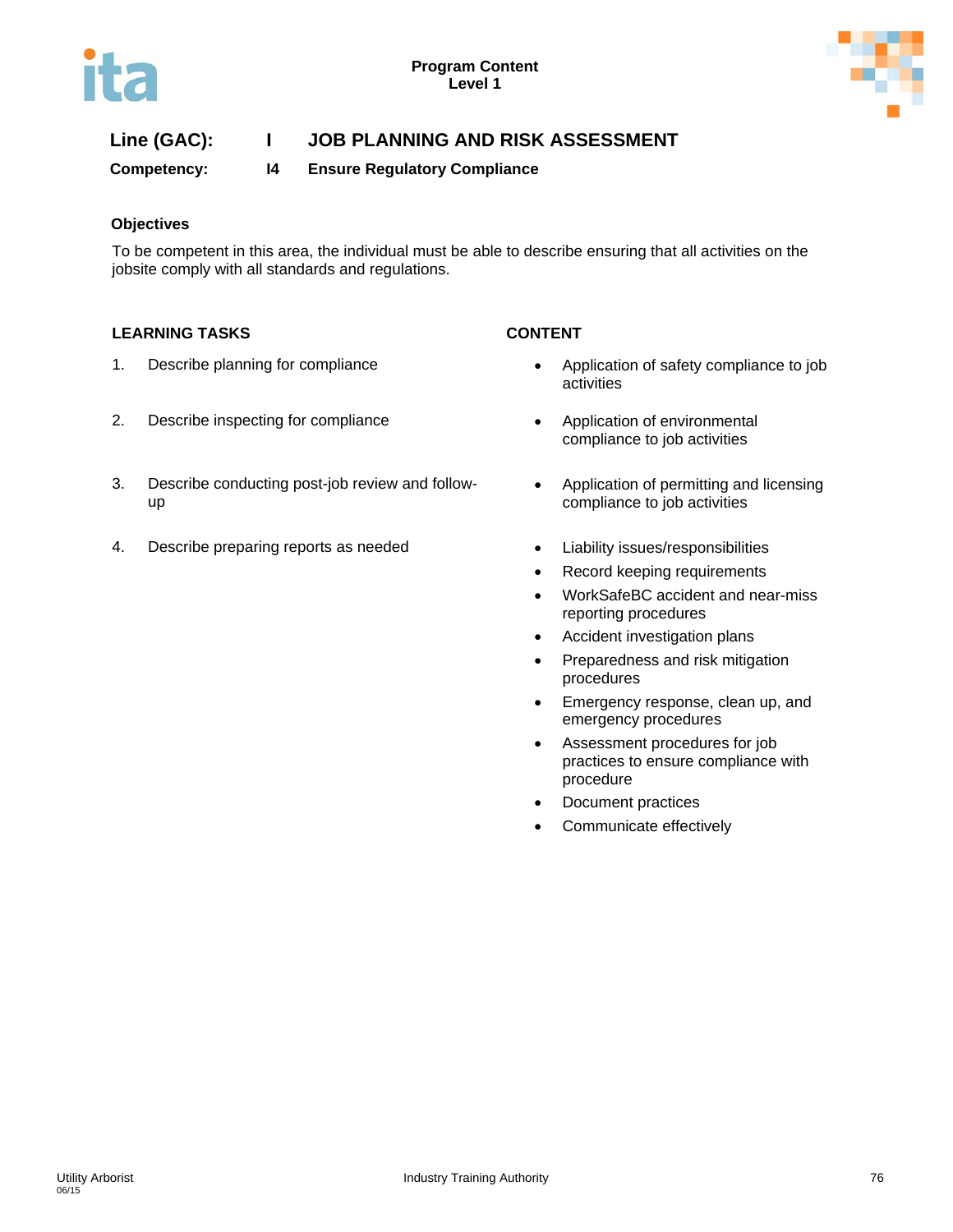**Program Content**
**Level 1**

## Line (GAC): I JOB PLANNING AND RISK ASSESSMENT

**Competency: I4 Ensure Regulatory Compliance**

### Objectives

To be competent in this area, the individual must be able to describe ensuring that all activities on the jobsite comply with all standards and regulations.

| LEARNING TASKS | CONTENT |
|---|---|
| 1. Describe planning for compliance | • Application of safety compliance to job activities |
| 2. Describe inspecting for compliance | • Application of environmental compliance to job activities |
| 3. Describe conducting post-job review and follow-up | • Application of permitting and licensing compliance to job activities |
| 4. Describe preparing reports as needed | • Liability issues/responsibilities<br>• Record keeping requirements<br>• WorkSafeBC accident and near-miss reporting procedures<br>• Accident investigation plans<br>• Preparedness and risk mitigation procedures<br>• Emergency response, clean up, and emergency procedures<br>• Assessment procedures for job practices to ensure compliance with procedure<br>• Document practices<br>• Communicate effectively |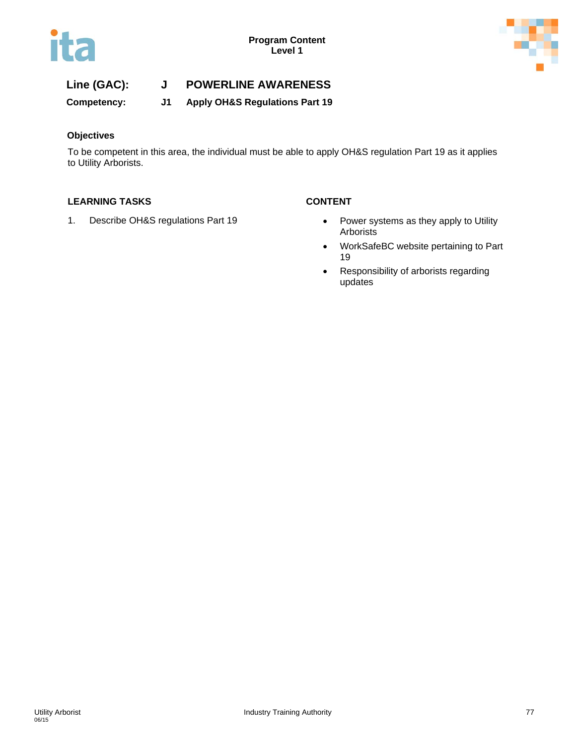## Line (GAC): J POWERLINE AWARENESS

**Competency: J1 Apply OH&S Regulations Part 19**

### Objectives

To be competent in this area, the individual must be able to apply OH&S regulation Part 19 as it applies to Utility Arborists.

| LEARNING TASKS | CONTENT |
| --- | --- |
| 1. Describe OH&S regulations Part 19 | • Power systems as they apply to Utility Arborists<br>• WorkSafeBC website pertaining to Part 19<br>• Responsibility of arborists regarding updates |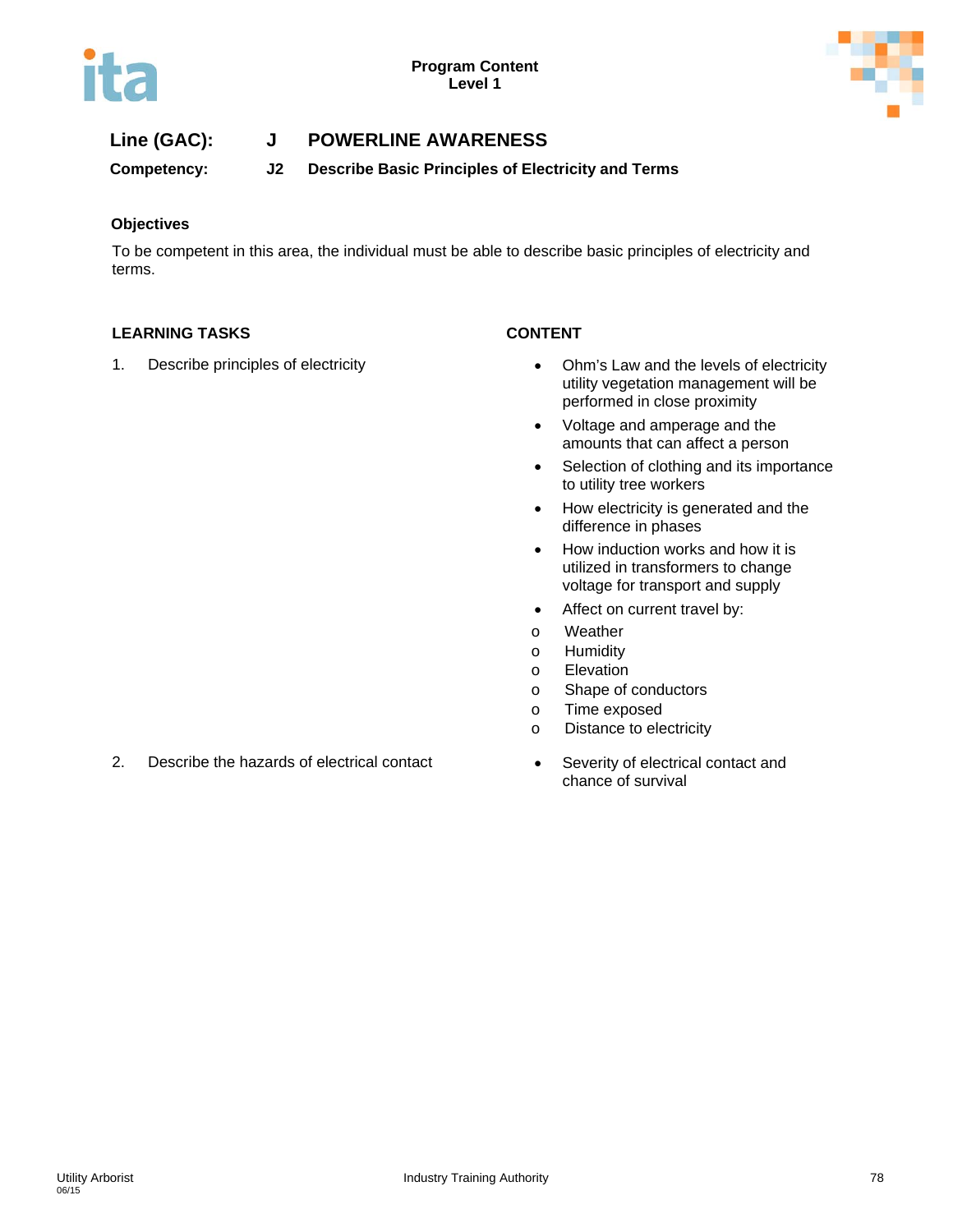**Line (GAC):** **J** **POWERLINE AWARENESS**

**Competency:** **J2** **Describe Basic Principles of Electricity and Terms**

### Objectives

To be competent in this area, the individual must be able to describe basic principles of electricity and terms.

| LEARNING TASKS | CONTENT |
|---|---|
| 1. Describe principles of electricity | • Ohm's Law and the levels of electricity utility vegetation management will be performed in close proximity<br>• Voltage and amperage and the amounts that can affect a person<br>• Selection of clothing and its importance to utility tree workers<br>• How electricity is generated and the difference in phases<br>• How induction works and how it is utilized in transformers to change voltage for transport and supply<br>• Affect on current travel by:<br>o Weather<br>o Humidity<br>o Elevation<br>o Shape of conductors<br>o Time exposed<br>o Distance to electricity |
| 2. Describe the hazards of electrical contact | • Severity of electrical contact and chance of survival |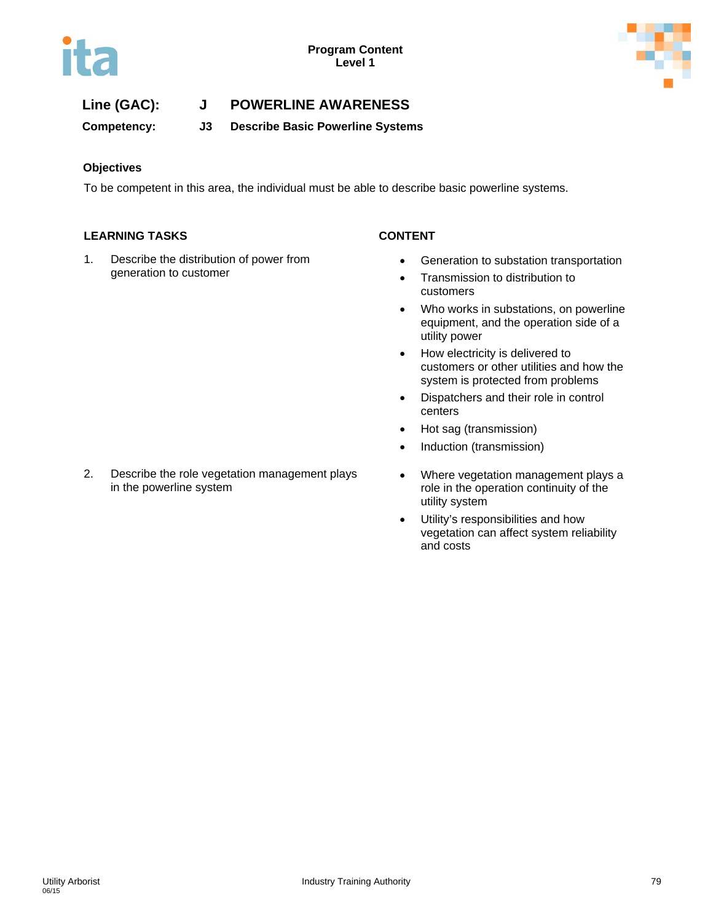**Line (GAC):** J POWERLINE AWARENESS

**Competency:** J3 Describe Basic Powerline Systems

### Objectives

To be competent in this area, the individual must be able to describe basic powerline systems.

| LEARNING TASKS | CONTENT |
|---|---|
| 1. Describe the distribution of power from generation to customer | • Generation to substation transportation<br>• Transmission to distribution to customers<br>• Who works in substations, on powerline equipment, and the operation side of a utility power<br>• How electricity is delivered to customers or other utilities and how the system is protected from problems<br>• Dispatchers and their role in control centers<br>• Hot sag (transmission)<br>• Induction (transmission) |
| 2. Describe the role vegetation management plays in the powerline system | • Where vegetation management plays a role in the operation continuity of the utility system<br>• Utility's responsibilities and how vegetation can affect system reliability and costs |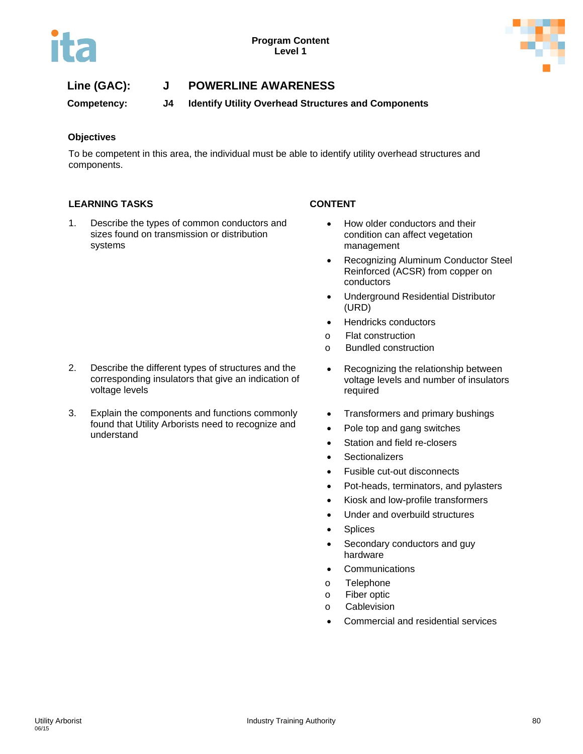**Line (GAC):** J **POWERLINE AWARENESS**

**Competency:** J4 **Identify Utility Overhead Structures and Components**

**Objectives**

To be competent in this area, the individual must be able to identify utility overhead structures and components.

| LEARNING TASKS | CONTENT |
|---|---|
| 1. Describe the types of common conductors and sizes found on transmission or distribution systems | • How older conductors and their condition can affect vegetation management<br>• Recognizing Aluminum Conductor Steel Reinforced (ACSR) from copper on conductors<br>• Underground Residential Distributor (URD)<br>• Hendricks conductors<br>  o Flat construction<br>  o Bundled construction |
| 2. Describe the different types of structures and the corresponding insulators that give an indication of voltage levels | • Recognizing the relationship between voltage levels and number of insulators required |
| 3. Explain the components and functions commonly found that Utility Arborists need to recognize and understand | • Transformers and primary bushings<br>• Pole top and gang switches<br>• Station and field re-closers<br>• Sectionalizers<br>• Fusible cut-out disconnects<br>• Pot-heads, terminators, and pylasters<br>• Kiosk and low-profile transformers<br>• Under and overbuild structures<br>• Splices<br>• Secondary conductors and guy hardware<br>• Communications<br>  o Telephone<br>  o Fiber optic<br>  o Cablevision<br>• Commercial and residential services |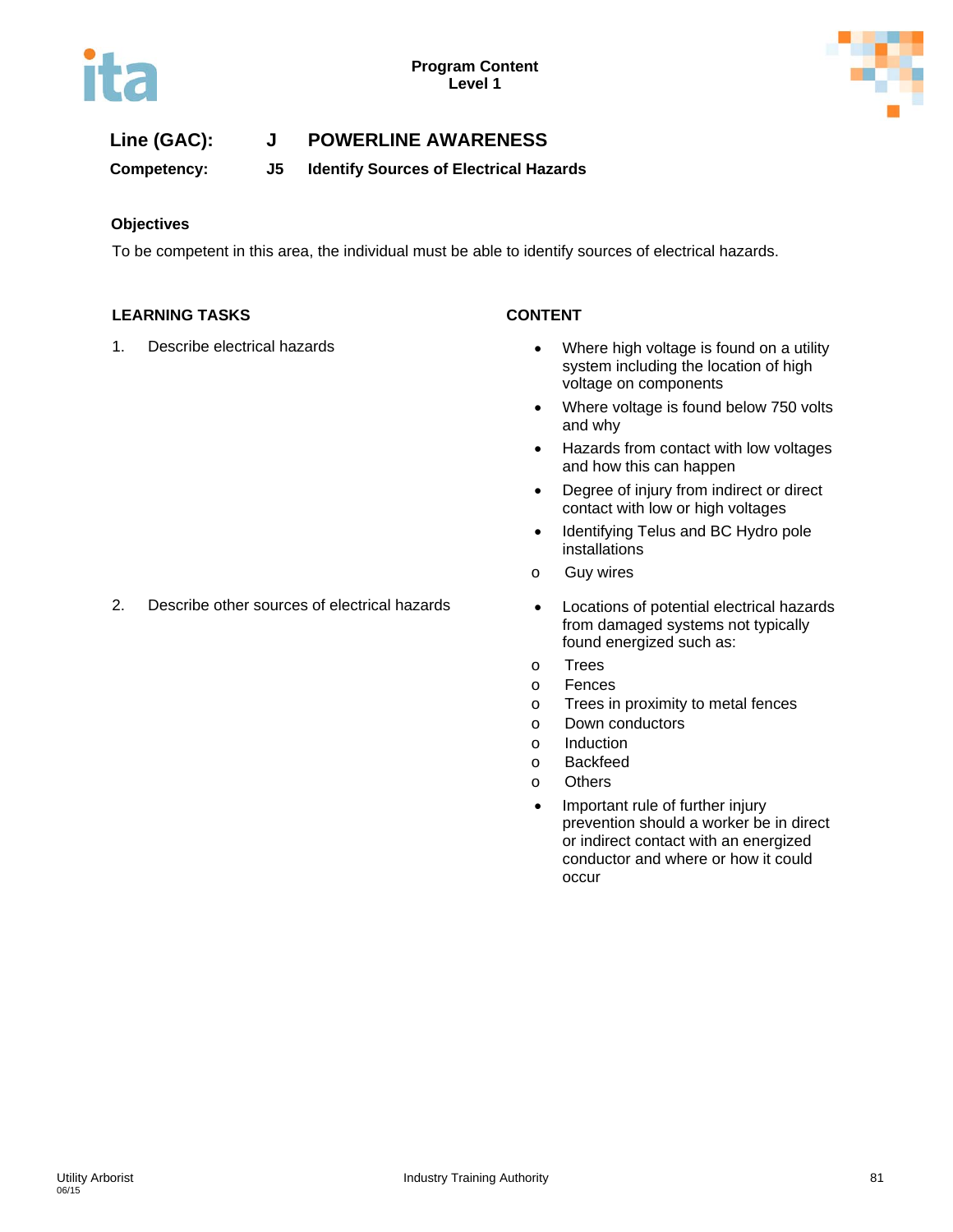**Line (GAC):** J POWERLINE AWARENESS

**Competency:** J5 Identify Sources of Electrical Hazards

**Objectives**

To be competent in this area, the individual must be able to identify sources of electrical hazards.

| LEARNING TASKS | CONTENT |
|---|---|
| 1. Describe electrical hazards | • Where high voltage is found on a utility system including the location of high voltage on components<br>• Where voltage is found below 750 volts and why<br>• Hazards from contact with low voltages and how this can happen<br>• Degree of injury from indirect or direct contact with low or high voltages<br>• Identifying Telus and BC Hydro pole installations<br>o Guy wires |
| 2. Describe other sources of electrical hazards | • Locations of potential electrical hazards from damaged systems not typically found energized such as:<br>o Trees<br>o Fences<br>o Trees in proximity to metal fences<br>o Down conductors<br>o Induction<br>o Backfeed<br>o Others<br>• Important rule of further injury prevention should a worker be in direct or indirect contact with an energized conductor and where or how it could occur |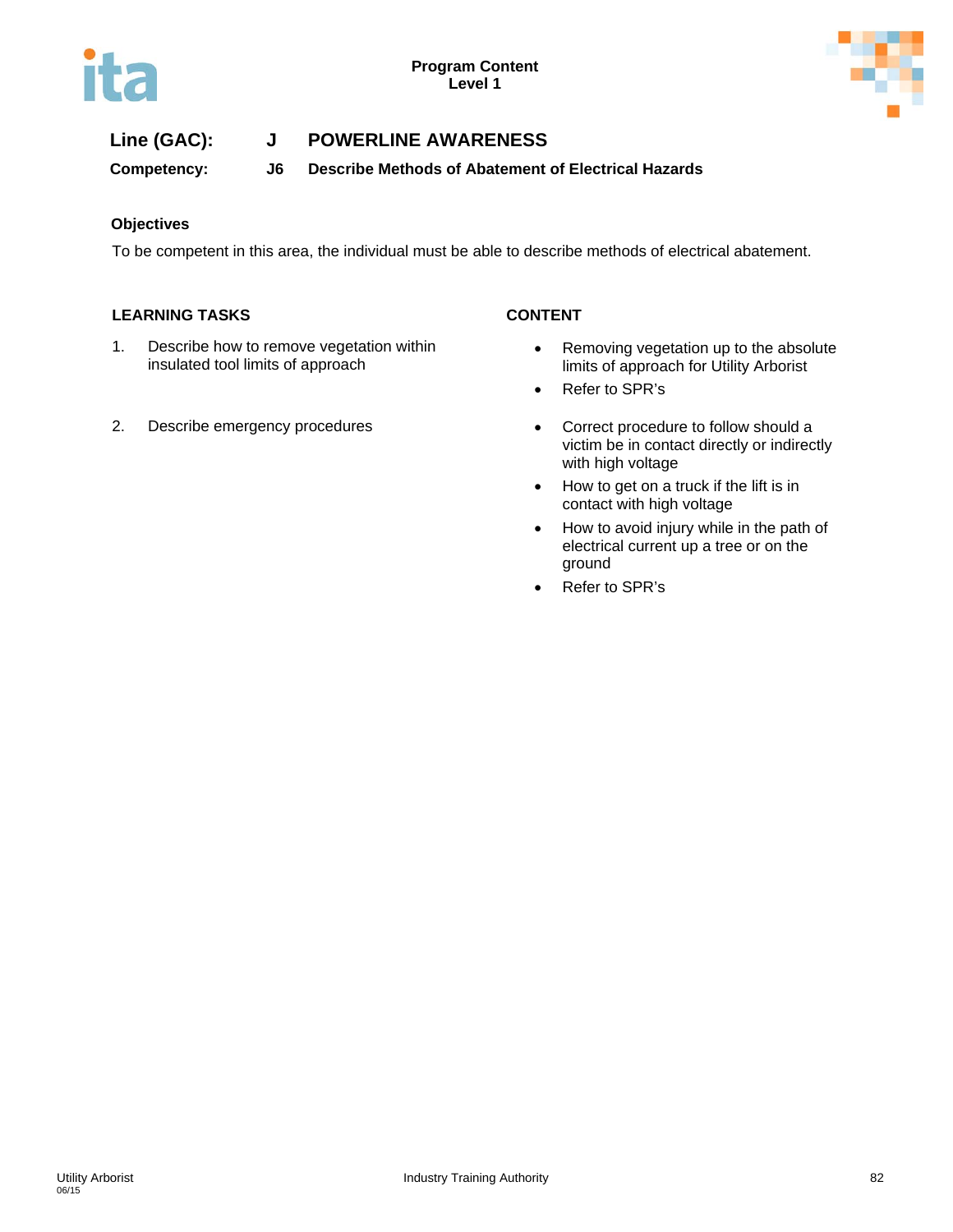**Line (GAC):** J POWERLINE AWARENESS

**Competency:** J6 Describe Methods of Abatement of Electrical Hazards

### Objectives

To be competent in this area, the individual must be able to describe methods of electrical abatement.

| LEARNING TASKS | CONTENT |
| --- | --- |
| 1. Describe how to remove vegetation within insulated tool limits of approach | • Removing vegetation up to the absolute limits of approach for Utility Arborist<br>• Refer to SPR's |
| 2. Describe emergency procedures | • Correct procedure to follow should a victim be in contact directly or indirectly with high voltage<br>• How to get on a truck if the lift is in contact with high voltage<br>• How to avoid injury while in the path of electrical current up a tree or on the ground<br>• Refer to SPR's |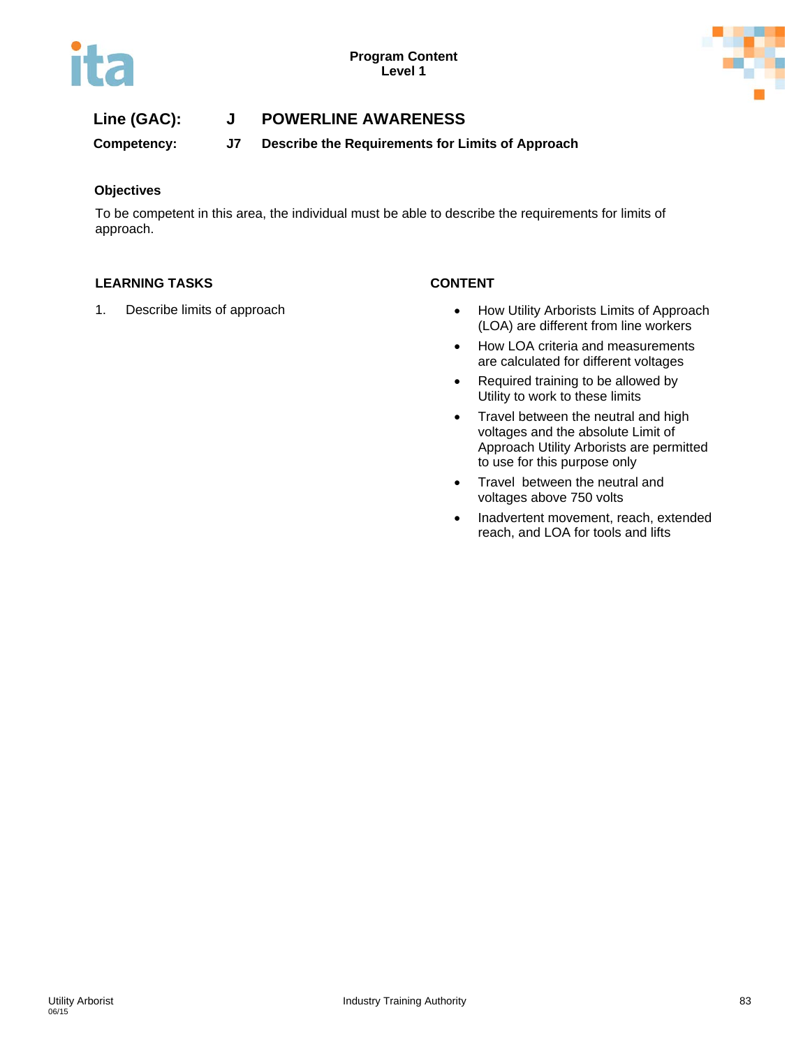**Line (GAC):** J POWERLINE AWARENESS

**Competency:** J7 Describe the Requirements for Limits of Approach

### Objectives

To be competent in this area, the individual must be able to describe the requirements for limits of approach.

| LEARNING TASKS | CONTENT |
| --- | --- |
| 1. Describe limits of approach | • How Utility Arborists Limits of Approach (LOA) are different from line workers<br>• How LOA criteria and measurements are calculated for different voltages<br>• Required training to be allowed by Utility to work to these limits<br>• Travel between the neutral and high voltages and the absolute Limit of Approach Utility Arborists are permitted to use for this purpose only<br>• Travel between the neutral and voltages above 750 volts<br>• Inadvertent movement, reach, extended reach, and LOA for tools and lifts |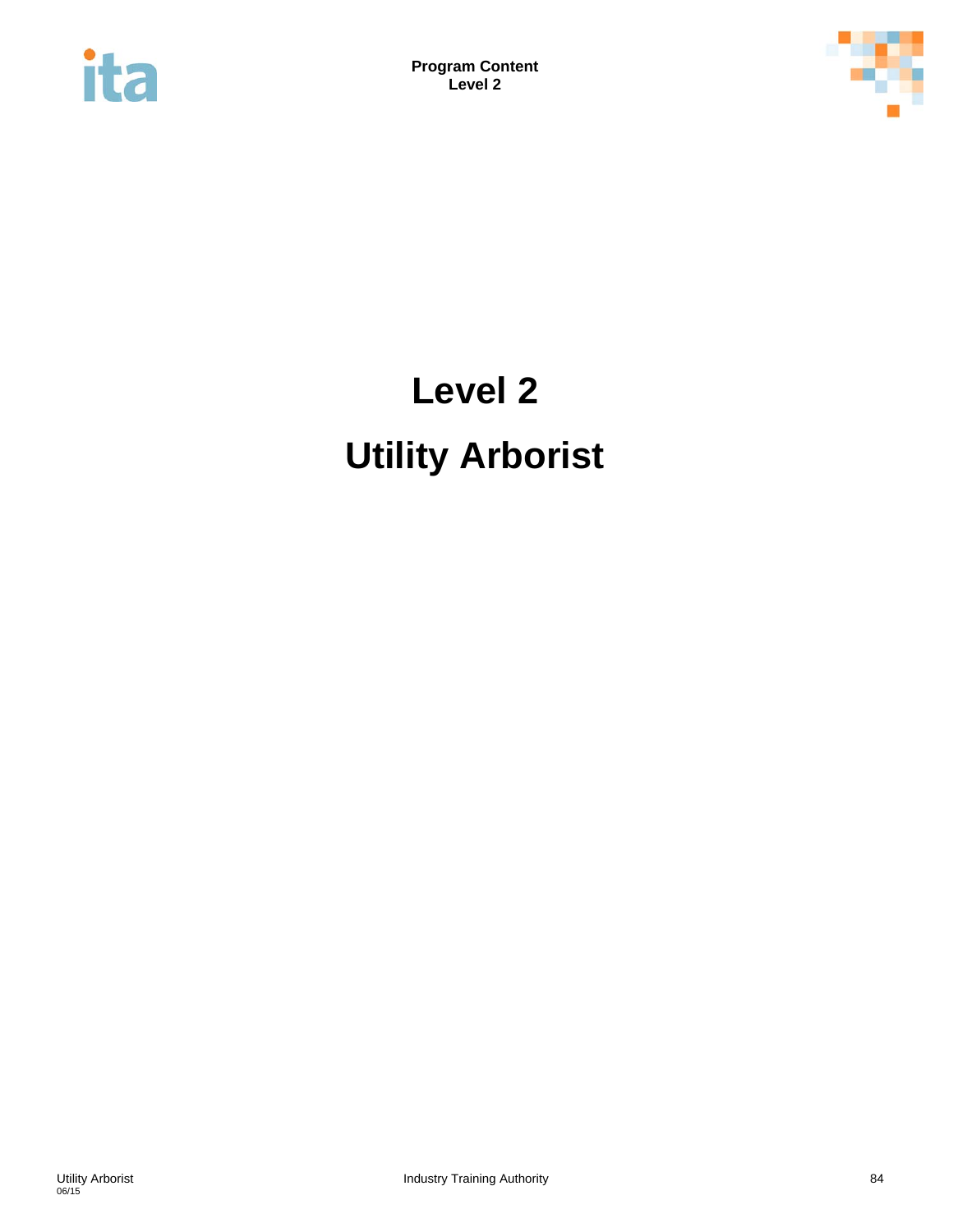# Level 2

# Utility Arborist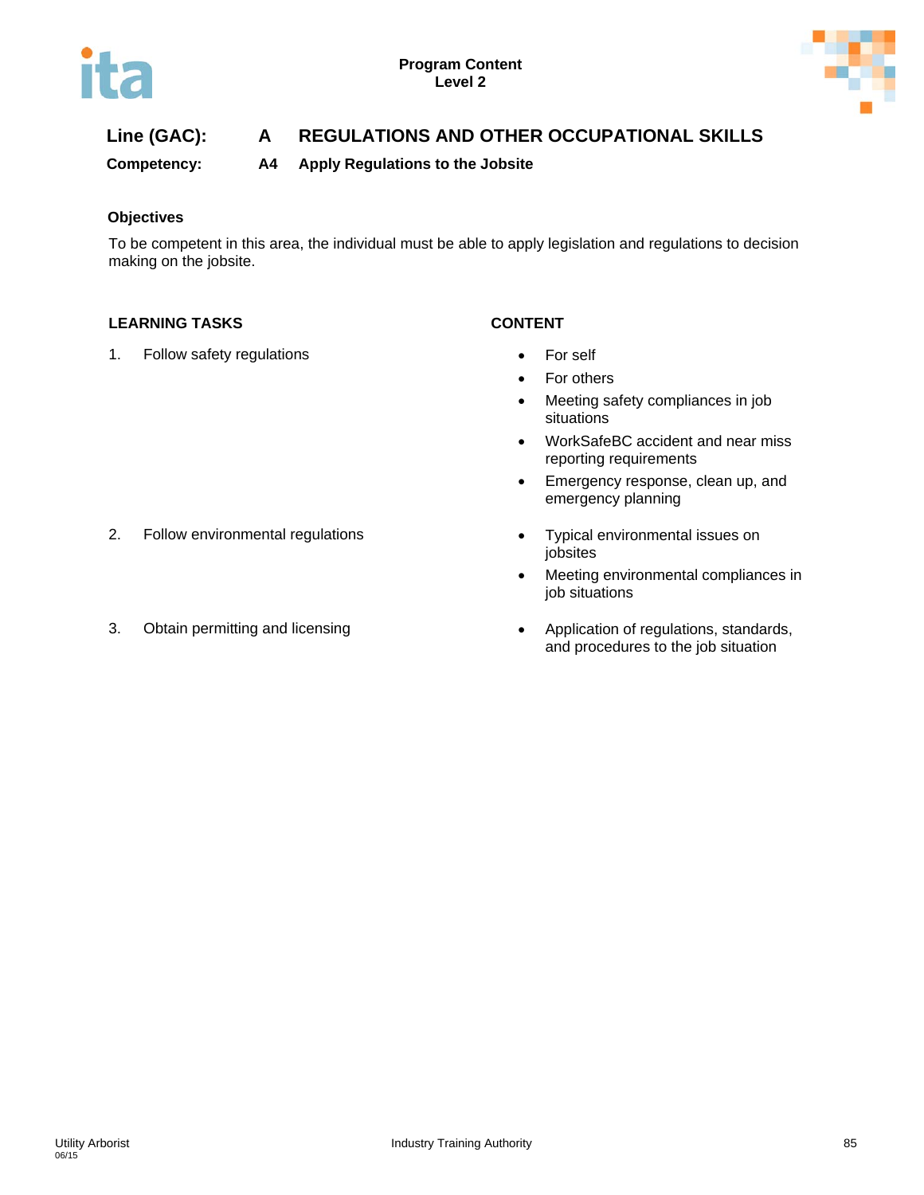Program Content
Level 2

## Line (GAC): A REGULATIONS AND OTHER OCCUPATIONAL SKILLS

**Competency: A4 Apply Regulations to the Jobsite**

### Objectives

To be competent in this area, the individual must be able to apply legislation and regulations to decision making on the jobsite.

| LEARNING TASKS | CONTENT |
|---|---|
| 1. Follow safety regulations | • For self<br>• For others<br>• Meeting safety compliances in job situations<br>• WorkSafeBC accident and near miss reporting requirements<br>• Emergency response, clean up, and emergency planning |
| 2. Follow environmental regulations | • Typical environmental issues on jobsites<br>• Meeting environmental compliances in job situations |
| 3. Obtain permitting and licensing | • Application of regulations, standards, and procedures to the job situation |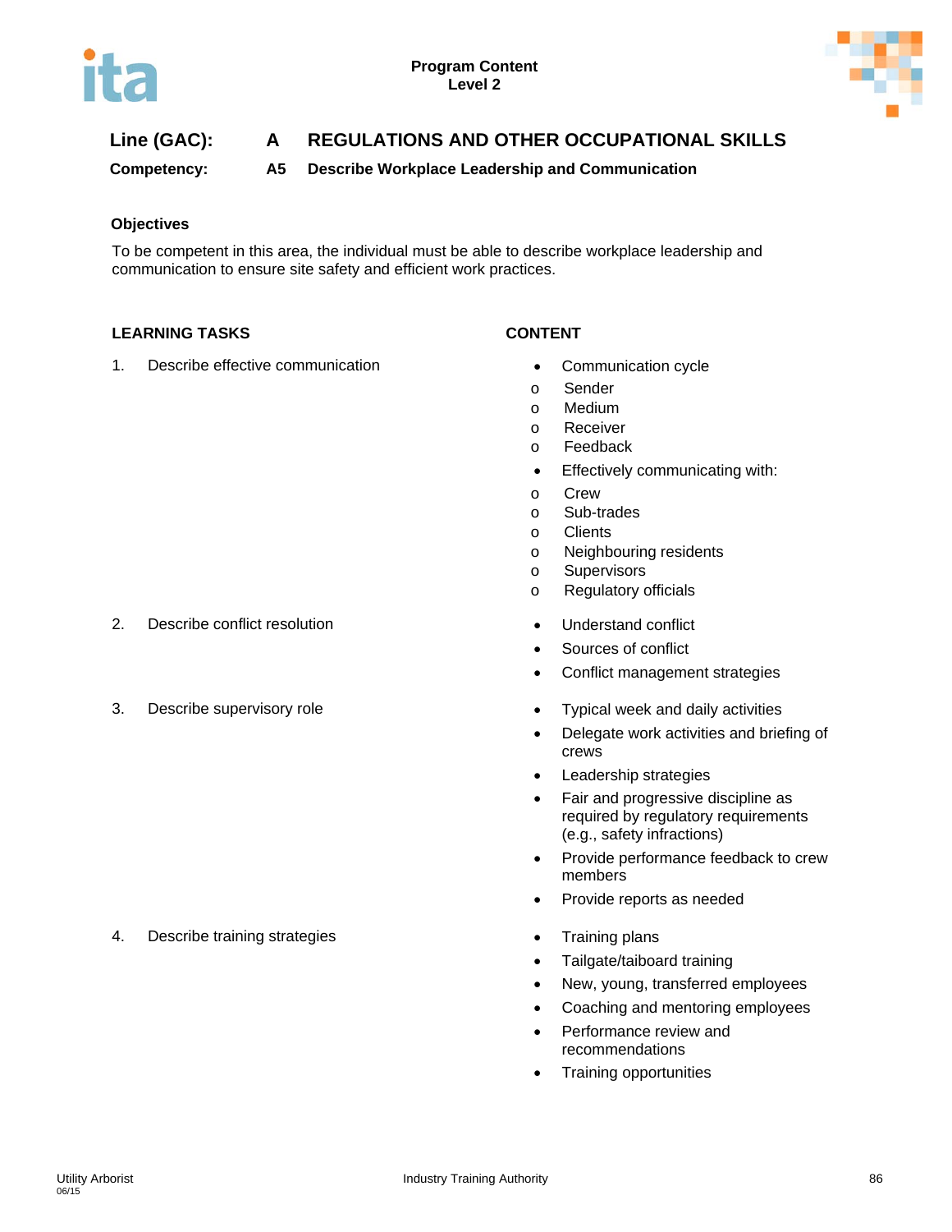Program Content
Level 2

**Line (GAC):** **A REGULATIONS AND OTHER OCCUPATIONAL SKILLS**

**Competency:** **A5 Describe Workplace Leadership and Communication**

### Objectives

To be competent in this area, the individual must be able to describe workplace leadership and communication to ensure site safety and efficient work practices.

| LEARNING TASKS | CONTENT |
|---|---|
| 1. Describe effective communication | • Communication cycle<br>o Sender<br>o Medium<br>o Receiver<br>o Feedback<br>• Effectively communicating with:<br>o Crew<br>o Sub-trades<br>o Clients<br>o Neighbouring residents<br>o Supervisors<br>o Regulatory officials |
| 2. Describe conflict resolution | • Understand conflict<br>• Sources of conflict<br>• Conflict management strategies |
| 3. Describe supervisory role | • Typical week and daily activities<br>• Delegate work activities and briefing of crews<br>• Leadership strategies<br>• Fair and progressive discipline as required by regulatory requirements (e.g., safety infractions)<br>• Provide performance feedback to crew members<br>• Provide reports as needed |
| 4. Describe training strategies | • Training plans<br>• Tailgate/taiboard training<br>• New, young, transferred employees<br>• Coaching and mentoring employees<br>• Performance review and recommendations<br>• Training opportunities |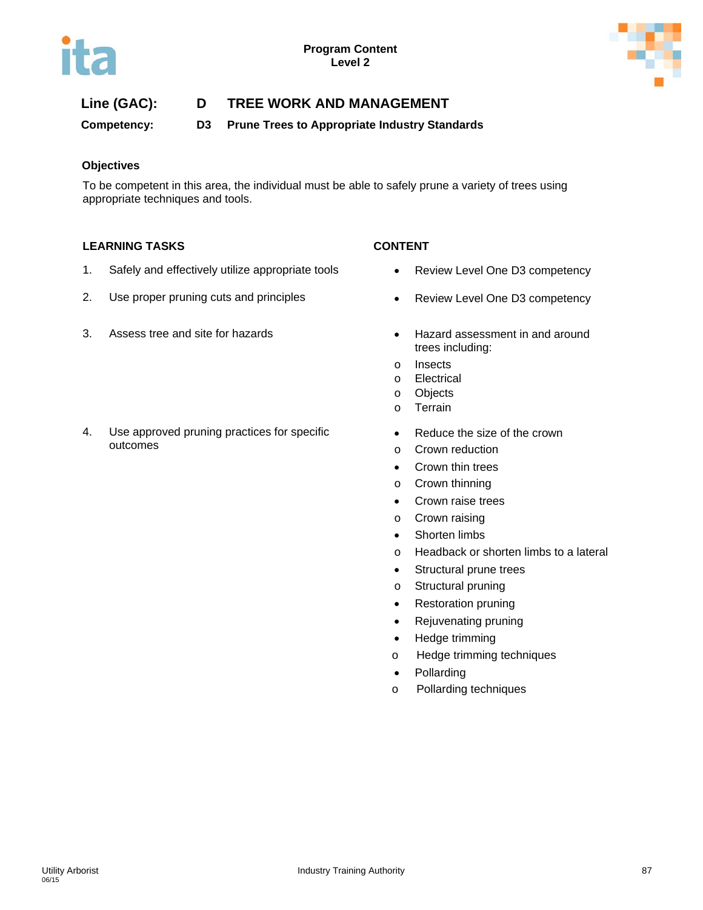**Program Content**
**Level 2**

## Line (GAC): D TREE WORK AND MANAGEMENT

**Competency: D3 Prune Trees to Appropriate Industry Standards**

### Objectives

To be competent in this area, the individual must be able to safely prune a variety of trees using appropriate techniques and tools.

| LEARNING TASKS | CONTENT |
|---|---|
| 1. Safely and effectively utilize appropriate tools | • Review Level One D3 competency |
| 2. Use proper pruning cuts and principles | • Review Level One D3 competency |
| 3. Assess tree and site for hazards | • Hazard assessment in and around trees including:<br>o Insects<br>o Electrical<br>o Objects<br>o Terrain |
| 4. Use approved pruning practices for specific outcomes | • Reduce the size of the crown<br>o Crown reduction<br>• Crown thin trees<br>o Crown thinning<br>• Crown raise trees<br>o Crown raising<br>• Shorten limbs<br>o Headback or shorten limbs to a lateral<br>• Structural prune trees<br>o Structural pruning<br>• Restoration pruning<br>• Rejuvenating pruning<br>• Hedge trimming<br>o Hedge trimming techniques<br>• Pollarding<br>o Pollarding techniques |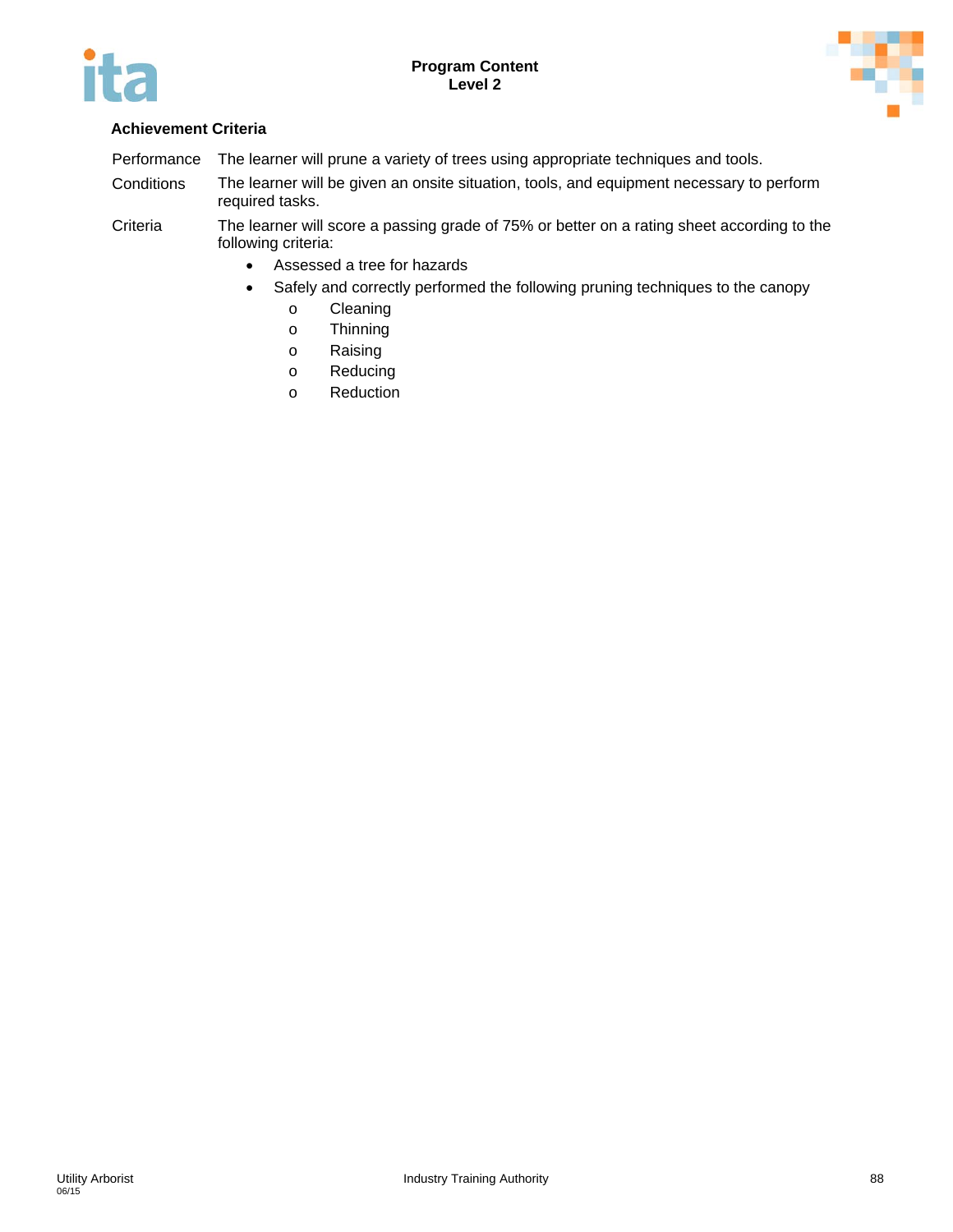### Achievement Criteria

Performance — The learner will prune a variety of trees using appropriate techniques and tools.

Conditions — The learner will be given an onsite situation, tools, and equipment necessary to perform required tasks.

Criteria — The learner will score a passing grade of 75% or better on a rating sheet according to the following criteria:

- Assessed a tree for hazards
- Safely and correctly performed the following pruning techniques to the canopy
  - Cleaning
  - Thinning
  - Raising
  - Reducing
  - Reduction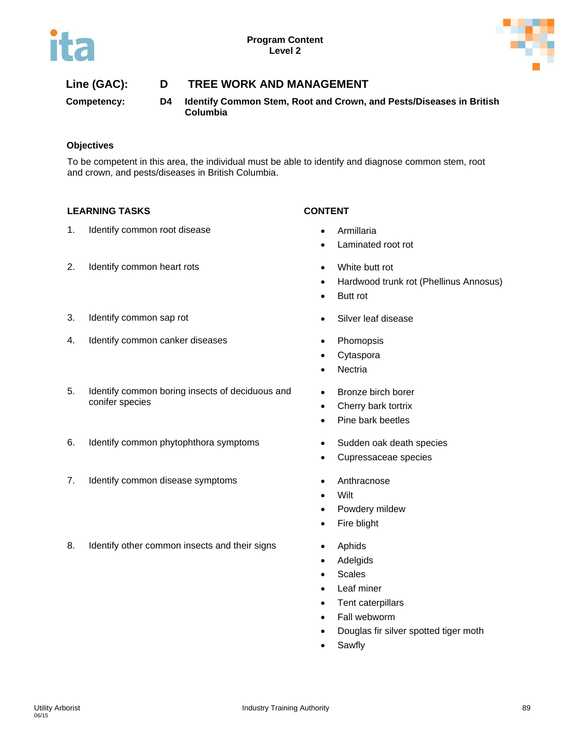**Program Content**
**Level 2**

## Line (GAC): D TREE WORK AND MANAGEMENT

**Competency: D4 Identify Common Stem, Root and Crown, and Pests/Diseases in British Columbia**

### Objectives

To be competent in this area, the individual must be able to identify and diagnose common stem, root and crown, and pests/diseases in British Columbia.

| LEARNING TASKS | CONTENT |
|---|---|
| 1. Identify common root disease | • Armillaria<br>• Laminated root rot |
| 2. Identify common heart rots | • White butt rot<br>• Hardwood trunk rot (Phellinus Annosus)<br>• Butt rot |
| 3. Identify common sap rot | • Silver leaf disease |
| 4. Identify common canker diseases | • Phomopsis<br>• Cytaspora<br>• Nectria |
| 5. Identify common boring insects of deciduous and conifer species | • Bronze birch borer<br>• Cherry bark tortrix<br>• Pine bark beetles |
| 6. Identify common phytophthora symptoms | • Sudden oak death species<br>• Cupressaceae species |
| 7. Identify common disease symptoms | • Anthracnose<br>• Wilt<br>• Powdery mildew<br>• Fire blight |
| 8. Identify other common insects and their signs | • Aphids<br>• Adelgids<br>• Scales<br>• Leaf miner<br>• Tent caterpillars<br>• Fall webworm<br>• Douglas fir silver spotted tiger moth<br>• Sawfly |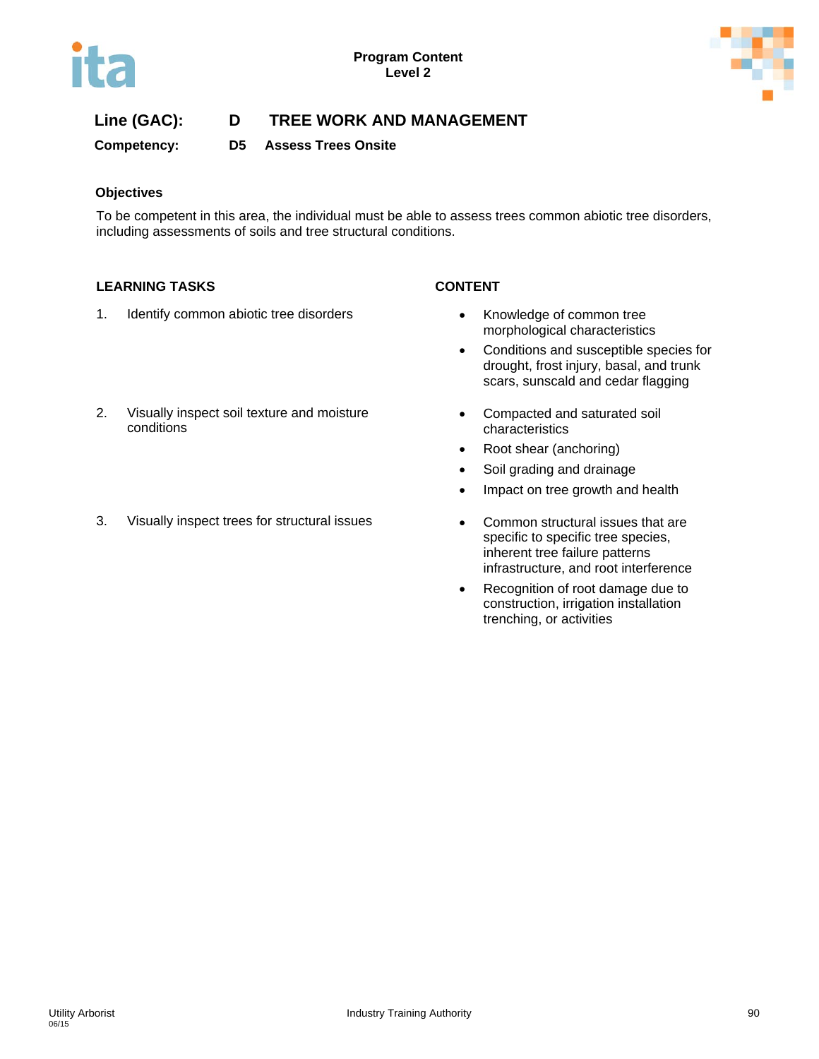**Program Content**
**Level 2**

## Line (GAC): D TREE WORK AND MANAGEMENT

**Competency: D5 Assess Trees Onsite**

### Objectives

To be competent in this area, the individual must be able to assess trees common abiotic tree disorders, including assessments of soils and tree structural conditions.

| LEARNING TASKS | CONTENT |
|---|---|
| 1. Identify common abiotic tree disorders | • Knowledge of common tree morphological characteristics<br>• Conditions and susceptible species for drought, frost injury, basal, and trunk scars, sunscald and cedar flagging |
| 2. Visually inspect soil texture and moisture conditions | • Compacted and saturated soil characteristics<br>• Root shear (anchoring)<br>• Soil grading and drainage<br>• Impact on tree growth and health |
| 3. Visually inspect trees for structural issues | • Common structural issues that are specific to specific tree species, inherent tree failure patterns infrastructure, and root interference<br>• Recognition of root damage due to construction, irrigation installation trenching, or activities |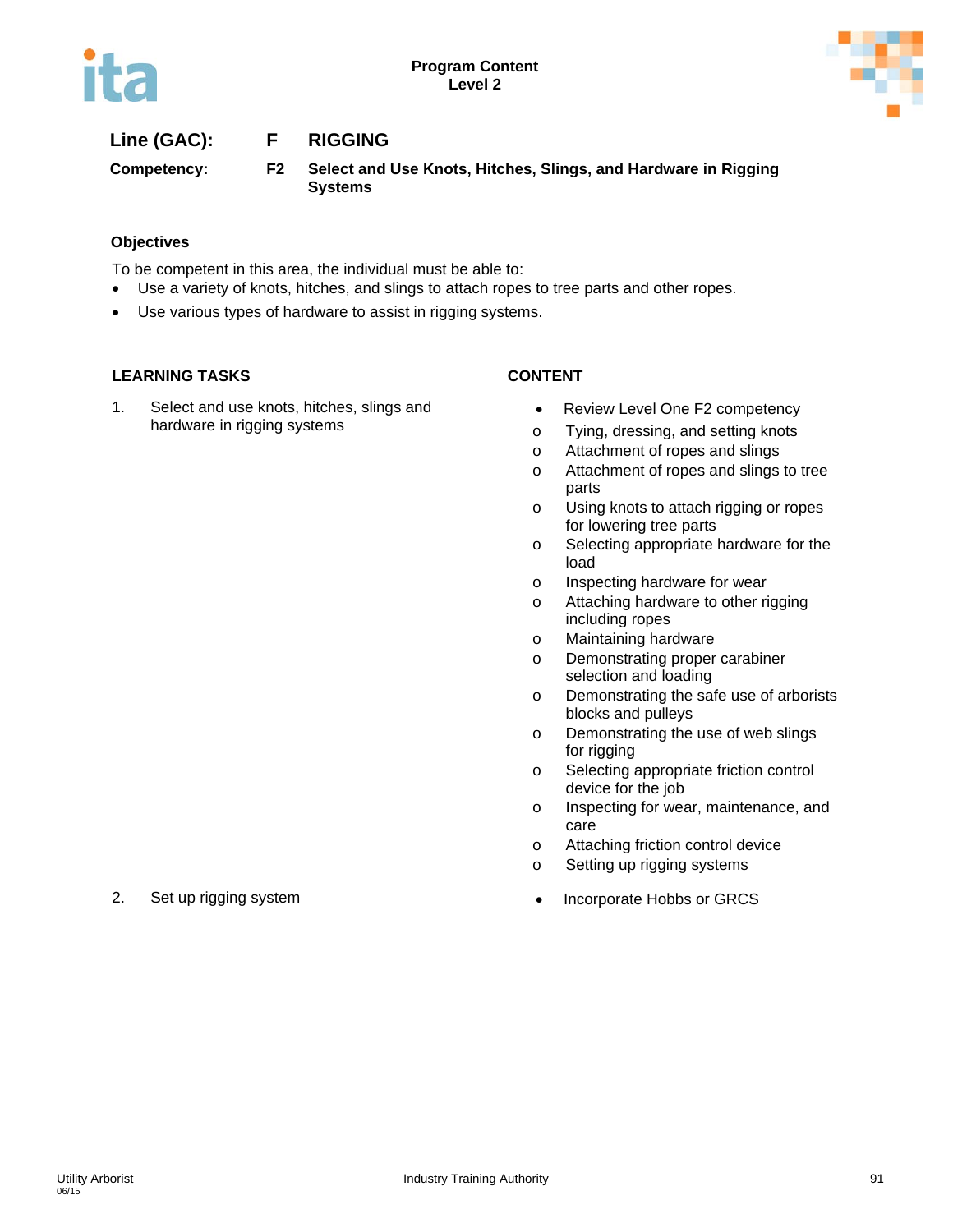**Program Content**
**Level 2**

## Line (GAC): F RIGGING

**Competency: F2 Select and Use Knots, Hitches, Slings, and Hardware in Rigging Systems**

### Objectives

To be competent in this area, the individual must be able to:

- Use a variety of knots, hitches, and slings to attach ropes to tree parts and other ropes.
- Use various types of hardware to assist in rigging systems.

| LEARNING TASKS | CONTENT |
|---|---|
| 1. Select and use knots, hitches, slings and hardware in rigging systems | • Review Level One F2 competency<br>o Tying, dressing, and setting knots<br>o Attachment of ropes and slings<br>o Attachment of ropes and slings to tree parts<br>o Using knots to attach rigging or ropes for lowering tree parts<br>o Selecting appropriate hardware for the load<br>o Inspecting hardware for wear<br>o Attaching hardware to other rigging including ropes<br>o Maintaining hardware<br>o Demonstrating proper carabiner selection and loading<br>o Demonstrating the safe use of arborists blocks and pulleys<br>o Demonstrating the use of web slings for rigging<br>o Selecting appropriate friction control device for the job<br>o Inspecting for wear, maintenance, and care<br>o Attaching friction control device<br>o Setting up rigging systems |
| 2. Set up rigging system | • Incorporate Hobbs or GRCS |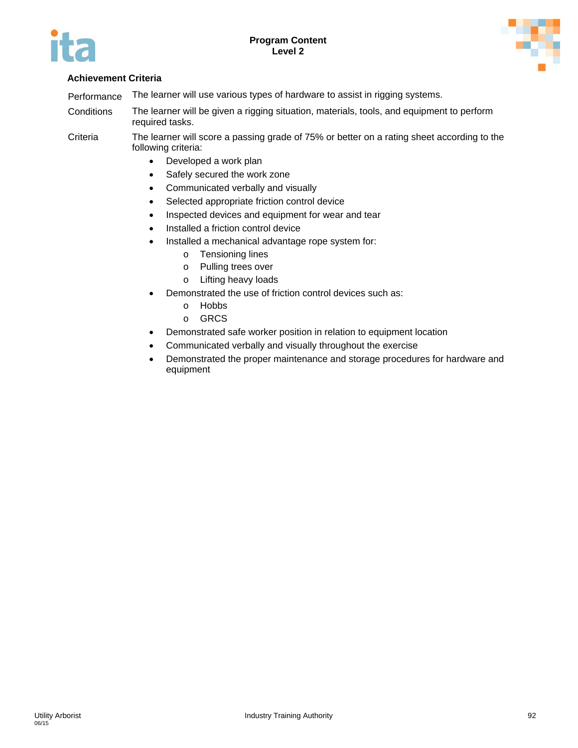## Achievement Criteria

Performance: The learner will use various types of hardware to assist in rigging systems.

Conditions: The learner will be given a rigging situation, materials, tools, and equipment to perform required tasks.

Criteria: The learner will score a passing grade of 75% or better on a rating sheet according to the following criteria:

- Developed a work plan
- Safely secured the work zone
- Communicated verbally and visually
- Selected appropriate friction control device
- Inspected devices and equipment for wear and tear
- Installed a friction control device
- Installed a mechanical advantage rope system for:
  - Tensioning lines
  - Pulling trees over
  - Lifting heavy loads
- Demonstrated the use of friction control devices such as:
  - Hobbs
  - GRCS
- Demonstrated safe worker position in relation to equipment location
- Communicated verbally and visually throughout the exercise
- Demonstrated the proper maintenance and storage procedures for hardware and equipment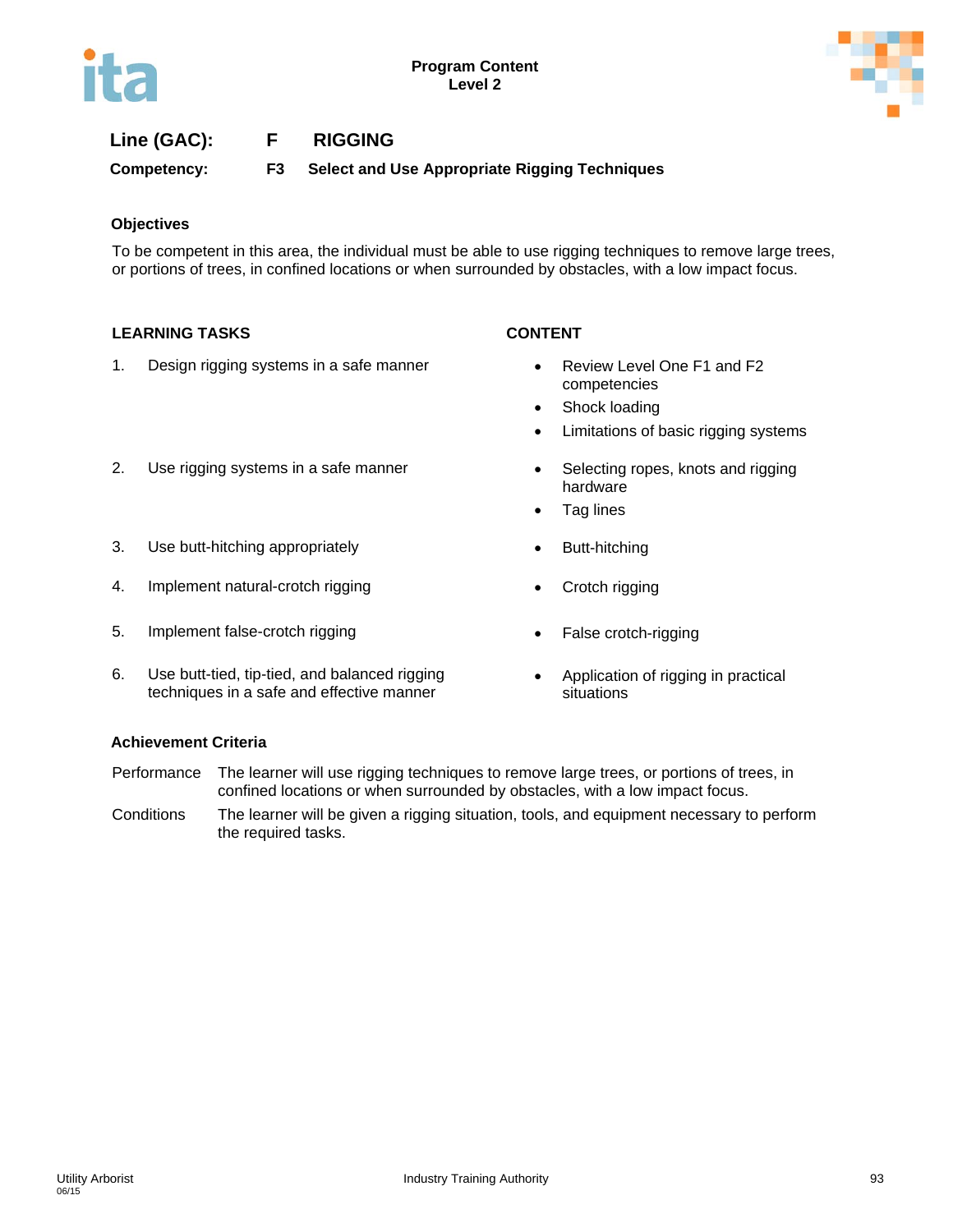**Program Content**
**Level 2**

## Line (GAC): F RIGGING

**Competency: F3 Select and Use Appropriate Rigging Techniques**

### Objectives

To be competent in this area, the individual must be able to use rigging techniques to remove large trees, or portions of trees, in confined locations or when surrounded by obstacles, with a low impact focus.

| LEARNING TASKS | CONTENT |
|---|---|
| 1. Design rigging systems in a safe manner | • Review Level One F1 and F2 competencies<br>• Shock loading<br>• Limitations of basic rigging systems |
| 2. Use rigging systems in a safe manner | • Selecting ropes, knots and rigging hardware<br>• Tag lines |
| 3. Use butt-hitching appropriately | • Butt-hitching |
| 4. Implement natural-crotch rigging | • Crotch rigging |
| 5. Implement false-crotch rigging | • False crotch-rigging |
| 6. Use butt-tied, tip-tied, and balanced rigging techniques in a safe and effective manner | • Application of rigging in practical situations |

### Achievement Criteria

| | |
|---|---|
| Performance | The learner will use rigging techniques to remove large trees, or portions of trees, in confined locations or when surrounded by obstacles, with a low impact focus. |
| Conditions | The learner will be given a rigging situation, tools, and equipment necessary to perform the required tasks. |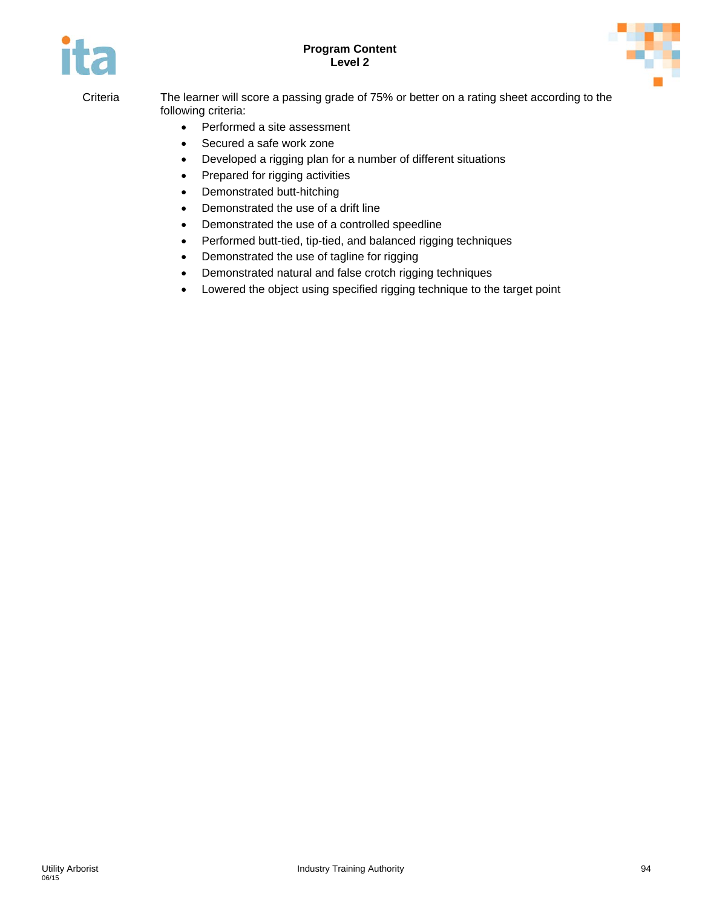Criteria

The learner will score a passing grade of 75% or better on a rating sheet according to the following criteria:

- Performed a site assessment
- Secured a safe work zone
- Developed a rigging plan for a number of different situations
- Prepared for rigging activities
- Demonstrated butt-hitching
- Demonstrated the use of a drift line
- Demonstrated the use of a controlled speedline
- Performed butt-tied, tip-tied, and balanced rigging techniques
- Demonstrated the use of tagline for rigging
- Demonstrated natural and false crotch rigging techniques
- Lowered the object using specified rigging technique to the target point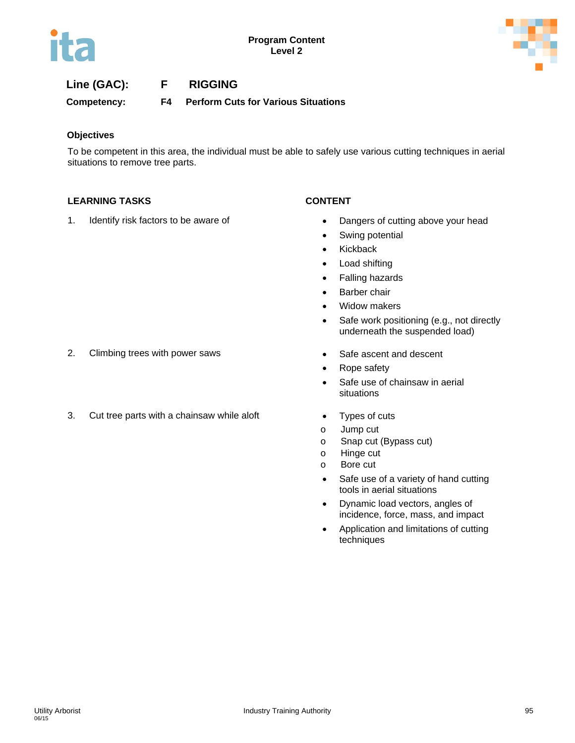**Program Content**
**Level 2**

## Line (GAC): F RIGGING

**Competency: F4 Perform Cuts for Various Situations**

### Objectives

To be competent in this area, the individual must be able to safely use various cutting techniques in aerial situations to remove tree parts.

| LEARNING TASKS | CONTENT |
|---|---|
| 1. Identify risk factors to be aware of | • Dangers of cutting above your head<br>• Swing potential<br>• Kickback<br>• Load shifting<br>• Falling hazards<br>• Barber chair<br>• Widow makers<br>• Safe work positioning (e.g., not directly underneath the suspended load) |
| 2. Climbing trees with power saws | • Safe ascent and descent<br>• Rope safety<br>• Safe use of chainsaw in aerial situations |
| 3. Cut tree parts with a chainsaw while aloft | • Types of cuts<br>o Jump cut<br>o Snap cut (Bypass cut)<br>o Hinge cut<br>o Bore cut<br>• Safe use of a variety of hand cutting tools in aerial situations<br>• Dynamic load vectors, angles of incidence, force, mass, and impact<br>• Application and limitations of cutting techniques |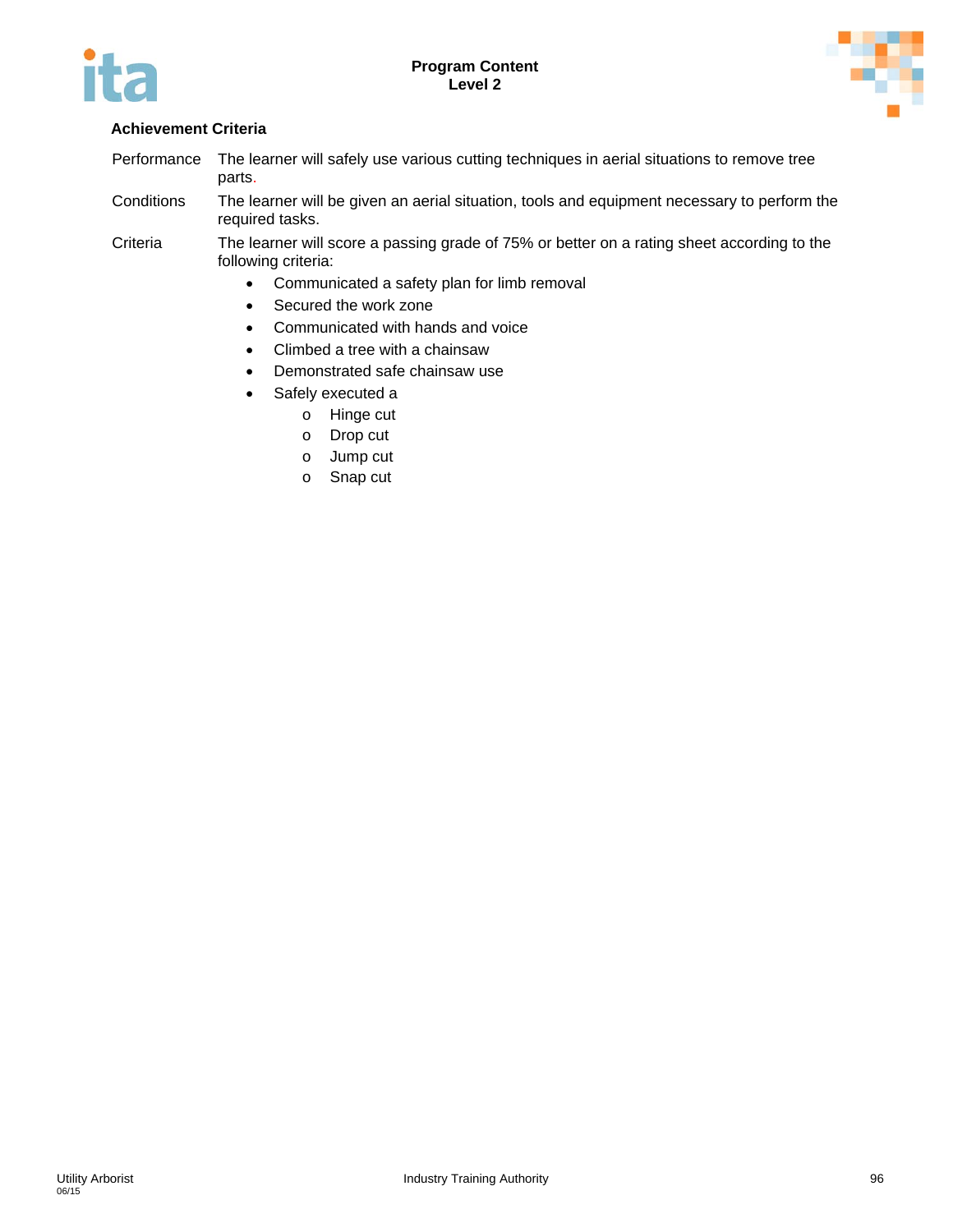### Achievement Criteria

| | |
|---|---|
| Performance | The learner will safely use various cutting techniques in aerial situations to remove tree parts. |
| Conditions | The learner will be given an aerial situation, tools and equipment necessary to perform the required tasks. |
| Criteria | The learner will score a passing grade of 75% or better on a rating sheet according to the following criteria: |

- Communicated a safety plan for limb removal
- Secured the work zone
- Communicated with hands and voice
- Climbed a tree with a chainsaw
- Demonstrated safe chainsaw use
- Safely executed a
  - Hinge cut
  - Drop cut
  - Jump cut
  - Snap cut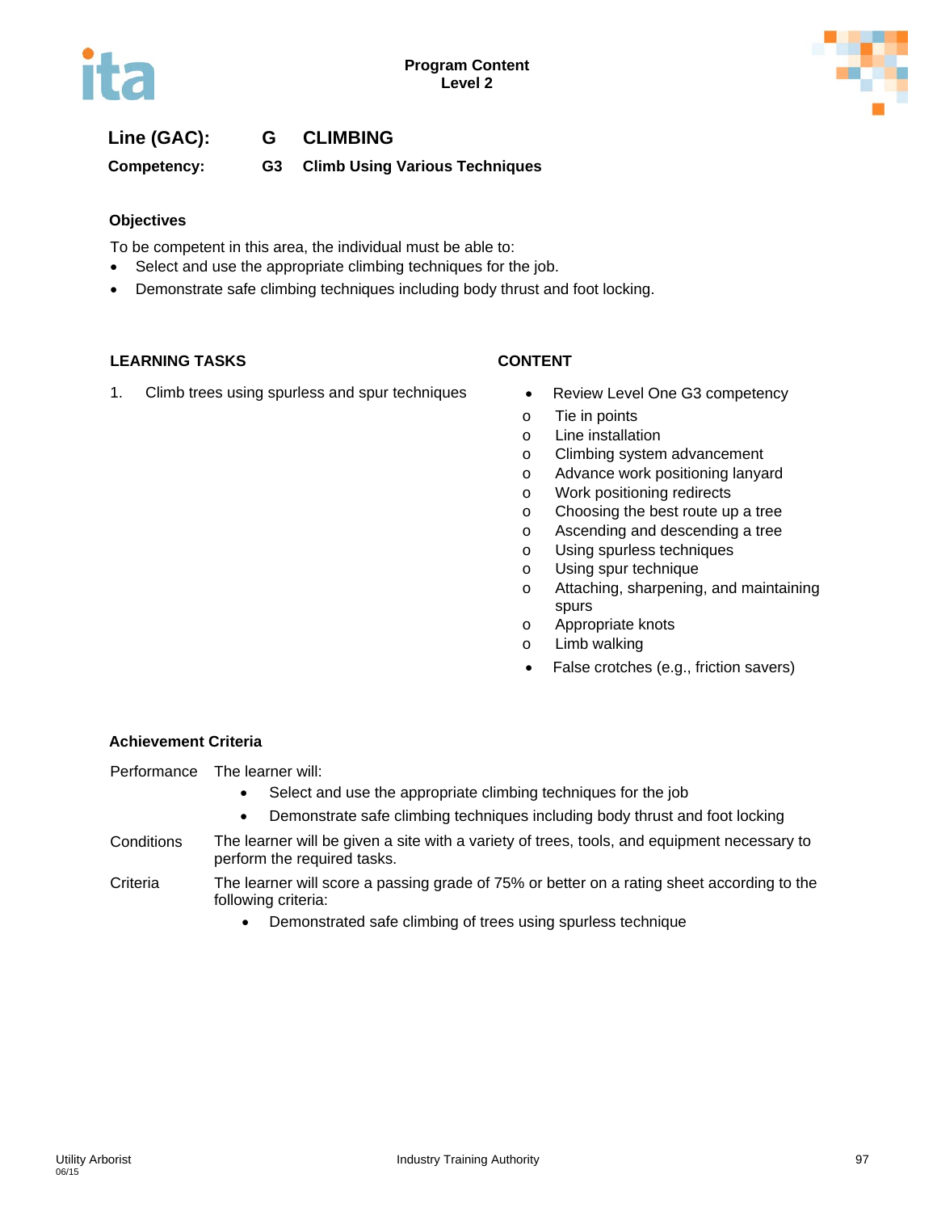**Program Content**
**Level 2**

## Line (GAC): G CLIMBING

### Competency: G3 Climb Using Various Techniques

**Objectives**

To be competent in this area, the individual must be able to:

- Select and use the appropriate climbing techniques for the job.
- Demonstrate safe climbing techniques including body thrust and foot locking.

| LEARNING TASKS | CONTENT |
|---|---|
| 1. Climb trees using spurless and spur techniques | • Review Level One G3 competency<br>o Tie in points<br>o Line installation<br>o Climbing system advancement<br>o Advance work positioning lanyard<br>o Work positioning redirects<br>o Choosing the best route up a tree<br>o Ascending and descending a tree<br>o Using spurless techniques<br>o Using spur technique<br>o Attaching, sharpening, and maintaining spurs<br>o Appropriate knots<br>o Limb walking<br>• False crotches (e.g., friction savers) |

**Achievement Criteria**

Performance — The learner will:

- Select and use the appropriate climbing techniques for the job
- Demonstrate safe climbing techniques including body thrust and foot locking

Conditions — The learner will be given a site with a variety of trees, tools, and equipment necessary to perform the required tasks.

Criteria — The learner will score a passing grade of 75% or better on a rating sheet according to the following criteria:

- Demonstrated safe climbing of trees using spurless technique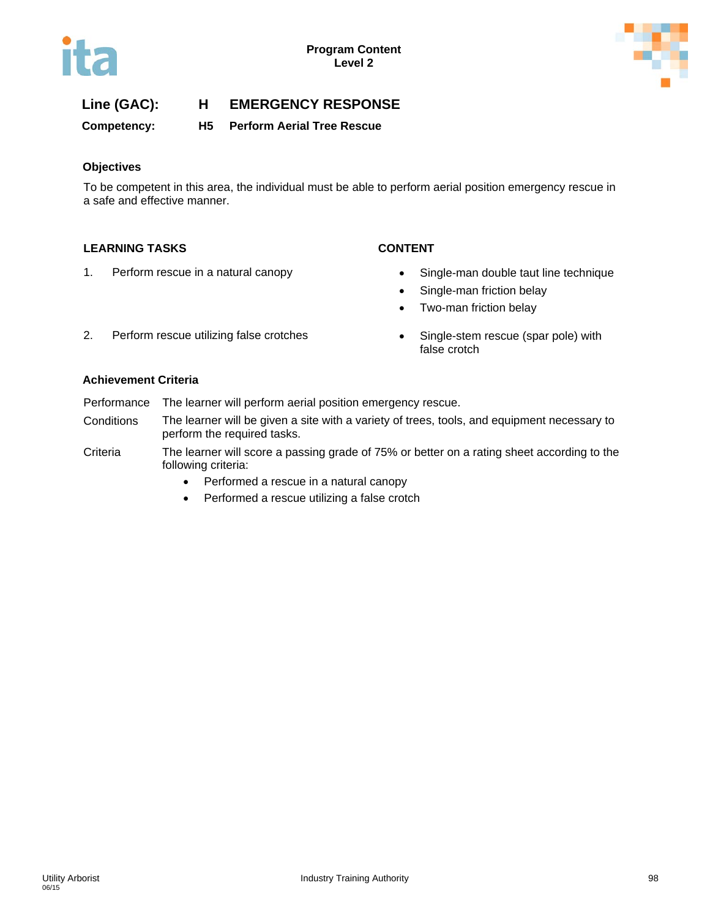**Line (GAC):** **H EMERGENCY RESPONSE**

**Competency:** **H5 Perform Aerial Tree Rescue**

### Objectives

To be competent in this area, the individual must be able to perform aerial position emergency rescue in a safe and effective manner.

| LEARNING TASKS | CONTENT |
|---|---|
| 1. Perform rescue in a natural canopy | • Single-man double taut line technique<br>• Single-man friction belay<br>• Two-man friction belay |
| 2. Perform rescue utilizing false crotches | • Single-stem rescue (spar pole) with false crotch |

### Achievement Criteria

Performance: The learner will perform aerial position emergency rescue.

Conditions: The learner will be given a site with a variety of trees, tools, and equipment necessary to perform the required tasks.

Criteria: The learner will score a passing grade of 75% or better on a rating sheet according to the following criteria:

- Performed a rescue in a natural canopy
- Performed a rescue utilizing a false crotch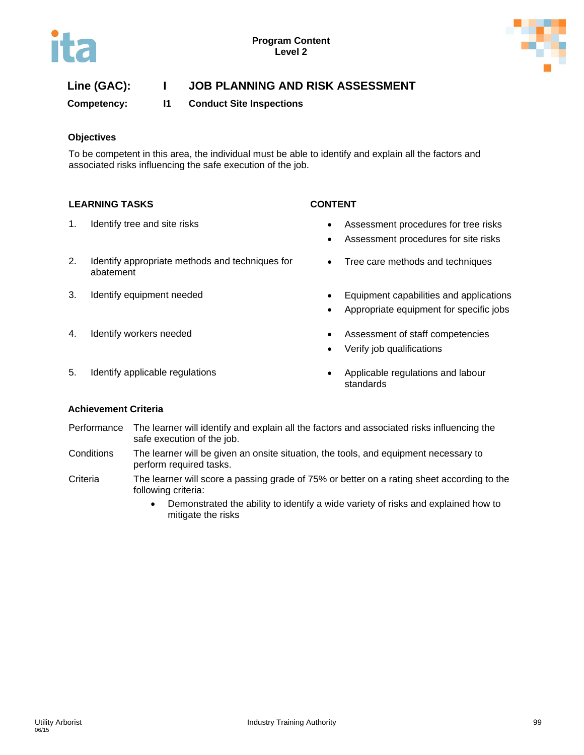**Program Content**
**Level 2**

## Line (GAC): I JOB PLANNING AND RISK ASSESSMENT

**Competency: I1 Conduct Site Inspections**

### Objectives

To be competent in this area, the individual must be able to identify and explain all the factors and associated risks influencing the safe execution of the job.

| LEARNING TASKS | CONTENT |
|---|---|
| 1. Identify tree and site risks | • Assessment procedures for tree risks<br>• Assessment procedures for site risks |
| 2. Identify appropriate methods and techniques for abatement | • Tree care methods and techniques |
| 3. Identify equipment needed | • Equipment capabilities and applications<br>• Appropriate equipment for specific jobs |
| 4. Identify workers needed | • Assessment of staff competencies<br>• Verify job qualifications |
| 5. Identify applicable regulations | • Applicable regulations and labour standards |

### Achievement Criteria

Performance: The learner will identify and explain all the factors and associated risks influencing the safe execution of the job.

Conditions: The learner will be given an onsite situation, the tools, and equipment necessary to perform required tasks.

Criteria: The learner will score a passing grade of 75% or better on a rating sheet according to the following criteria:

- Demonstrated the ability to identify a wide variety of risks and explained how to mitigate the risks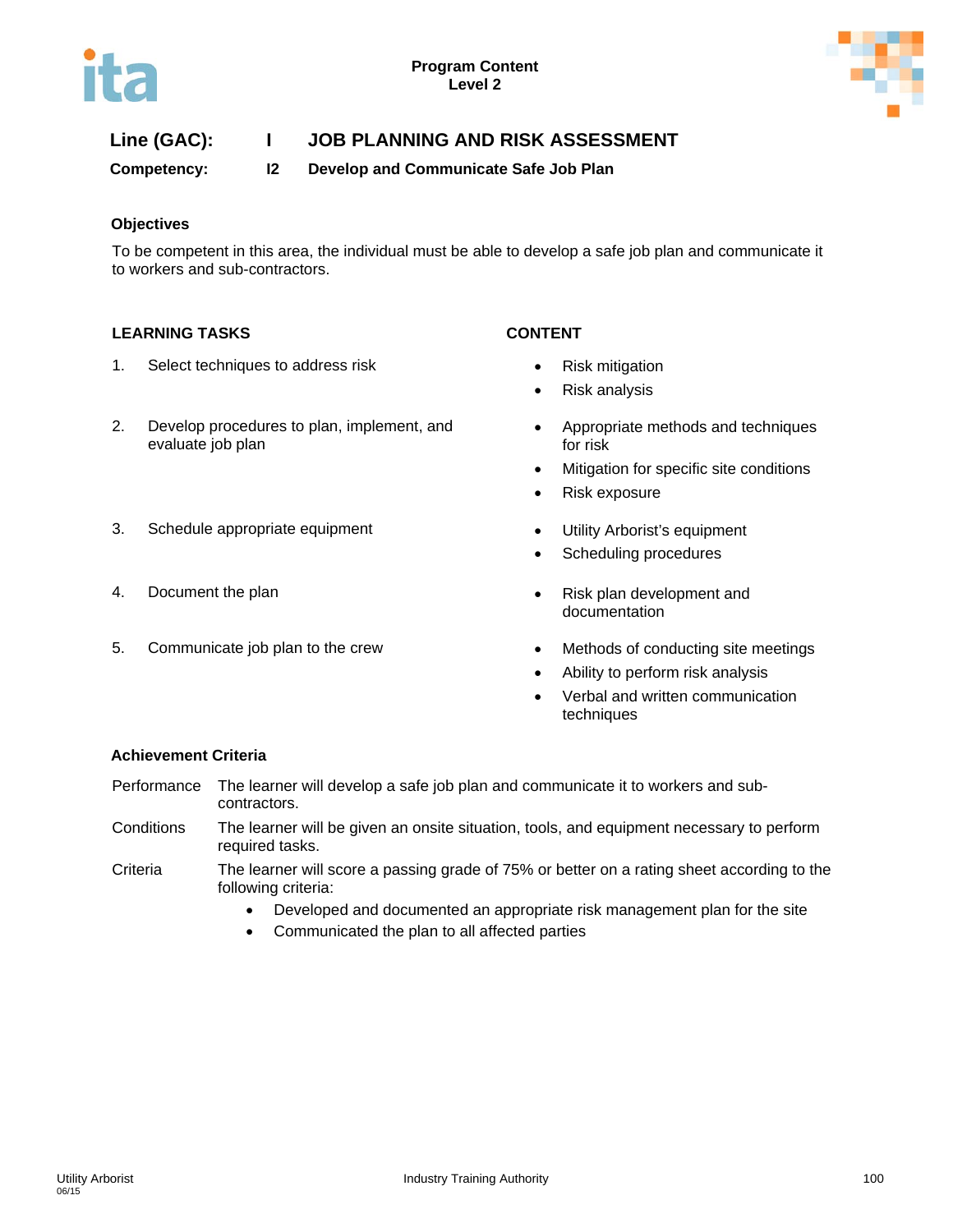**Program Content**
**Level 2**

## Line (GAC): I JOB PLANNING AND RISK ASSESSMENT

### Competency: I2 Develop and Communicate Safe Job Plan

**Objectives**

To be competent in this area, the individual must be able to develop a safe job plan and communicate it to workers and sub-contractors.

| LEARNING TASKS | CONTENT |
|---|---|
| 1. Select techniques to address risk | • Risk mitigation<br>• Risk analysis |
| 2. Develop procedures to plan, implement, and evaluate job plan | • Appropriate methods and techniques for risk<br>• Mitigation for specific site conditions<br>• Risk exposure |
| 3. Schedule appropriate equipment | • Utility Arborist's equipment<br>• Scheduling procedures |
| 4. Document the plan | • Risk plan development and documentation |
| 5. Communicate job plan to the crew | • Methods of conducting site meetings<br>• Ability to perform risk analysis<br>• Verbal and written communication techniques |

**Achievement Criteria**

Performance The learner will develop a safe job plan and communicate it to workers and sub-contractors.

Conditions The learner will be given an onsite situation, tools, and equipment necessary to perform required tasks.

Criteria The learner will score a passing grade of 75% or better on a rating sheet according to the following criteria:

- Developed and documented an appropriate risk management plan for the site
- Communicated the plan to all affected parties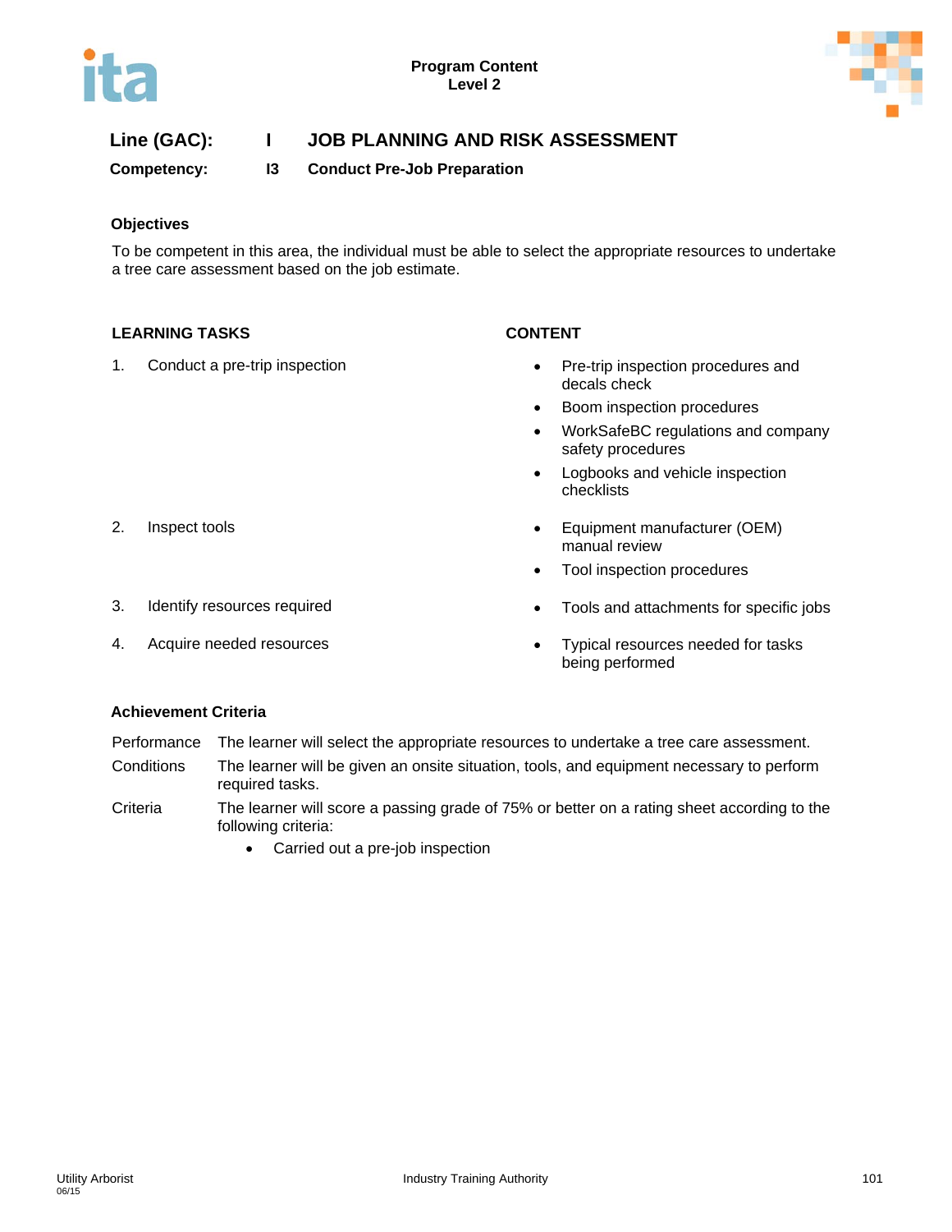Program Content
Level 2

## Line (GAC): I JOB PLANNING AND RISK ASSESSMENT

**Competency: I3 Conduct Pre-Job Preparation**

### Objectives

To be competent in this area, the individual must be able to select the appropriate resources to undertake a tree care assessment based on the job estimate.

| LEARNING TASKS | CONTENT |
|---|---|
| 1. Conduct a pre-trip inspection | • Pre-trip inspection procedures and decals check<br>• Boom inspection procedures<br>• WorkSafeBC regulations and company safety procedures<br>• Logbooks and vehicle inspection checklists |
| 2. Inspect tools | • Equipment manufacturer (OEM) manual review<br>• Tool inspection procedures |
| 3. Identify resources required | • Tools and attachments for specific jobs |
| 4. Acquire needed resources | • Typical resources needed for tasks being performed |

### Achievement Criteria

| | |
|---|---|
| Performance | The learner will select the appropriate resources to undertake a tree care assessment. |
| Conditions | The learner will be given an onsite situation, tools, and equipment necessary to perform required tasks. |
| Criteria | The learner will score a passing grade of 75% or better on a rating sheet according to the following criteria:<br>• Carried out a pre-job inspection |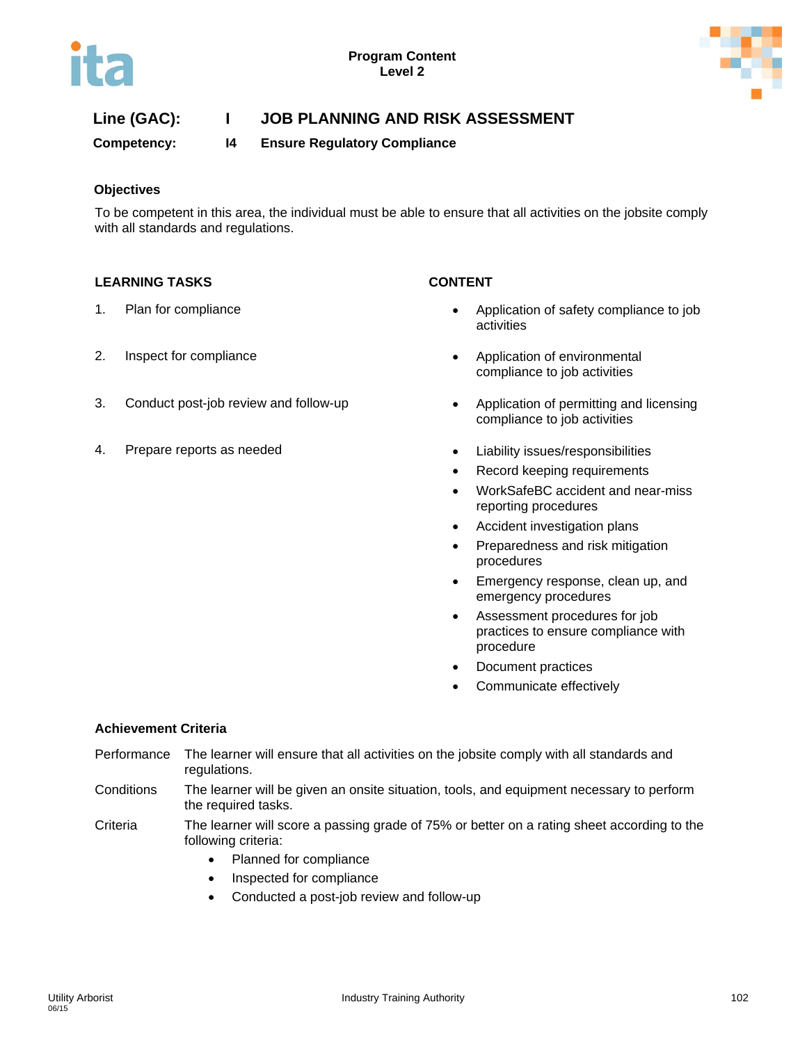**Program Content**
**Level 2**

## Line (GAC): I JOB PLANNING AND RISK ASSESSMENT

### Competency: I4 Ensure Regulatory Compliance

**Objectives**

To be competent in this area, the individual must be able to ensure that all activities on the jobsite comply with all standards and regulations.

**LEARNING TASKS**

1. Plan for compliance
2. Inspect for compliance
3. Conduct post-job review and follow-up
4. Prepare reports as needed

**CONTENT**

- Application of safety compliance to job activities
- Application of environmental compliance to job activities
- Application of permitting and licensing compliance to job activities
- Liability issues/responsibilities
- Record keeping requirements
- WorkSafeBC accident and near-miss reporting procedures
- Accident investigation plans
- Preparedness and risk mitigation procedures
- Emergency response, clean up, and emergency procedures
- Assessment procedures for job practices to ensure compliance with procedure
- Document practices
- Communicate effectively

**Achievement Criteria**

| | |
|---|---|
| Performance | The learner will ensure that all activities on the jobsite comply with all standards and regulations. |
| Conditions | The learner will be given an onsite situation, tools, and equipment necessary to perform the required tasks. |
| Criteria | The learner will score a passing grade of 75% or better on a rating sheet according to the following criteria: |

- Planned for compliance
- Inspected for compliance
- Conducted a post-job review and follow-up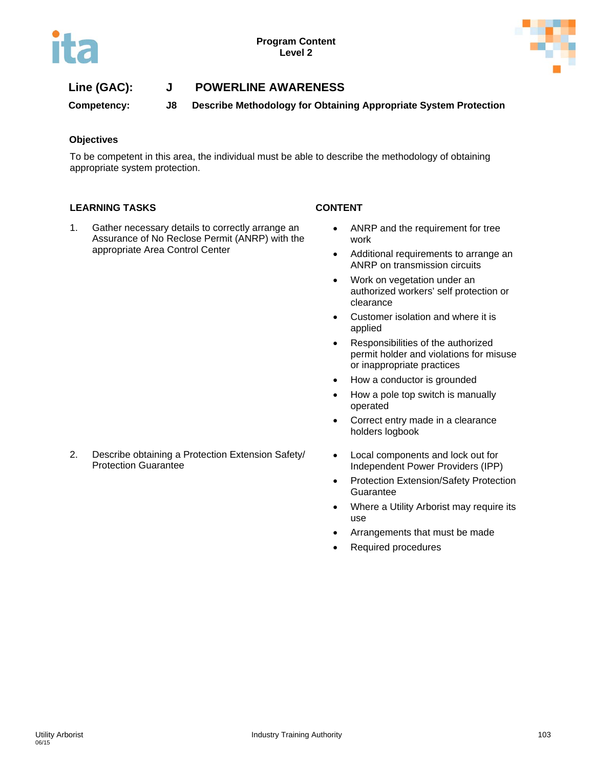**Line (GAC):** **J** **POWERLINE AWARENESS**

**Competency:** **J8** **Describe Methodology for Obtaining Appropriate System Protection**

**Objectives**

To be competent in this area, the individual must be able to describe the methodology of obtaining appropriate system protection.

| LEARNING TASKS | CONTENT |
| --- | --- |
| 1. Gather necessary details to correctly arrange an Assurance of No Reclose Permit (ANRP) with the appropriate Area Control Center | • ANRP and the requirement for tree work<br>• Additional requirements to arrange an ANRP on transmission circuits<br>• Work on vegetation under an authorized workers' self protection or clearance<br>• Customer isolation and where it is applied<br>• Responsibilities of the authorized permit holder and violations for misuse or inappropriate practices<br>• How a conductor is grounded<br>• How a pole top switch is manually operated<br>• Correct entry made in a clearance holders logbook |
| 2. Describe obtaining a Protection Extension Safety/ Protection Guarantee | • Local components and lock out for Independent Power Providers (IPP)<br>• Protection Extension/Safety Protection Guarantee<br>• Where a Utility Arborist may require its use<br>• Arrangements that must be made<br>• Required procedures |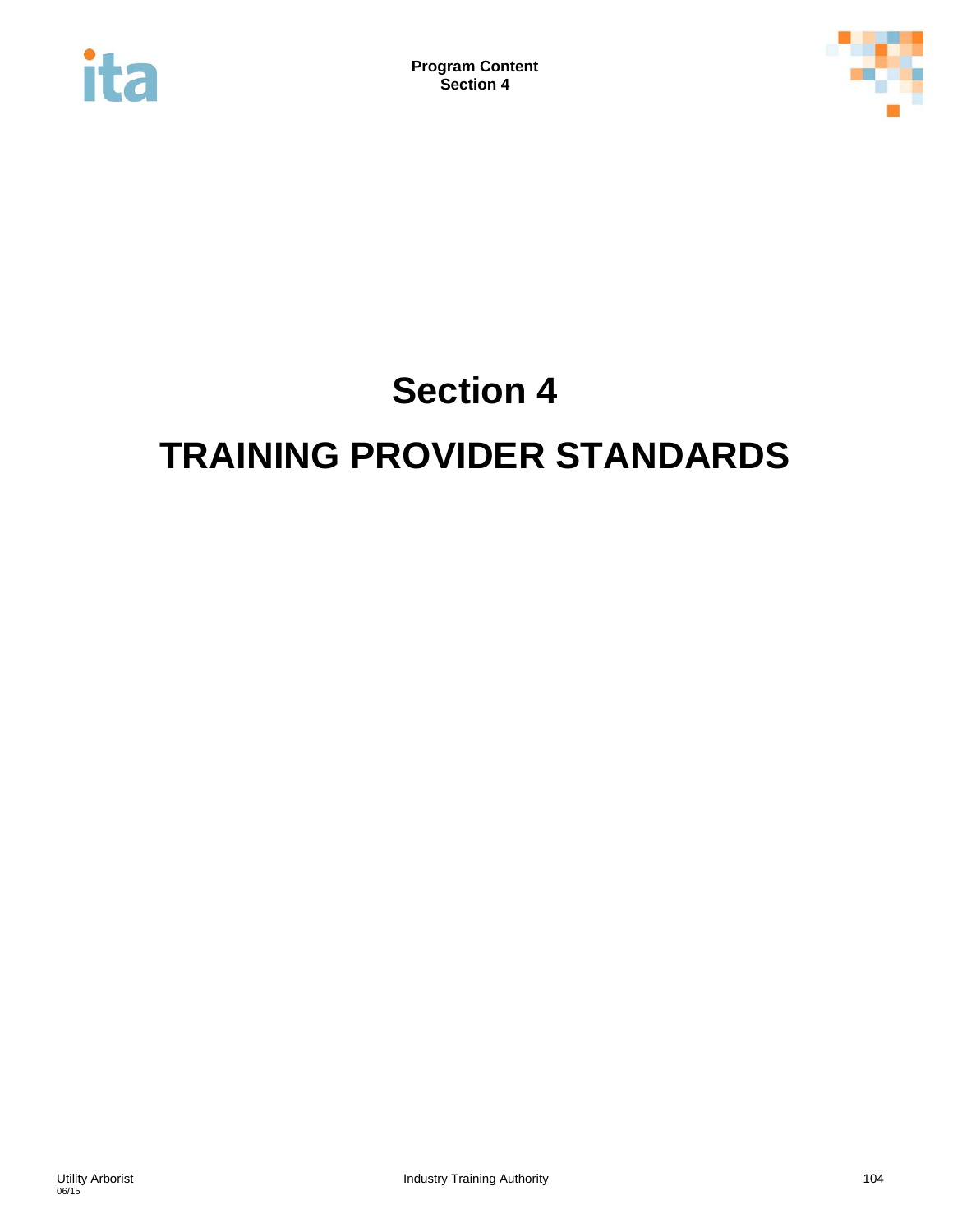# Section 4

# TRAINING PROVIDER STANDARDS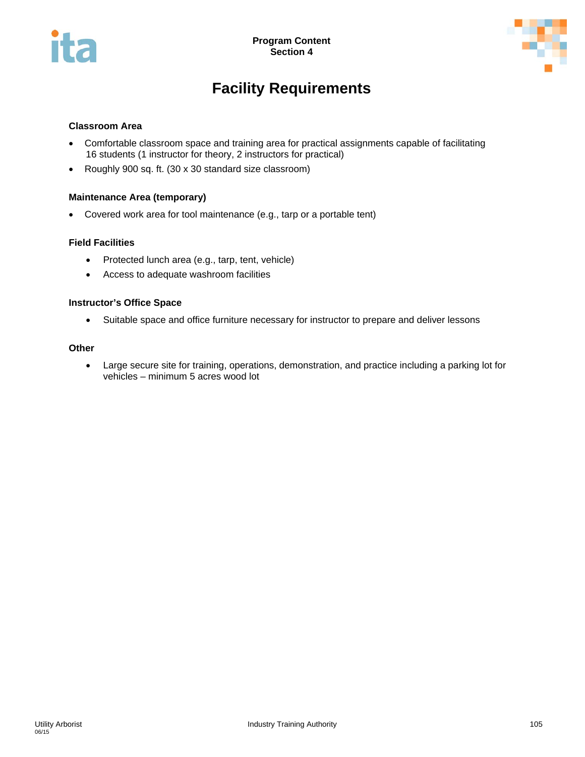# Facility Requirements

### Classroom Area

- Comfortable classroom space and training area for practical assignments capable of facilitating 16 students (1 instructor for theory, 2 instructors for practical)
- Roughly 900 sq. ft. (30 x 30 standard size classroom)

### Maintenance Area (temporary)

- Covered work area for tool maintenance (e.g., tarp or a portable tent)

### Field Facilities

- Protected lunch area (e.g., tarp, tent, vehicle)
- Access to adequate washroom facilities

### Instructor's Office Space

- Suitable space and office furniture necessary for instructor to prepare and deliver lessons

### Other

- Large secure site for training, operations, demonstration, and practice including a parking lot for vehicles – minimum 5 acres wood lot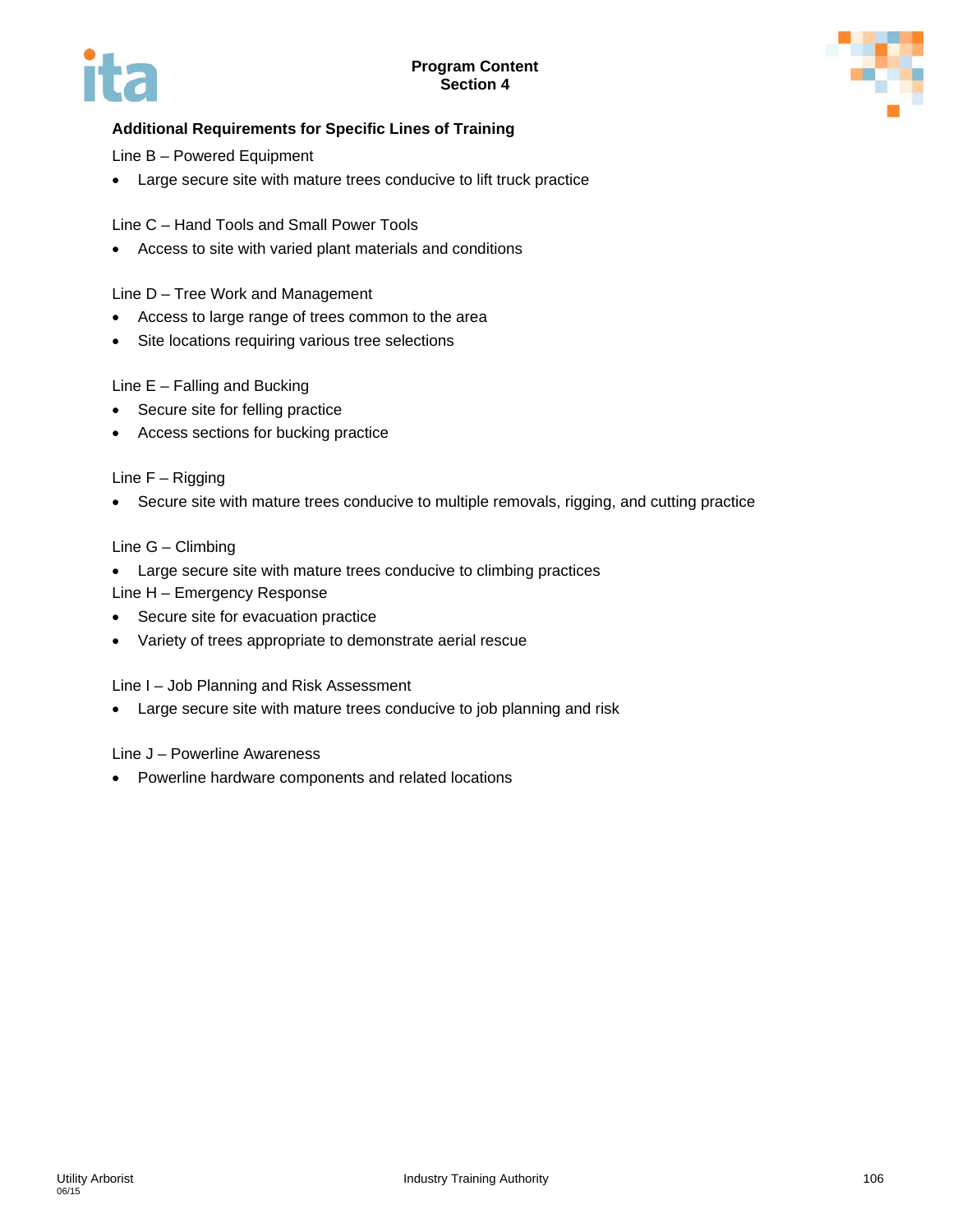## Additional Requirements for Specific Lines of Training

Line B – Powered Equipment

- Large secure site with mature trees conducive to lift truck practice

Line C – Hand Tools and Small Power Tools

- Access to site with varied plant materials and conditions

Line D – Tree Work and Management

- Access to large range of trees common to the area
- Site locations requiring various tree selections

Line E – Falling and Bucking

- Secure site for felling practice
- Access sections for bucking practice

Line F – Rigging

- Secure site with mature trees conducive to multiple removals, rigging, and cutting practice

Line G – Climbing

- Large secure site with mature trees conducive to climbing practices

Line H – Emergency Response

- Secure site for evacuation practice
- Variety of trees appropriate to demonstrate aerial rescue

Line I – Job Planning and Risk Assessment

- Large secure site with mature trees conducive to job planning and risk

Line J – Powerline Awareness

- Powerline hardware components and related locations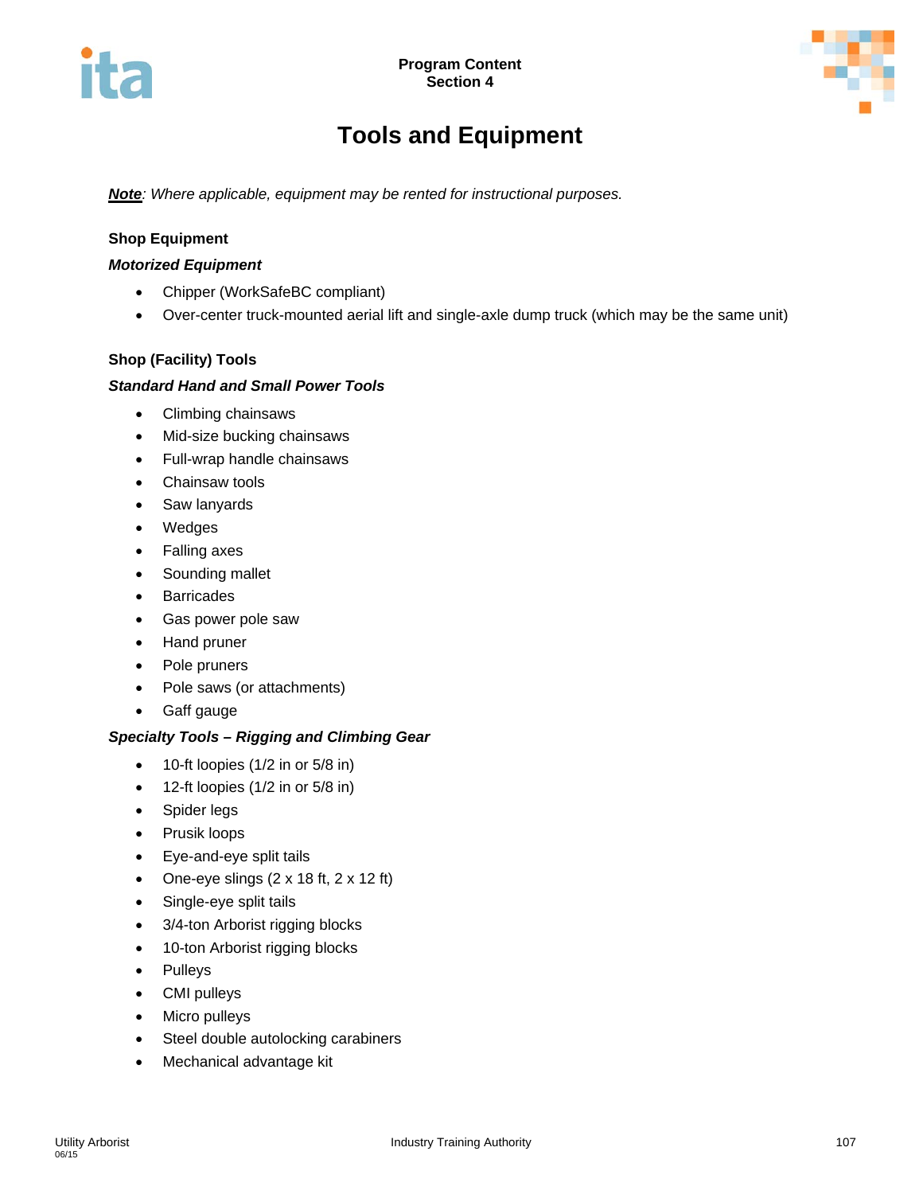# Tools and Equipment

***Note**: Where applicable, equipment may be rented for instructional purposes.*

**Shop Equipment**

***Motorized Equipment***

- Chipper (WorkSafeBC compliant)
- Over-center truck-mounted aerial lift and single-axle dump truck (which may be the same unit)

**Shop (Facility) Tools**

***Standard Hand and Small Power Tools***

- Climbing chainsaws
- Mid-size bucking chainsaws
- Full-wrap handle chainsaws
- Chainsaw tools
- Saw lanyards
- Wedges
- Falling axes
- Sounding mallet
- Barricades
- Gas power pole saw
- Hand pruner
- Pole pruners
- Pole saws (or attachments)
- Gaff gauge

***Specialty Tools – Rigging and Climbing Gear***

- 10-ft loopies (1/2 in or 5/8 in)
- 12-ft loopies (1/2 in or 5/8 in)
- Spider legs
- Prusik loops
- Eye-and-eye split tails
- One-eye slings (2 x 18 ft, 2 x 12 ft)
- Single-eye split tails
- 3/4-ton Arborist rigging blocks
- 10-ton Arborist rigging blocks
- Pulleys
- CMI pulleys
- Micro pulleys
- Steel double autolocking carabiners
- Mechanical advantage kit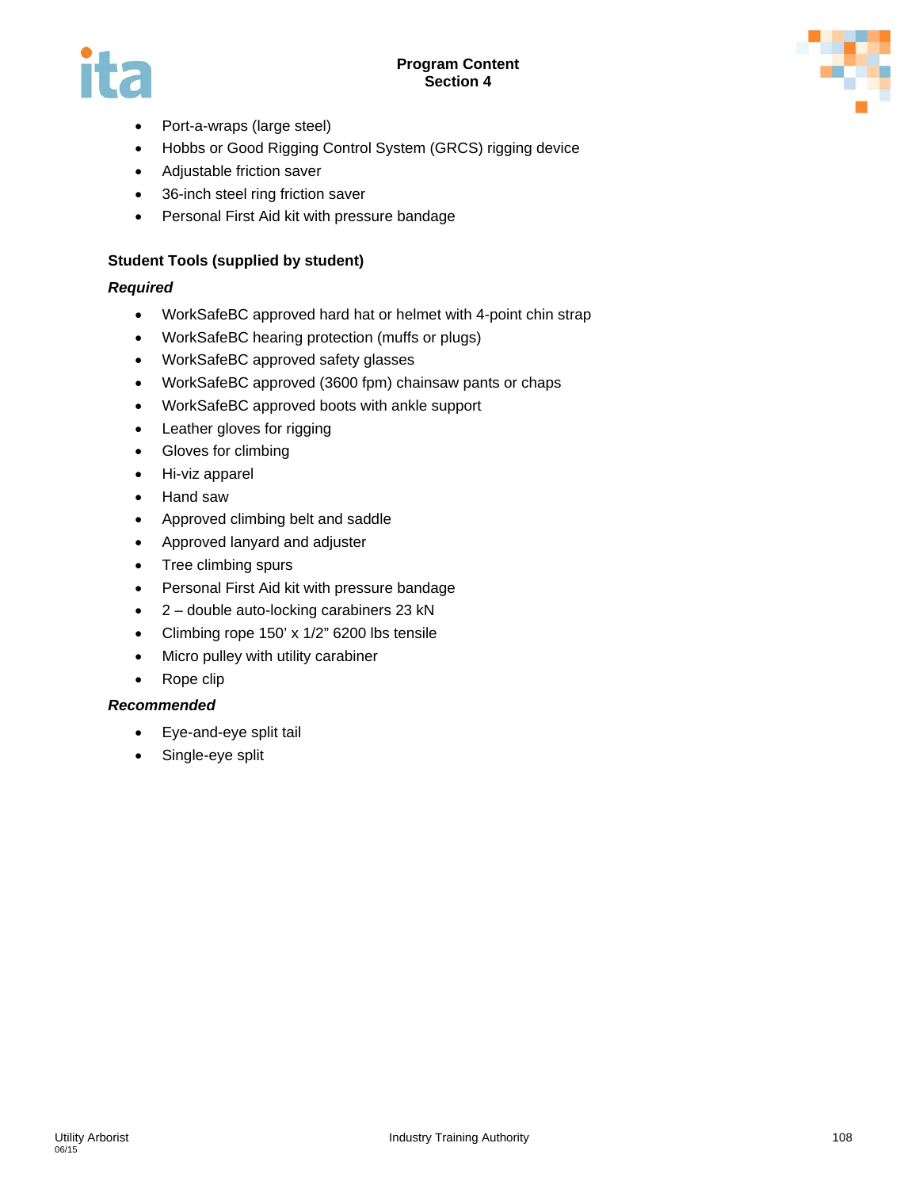- Port-a-wraps (large steel)
- Hobbs or Good Rigging Control System (GRCS) rigging device
- Adjustable friction saver
- 36-inch steel ring friction saver
- Personal First Aid kit with pressure bandage

**Student Tools (supplied by student)**

***Required***

- WorkSafeBC approved hard hat or helmet with 4-point chin strap
- WorkSafeBC hearing protection (muffs or plugs)
- WorkSafeBC approved safety glasses
- WorkSafeBC approved (3600 fpm) chainsaw pants or chaps
- WorkSafeBC approved boots with ankle support
- Leather gloves for rigging
- Gloves for climbing
- Hi-viz apparel
- Hand saw
- Approved climbing belt and saddle
- Approved lanyard and adjuster
- Tree climbing spurs
- Personal First Aid kit with pressure bandage
- 2 – double auto-locking carabiners 23 kN
- Climbing rope 150' x 1/2" 6200 lbs tensile
- Micro pulley with utility carabiner
- Rope clip

***Recommended***

- Eye-and-eye split tail
- Single-eye split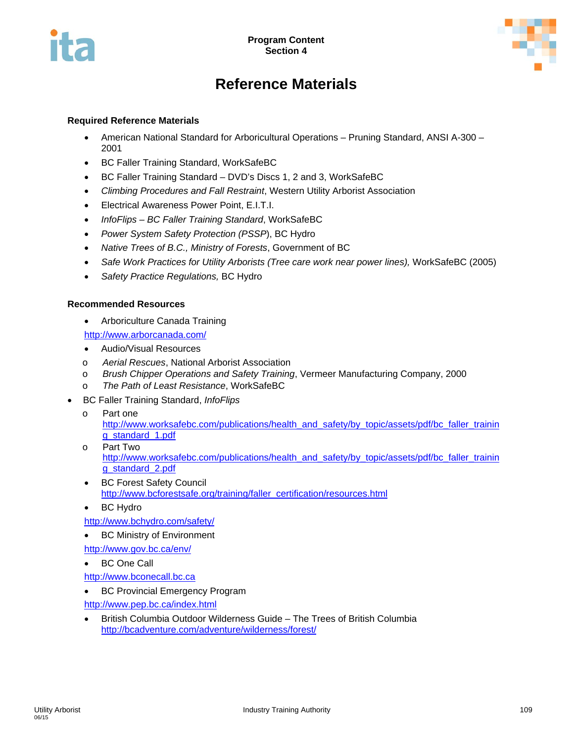# Reference Materials

### Required Reference Materials

- American National Standard for Arboricultural Operations – Pruning Standard, ANSI A-300 – 2001
- BC Faller Training Standard, WorkSafeBC
- BC Faller Training Standard – DVD's Discs 1, 2 and 3, WorkSafeBC
- *Climbing Procedures and Fall Restraint*, Western Utility Arborist Association
- Electrical Awareness Power Point, E.I.T.I.
- *InfoFlips – BC Faller Training Standard*, WorkSafeBC
- *Power System Safety Protection (PSSP*), BC Hydro
- *Native Trees of B.C., Ministry of Forests*, Government of BC
- *Safe Work Practices for Utility Arborists (Tree care work near power lines),* WorkSafeBC (2005)
- *Safety Practice Regulations,* BC Hydro

### Recommended Resources

- Arboriculture Canada Training
  http://www.arborcanada.com/
- Audio/Visual Resources
  - *Aerial Rescues*, National Arborist Association
  - *Brush Chipper Operations and Safety Training*, Vermeer Manufacturing Company, 2000
  - *The Path of Least Resistance*, WorkSafeBC
- BC Faller Training Standard, *InfoFlips*
  - Part one
    http://www.worksafebc.com/publications/health_and_safety/by_topic/assets/pdf/bc_faller_training_standard_1.pdf
  - Part Two
    http://www.worksafebc.com/publications/health_and_safety/by_topic/assets/pdf/bc_faller_training_standard_2.pdf
- BC Forest Safety Council
  http://www.bcforestsafe.org/training/faller_certification/resources.html
- BC Hydro
  http://www.bchydro.com/safety/
- BC Ministry of Environment
  http://www.gov.bc.ca/env/
- BC One Call
  http://www.bconecall.bc.ca
- BC Provincial Emergency Program
  http://www.pep.bc.ca/index.html
- British Columbia Outdoor Wilderness Guide – The Trees of British Columbia
  http://bcadventure.com/adventure/wilderness/forest/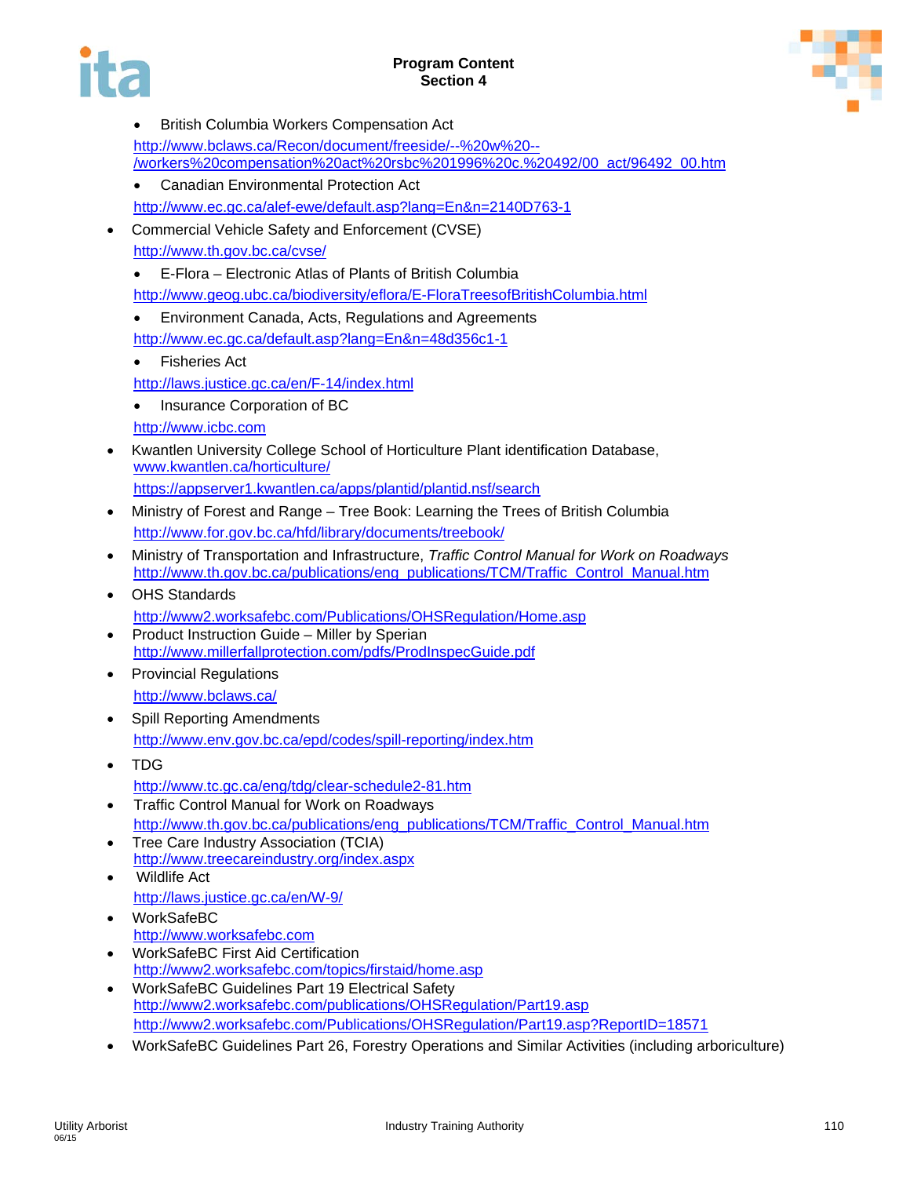- British Columbia Workers Compensation Act
  http://www.bclaws.ca/Recon/document/freeside/--%20w%20--/workers%20compensation%20act%20rsbc%201996%20c.%20492/00_act/96492_00.htm
- Canadian Environmental Protection Act
  http://www.ec.gc.ca/alef-ewe/default.asp?lang=En&n=2140D763-1
- Commercial Vehicle Safety and Enforcement (CVSE)
  http://www.th.gov.bc.ca/cvse/
- E-Flora – Electronic Atlas of Plants of British Columbia
  http://www.geog.ubc.ca/biodiversity/eflora/E-FloraTreesofBritishColumbia.html
- Environment Canada, Acts, Regulations and Agreements
  http://www.ec.gc.ca/default.asp?lang=En&n=48d356c1-1
- Fisheries Act
  http://laws.justice.gc.ca/en/F-14/index.html
- Insurance Corporation of BC
  http://www.icbc.com
- Kwantlen University College School of Horticulture Plant identification Database,
  www.kwantlen.ca/horticulture/
  https://appserver1.kwantlen.ca/apps/plantid/plantid.nsf/search
- Ministry of Forest and Range – Tree Book: Learning the Trees of British Columbia
  http://www.for.gov.bc.ca/hfd/library/documents/treebook/
- Ministry of Transportation and Infrastructure, *Traffic Control Manual for Work on Roadways*
  http://www.th.gov.bc.ca/publications/eng_publications/TCM/Traffic_Control_Manual.htm
- OHS Standards
  http://www2.worksafebc.com/Publications/OHSRegulation/Home.asp
- Product Instruction Guide – Miller by Sperian
  http://www.millerfallprotection.com/pdfs/ProdInspecGuide.pdf
- Provincial Regulations
  http://www.bclaws.ca/
- Spill Reporting Amendments
  http://www.env.gov.bc.ca/epd/codes/spill-reporting/index.htm
- TDG
  http://www.tc.gc.ca/eng/tdg/clear-schedule2-81.htm
- Traffic Control Manual for Work on Roadways
  http://www.th.gov.bc.ca/publications/eng_publications/TCM/Traffic_Control_Manual.htm
- Tree Care Industry Association (TCIA)
  http://www.treecareindustry.org/index.aspx
- Wildlife Act
  http://laws.justice.gc.ca/en/W-9/
- WorkSafeBC
  http://www.worksafebc.com
- WorkSafeBC First Aid Certification
  http://www2.worksafebc.com/topics/firstaid/home.asp
- WorkSafeBC Guidelines Part 19 Electrical Safety
  http://www2.worksafebc.com/publications/OHSRegulation/Part19.asp
  http://www2.worksafebc.com/Publications/OHSRegulation/Part19.asp?ReportID=18571
- WorkSafeBC Guidelines Part 26, Forestry Operations and Similar Activities (including arboriculture)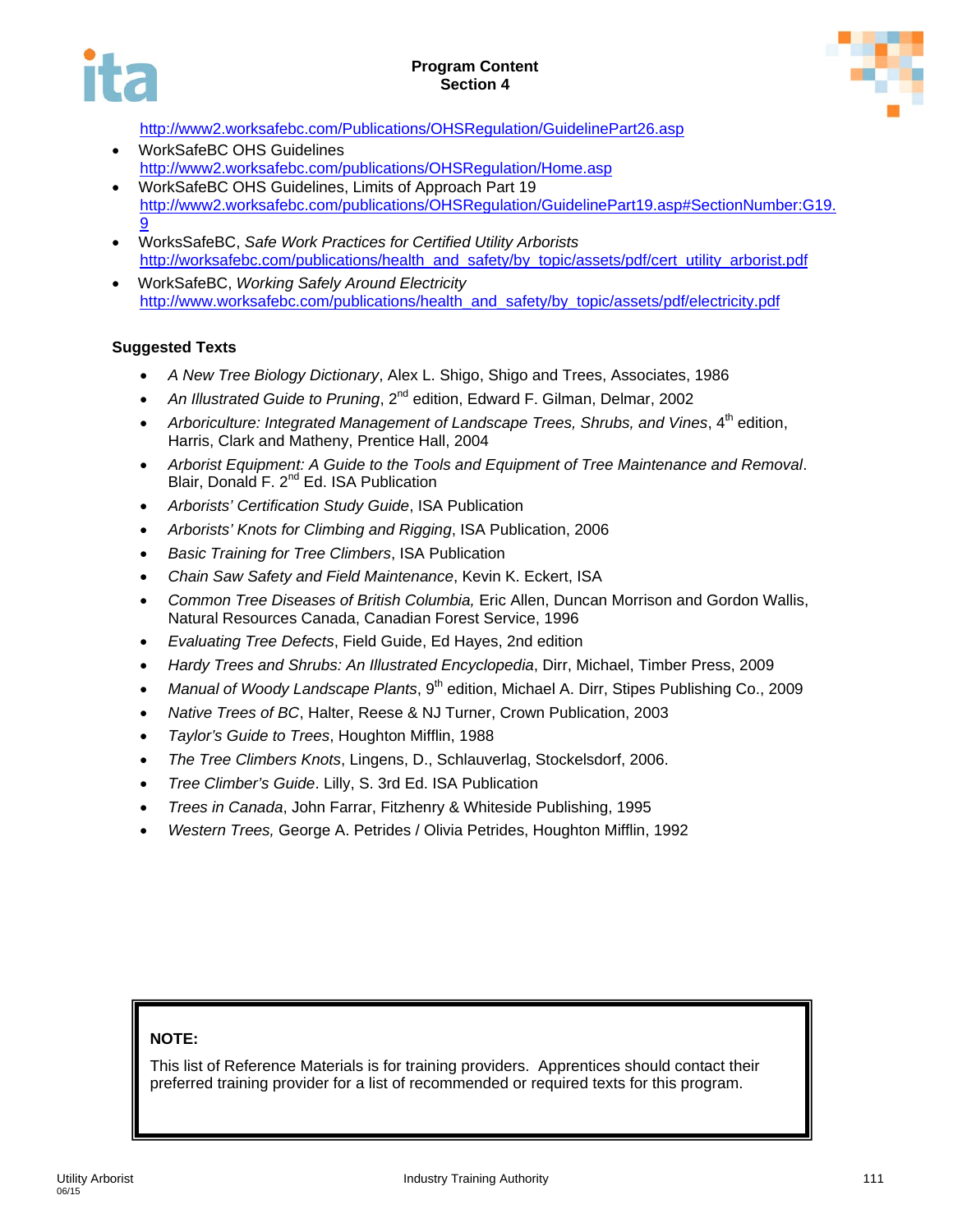http://www2.worksafebc.com/Publications/OHSRegulation/GuidelinePart26.asp

- WorkSafeBC OHS Guidelines
  http://www2.worksafebc.com/publications/OHSRegulation/Home.asp
- WorkSafeBC OHS Guidelines, Limits of Approach Part 19
  http://www2.worksafebc.com/publications/OHSRegulation/GuidelinePart19.asp#SectionNumber:G19.9
- WorksSafeBC, *Safe Work Practices for Certified Utility Arborists*
  http://worksafebc.com/publications/health_and_safety/by_topic/assets/pdf/cert_utility_arborist.pdf
- WorkSafeBC, *Working Safely Around Electricity*
  http://www.worksafebc.com/publications/health_and_safety/by_topic/assets/pdf/electricity.pdf

**Suggested Texts**

- *A New Tree Biology Dictionary*, Alex L. Shigo, Shigo and Trees, Associates, 1986
- *An Illustrated Guide to Pruning*, 2nd edition, Edward F. Gilman, Delmar, 2002
- *Arboriculture: Integrated Management of Landscape Trees, Shrubs, and Vines*, 4th edition, Harris, Clark and Matheny, Prentice Hall, 2004
- *Arborist Equipment: A Guide to the Tools and Equipment of Tree Maintenance and Removal*. Blair, Donald F. 2nd Ed. ISA Publication
- *Arborists' Certification Study Guide*, ISA Publication
- *Arborists' Knots for Climbing and Rigging*, ISA Publication, 2006
- *Basic Training for Tree Climbers*, ISA Publication
- *Chain Saw Safety and Field Maintenance*, Kevin K. Eckert, ISA
- *Common Tree Diseases of British Columbia,* Eric Allen, Duncan Morrison and Gordon Wallis, Natural Resources Canada, Canadian Forest Service, 1996
- *Evaluating Tree Defects*, Field Guide, Ed Hayes, 2nd edition
- *Hardy Trees and Shrubs: An Illustrated Encyclopedia*, Dirr, Michael, Timber Press, 2009
- *Manual of Woody Landscape Plants*, 9th edition, Michael A. Dirr, Stipes Publishing Co., 2009
- *Native Trees of BC*, Halter, Reese & NJ Turner, Crown Publication, 2003
- *Taylor's Guide to Trees*, Houghton Mifflin, 1988
- *The Tree Climbers Knots*, Lingens, D., Schlauverlag, Stockelsdorf, 2006.
- *Tree Climber's Guide*. Lilly, S. 3rd Ed. ISA Publication
- *Trees in Canada*, John Farrar, Fitzhenry & Whiteside Publishing, 1995
- *Western Trees,* George A. Petrides / Olivia Petrides, Houghton Mifflin, 1992

**NOTE:**

This list of Reference Materials is for training providers. Apprentices should contact their preferred training provider for a list of recommended or required texts for this program.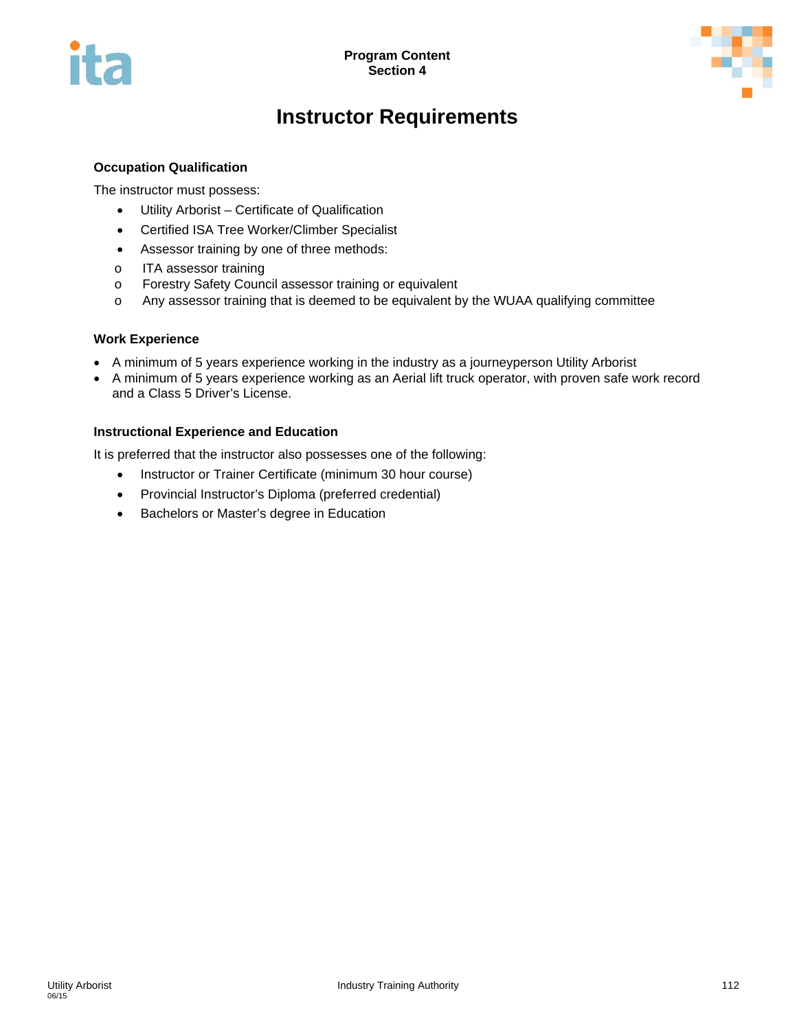# Instructor Requirements

## Occupation Qualification

The instructor must possess:

- Utility Arborist – Certificate of Qualification
- Certified ISA Tree Worker/Climber Specialist
- Assessor training by one of three methods:
  - ITA assessor training
  - Forestry Safety Council assessor training or equivalent
  - Any assessor training that is deemed to be equivalent by the WUAA qualifying committee

## Work Experience

- A minimum of 5 years experience working in the industry as a journeyperson Utility Arborist
- A minimum of 5 years experience working as an Aerial lift truck operator, with proven safe work record and a Class 5 Driver's License.

## Instructional Experience and Education

It is preferred that the instructor also possesses one of the following:

- Instructor or Trainer Certificate (minimum 30 hour course)
- Provincial Instructor's Diploma (preferred credential)
- Bachelors or Master's degree in Education